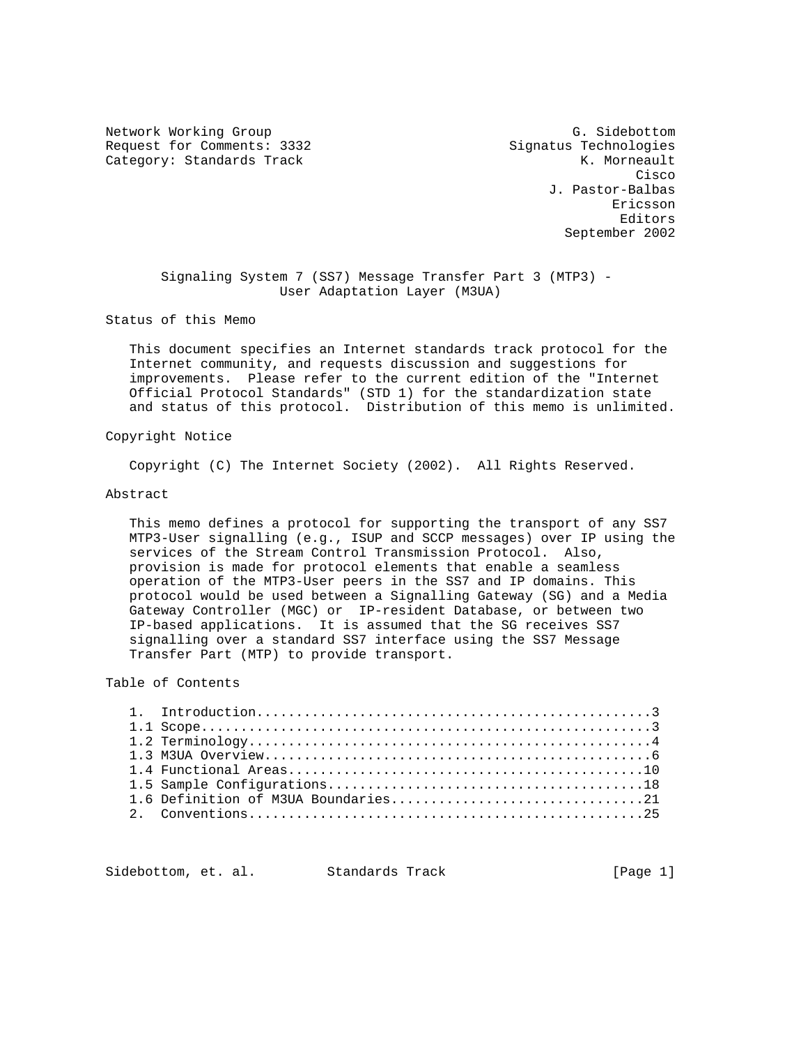Network Working Group G. Sidebottom
Request for Comments: 3332 Signatus Technologies
Category: Standards Track K. Morneault
Cisco
J. Pastor-Balbas
Ericsson
Editors
September 2002

# Signaling System 7 (SS7) Message Transfer Part 3 (MTP3) - User Adaptation Layer (M3UA)

## Status of this Memo

This document specifies an Internet standards track protocol for the Internet community, and requests discussion and suggestions for improvements. Please refer to the current edition of the "Internet Official Protocol Standards" (STD 1) for the standardization state and status of this protocol. Distribution of this memo is unlimited.

## Copyright Notice

Copyright (C) The Internet Society (2002). All Rights Reserved.

## Abstract

This memo defines a protocol for supporting the transport of any SS7 MTP3-User signalling (e.g., ISUP and SCCP messages) over IP using the services of the Stream Control Transmission Protocol. Also, provision is made for protocol elements that enable a seamless operation of the MTP3-User peers in the SS7 and IP domains. This protocol would be used between a Signalling Gateway (SG) and a Media Gateway Controller (MGC) or IP-resident Database, or between two IP-based applications. It is assumed that the SG receives SS7 signalling over a standard SS7 interface using the SS7 Message Transfer Part (MTP) to provide transport.

## Table of Contents

```
1.  Introduction.................................................3
1.1 Scope........................................................3
1.2 Terminology..................................................4
1.3 M3UA Overview................................................6
1.4 Functional Areas............................................10
1.5 Sample Configurations.......................................18
1.6 Definition of M3UA Boundaries...............................21
2.  Conventions.................................................25
```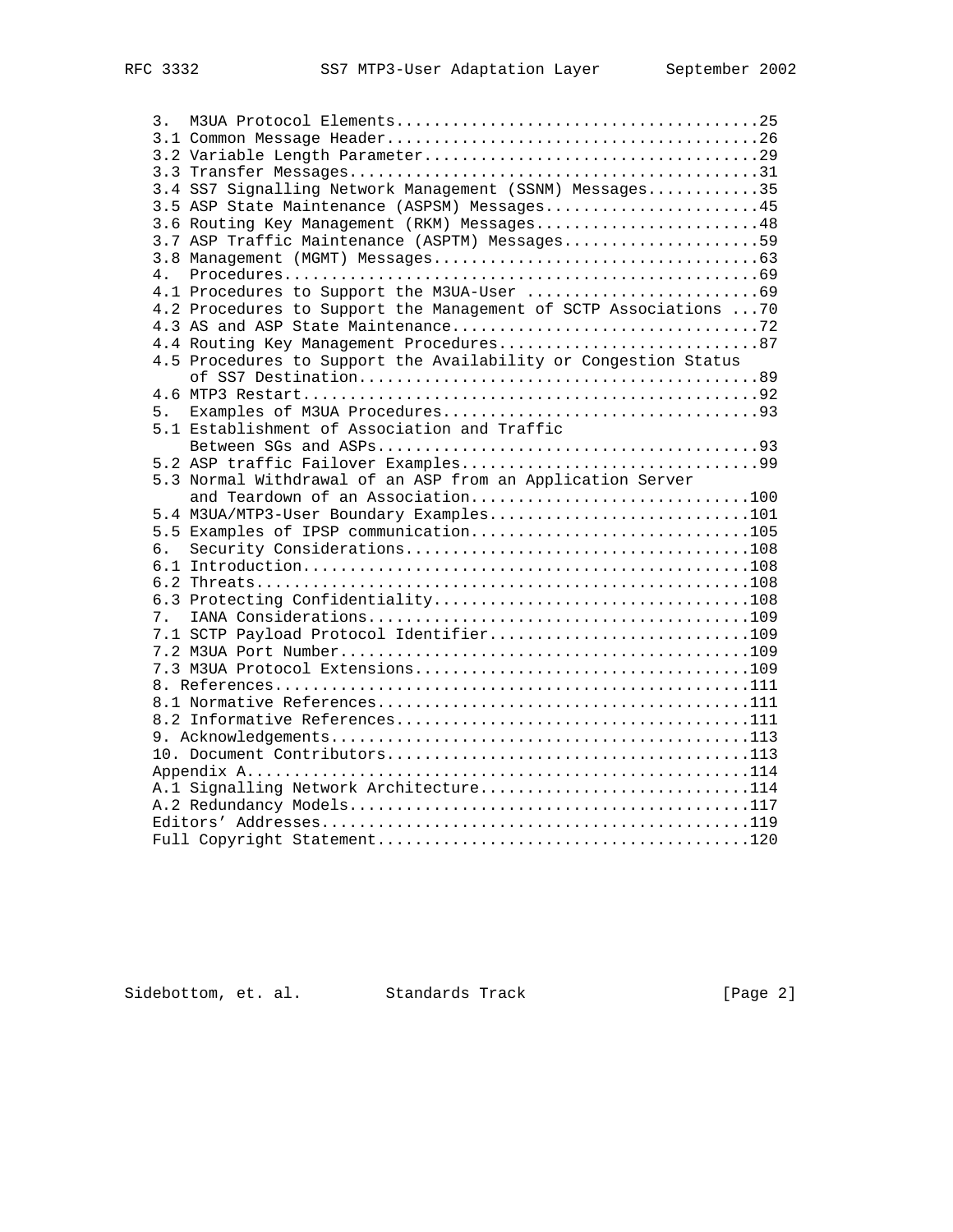```
   3.  M3UA Protocol Elements.......................................25
   3.1 Common Message Header........................................26
   3.2 Variable Length Parameter....................................29
   3.3 Transfer Messages............................................31
   3.4 SS7 Signalling Network Management (SSNM) Messages............35
   3.5 ASP State Maintenance (ASPSM) Messages.......................45
   3.6 Routing Key Management (RKM) Messages........................48
   3.7 ASP Traffic Maintenance (ASPTM) Messages.....................59
   3.8 Management (MGMT) Messages...................................63
   4.  Procedures...................................................69
   4.1 Procedures to Support the M3UA-User .........................69
   4.2 Procedures to Support the Management of SCTP Associations ...70
   4.3 AS and ASP State Maintenance.................................72
   4.4 Routing Key Management Procedures............................87
   4.5 Procedures to Support the Availability or Congestion Status
       of SS7 Destination...........................................89
   4.6 MTP3 Restart.................................................92
   5.  Examples of M3UA Procedures..................................93
   5.1 Establishment of Association and Traffic
       Between SGs and ASPs.........................................93
   5.2 ASP traffic Failover Examples................................99
   5.3 Normal Withdrawal of an ASP from an Application Server
       and Teardown of an Association..............................100
   5.4 M3UA/MTP3-User Boundary Examples............................101
   5.5 Examples of IPSP communication..............................105
   6.  Security Considerations.....................................108
   6.1 Introduction................................................108
   6.2 Threats.....................................................108
   6.3 Protecting Confidentiality..................................108
   7.  IANA Considerations.........................................109
   7.1 SCTP Payload Protocol Identifier............................109
   7.2 M3UA Port Number............................................109
   7.3 M3UA Protocol Extensions....................................109
   8. References...................................................111
   8.1 Normative References........................................111
   8.2 Informative References......................................111
   9. Acknowledgements.............................................113
   10. Document Contributors.......................................113
   Appendix A......................................................114
   A.1 Signalling Network Architecture.............................114
   A.2 Redundancy Models...........................................117
   Editors' Addresses..............................................119
   Full Copyright Statement........................................120
```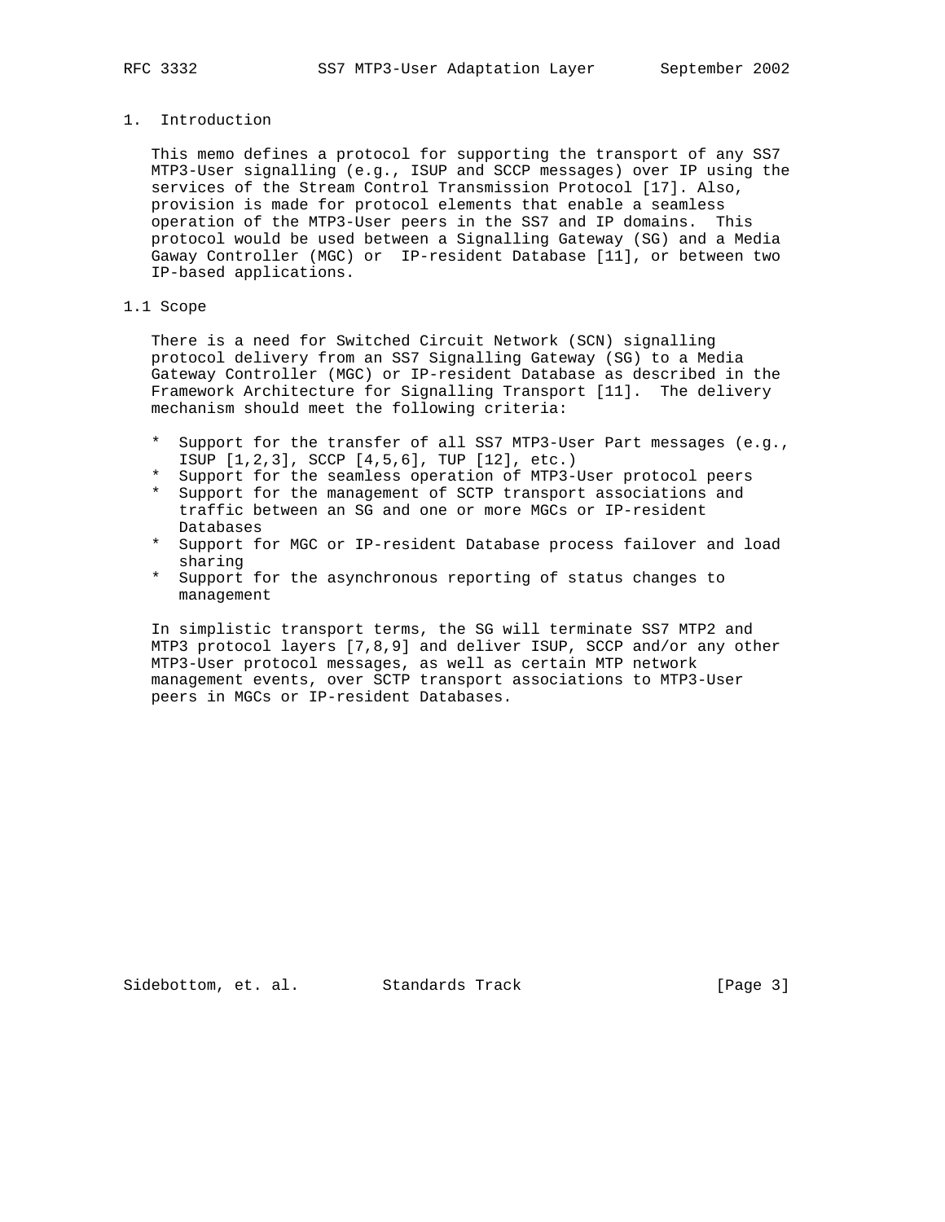# 1. Introduction

This memo defines a protocol for supporting the transport of any SS7 MTP3-User signalling (e.g., ISUP and SCCP messages) over IP using the services of the Stream Control Transmission Protocol [17]. Also, provision is made for protocol elements that enable a seamless operation of the MTP3-User peers in the SS7 and IP domains. This protocol would be used between a Signalling Gateway (SG) and a Media Gaway Controller (MGC) or IP-resident Database [11], or between two IP-based applications.

## 1.1 Scope

There is a need for Switched Circuit Network (SCN) signalling protocol delivery from an SS7 Signalling Gateway (SG) to a Media Gateway Controller (MGC) or IP-resident Database as described in the Framework Architecture for Signalling Transport [11]. The delivery mechanism should meet the following criteria:

* Support for the transfer of all SS7 MTP3-User Part messages (e.g., ISUP [1,2,3], SCCP [4,5,6], TUP [12], etc.)
* Support for the seamless operation of MTP3-User protocol peers
* Support for the management of SCTP transport associations and traffic between an SG and one or more MGCs or IP-resident Databases
* Support for MGC or IP-resident Database process failover and load sharing
* Support for the asynchronous reporting of status changes to management

In simplistic transport terms, the SG will terminate SS7 MTP2 and MTP3 protocol layers [7,8,9] and deliver ISUP, SCCP and/or any other MTP3-User protocol messages, as well as certain MTP network management events, over SCTP transport associations to MTP3-User peers in MGCs or IP-resident Databases.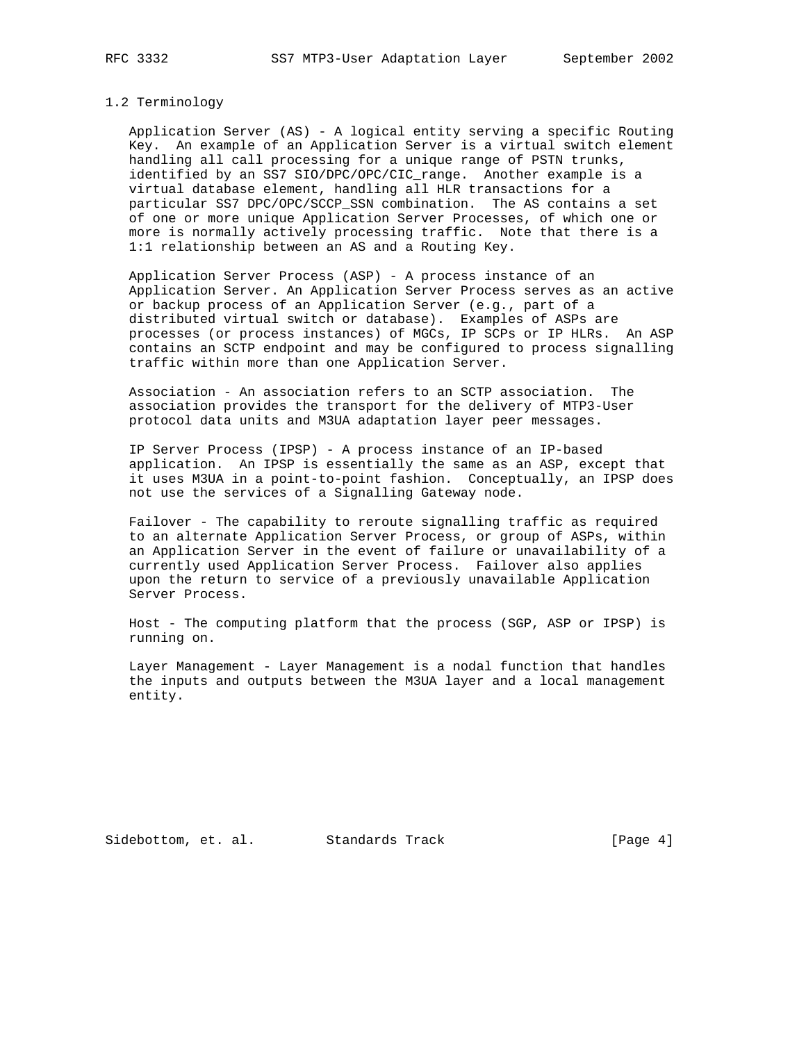### 1.2 Terminology

Application Server (AS) - A logical entity serving a specific Routing Key. An example of an Application Server is a virtual switch element handling all call processing for a unique range of PSTN trunks, identified by an SS7 SIO/DPC/OPC/CIC_range. Another example is a virtual database element, handling all HLR transactions for a particular SS7 DPC/OPC/SCCP_SSN combination. The AS contains a set of one or more unique Application Server Processes, of which one or more is normally actively processing traffic. Note that there is a 1:1 relationship between an AS and a Routing Key.

Application Server Process (ASP) - A process instance of an Application Server. An Application Server Process serves as an active or backup process of an Application Server (e.g., part of a distributed virtual switch or database). Examples of ASPs are processes (or process instances) of MGCs, IP SCPs or IP HLRs. An ASP contains an SCTP endpoint and may be configured to process signalling traffic within more than one Application Server.

Association - An association refers to an SCTP association. The association provides the transport for the delivery of MTP3-User protocol data units and M3UA adaptation layer peer messages.

IP Server Process (IPSP) - A process instance of an IP-based application. An IPSP is essentially the same as an ASP, except that it uses M3UA in a point-to-point fashion. Conceptually, an IPSP does not use the services of a Signalling Gateway node.

Failover - The capability to reroute signalling traffic as required to an alternate Application Server Process, or group of ASPs, within an Application Server in the event of failure or unavailability of a currently used Application Server Process. Failover also applies upon the return to service of a previously unavailable Application Server Process.

Host - The computing platform that the process (SGP, ASP or IPSP) is running on.

Layer Management - Layer Management is a nodal function that handles the inputs and outputs between the M3UA layer and a local management entity.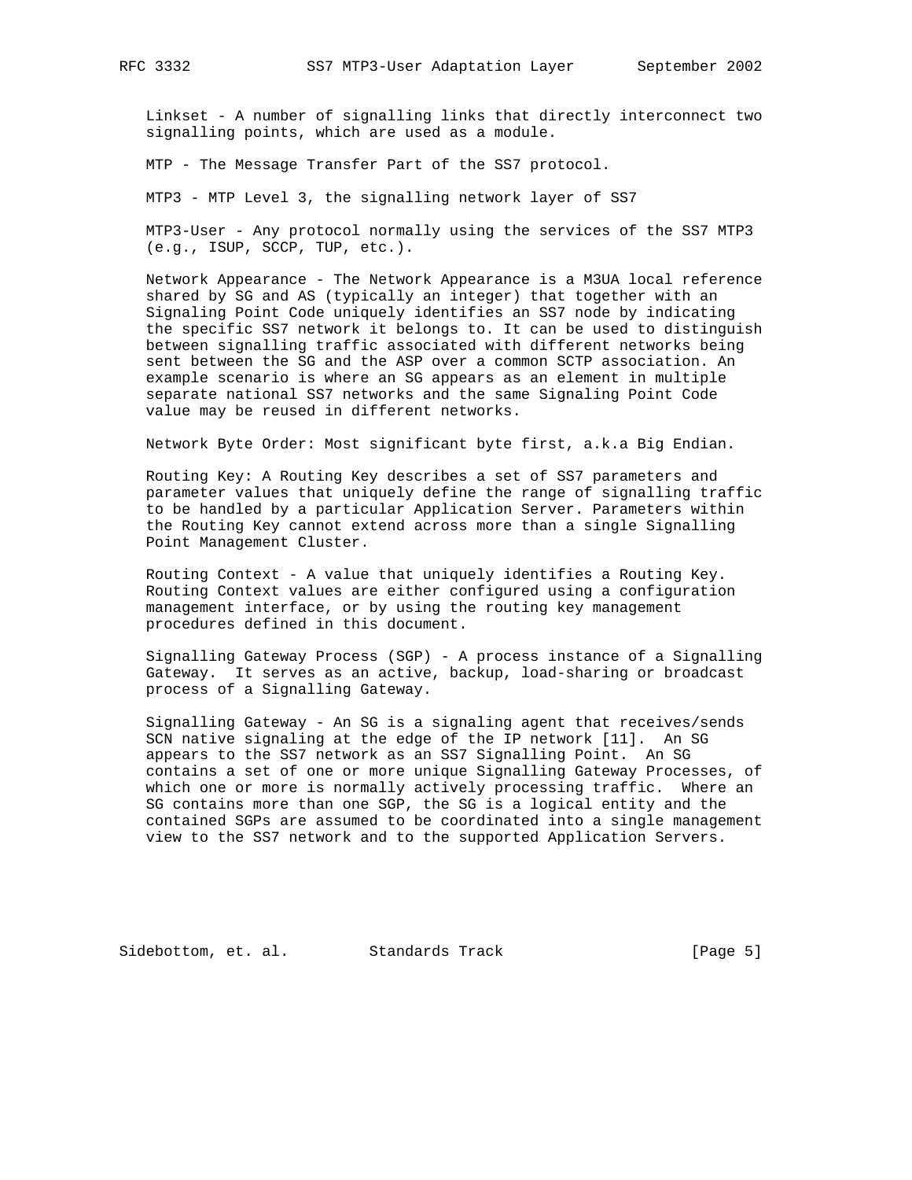Linkset - A number of signalling links that directly interconnect two signalling points, which are used as a module.

MTP - The Message Transfer Part of the SS7 protocol.

MTP3 - MTP Level 3, the signalling network layer of SS7

MTP3-User - Any protocol normally using the services of the SS7 MTP3 (e.g., ISUP, SCCP, TUP, etc.).

Network Appearance - The Network Appearance is a M3UA local reference shared by SG and AS (typically an integer) that together with an Signaling Point Code uniquely identifies an SS7 node by indicating the specific SS7 network it belongs to. It can be used to distinguish between signalling traffic associated with different networks being sent between the SG and the ASP over a common SCTP association. An example scenario is where an SG appears as an element in multiple separate national SS7 networks and the same Signaling Point Code value may be reused in different networks.

Network Byte Order: Most significant byte first, a.k.a Big Endian.

Routing Key: A Routing Key describes a set of SS7 parameters and parameter values that uniquely define the range of signalling traffic to be handled by a particular Application Server. Parameters within the Routing Key cannot extend across more than a single Signalling Point Management Cluster.

Routing Context - A value that uniquely identifies a Routing Key. Routing Context values are either configured using a configuration management interface, or by using the routing key management procedures defined in this document.

Signalling Gateway Process (SGP) - A process instance of a Signalling Gateway. It serves as an active, backup, load-sharing or broadcast process of a Signalling Gateway.

Signalling Gateway - An SG is a signaling agent that receives/sends SCN native signaling at the edge of the IP network [11]. An SG appears to the SS7 network as an SS7 Signalling Point. An SG contains a set of one or more unique Signalling Gateway Processes, of which one or more is normally actively processing traffic. Where an SG contains more than one SGP, the SG is a logical entity and the contained SGPs are assumed to be coordinated into a single management view to the SS7 network and to the supported Application Servers.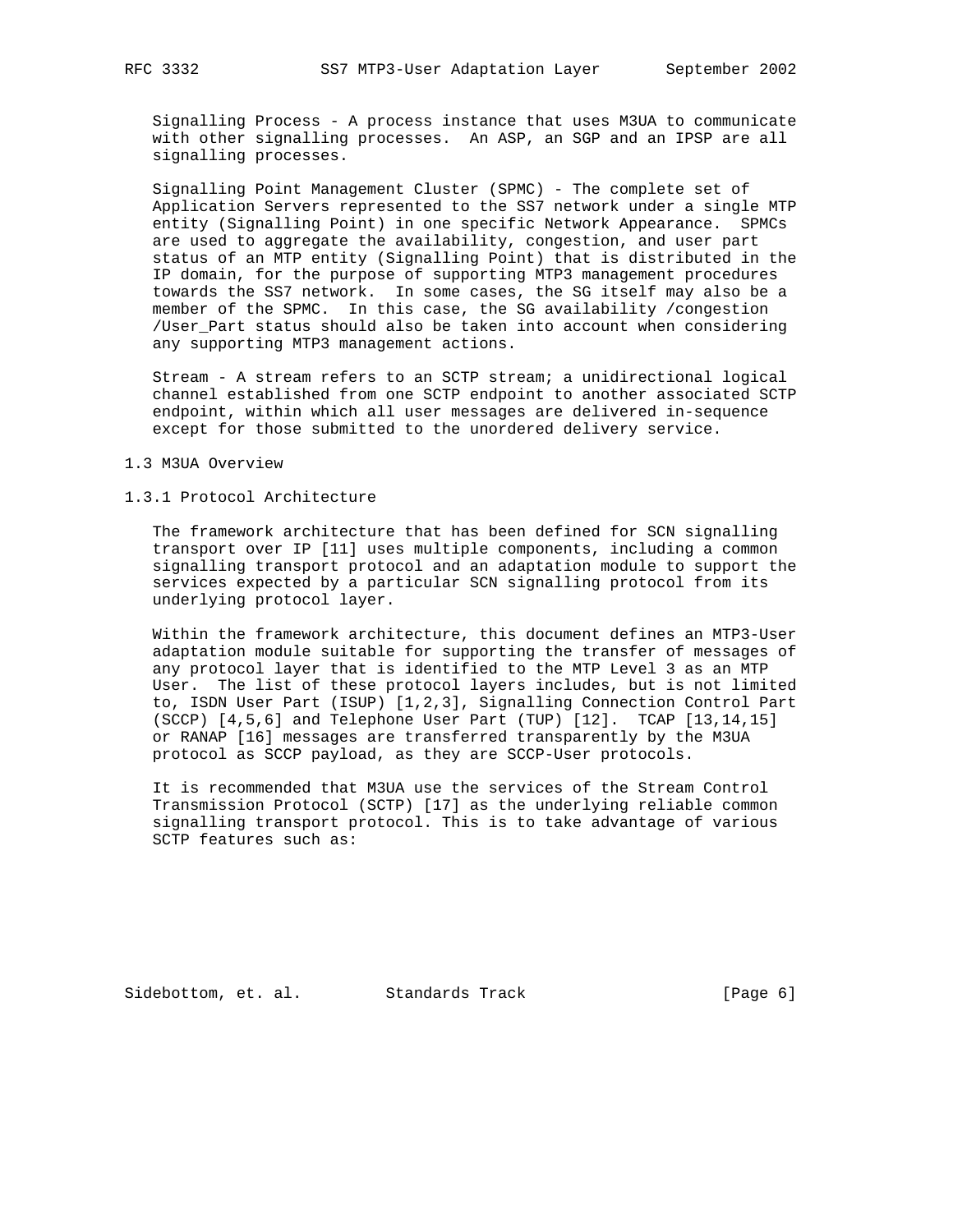Signalling Process - A process instance that uses M3UA to communicate with other signalling processes. An ASP, an SGP and an IPSP are all signalling processes.

Signalling Point Management Cluster (SPMC) - The complete set of Application Servers represented to the SS7 network under a single MTP entity (Signalling Point) in one specific Network Appearance. SPMCs are used to aggregate the availability, congestion, and user part status of an MTP entity (Signalling Point) that is distributed in the IP domain, for the purpose of supporting MTP3 management procedures towards the SS7 network. In some cases, the SG itself may also be a member of the SPMC. In this case, the SG availability /congestion /User_Part status should also be taken into account when considering any supporting MTP3 management actions.

Stream - A stream refers to an SCTP stream; a unidirectional logical channel established from one SCTP endpoint to another associated SCTP endpoint, within which all user messages are delivered in-sequence except for those submitted to the unordered delivery service.

## 1.3 M3UA Overview

### 1.3.1 Protocol Architecture

The framework architecture that has been defined for SCN signalling transport over IP [11] uses multiple components, including a common signalling transport protocol and an adaptation module to support the services expected by a particular SCN signalling protocol from its underlying protocol layer.

Within the framework architecture, this document defines an MTP3-User adaptation module suitable for supporting the transfer of messages of any protocol layer that is identified to the MTP Level 3 as an MTP User. The list of these protocol layers includes, but is not limited to, ISDN User Part (ISUP) [1,2,3], Signalling Connection Control Part (SCCP) [4,5,6] and Telephone User Part (TUP) [12]. TCAP [13,14,15] or RANAP [16] messages are transferred transparently by the M3UA protocol as SCCP payload, as they are SCCP-User protocols.

It is recommended that M3UA use the services of the Stream Control Transmission Protocol (SCTP) [17] as the underlying reliable common signalling transport protocol. This is to take advantage of various SCTP features such as: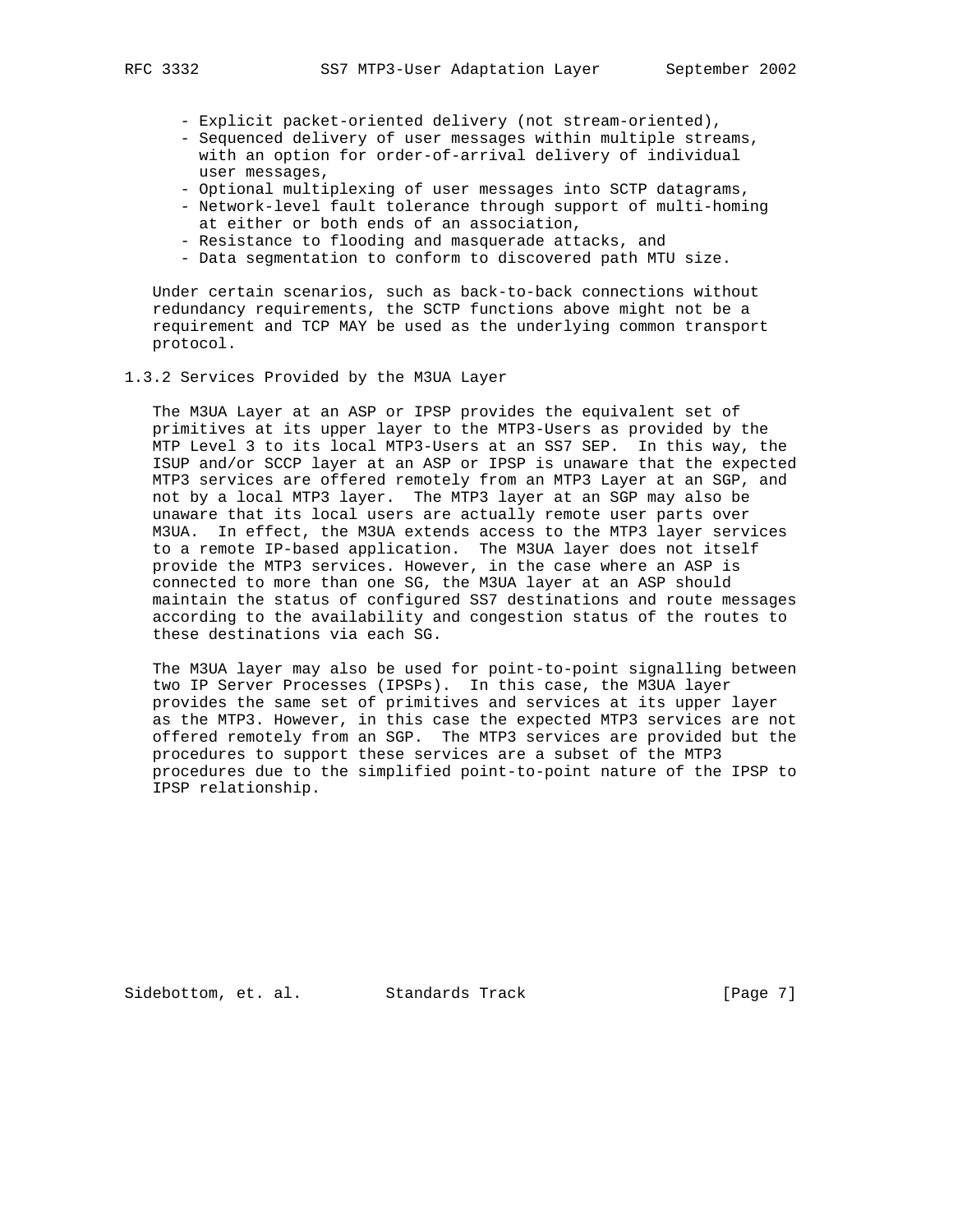- Explicit packet-oriented delivery (not stream-oriented),
- Sequenced delivery of user messages within multiple streams, with an option for order-of-arrival delivery of individual user messages,
- Optional multiplexing of user messages into SCTP datagrams,
- Network-level fault tolerance through support of multi-homing at either or both ends of an association,
- Resistance to flooding and masquerade attacks, and
- Data segmentation to conform to discovered path MTU size.

Under certain scenarios, such as back-to-back connections without redundancy requirements, the SCTP functions above might not be a requirement and TCP MAY be used as the underlying common transport protocol.

### 1.3.2 Services Provided by the M3UA Layer

The M3UA Layer at an ASP or IPSP provides the equivalent set of primitives at its upper layer to the MTP3-Users as provided by the MTP Level 3 to its local MTP3-Users at an SS7 SEP. In this way, the ISUP and/or SCCP layer at an ASP or IPSP is unaware that the expected MTP3 services are offered remotely from an MTP3 Layer at an SGP, and not by a local MTP3 layer. The MTP3 layer at an SGP may also be unaware that its local users are actually remote user parts over M3UA. In effect, the M3UA extends access to the MTP3 layer services to a remote IP-based application. The M3UA layer does not itself provide the MTP3 services. However, in the case where an ASP is connected to more than one SG, the M3UA layer at an ASP should maintain the status of configured SS7 destinations and route messages according to the availability and congestion status of the routes to these destinations via each SG.

The M3UA layer may also be used for point-to-point signalling between two IP Server Processes (IPSPs). In this case, the M3UA layer provides the same set of primitives and services at its upper layer as the MTP3. However, in this case the expected MTP3 services are not offered remotely from an SGP. The MTP3 services are provided but the procedures to support these services are a subset of the MTP3 procedures due to the simplified point-to-point nature of the IPSP to IPSP relationship.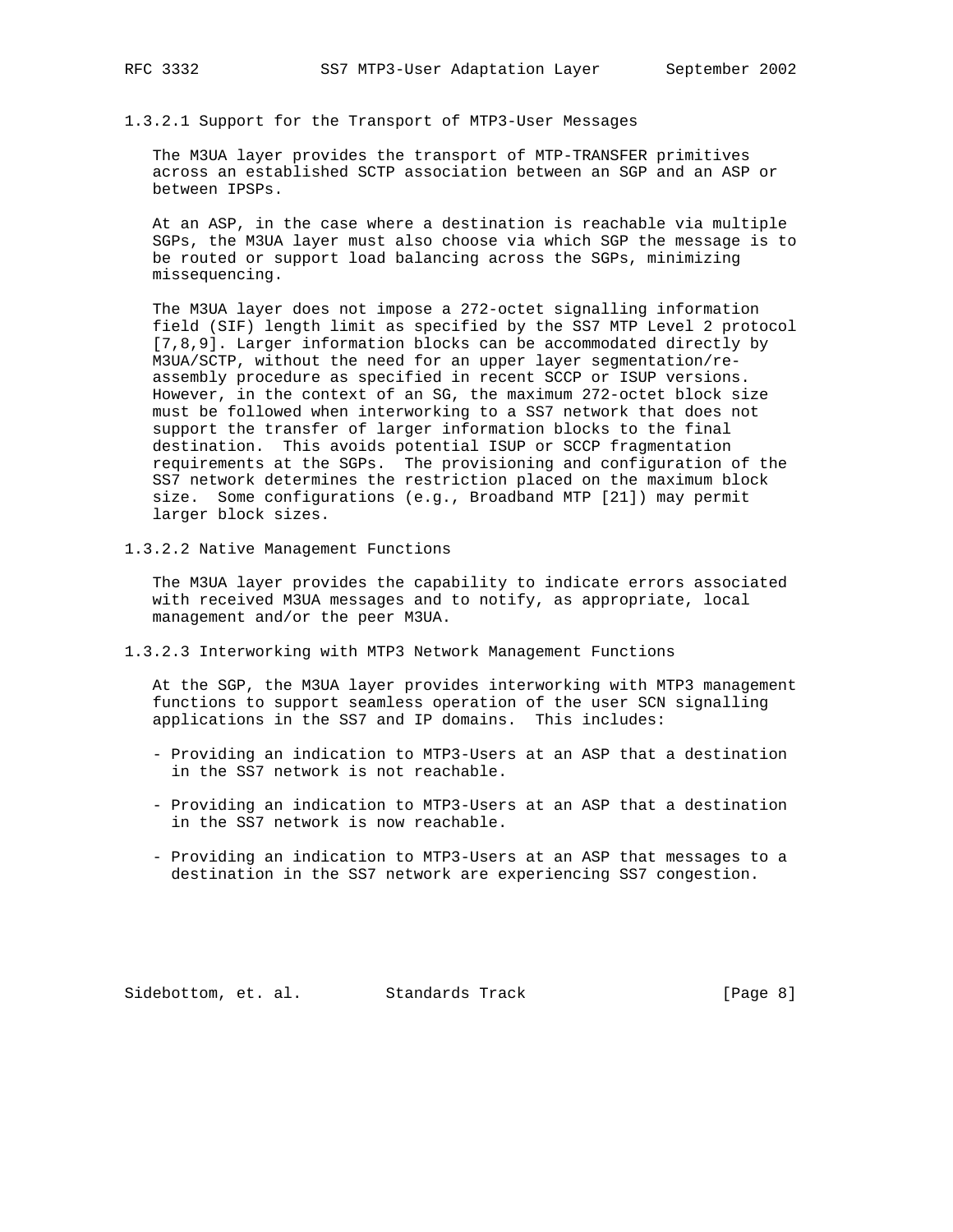#### 1.3.2.1 Support for the Transport of MTP3-User Messages

The M3UA layer provides the transport of MTP-TRANSFER primitives across an established SCTP association between an SGP and an ASP or between IPSPs.

At an ASP, in the case where a destination is reachable via multiple SGPs, the M3UA layer must also choose via which SGP the message is to be routed or support load balancing across the SGPs, minimizing missequencing.

The M3UA layer does not impose a 272-octet signalling information field (SIF) length limit as specified by the SS7 MTP Level 2 protocol [7,8,9]. Larger information blocks can be accommodated directly by M3UA/SCTP, without the need for an upper layer segmentation/re-assembly procedure as specified in recent SCCP or ISUP versions. However, in the context of an SG, the maximum 272-octet block size must be followed when interworking to a SS7 network that does not support the transfer of larger information blocks to the final destination. This avoids potential ISUP or SCCP fragmentation requirements at the SGPs. The provisioning and configuration of the SS7 network determines the restriction placed on the maximum block size. Some configurations (e.g., Broadband MTP [21]) may permit larger block sizes.

#### 1.3.2.2 Native Management Functions

The M3UA layer provides the capability to indicate errors associated with received M3UA messages and to notify, as appropriate, local management and/or the peer M3UA.

#### 1.3.2.3 Interworking with MTP3 Network Management Functions

At the SGP, the M3UA layer provides interworking with MTP3 management functions to support seamless operation of the user SCN signalling applications in the SS7 and IP domains. This includes:

- Providing an indication to MTP3-Users at an ASP that a destination in the SS7 network is not reachable.

- Providing an indication to MTP3-Users at an ASP that a destination in the SS7 network is now reachable.

- Providing an indication to MTP3-Users at an ASP that messages to a destination in the SS7 network are experiencing SS7 congestion.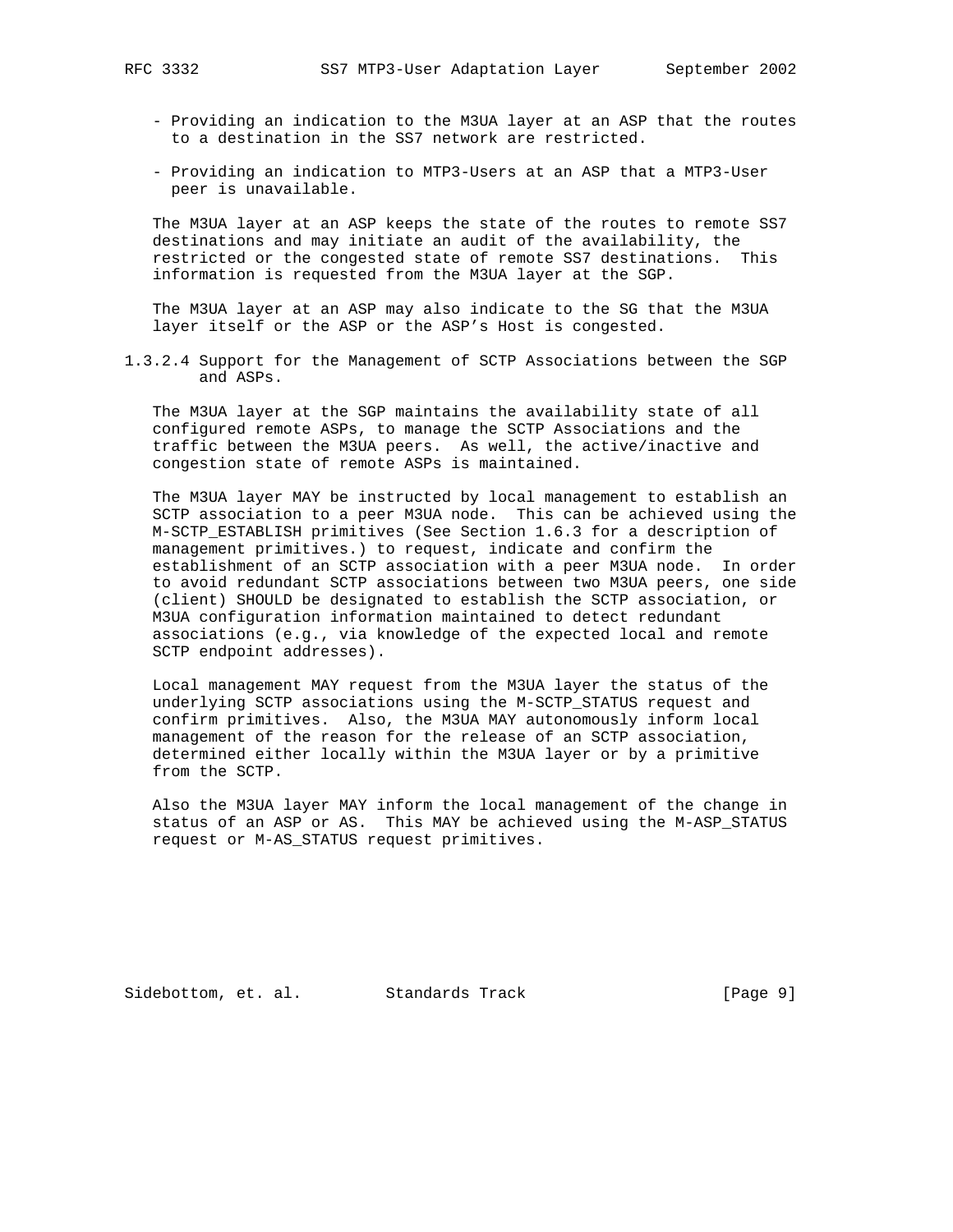- Providing an indication to the M3UA layer at an ASP that the routes to a destination in the SS7 network are restricted.

- Providing an indication to MTP3-Users at an ASP that a MTP3-User peer is unavailable.

The M3UA layer at an ASP keeps the state of the routes to remote SS7 destinations and may initiate an audit of the availability, the restricted or the congested state of remote SS7 destinations. This information is requested from the M3UA layer at the SGP.

The M3UA layer at an ASP may also indicate to the SG that the M3UA layer itself or the ASP or the ASP's Host is congested.

#### 1.3.2.4 Support for the Management of SCTP Associations between the SGP and ASPs.

The M3UA layer at the SGP maintains the availability state of all configured remote ASPs, to manage the SCTP Associations and the traffic between the M3UA peers. As well, the active/inactive and congestion state of remote ASPs is maintained.

The M3UA layer MAY be instructed by local management to establish an SCTP association to a peer M3UA node. This can be achieved using the M-SCTP_ESTABLISH primitives (See Section 1.6.3 for a description of management primitives.) to request, indicate and confirm the establishment of an SCTP association with a peer M3UA node. In order to avoid redundant SCTP associations between two M3UA peers, one side (client) SHOULD be designated to establish the SCTP association, or M3UA configuration information maintained to detect redundant associations (e.g., via knowledge of the expected local and remote SCTP endpoint addresses).

Local management MAY request from the M3UA layer the status of the underlying SCTP associations using the M-SCTP_STATUS request and confirm primitives. Also, the M3UA MAY autonomously inform local management of the reason for the release of an SCTP association, determined either locally within the M3UA layer or by a primitive from the SCTP.

Also the M3UA layer MAY inform the local management of the change in status of an ASP or AS. This MAY be achieved using the M-ASP_STATUS request or M-AS_STATUS request primitives.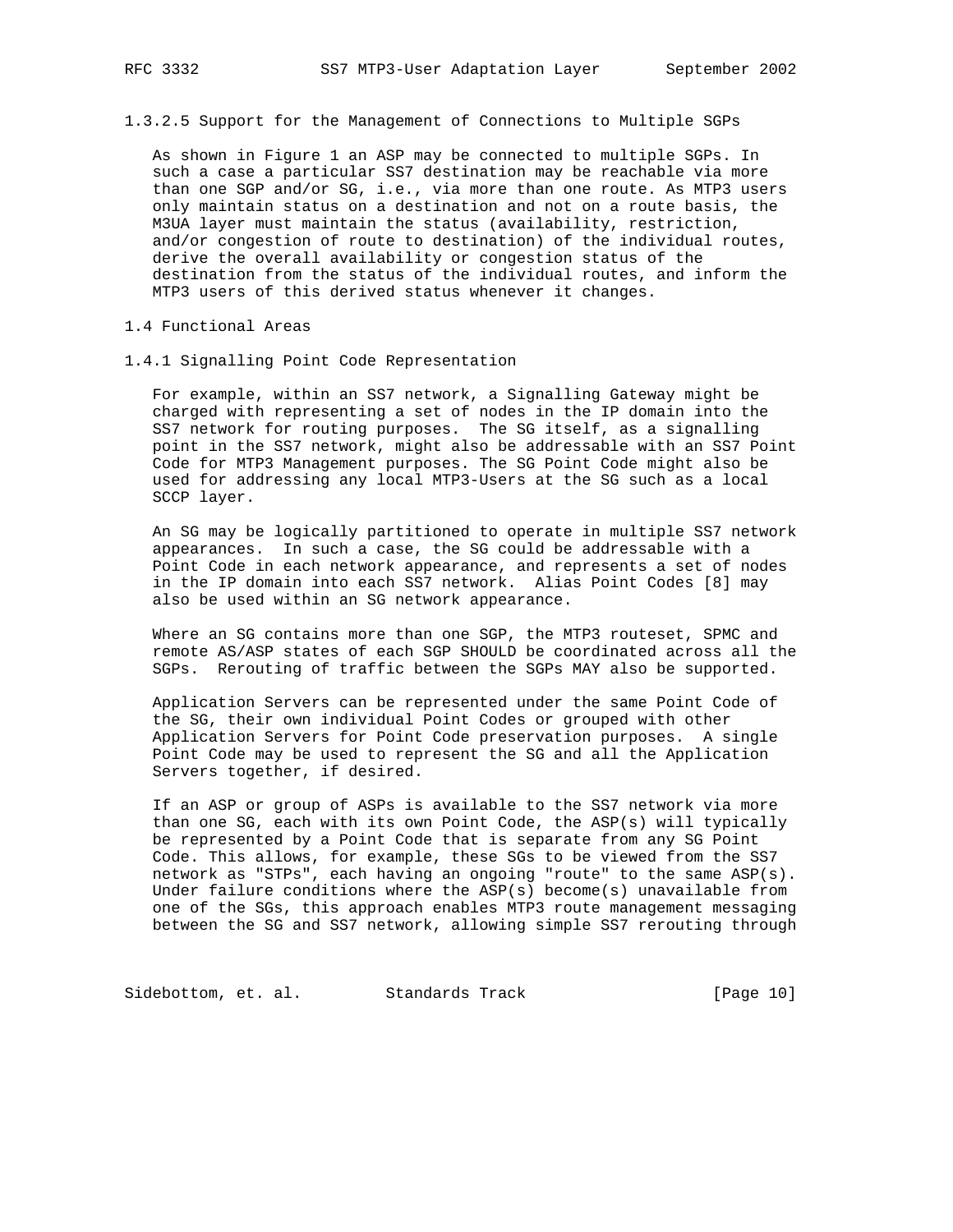#### 1.3.2.5 Support for the Management of Connections to Multiple SGPs

As shown in Figure 1 an ASP may be connected to multiple SGPs. In such a case a particular SS7 destination may be reachable via more than one SGP and/or SG, i.e., via more than one route. As MTP3 users only maintain status on a destination and not on a route basis, the M3UA layer must maintain the status (availability, restriction, and/or congestion of route to destination) of the individual routes, derive the overall availability or congestion status of the destination from the status of the individual routes, and inform the MTP3 users of this derived status whenever it changes.

## 1.4 Functional Areas

### 1.4.1 Signalling Point Code Representation

For example, within an SS7 network, a Signalling Gateway might be charged with representing a set of nodes in the IP domain into the SS7 network for routing purposes. The SG itself, as a signalling point in the SS7 network, might also be addressable with an SS7 Point Code for MTP3 Management purposes. The SG Point Code might also be used for addressing any local MTP3-Users at the SG such as a local SCCP layer.

An SG may be logically partitioned to operate in multiple SS7 network appearances. In such a case, the SG could be addressable with a Point Code in each network appearance, and represents a set of nodes in the IP domain into each SS7 network. Alias Point Codes [8] may also be used within an SG network appearance.

Where an SG contains more than one SGP, the MTP3 routeset, SPMC and remote AS/ASP states of each SGP SHOULD be coordinated across all the SGPs. Rerouting of traffic between the SGPs MAY also be supported.

Application Servers can be represented under the same Point Code of the SG, their own individual Point Codes or grouped with other Application Servers for Point Code preservation purposes. A single Point Code may be used to represent the SG and all the Application Servers together, if desired.

If an ASP or group of ASPs is available to the SS7 network via more than one SG, each with its own Point Code, the ASP(s) will typically be represented by a Point Code that is separate from any SG Point Code. This allows, for example, these SGs to be viewed from the SS7 network as "STPs", each having an ongoing "route" to the same ASP(s). Under failure conditions where the ASP(s) become(s) unavailable from one of the SGs, this approach enables MTP3 route management messaging between the SG and SS7 network, allowing simple SS7 rerouting through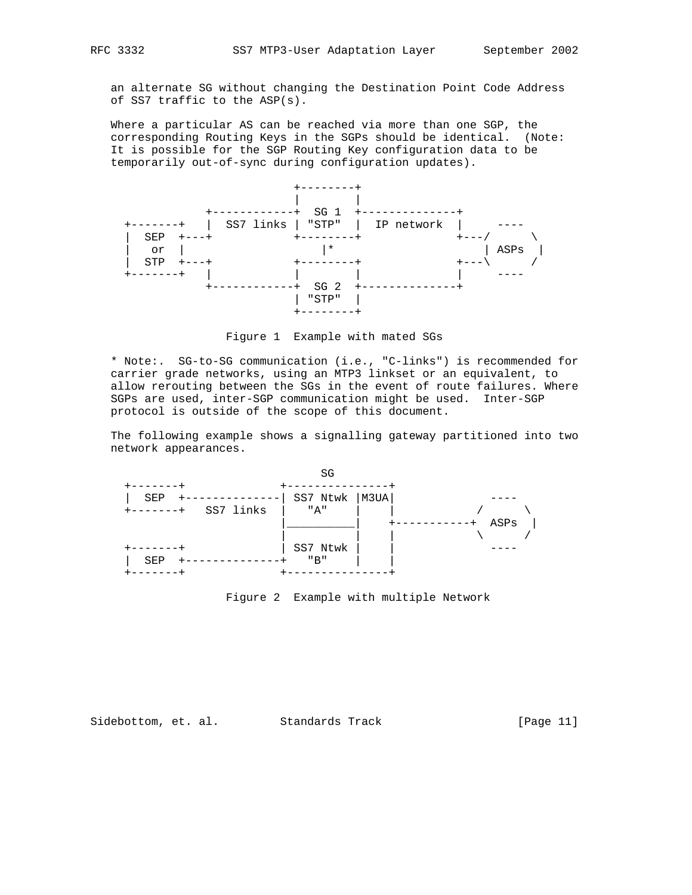an alternate SG without changing the Destination Point Code Address of SS7 traffic to the ASP(s).

Where a particular AS can be reached via more than one SGP, the corresponding Routing Keys in the SGPs should be identical. (Note: It is possible for the SGP Routing Key configuration data to be temporarily out-of-sync during configuration updates).

```
                         +--------+
                         |        |
              +------------+  SG 1  +--------------+
   +-------+  |  SS7 links | "STP"  |  IP network  |     ----
   |  SEP  +---+           +--------+              +---/      \
   |   or  |                   |*                      | ASPs  |
   |  STP  +---+           +--------+              +---\      /
   +-------+  |            |        |              |     ----
              +------------+  SG 2  +--------------+
                           | "STP"  |
                           +--------+
```

Figure 1  Example with mated SGs

* Note:.  SG-to-SG communication (i.e., "C-links") is recommended for carrier grade networks, using an MTP3 linkset or an equivalent, to allow rerouting between the SGs in the event of route failures. Where SGPs are used, inter-SGP communication might be used. Inter-SGP protocol is outside of the scope of this document.

The following example shows a signalling gateway partitioned into two network appearances.

```
                                SG
   +-------+              +---------------+
   |  SEP  +--------------| SS7 Ntwk |M3UA|            ----
   +-------+   SS7 links  |   "A"    |    |           /    \
                          |__________|    +-----------+ ASPs |
                          |          |    |           \    /
   +-------+              | SS7 Ntwk |    |            ----
   |  SEP  +--------------+   "B"    |    |
   +-------+              +---------------+
```

Figure 2  Example with multiple Network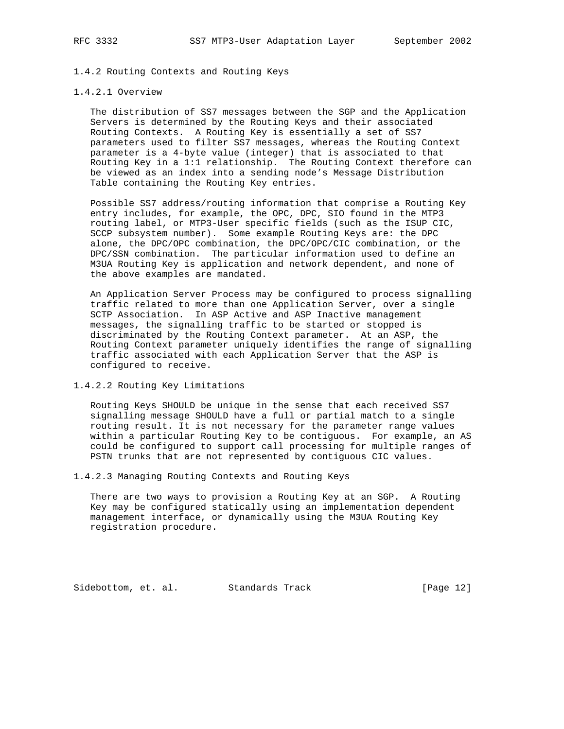### 1.4.2 Routing Contexts and Routing Keys

#### 1.4.2.1 Overview

The distribution of SS7 messages between the SGP and the Application Servers is determined by the Routing Keys and their associated Routing Contexts. A Routing Key is essentially a set of SS7 parameters used to filter SS7 messages, whereas the Routing Context parameter is a 4-byte value (integer) that is associated to that Routing Key in a 1:1 relationship. The Routing Context therefore can be viewed as an index into a sending node's Message Distribution Table containing the Routing Key entries.

Possible SS7 address/routing information that comprise a Routing Key entry includes, for example, the OPC, DPC, SIO found in the MTP3 routing label, or MTP3-User specific fields (such as the ISUP CIC, SCCP subsystem number). Some example Routing Keys are: the DPC alone, the DPC/OPC combination, the DPC/OPC/CIC combination, or the DPC/SSN combination. The particular information used to define an M3UA Routing Key is application and network dependent, and none of the above examples are mandated.

An Application Server Process may be configured to process signalling traffic related to more than one Application Server, over a single SCTP Association. In ASP Active and ASP Inactive management messages, the signalling traffic to be started or stopped is discriminated by the Routing Context parameter. At an ASP, the Routing Context parameter uniquely identifies the range of signalling traffic associated with each Application Server that the ASP is configured to receive.

#### 1.4.2.2 Routing Key Limitations

Routing Keys SHOULD be unique in the sense that each received SS7 signalling message SHOULD have a full or partial match to a single routing result. It is not necessary for the parameter range values within a particular Routing Key to be contiguous. For example, an AS could be configured to support call processing for multiple ranges of PSTN trunks that are not represented by contiguous CIC values.

#### 1.4.2.3 Managing Routing Contexts and Routing Keys

There are two ways to provision a Routing Key at an SGP. A Routing Key may be configured statically using an implementation dependent management interface, or dynamically using the M3UA Routing Key registration procedure.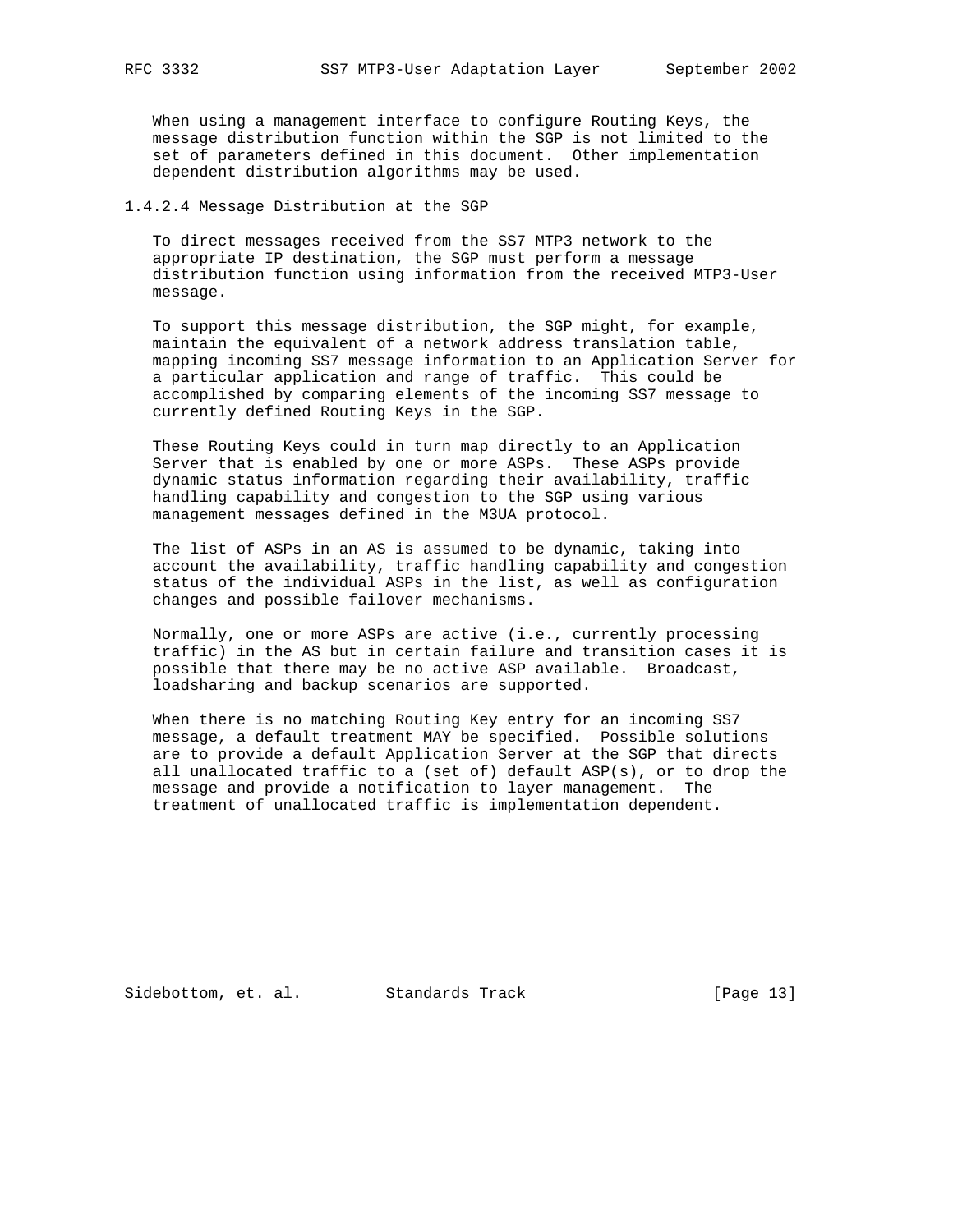When using a management interface to configure Routing Keys, the message distribution function within the SGP is not limited to the set of parameters defined in this document. Other implementation dependent distribution algorithms may be used.

#### 1.4.2.4 Message Distribution at the SGP

To direct messages received from the SS7 MTP3 network to the appropriate IP destination, the SGP must perform a message distribution function using information from the received MTP3-User message.

To support this message distribution, the SGP might, for example, maintain the equivalent of a network address translation table, mapping incoming SS7 message information to an Application Server for a particular application and range of traffic. This could be accomplished by comparing elements of the incoming SS7 message to currently defined Routing Keys in the SGP.

These Routing Keys could in turn map directly to an Application Server that is enabled by one or more ASPs. These ASPs provide dynamic status information regarding their availability, traffic handling capability and congestion to the SGP using various management messages defined in the M3UA protocol.

The list of ASPs in an AS is assumed to be dynamic, taking into account the availability, traffic handling capability and congestion status of the individual ASPs in the list, as well as configuration changes and possible failover mechanisms.

Normally, one or more ASPs are active (i.e., currently processing traffic) in the AS but in certain failure and transition cases it is possible that there may be no active ASP available. Broadcast, loadsharing and backup scenarios are supported.

When there is no matching Routing Key entry for an incoming SS7 message, a default treatment MAY be specified. Possible solutions are to provide a default Application Server at the SGP that directs all unallocated traffic to a (set of) default ASP(s), or to drop the message and provide a notification to layer management. The treatment of unallocated traffic is implementation dependent.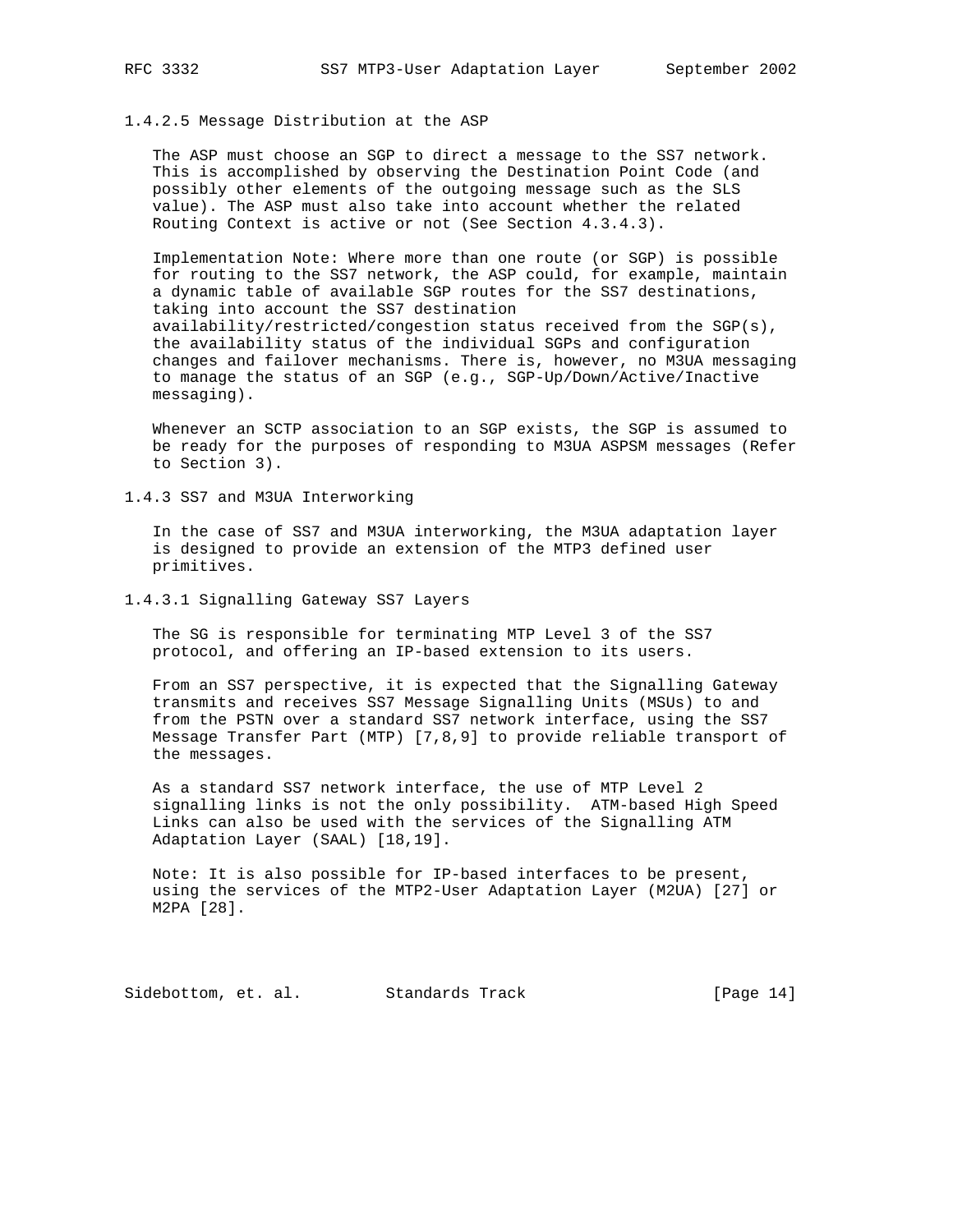#### 1.4.2.5 Message Distribution at the ASP

The ASP must choose an SGP to direct a message to the SS7 network. This is accomplished by observing the Destination Point Code (and possibly other elements of the outgoing message such as the SLS value). The ASP must also take into account whether the related Routing Context is active or not (See Section 4.3.4.3).

Implementation Note: Where more than one route (or SGP) is possible for routing to the SS7 network, the ASP could, for example, maintain a dynamic table of available SGP routes for the SS7 destinations, taking into account the SS7 destination availability/restricted/congestion status received from the SGP(s), the availability status of the individual SGPs and configuration changes and failover mechanisms. There is, however, no M3UA messaging to manage the status of an SGP (e.g., SGP-Up/Down/Active/Inactive messaging).

Whenever an SCTP association to an SGP exists, the SGP is assumed to be ready for the purposes of responding to M3UA ASPSM messages (Refer to Section 3).

### 1.4.3 SS7 and M3UA Interworking

In the case of SS7 and M3UA interworking, the M3UA adaptation layer is designed to provide an extension of the MTP3 defined user primitives.

#### 1.4.3.1 Signalling Gateway SS7 Layers

The SG is responsible for terminating MTP Level 3 of the SS7 protocol, and offering an IP-based extension to its users.

From an SS7 perspective, it is expected that the Signalling Gateway transmits and receives SS7 Message Signalling Units (MSUs) to and from the PSTN over a standard SS7 network interface, using the SS7 Message Transfer Part (MTP) [7,8,9] to provide reliable transport of the messages.

As a standard SS7 network interface, the use of MTP Level 2 signalling links is not the only possibility. ATM-based High Speed Links can also be used with the services of the Signalling ATM Adaptation Layer (SAAL) [18,19].

Note: It is also possible for IP-based interfaces to be present, using the services of the MTP2-User Adaptation Layer (M2UA) [27] or M2PA [28].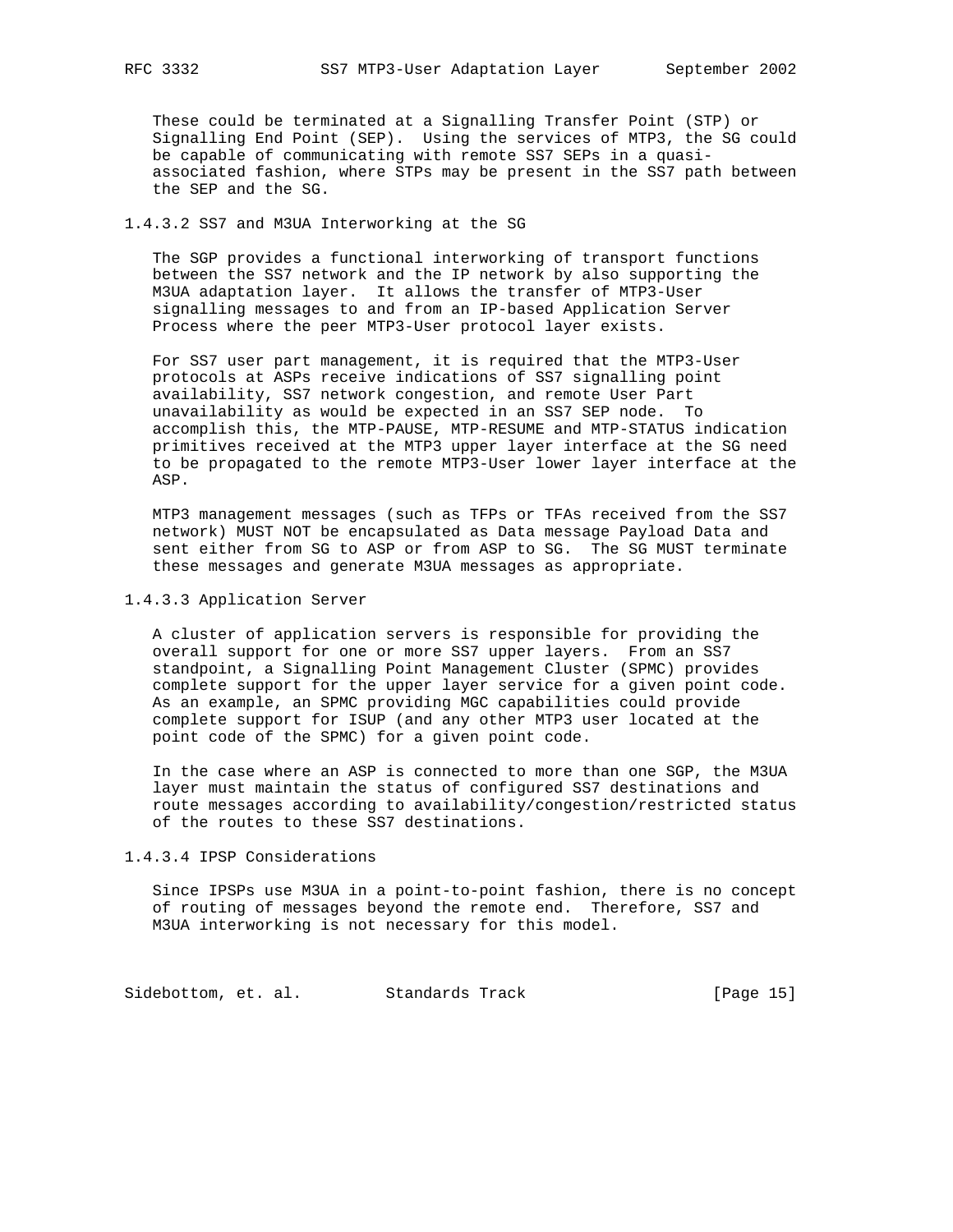These could be terminated at a Signalling Transfer Point (STP) or Signalling End Point (SEP). Using the services of MTP3, the SG could be capable of communicating with remote SS7 SEPs in a quasi-associated fashion, where STPs may be present in the SS7 path between the SEP and the SG.

#### 1.4.3.2 SS7 and M3UA Interworking at the SG

The SGP provides a functional interworking of transport functions between the SS7 network and the IP network by also supporting the M3UA adaptation layer. It allows the transfer of MTP3-User signalling messages to and from an IP-based Application Server Process where the peer MTP3-User protocol layer exists.

For SS7 user part management, it is required that the MTP3-User protocols at ASPs receive indications of SS7 signalling point availability, SS7 network congestion, and remote User Part unavailability as would be expected in an SS7 SEP node. To accomplish this, the MTP-PAUSE, MTP-RESUME and MTP-STATUS indication primitives received at the MTP3 upper layer interface at the SG need to be propagated to the remote MTP3-User lower layer interface at the ASP.

MTP3 management messages (such as TFPs or TFAs received from the SS7 network) MUST NOT be encapsulated as Data message Payload Data and sent either from SG to ASP or from ASP to SG. The SG MUST terminate these messages and generate M3UA messages as appropriate.

#### 1.4.3.3 Application Server

A cluster of application servers is responsible for providing the overall support for one or more SS7 upper layers. From an SS7 standpoint, a Signalling Point Management Cluster (SPMC) provides complete support for the upper layer service for a given point code. As an example, an SPMC providing MGC capabilities could provide complete support for ISUP (and any other MTP3 user located at the point code of the SPMC) for a given point code.

In the case where an ASP is connected to more than one SGP, the M3UA layer must maintain the status of configured SS7 destinations and route messages according to availability/congestion/restricted status of the routes to these SS7 destinations.

#### 1.4.3.4 IPSP Considerations

Since IPSPs use M3UA in a point-to-point fashion, there is no concept of routing of messages beyond the remote end. Therefore, SS7 and M3UA interworking is not necessary for this model.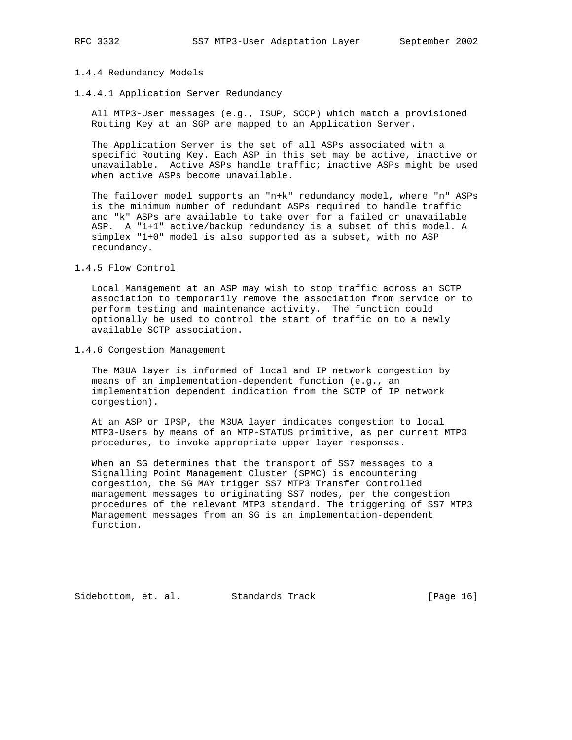### 1.4.4 Redundancy Models

#### 1.4.4.1 Application Server Redundancy

All MTP3-User messages (e.g., ISUP, SCCP) which match a provisioned Routing Key at an SGP are mapped to an Application Server.

The Application Server is the set of all ASPs associated with a specific Routing Key. Each ASP in this set may be active, inactive or unavailable. Active ASPs handle traffic; inactive ASPs might be used when active ASPs become unavailable.

The failover model supports an "n+k" redundancy model, where "n" ASPs is the minimum number of redundant ASPs required to handle traffic and "k" ASPs are available to take over for a failed or unavailable ASP. A "1+1" active/backup redundancy is a subset of this model. A simplex "1+0" model is also supported as a subset, with no ASP redundancy.

### 1.4.5 Flow Control

Local Management at an ASP may wish to stop traffic across an SCTP association to temporarily remove the association from service or to perform testing and maintenance activity. The function could optionally be used to control the start of traffic on to a newly available SCTP association.

### 1.4.6 Congestion Management

The M3UA layer is informed of local and IP network congestion by means of an implementation-dependent function (e.g., an implementation dependent indication from the SCTP of IP network congestion).

At an ASP or IPSP, the M3UA layer indicates congestion to local MTP3-Users by means of an MTP-STATUS primitive, as per current MTP3 procedures, to invoke appropriate upper layer responses.

When an SG determines that the transport of SS7 messages to a Signalling Point Management Cluster (SPMC) is encountering congestion, the SG MAY trigger SS7 MTP3 Transfer Controlled management messages to originating SS7 nodes, per the congestion procedures of the relevant MTP3 standard. The triggering of SS7 MTP3 Management messages from an SG is an implementation-dependent function.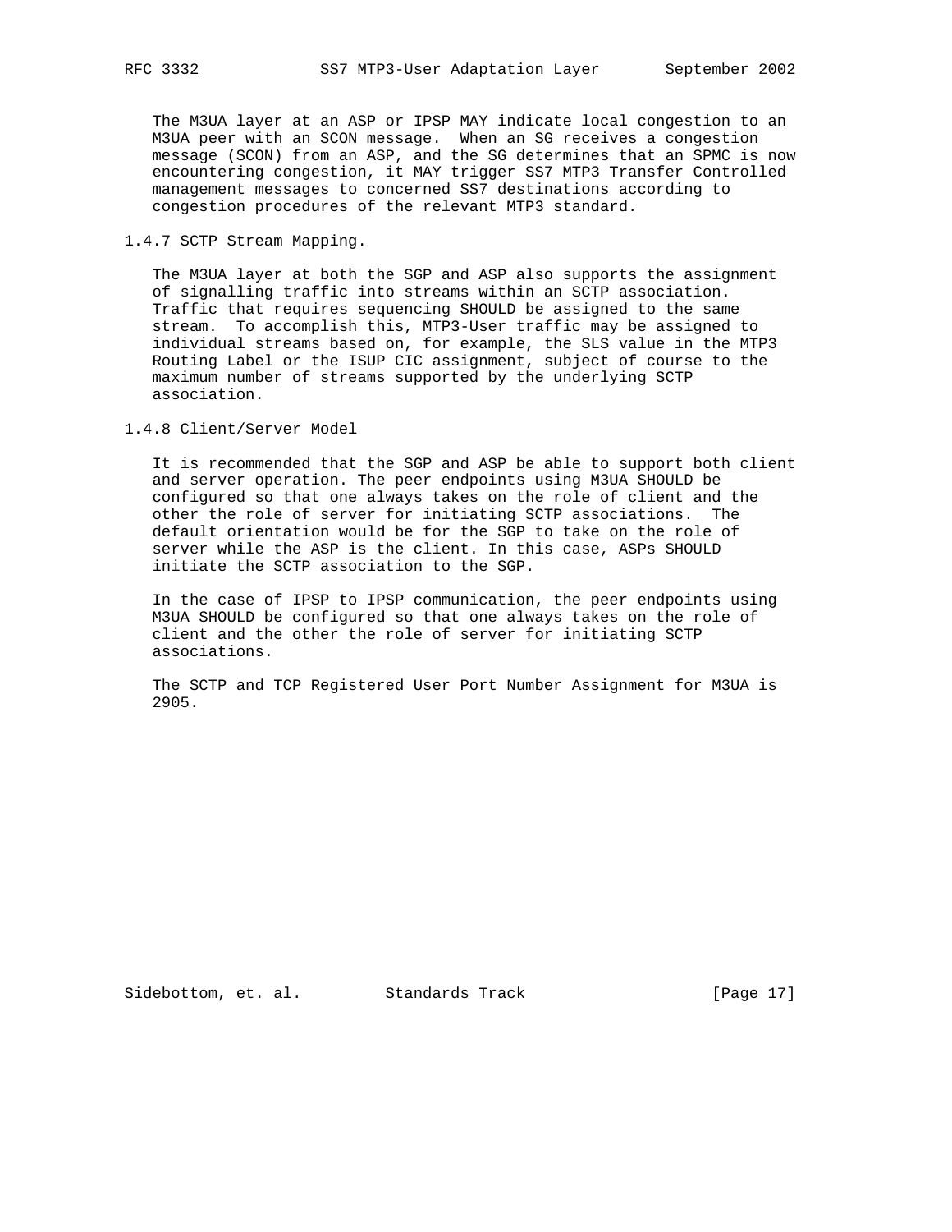The M3UA layer at an ASP or IPSP MAY indicate local congestion to an M3UA peer with an SCON message. When an SG receives a congestion message (SCON) from an ASP, and the SG determines that an SPMC is now encountering congestion, it MAY trigger SS7 MTP3 Transfer Controlled management messages to concerned SS7 destinations according to congestion procedures of the relevant MTP3 standard.

### 1.4.7 SCTP Stream Mapping.

The M3UA layer at both the SGP and ASP also supports the assignment of signalling traffic into streams within an SCTP association. Traffic that requires sequencing SHOULD be assigned to the same stream. To accomplish this, MTP3-User traffic may be assigned to individual streams based on, for example, the SLS value in the MTP3 Routing Label or the ISUP CIC assignment, subject of course to the maximum number of streams supported by the underlying SCTP association.

### 1.4.8 Client/Server Model

It is recommended that the SGP and ASP be able to support both client and server operation. The peer endpoints using M3UA SHOULD be configured so that one always takes on the role of client and the other the role of server for initiating SCTP associations. The default orientation would be for the SGP to take on the role of server while the ASP is the client. In this case, ASPs SHOULD initiate the SCTP association to the SGP.

In the case of IPSP to IPSP communication, the peer endpoints using M3UA SHOULD be configured so that one always takes on the role of client and the other the role of server for initiating SCTP associations.

The SCTP and TCP Registered User Port Number Assignment for M3UA is 2905.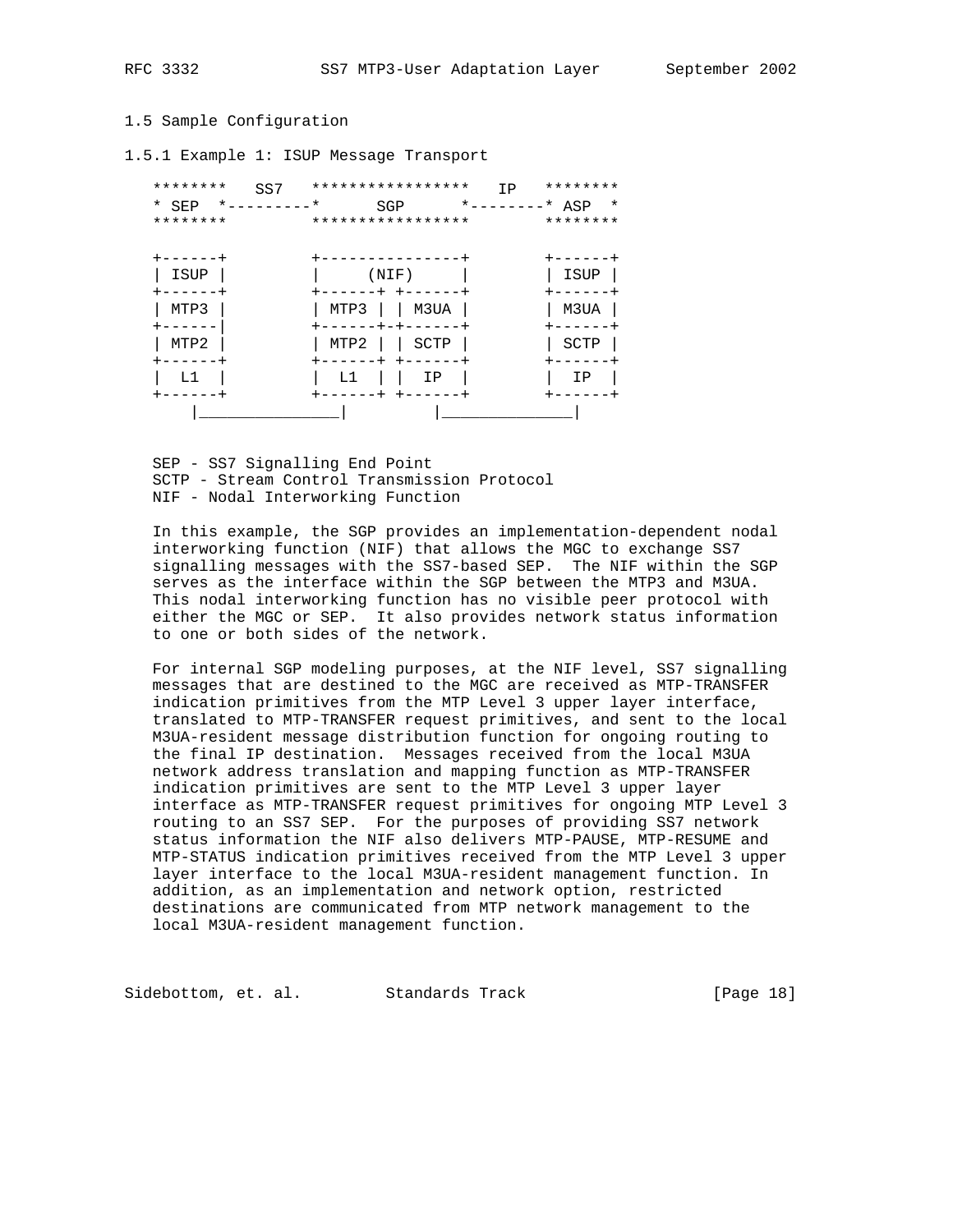### 1.5 Sample Configuration

#### 1.5.1 Example 1: ISUP Message Transport

```
   ********   SS7   *****************   IP   ********
   * SEP  *---------*      SGP      *--------* ASP  *
   ********         *****************        ********

   +------+         +---------------+        +------+
   | ISUP |         |     (NIF)     |        | ISUP |
   +------+         +------+ +------+        +------+
   | MTP3 |         | MTP3 | | M3UA |        | M3UA |
   +------|         +------+-+------+        +------+
   | MTP2 |         | MTP2 | | SCTP |        | SCTP |
   +------+         +------+ +------+        +------+
   |  L1  |         |  L1  | |  IP  |        |  IP  |
   +------+         +------+ +------+        +------+
       |_______________|         |______________|
```

SEP - SS7 Signalling End Point
SCTP - Stream Control Transmission Protocol
NIF - Nodal Interworking Function

In this example, the SGP provides an implementation-dependent nodal interworking function (NIF) that allows the MGC to exchange SS7 signalling messages with the SS7-based SEP. The NIF within the SGP serves as the interface within the SGP between the MTP3 and M3UA. This nodal interworking function has no visible peer protocol with either the MGC or SEP. It also provides network status information to one or both sides of the network.

For internal SGP modeling purposes, at the NIF level, SS7 signalling messages that are destined to the MGC are received as MTP-TRANSFER indication primitives from the MTP Level 3 upper layer interface, translated to MTP-TRANSFER request primitives, and sent to the local M3UA-resident message distribution function for ongoing routing to the final IP destination. Messages received from the local M3UA network address translation and mapping function as MTP-TRANSFER indication primitives are sent to the MTP Level 3 upper layer interface as MTP-TRANSFER request primitives for ongoing MTP Level 3 routing to an SS7 SEP. For the purposes of providing SS7 network status information the NIF also delivers MTP-PAUSE, MTP-RESUME and MTP-STATUS indication primitives received from the MTP Level 3 upper layer interface to the local M3UA-resident management function. In addition, as an implementation and network option, restricted destinations are communicated from MTP network management to the local M3UA-resident management function.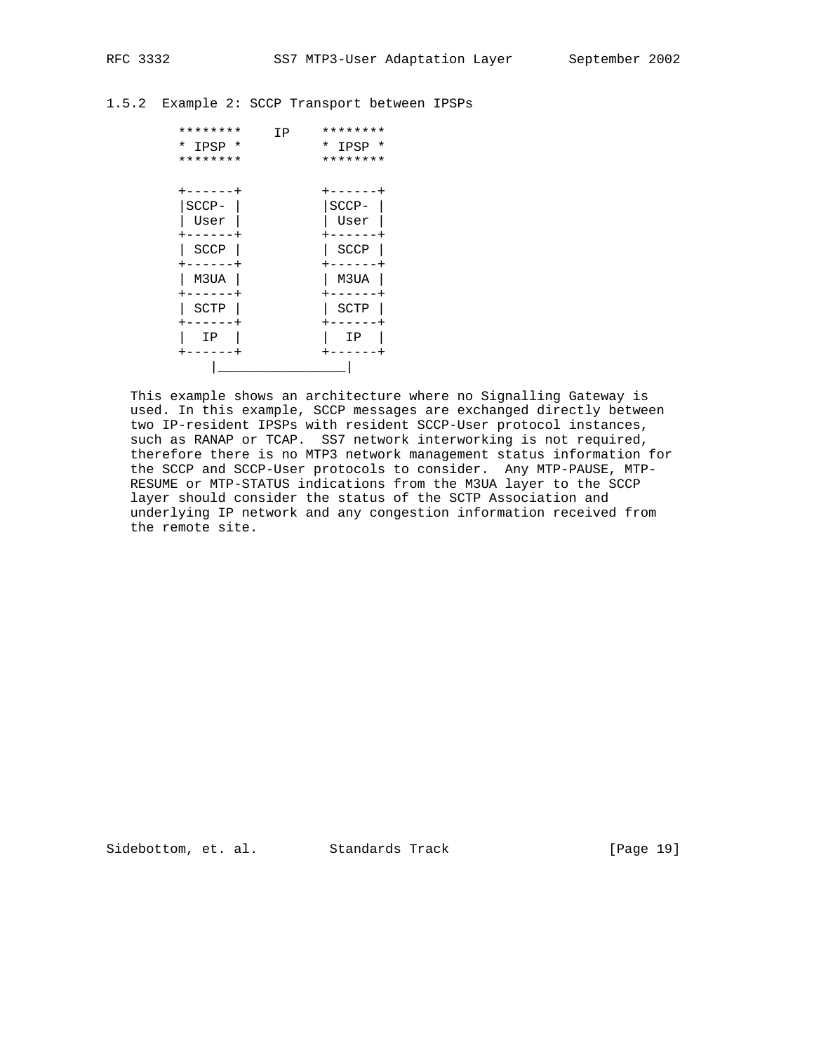### 1.5.2 Example 2: SCCP Transport between IPSPs

```
        ********    IP    ********
        * IPSP *          * IPSP *
        ********          ********

        +------+          +------+
        |SCCP- |          |SCCP- |
        | User |          | User |
        +------+          +------+
        | SCCP |          | SCCP |
        +------+          +------+
        | M3UA |          | M3UA |
        +------+          +------+
        | SCTP |          | SCTP |
        +------+          +------+
        |  IP  |          |  IP  |
        +------+          +------+
            |________________|
```

This example shows an architecture where no Signalling Gateway is used. In this example, SCCP messages are exchanged directly between two IP-resident IPSPs with resident SCCP-User protocol instances, such as RANAP or TCAP. SS7 network interworking is not required, therefore there is no MTP3 network management status information for the SCCP and SCCP-User protocols to consider. Any MTP-PAUSE, MTP-RESUME or MTP-STATUS indications from the M3UA layer to the SCCP layer should consider the status of the SCTP Association and underlying IP network and any congestion information received from the remote site.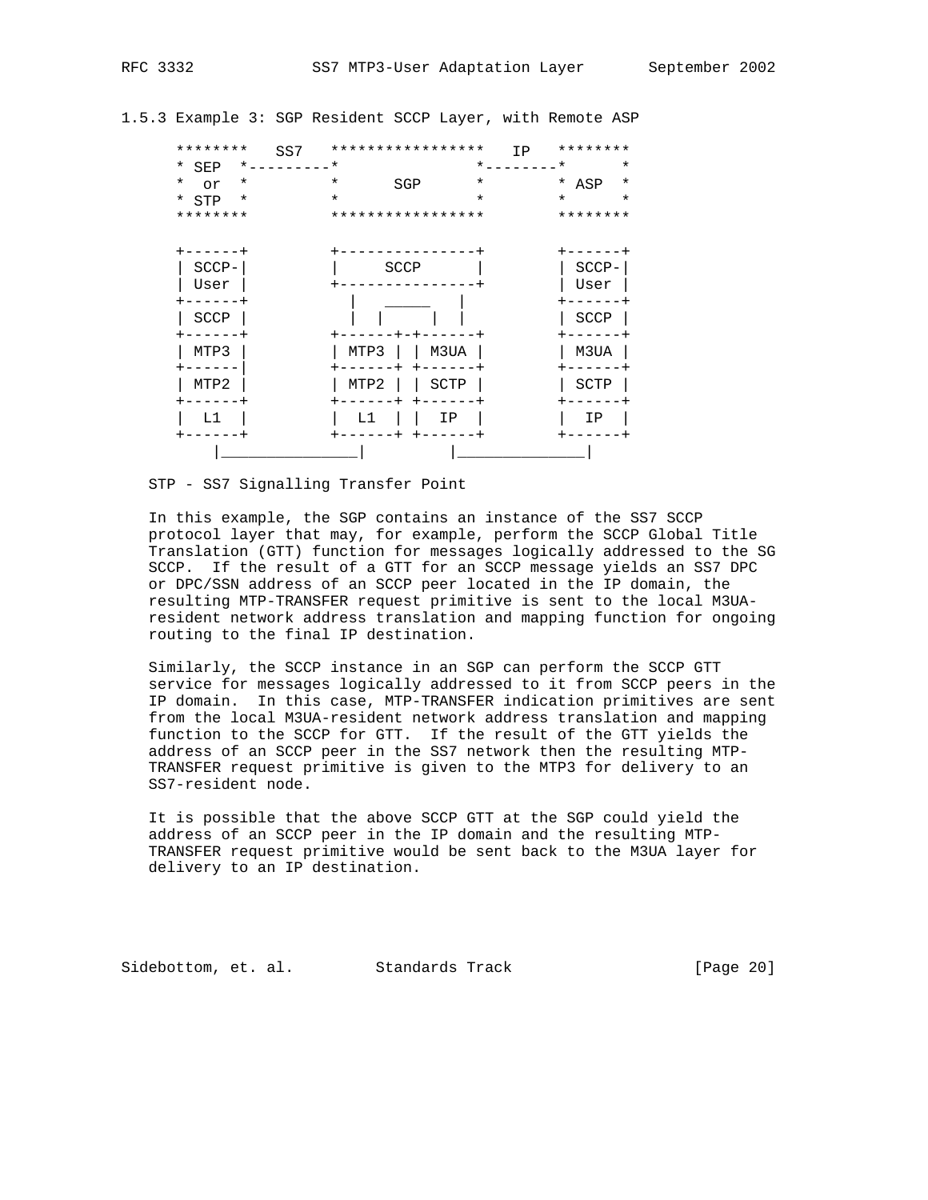### 1.5.3 Example 3: SGP Resident SCCP Layer, with Remote ASP

```
    ********   SS7   *****************   IP   ********
    * SEP  *---------*               *--------*      *
    *  or  *         *      SGP      *        * ASP  *
    * STP  *         *               *        *      *
    ********         *****************        ********

    +------+         +---------------+        +------+
    | SCCP-|         |     SCCP      |        | SCCP-|
    | User |         +---------------+        | User |
    +------+           |   _____   |          +------+
    | SCCP |           |  |     |  |          | SCCP |
    +------+         +------+-+------+        +------+
    | MTP3 |         | MTP3 | | M3UA |        | M3UA |
    +------|         +------+ +------+        +------+
    | MTP2 |         | MTP2 | | SCTP |        | SCTP |
    +------+         +------+ +------+        +------+
    |  L1  |         |  L1  | |  IP  |        |  IP  |
    +------+         +------+ +------+        +------+
       |_______________|         |______________|
```

STP - SS7 Signalling Transfer Point

In this example, the SGP contains an instance of the SS7 SCCP protocol layer that may, for example, perform the SCCP Global Title Translation (GTT) function for messages logically addressed to the SG SCCP. If the result of a GTT for an SCCP message yields an SS7 DPC or DPC/SSN address of an SCCP peer located in the IP domain, the resulting MTP-TRANSFER request primitive is sent to the local M3UA-resident network address translation and mapping function for ongoing routing to the final IP destination.

Similarly, the SCCP instance in an SGP can perform the SCCP GTT service for messages logically addressed to it from SCCP peers in the IP domain. In this case, MTP-TRANSFER indication primitives are sent from the local M3UA-resident network address translation and mapping function to the SCCP for GTT. If the result of the GTT yields the address of an SCCP peer in the SS7 network then the resulting MTP-TRANSFER request primitive is given to the MTP3 for delivery to an SS7-resident node.

It is possible that the above SCCP GTT at the SGP could yield the address of an SCCP peer in the IP domain and the resulting MTP-TRANSFER request primitive would be sent back to the M3UA layer for delivery to an IP destination.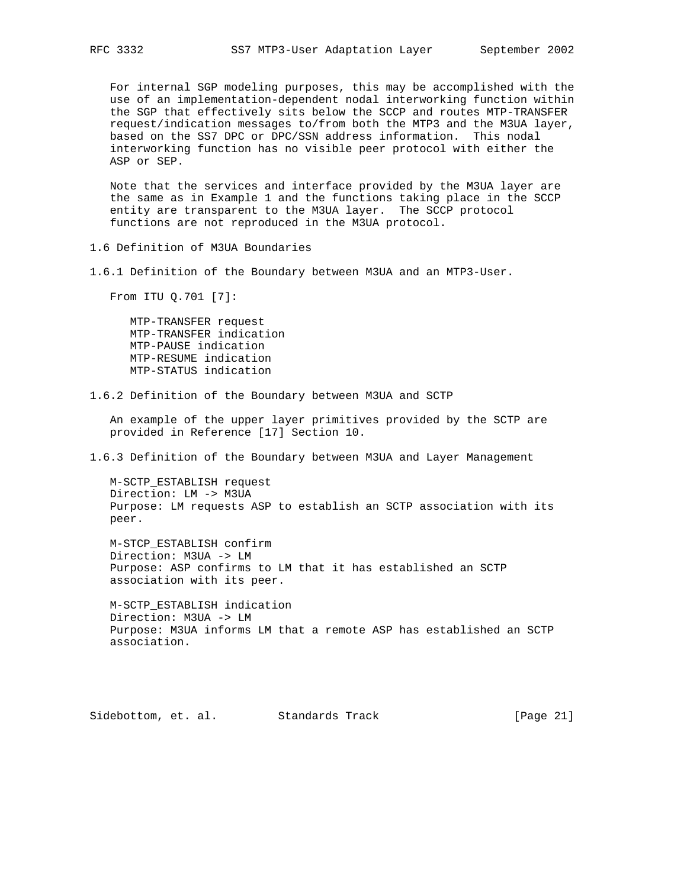For internal SGP modeling purposes, this may be accomplished with the use of an implementation-dependent nodal interworking function within the SGP that effectively sits below the SCCP and routes MTP-TRANSFER request/indication messages to/from both the MTP3 and the M3UA layer, based on the SS7 DPC or DPC/SSN address information. This nodal interworking function has no visible peer protocol with either the ASP or SEP.

Note that the services and interface provided by the M3UA layer are the same as in Example 1 and the functions taking place in the SCCP entity are transparent to the M3UA layer. The SCCP protocol functions are not reproduced in the M3UA protocol.

## 1.6 Definition of M3UA Boundaries

### 1.6.1 Definition of the Boundary between M3UA and an MTP3-User.

From ITU Q.701 [7]:

- MTP-TRANSFER request
- MTP-TRANSFER indication
- MTP-PAUSE indication
- MTP-RESUME indication
- MTP-STATUS indication

### 1.6.2 Definition of the Boundary between M3UA and SCTP

An example of the upper layer primitives provided by the SCTP are provided in Reference [17] Section 10.

### 1.6.3 Definition of the Boundary between M3UA and Layer Management

M-SCTP_ESTABLISH request
Direction: LM -> M3UA
Purpose: LM requests ASP to establish an SCTP association with its peer.

M-STCP_ESTABLISH confirm
Direction: M3UA -> LM
Purpose: ASP confirms to LM that it has established an SCTP association with its peer.

M-SCTP_ESTABLISH indication
Direction: M3UA -> LM
Purpose: M3UA informs LM that a remote ASP has established an SCTP association.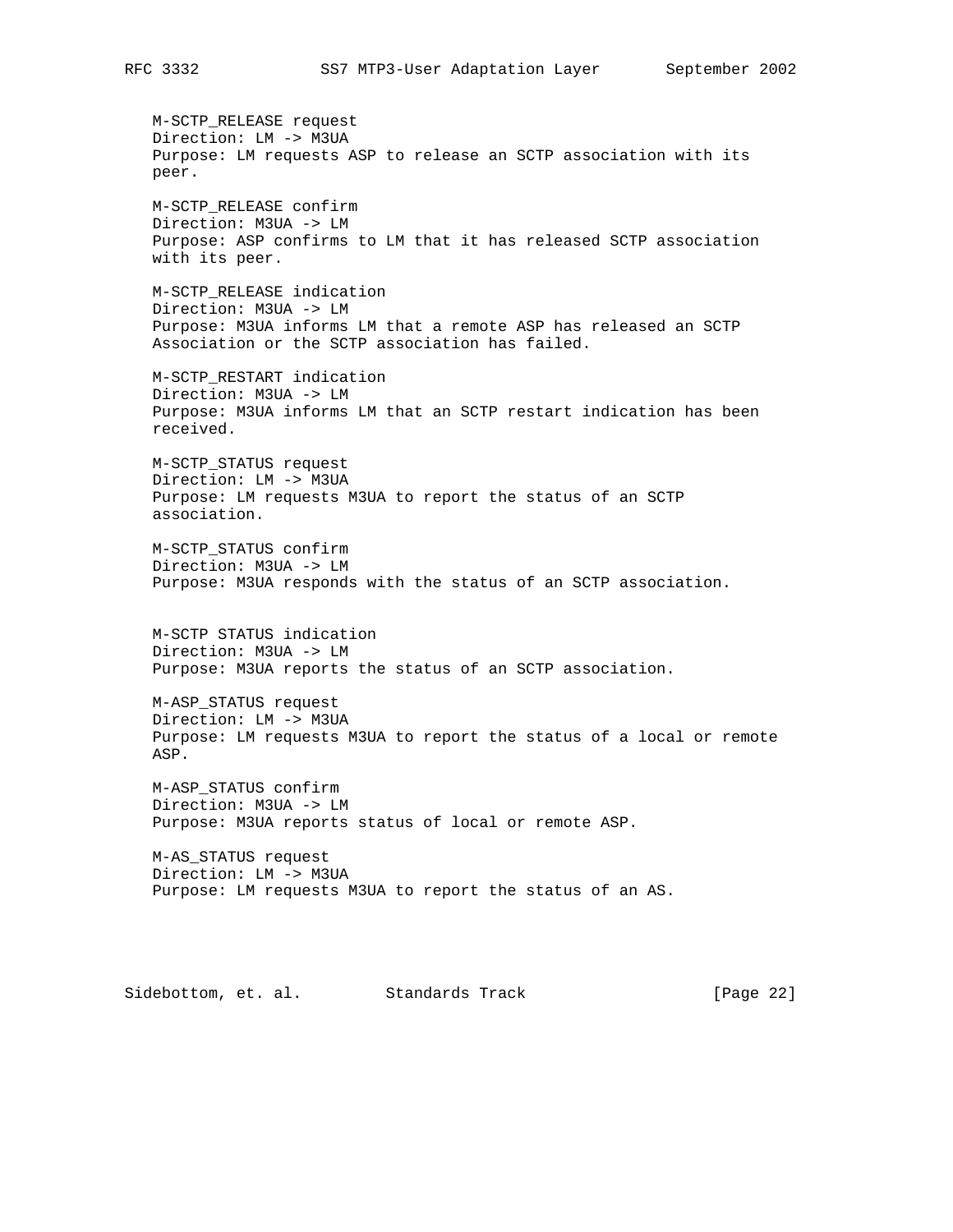M-SCTP_RELEASE request
Direction: LM -> M3UA
Purpose: LM requests ASP to release an SCTP association with its peer.

M-SCTP_RELEASE confirm
Direction: M3UA -> LM
Purpose: ASP confirms to LM that it has released SCTP association with its peer.

M-SCTP_RELEASE indication
Direction: M3UA -> LM
Purpose: M3UA informs LM that a remote ASP has released an SCTP Association or the SCTP association has failed.

M-SCTP_RESTART indication
Direction: M3UA -> LM
Purpose: M3UA informs LM that an SCTP restart indication has been received.

M-SCTP_STATUS request
Direction: LM -> M3UA
Purpose: LM requests M3UA to report the status of an SCTP association.

M-SCTP_STATUS confirm
Direction: M3UA -> LM
Purpose: M3UA responds with the status of an SCTP association.

M-SCTP STATUS indication
Direction: M3UA -> LM
Purpose: M3UA reports the status of an SCTP association.

M-ASP_STATUS request
Direction: LM -> M3UA
Purpose: LM requests M3UA to report the status of a local or remote ASP.

M-ASP_STATUS confirm
Direction: M3UA -> LM
Purpose: M3UA reports status of local or remote ASP.

M-AS_STATUS request
Direction: LM -> M3UA
Purpose: LM requests M3UA to report the status of an AS.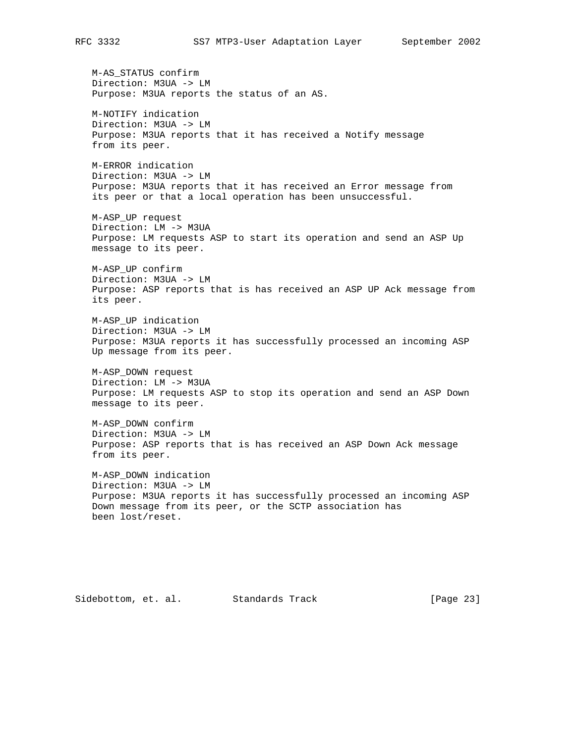M-AS_STATUS confirm
Direction: M3UA -> LM
Purpose: M3UA reports the status of an AS.

M-NOTIFY indication
Direction: M3UA -> LM
Purpose: M3UA reports that it has received a Notify message from its peer.

M-ERROR indication
Direction: M3UA -> LM
Purpose: M3UA reports that it has received an Error message from its peer or that a local operation has been unsuccessful.

M-ASP_UP request
Direction: LM -> M3UA
Purpose: LM requests ASP to start its operation and send an ASP Up message to its peer.

M-ASP_UP confirm
Direction: M3UA -> LM
Purpose: ASP reports that is has received an ASP UP Ack message from its peer.

M-ASP_UP indication
Direction: M3UA -> LM
Purpose: M3UA reports it has successfully processed an incoming ASP Up message from its peer.

M-ASP_DOWN request
Direction: LM -> M3UA
Purpose: LM requests ASP to stop its operation and send an ASP Down message to its peer.

M-ASP_DOWN confirm
Direction: M3UA -> LM
Purpose: ASP reports that is has received an ASP Down Ack message from its peer.

M-ASP_DOWN indication
Direction: M3UA -> LM
Purpose: M3UA reports it has successfully processed an incoming ASP Down message from its peer, or the SCTP association has been lost/reset.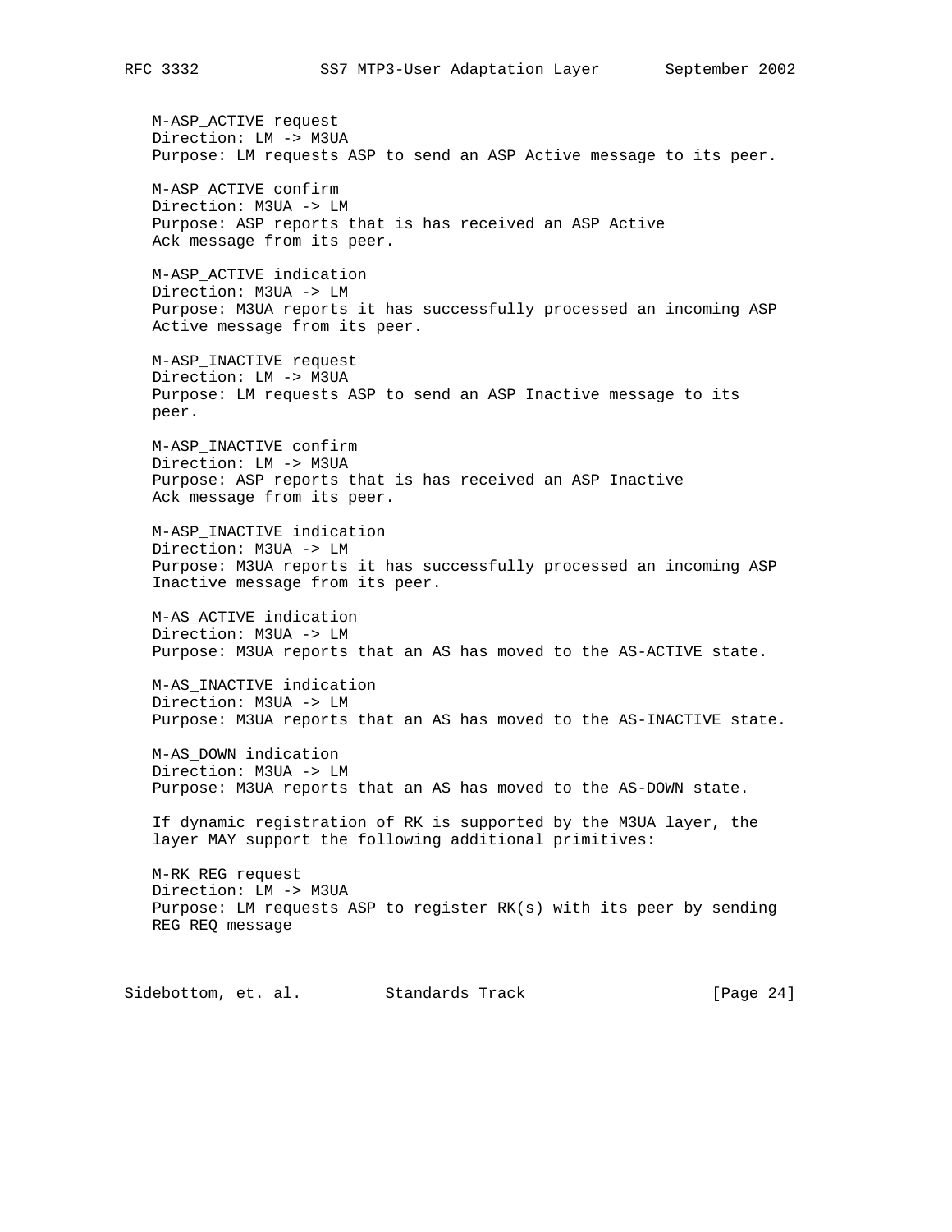M-ASP_ACTIVE request
Direction: LM -> M3UA
Purpose: LM requests ASP to send an ASP Active message to its peer.

M-ASP_ACTIVE confirm
Direction: M3UA -> LM
Purpose: ASP reports that is has received an ASP Active Ack message from its peer.

M-ASP_ACTIVE indication
Direction: M3UA -> LM
Purpose: M3UA reports it has successfully processed an incoming ASP Active message from its peer.

M-ASP_INACTIVE request
Direction: LM -> M3UA
Purpose: LM requests ASP to send an ASP Inactive message to its peer.

M-ASP_INACTIVE confirm
Direction: LM -> M3UA
Purpose: ASP reports that is has received an ASP Inactive Ack message from its peer.

M-ASP_INACTIVE indication
Direction: M3UA -> LM
Purpose: M3UA reports it has successfully processed an incoming ASP Inactive message from its peer.

M-AS_ACTIVE indication
Direction: M3UA -> LM
Purpose: M3UA reports that an AS has moved to the AS-ACTIVE state.

M-AS_INACTIVE indication
Direction: M3UA -> LM
Purpose: M3UA reports that an AS has moved to the AS-INACTIVE state.

M-AS_DOWN indication
Direction: M3UA -> LM
Purpose: M3UA reports that an AS has moved to the AS-DOWN state.

If dynamic registration of RK is supported by the M3UA layer, the layer MAY support the following additional primitives:

M-RK_REG request
Direction: LM -> M3UA
Purpose: LM requests ASP to register RK(s) with its peer by sending REG REQ message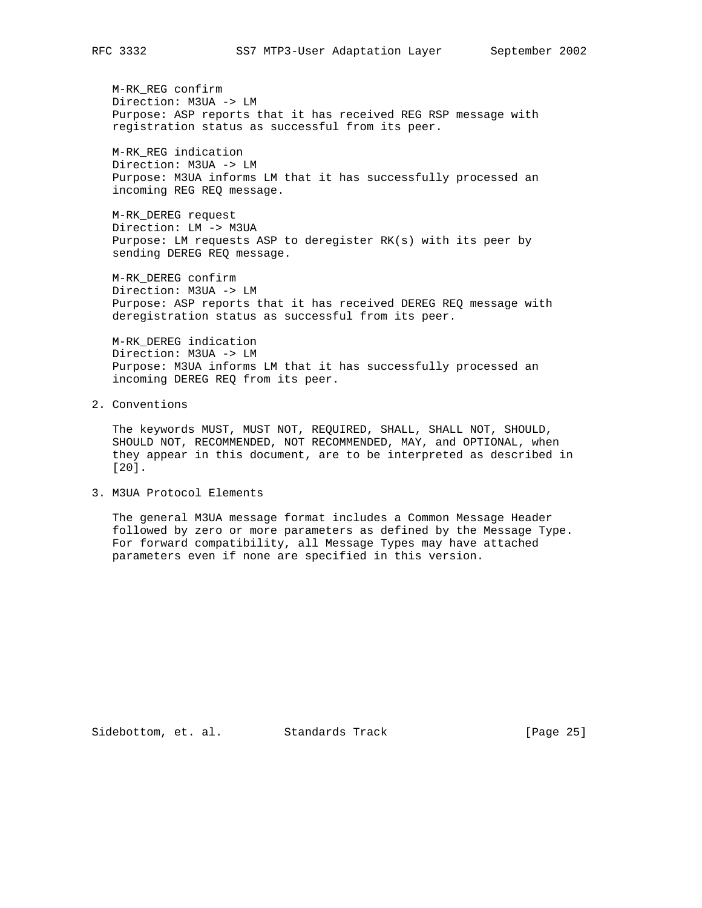M-RK_REG confirm
Direction: M3UA -> LM
Purpose: ASP reports that it has received REG RSP message with registration status as successful from its peer.

M-RK_REG indication
Direction: M3UA -> LM
Purpose: M3UA informs LM that it has successfully processed an incoming REG REQ message.

M-RK_DEREG request
Direction: LM -> M3UA
Purpose: LM requests ASP to deregister RK(s) with its peer by sending DEREG REQ message.

M-RK_DEREG confirm
Direction: M3UA -> LM
Purpose: ASP reports that it has received DEREG REQ message with deregistration status as successful from its peer.

M-RK_DEREG indication
Direction: M3UA -> LM
Purpose: M3UA informs LM that it has successfully processed an incoming DEREG REQ from its peer.

## 2. Conventions

The keywords MUST, MUST NOT, REQUIRED, SHALL, SHALL NOT, SHOULD, SHOULD NOT, RECOMMENDED, NOT RECOMMENDED, MAY, and OPTIONAL, when they appear in this document, are to be interpreted as described in [20].

## 3. M3UA Protocol Elements

The general M3UA message format includes a Common Message Header followed by zero or more parameters as defined by the Message Type. For forward compatibility, all Message Types may have attached parameters even if none are specified in this version.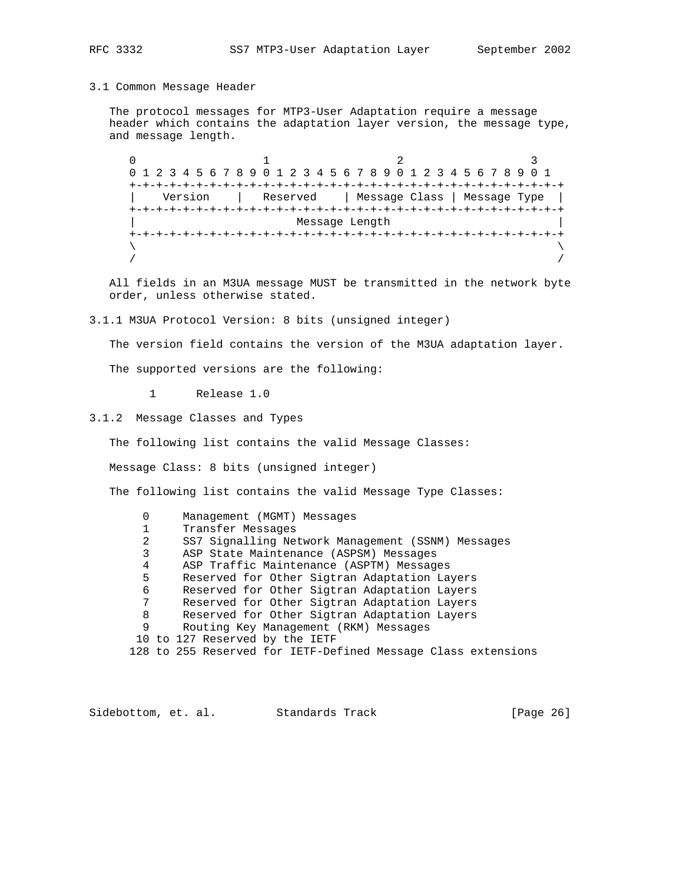### 3.1 Common Message Header

The protocol messages for MTP3-User Adaptation require a message header which contains the adaptation layer version, the message type, and message length.

```
 0                   1                   2                   3
 0 1 2 3 4 5 6 7 8 9 0 1 2 3 4 5 6 7 8 9 0 1 2 3 4 5 6 7 8 9 0 1
+-+-+-+-+-+-+-+-+-+-+-+-+-+-+-+-+-+-+-+-+-+-+-+-+-+-+-+-+-+-+-+-+
|    Version    |   Reserved    | Message Class | Message Type  |
+-+-+-+-+-+-+-+-+-+-+-+-+-+-+-+-+-+-+-+-+-+-+-+-+-+-+-+-+-+-+-+-+
|                        Message Length                         |
+-+-+-+-+-+-+-+-+-+-+-+-+-+-+-+-+-+-+-+-+-+-+-+-+-+-+-+-+-+-+-+-+
\                                                               \
/                                                               /
```

All fields in an M3UA message MUST be transmitted in the network byte order, unless otherwise stated.

#### 3.1.1 M3UA Protocol Version: 8 bits (unsigned integer)

The version field contains the version of the M3UA adaptation layer.

The supported versions are the following:

```
   1      Release 1.0
```

#### 3.1.2 Message Classes and Types

The following list contains the valid Message Classes:

Message Class: 8 bits (unsigned integer)

The following list contains the valid Message Type Classes:

```
     0     Management (MGMT) Messages
     1     Transfer Messages
     2     SS7 Signalling Network Management (SSNM) Messages
     3     ASP State Maintenance (ASPSM) Messages
     4     ASP Traffic Maintenance (ASPTM) Messages
     5     Reserved for Other Sigtran Adaptation Layers
     6     Reserved for Other Sigtran Adaptation Layers
     7     Reserved for Other Sigtran Adaptation Layers
     8     Reserved for Other Sigtran Adaptation Layers
     9     Routing Key Management (RKM) Messages
    10 to 127 Reserved by the IETF
   128 to 255 Reserved for IETF-Defined Message Class extensions
```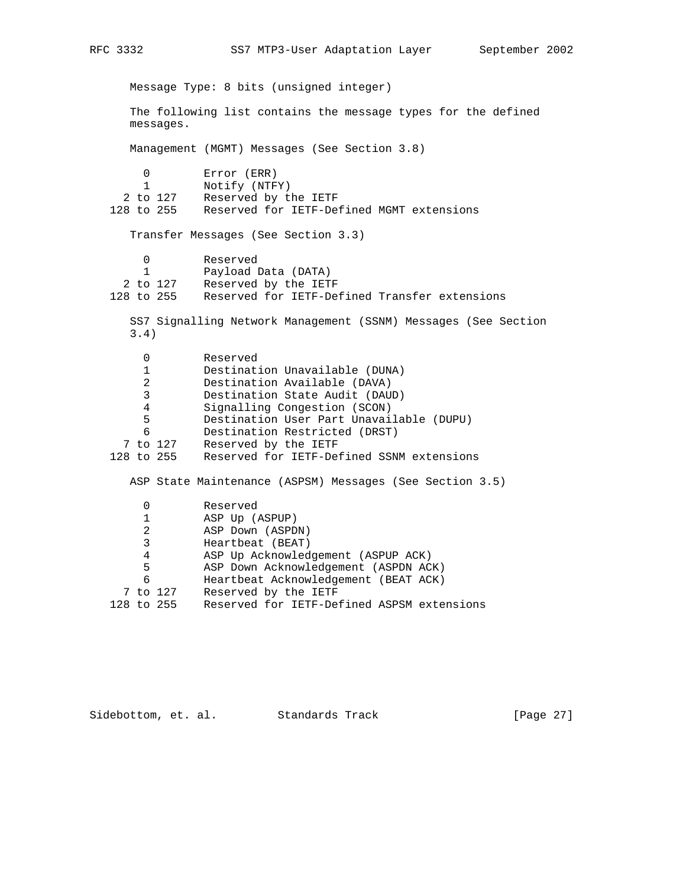Message Type: 8 bits (unsigned integer)

The following list contains the message types for the defined messages.

Management (MGMT) Messages (See Section 3.8)

| Value | Message |
|---|---|
| 0 | Error (ERR) |
| 1 | Notify (NTFY) |
| 2 to 127 | Reserved by the IETF |
| 128 to 255 | Reserved for IETF-Defined MGMT extensions |

Transfer Messages (See Section 3.3)

| Value | Message |
|---|---|
| 0 | Reserved |
| 1 | Payload Data (DATA) |
| 2 to 127 | Reserved by the IETF |
| 128 to 255 | Reserved for IETF-Defined Transfer extensions |

SS7 Signalling Network Management (SSNM) Messages (See Section 3.4)

| Value | Message |
|---|---|
| 0 | Reserved |
| 1 | Destination Unavailable (DUNA) |
| 2 | Destination Available (DAVA) |
| 3 | Destination State Audit (DAUD) |
| 4 | Signalling Congestion (SCON) |
| 5 | Destination User Part Unavailable (DUPU) |
| 6 | Destination Restricted (DRST) |
| 7 to 127 | Reserved by the IETF |
| 128 to 255 | Reserved for IETF-Defined SSNM extensions |

ASP State Maintenance (ASPSM) Messages (See Section 3.5)

| Value | Message |
|---|---|
| 0 | Reserved |
| 1 | ASP Up (ASPUP) |
| 2 | ASP Down (ASPDN) |
| 3 | Heartbeat (BEAT) |
| 4 | ASP Up Acknowledgement (ASPUP ACK) |
| 5 | ASP Down Acknowledgement (ASPDN ACK) |
| 6 | Heartbeat Acknowledgement (BEAT ACK) |
| 7 to 127 | Reserved by the IETF |
| 128 to 255 | Reserved for IETF-Defined ASPSM extensions |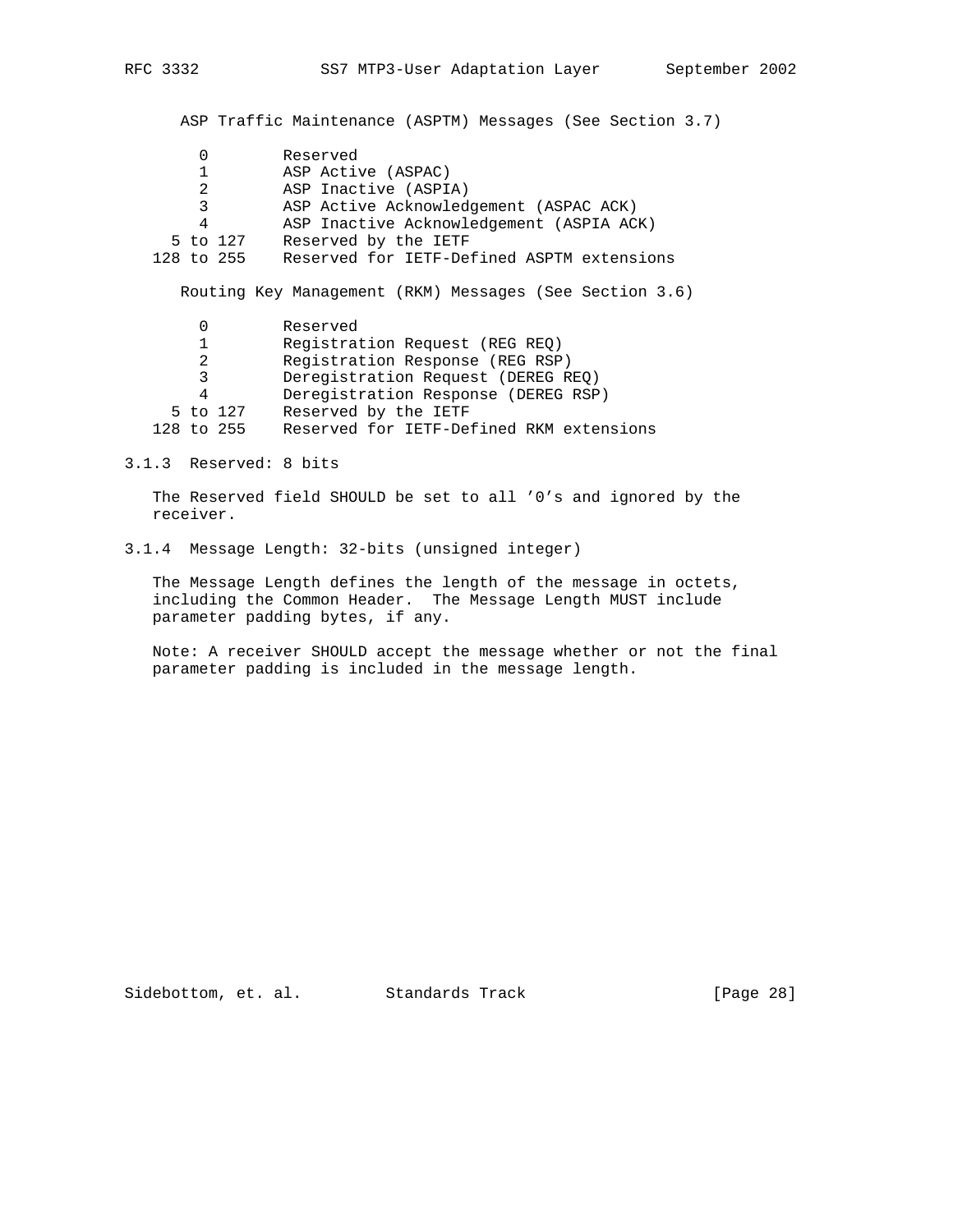ASP Traffic Maintenance (ASPTM) Messages (See Section 3.7)

| | |
|---|---|
| 0 | Reserved |
| 1 | ASP Active (ASPAC) |
| 2 | ASP Inactive (ASPIA) |
| 3 | ASP Active Acknowledgement (ASPAC ACK) |
| 4 | ASP Inactive Acknowledgement (ASPIA ACK) |
| 5 to 127 | Reserved by the IETF |
| 128 to 255 | Reserved for IETF-Defined ASPTM extensions |

Routing Key Management (RKM) Messages (See Section 3.6)

| | |
|---|---|
| 0 | Reserved |
| 1 | Registration Request (REG REQ) |
| 2 | Registration Response (REG RSP) |
| 3 | Deregistration Request (DEREG REQ) |
| 4 | Deregistration Response (DEREG RSP) |
| 5 to 127 | Reserved by the IETF |
| 128 to 255 | Reserved for IETF-Defined RKM extensions |

### 3.1.3 Reserved: 8 bits

The Reserved field SHOULD be set to all '0's and ignored by the receiver.

### 3.1.4 Message Length: 32-bits (unsigned integer)

The Message Length defines the length of the message in octets, including the Common Header. The Message Length MUST include parameter padding bytes, if any.

Note: A receiver SHOULD accept the message whether or not the final parameter padding is included in the message length.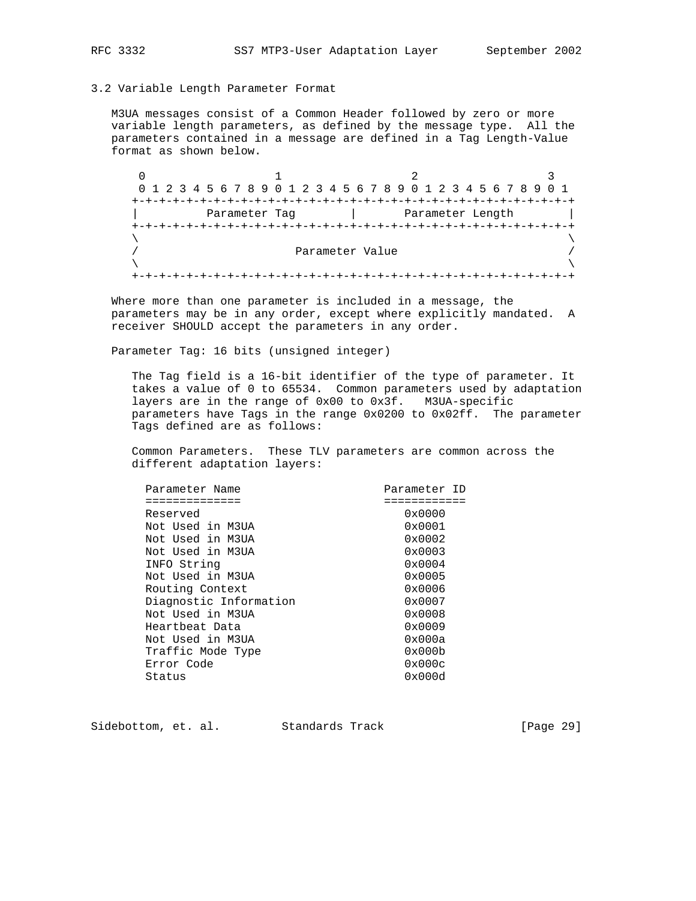### 3.2 Variable Length Parameter Format

M3UA messages consist of a Common Header followed by zero or more variable length parameters, as defined by the message type. All the parameters contained in a message are defined in a Tag Length-Value format as shown below.

```
 0                   1                   2                   3
 0 1 2 3 4 5 6 7 8 9 0 1 2 3 4 5 6 7 8 9 0 1 2 3 4 5 6 7 8 9 0 1
+-+-+-+-+-+-+-+-+-+-+-+-+-+-+-+-+-+-+-+-+-+-+-+-+-+-+-+-+-+-+-+-+
|          Parameter Tag        |       Parameter Length        |
+-+-+-+-+-+-+-+-+-+-+-+-+-+-+-+-+-+-+-+-+-+-+-+-+-+-+-+-+-+-+-+-+
\                                                               \
/                       Parameter Value                         /
\                                                               \
+-+-+-+-+-+-+-+-+-+-+-+-+-+-+-+-+-+-+-+-+-+-+-+-+-+-+-+-+-+-+-+-+
```

Where more than one parameter is included in a message, the parameters may be in any order, except where explicitly mandated. A receiver SHOULD accept the parameters in any order.

Parameter Tag: 16 bits (unsigned integer)

The Tag field is a 16-bit identifier of the type of parameter. It takes a value of 0 to 65534. Common parameters used by adaptation layers are in the range of 0x00 to 0x3f. M3UA-specific parameters have Tags in the range 0x0200 to 0x02ff. The parameter Tags defined are as follows:

Common Parameters. These TLV parameters are common across the different adaptation layers:

| Parameter Name | Parameter ID |
|---|---|
| Reserved | 0x0000 |
| Not Used in M3UA | 0x0001 |
| Not Used in M3UA | 0x0002 |
| Not Used in M3UA | 0x0003 |
| INFO String | 0x0004 |
| Not Used in M3UA | 0x0005 |
| Routing Context | 0x0006 |
| Diagnostic Information | 0x0007 |
| Not Used in M3UA | 0x0008 |
| Heartbeat Data | 0x0009 |
| Not Used in M3UA | 0x000a |
| Traffic Mode Type | 0x000b |
| Error Code | 0x000c |
| Status | 0x000d |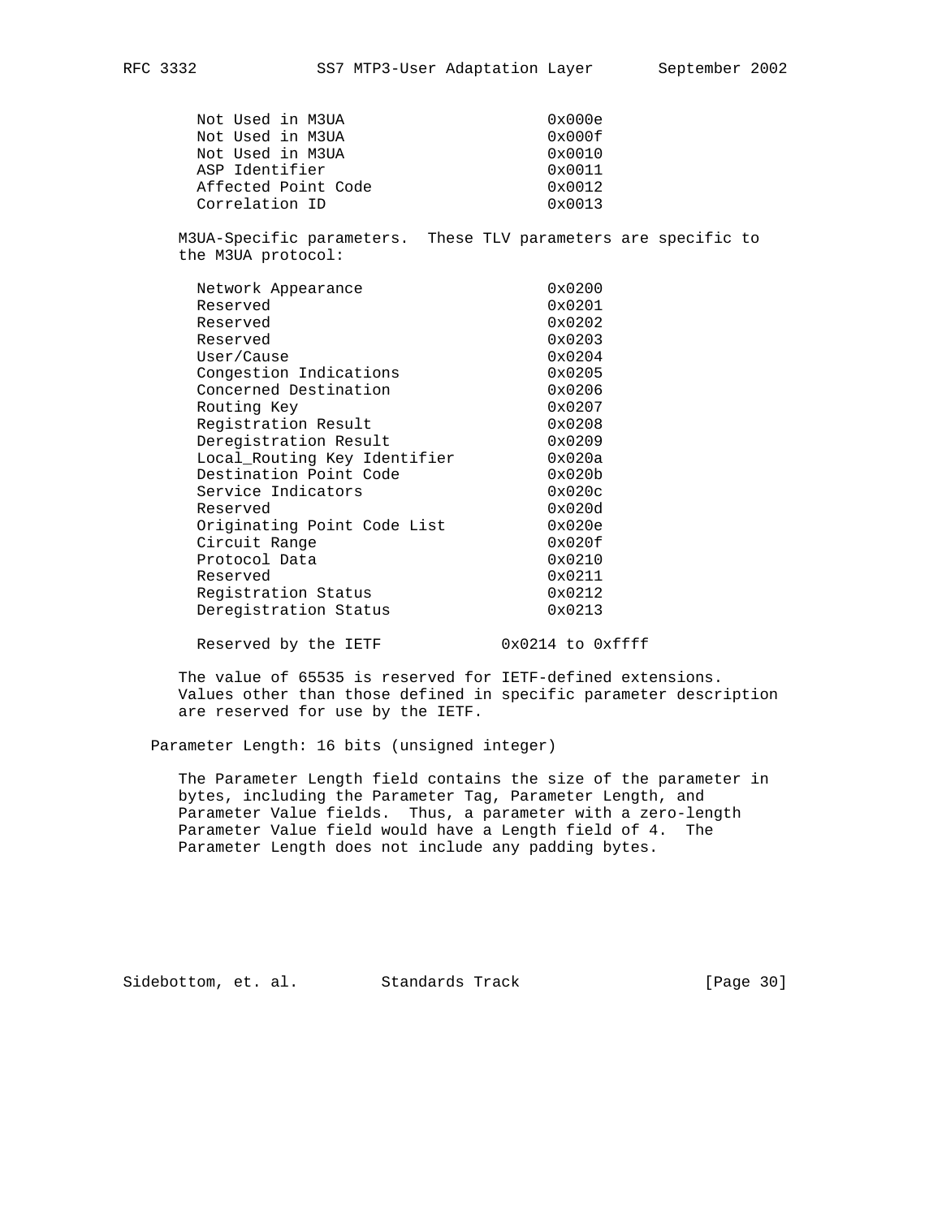| | |
|---|---|
| Not Used in M3UA | 0x000e |
| Not Used in M3UA | 0x000f |
| Not Used in M3UA | 0x0010 |
| ASP Identifier | 0x0011 |
| Affected Point Code | 0x0012 |
| Correlation ID | 0x0013 |

M3UA-Specific parameters. These TLV parameters are specific to the M3UA protocol:

| | |
|---|---|
| Network Appearance | 0x0200 |
| Reserved | 0x0201 |
| Reserved | 0x0202 |
| Reserved | 0x0203 |
| User/Cause | 0x0204 |
| Congestion Indications | 0x0205 |
| Concerned Destination | 0x0206 |
| Routing Key | 0x0207 |
| Registration Result | 0x0208 |
| Deregistration Result | 0x0209 |
| Local_Routing Key Identifier | 0x020a |
| Destination Point Code | 0x020b |
| Service Indicators | 0x020c |
| Reserved | 0x020d |
| Originating Point Code List | 0x020e |
| Circuit Range | 0x020f |
| Protocol Data | 0x0210 |
| Reserved | 0x0211 |
| Registration Status | 0x0212 |
| Deregistration Status | 0x0213 |
| | |
| Reserved by the IETF | 0x0214 to 0xffff |

The value of 65535 is reserved for IETF-defined extensions. Values other than those defined in specific parameter description are reserved for use by the IETF.

Parameter Length: 16 bits (unsigned integer)

The Parameter Length field contains the size of the parameter in bytes, including the Parameter Tag, Parameter Length, and Parameter Value fields. Thus, a parameter with a zero-length Parameter Value field would have a Length field of 4. The Parameter Length does not include any padding bytes.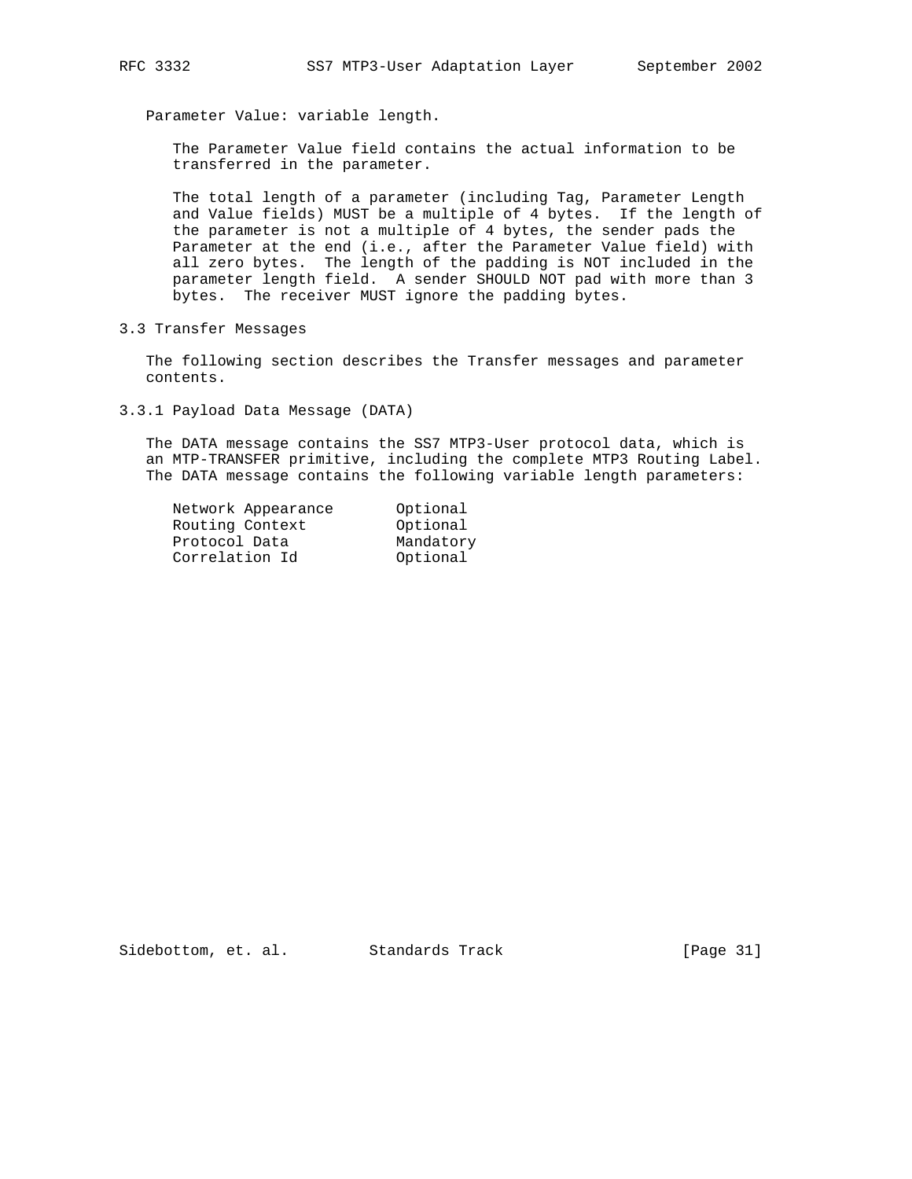Parameter Value: variable length.

The Parameter Value field contains the actual information to be transferred in the parameter.

The total length of a parameter (including Tag, Parameter Length and Value fields) MUST be a multiple of 4 bytes. If the length of the parameter is not a multiple of 4 bytes, the sender pads the Parameter at the end (i.e., after the Parameter Value field) with all zero bytes. The length of the padding is NOT included in the parameter length field. A sender SHOULD NOT pad with more than 3 bytes. The receiver MUST ignore the padding bytes.

### 3.3 Transfer Messages

The following section describes the Transfer messages and parameter contents.

#### 3.3.1 Payload Data Message (DATA)

The DATA message contains the SS7 MTP3-User protocol data, which is an MTP-TRANSFER primitive, including the complete MTP3 Routing Label. The DATA message contains the following variable length parameters:

```
Network Appearance       Optional
Routing Context          Optional
Protocol Data            Mandatory
Correlation Id           Optional
```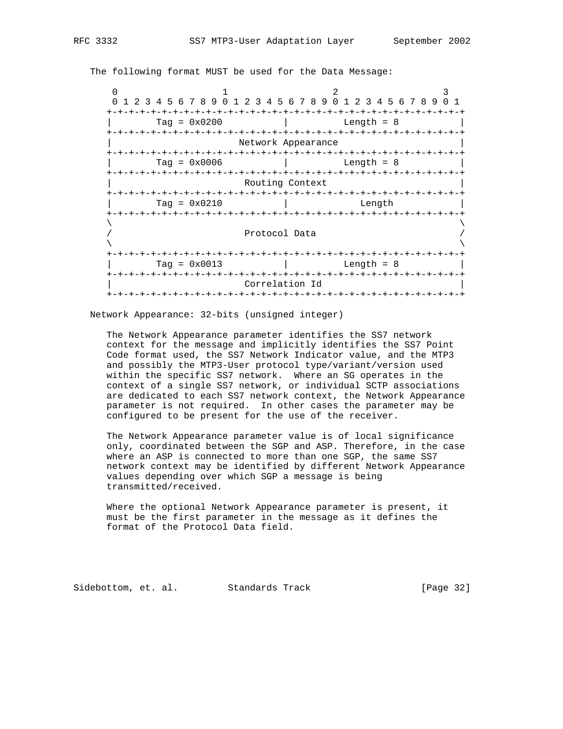The following format MUST be used for the Data Message:

```
 0                   1                   2                   3
 0 1 2 3 4 5 6 7 8 9 0 1 2 3 4 5 6 7 8 9 0 1 2 3 4 5 6 7 8 9 0 1
+-+-+-+-+-+-+-+-+-+-+-+-+-+-+-+-+-+-+-+-+-+-+-+-+-+-+-+-+-+-+-+-+
|        Tag = 0x0200           |          Length = 8           |
+-+-+-+-+-+-+-+-+-+-+-+-+-+-+-+-+-+-+-+-+-+-+-+-+-+-+-+-+-+-+-+-+
|                      Network Appearance                       |
+-+-+-+-+-+-+-+-+-+-+-+-+-+-+-+-+-+-+-+-+-+-+-+-+-+-+-+-+-+-+-+-+
|        Tag = 0x0006           |          Length = 8           |
+-+-+-+-+-+-+-+-+-+-+-+-+-+-+-+-+-+-+-+-+-+-+-+-+-+-+-+-+-+-+-+-+
|                       Routing Context                         |
+-+-+-+-+-+-+-+-+-+-+-+-+-+-+-+-+-+-+-+-+-+-+-+-+-+-+-+-+-+-+-+-+
|        Tag = 0x0210           |             Length            |
+-+-+-+-+-+-+-+-+-+-+-+-+-+-+-+-+-+-+-+-+-+-+-+-+-+-+-+-+-+-+-+-+
\                                                               \
/                       Protocol Data                           /
\                                                               \
+-+-+-+-+-+-+-+-+-+-+-+-+-+-+-+-+-+-+-+-+-+-+-+-+-+-+-+-+-+-+-+-+
|        Tag = 0x0013           |          Length = 8           |
+-+-+-+-+-+-+-+-+-+-+-+-+-+-+-+-+-+-+-+-+-+-+-+-+-+-+-+-+-+-+-+-+
|                       Correlation Id                          |
+-+-+-+-+-+-+-+-+-+-+-+-+-+-+-+-+-+-+-+-+-+-+-+-+-+-+-+-+-+-+-+-+
```

Network Appearance: 32-bits (unsigned integer)

The Network Appearance parameter identifies the SS7 network context for the message and implicitly identifies the SS7 Point Code format used, the SS7 Network Indicator value, and the MTP3 and possibly the MTP3-User protocol type/variant/version used within the specific SS7 network. Where an SG operates in the context of a single SS7 network, or individual SCTP associations are dedicated to each SS7 network context, the Network Appearance parameter is not required. In other cases the parameter may be configured to be present for the use of the receiver.

The Network Appearance parameter value is of local significance only, coordinated between the SGP and ASP. Therefore, in the case where an ASP is connected to more than one SGP, the same SS7 network context may be identified by different Network Appearance values depending over which SGP a message is being transmitted/received.

Where the optional Network Appearance parameter is present, it must be the first parameter in the message as it defines the format of the Protocol Data field.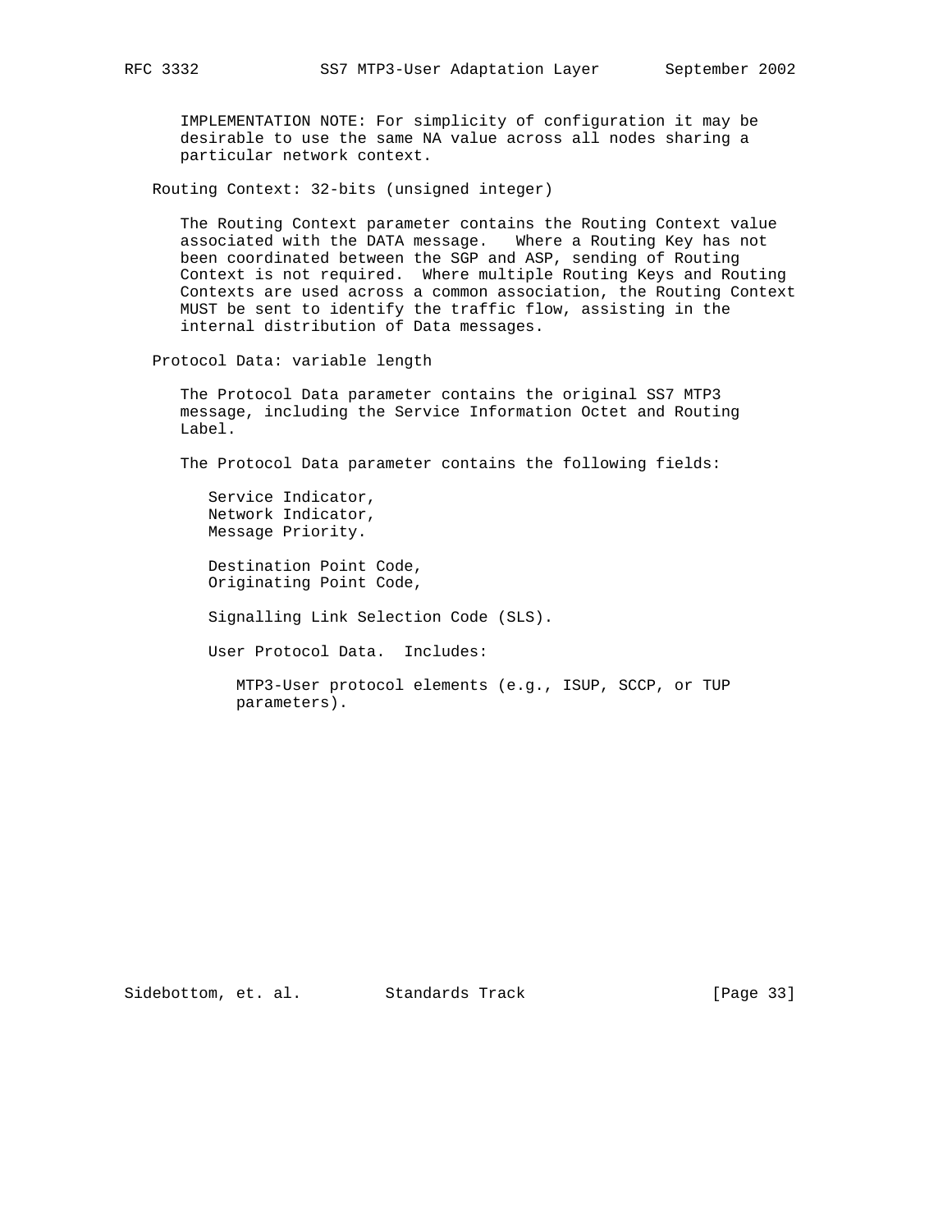IMPLEMENTATION NOTE: For simplicity of configuration it may be desirable to use the same NA value across all nodes sharing a particular network context.

Routing Context: 32-bits (unsigned integer)

The Routing Context parameter contains the Routing Context value associated with the DATA message. Where a Routing Key has not been coordinated between the SGP and ASP, sending of Routing Context is not required. Where multiple Routing Keys and Routing Contexts are used across a common association, the Routing Context MUST be sent to identify the traffic flow, assisting in the internal distribution of Data messages.

Protocol Data: variable length

The Protocol Data parameter contains the original SS7 MTP3 message, including the Service Information Octet and Routing Label.

The Protocol Data parameter contains the following fields:

Service Indicator,
Network Indicator,
Message Priority.

Destination Point Code,
Originating Point Code,

Signalling Link Selection Code (SLS).

User Protocol Data. Includes:

MTP3-User protocol elements (e.g., ISUP, SCCP, or TUP parameters).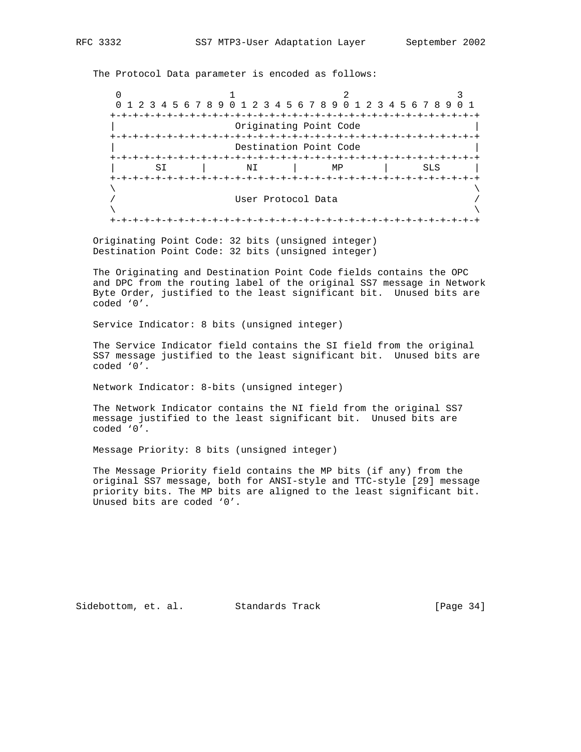The Protocol Data parameter is encoded as follows:

```
 0                   1                   2                   3
 0 1 2 3 4 5 6 7 8 9 0 1 2 3 4 5 6 7 8 9 0 1 2 3 4 5 6 7 8 9 0 1
+-+-+-+-+-+-+-+-+-+-+-+-+-+-+-+-+-+-+-+-+-+-+-+-+-+-+-+-+-+-+-+-+
|                     Originating Point Code                    |
+-+-+-+-+-+-+-+-+-+-+-+-+-+-+-+-+-+-+-+-+-+-+-+-+-+-+-+-+-+-+-+-+
|                     Destination Point Code                    |
+-+-+-+-+-+-+-+-+-+-+-+-+-+-+-+-+-+-+-+-+-+-+-+-+-+-+-+-+-+-+-+-+
|       SI      |       NI      |      MP       |      SLS      |
+-+-+-+-+-+-+-+-+-+-+-+-+-+-+-+-+-+-+-+-+-+-+-+-+-+-+-+-+-+-+-+-+
\                                                               \
/                     User Protocol Data                        /
\                                                               \
+-+-+-+-+-+-+-+-+-+-+-+-+-+-+-+-+-+-+-+-+-+-+-+-+-+-+-+-+-+-+-+-+
```

Originating Point Code: 32 bits (unsigned integer)
Destination Point Code: 32 bits (unsigned integer)

The Originating and Destination Point Code fields contains the OPC and DPC from the routing label of the original SS7 message in Network Byte Order, justified to the least significant bit. Unused bits are coded ‘0’.

Service Indicator: 8 bits (unsigned integer)

The Service Indicator field contains the SI field from the original SS7 message justified to the least significant bit. Unused bits are coded ‘0’.

Network Indicator: 8-bits (unsigned integer)

The Network Indicator contains the NI field from the original SS7 message justified to the least significant bit. Unused bits are coded ‘0’.

Message Priority: 8 bits (unsigned integer)

The Message Priority field contains the MP bits (if any) from the original SS7 message, both for ANSI-style and TTC-style [29] message priority bits. The MP bits are aligned to the least significant bit. Unused bits are coded ‘0’.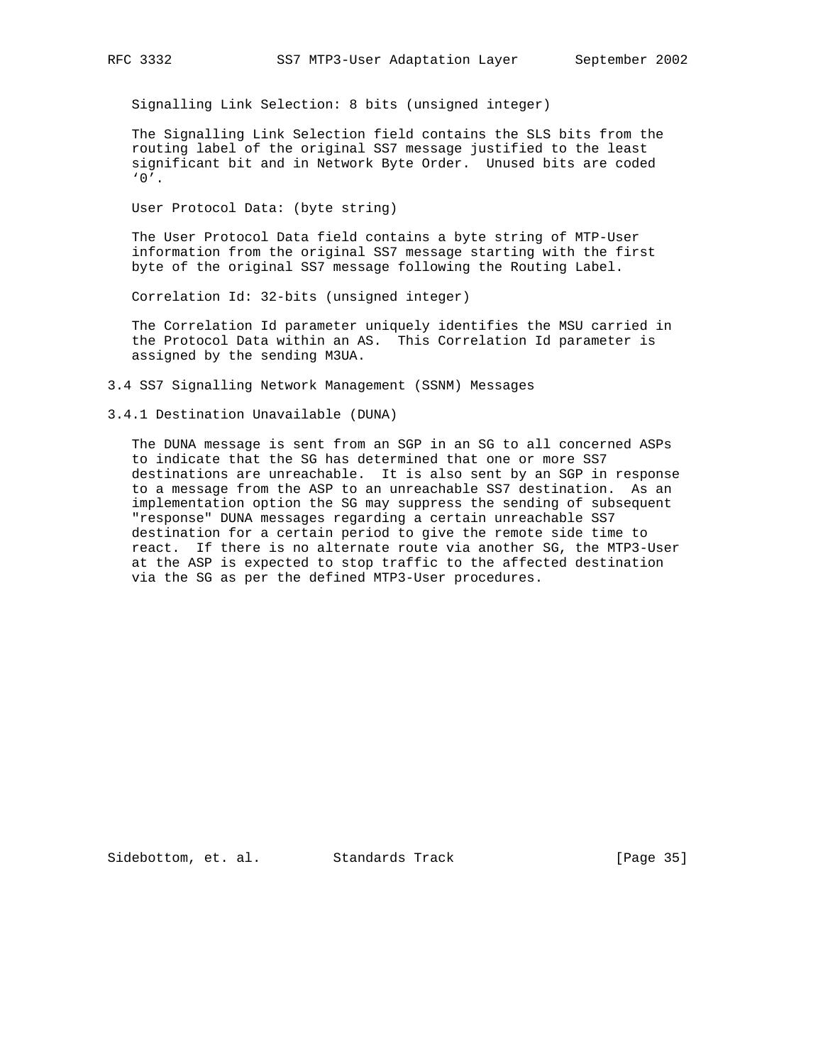Signalling Link Selection: 8 bits (unsigned integer)

The Signalling Link Selection field contains the SLS bits from the routing label of the original SS7 message justified to the least significant bit and in Network Byte Order. Unused bits are coded '0'.

User Protocol Data: (byte string)

The User Protocol Data field contains a byte string of MTP-User information from the original SS7 message starting with the first byte of the original SS7 message following the Routing Label.

Correlation Id: 32-bits (unsigned integer)

The Correlation Id parameter uniquely identifies the MSU carried in the Protocol Data within an AS. This Correlation Id parameter is assigned by the sending M3UA.

## 3.4 SS7 Signalling Network Management (SSNM) Messages

### 3.4.1 Destination Unavailable (DUNA)

The DUNA message is sent from an SGP in an SG to all concerned ASPs to indicate that the SG has determined that one or more SS7 destinations are unreachable. It is also sent by an SGP in response to a message from the ASP to an unreachable SS7 destination. As an implementation option the SG may suppress the sending of subsequent "response" DUNA messages regarding a certain unreachable SS7 destination for a certain period to give the remote side time to react. If there is no alternate route via another SG, the MTP3-User at the ASP is expected to stop traffic to the affected destination via the SG as per the defined MTP3-User procedures.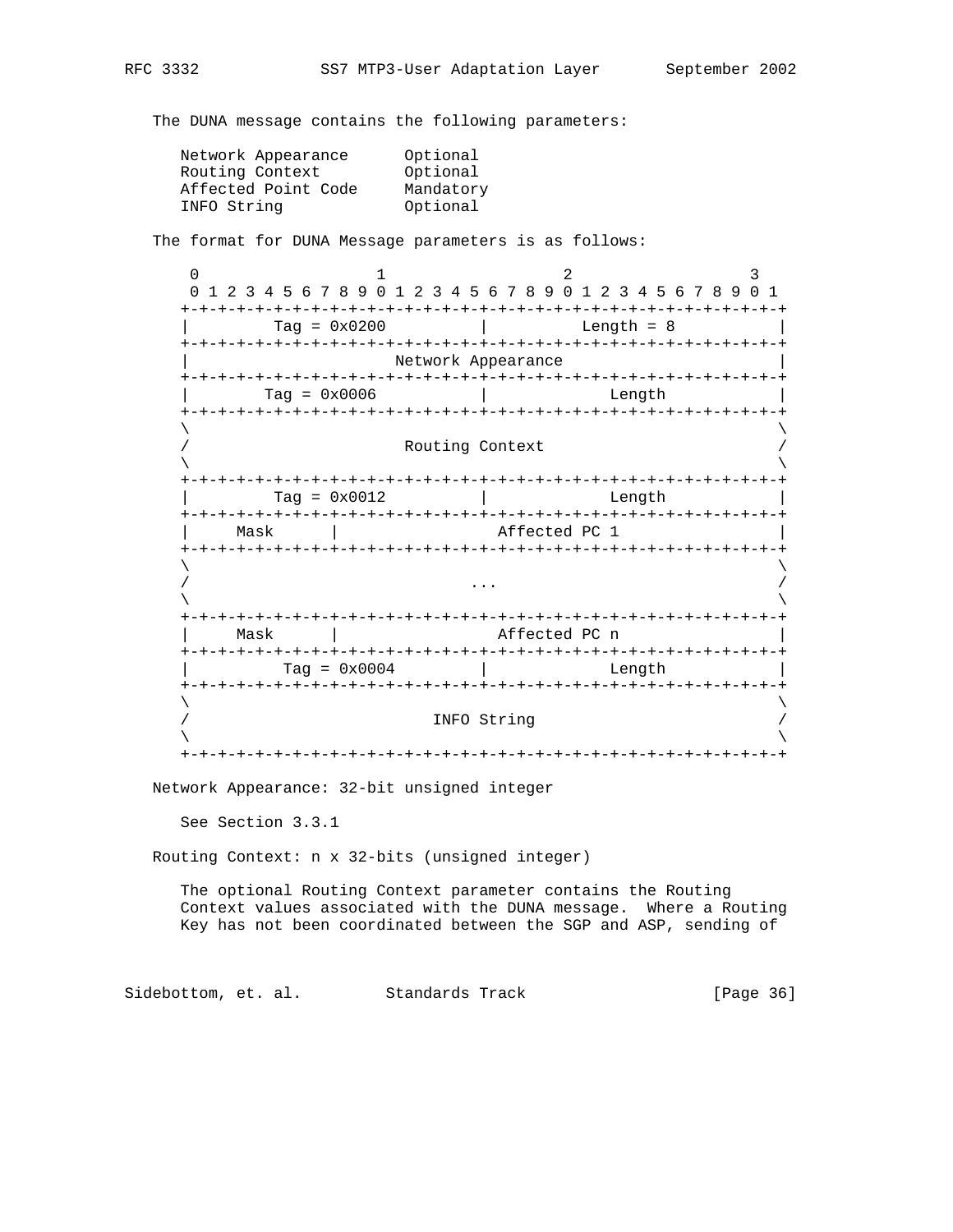The DUNA message contains the following parameters:

```
Network Appearance      Optional
Routing Context         Optional
Affected Point Code     Mandatory
INFO String             Optional
```

The format for DUNA Message parameters is as follows:

```
 0                   1                   2                   3
 0 1 2 3 4 5 6 7 8 9 0 1 2 3 4 5 6 7 8 9 0 1 2 3 4 5 6 7 8 9 0 1
+-+-+-+-+-+-+-+-+-+-+-+-+-+-+-+-+-+-+-+-+-+-+-+-+-+-+-+-+-+-+-+-+
|         Tag = 0x0200          |          Length = 8           |
+-+-+-+-+-+-+-+-+-+-+-+-+-+-+-+-+-+-+-+-+-+-+-+-+-+-+-+-+-+-+-+-+
|                      Network Appearance                       |
+-+-+-+-+-+-+-+-+-+-+-+-+-+-+-+-+-+-+-+-+-+-+-+-+-+-+-+-+-+-+-+-+
|        Tag = 0x0006           |             Length            |
+-+-+-+-+-+-+-+-+-+-+-+-+-+-+-+-+-+-+-+-+-+-+-+-+-+-+-+-+-+-+-+-+
\                                                               \
/                       Routing Context                         /
\                                                               \
+-+-+-+-+-+-+-+-+-+-+-+-+-+-+-+-+-+-+-+-+-+-+-+-+-+-+-+-+-+-+-+-+
|         Tag = 0x0012          |             Length            |
+-+-+-+-+-+-+-+-+-+-+-+-+-+-+-+-+-+-+-+-+-+-+-+-+-+-+-+-+-+-+-+-+
|     Mask      |                 Affected PC 1                 |
+-+-+-+-+-+-+-+-+-+-+-+-+-+-+-+-+-+-+-+-+-+-+-+-+-+-+-+-+-+-+-+-+
\                                                               \
/                              ...                              /
\                                                               \
+-+-+-+-+-+-+-+-+-+-+-+-+-+-+-+-+-+-+-+-+-+-+-+-+-+-+-+-+-+-+-+-+
|     Mask      |                 Affected PC n                 |
+-+-+-+-+-+-+-+-+-+-+-+-+-+-+-+-+-+-+-+-+-+-+-+-+-+-+-+-+-+-+-+-+
|          Tag = 0x0004         |             Length            |
+-+-+-+-+-+-+-+-+-+-+-+-+-+-+-+-+-+-+-+-+-+-+-+-+-+-+-+-+-+-+-+-+
\                                                               \
/                          INFO String                          /
\                                                               \
+-+-+-+-+-+-+-+-+-+-+-+-+-+-+-+-+-+-+-+-+-+-+-+-+-+-+-+-+-+-+-+-+
```

Network Appearance: 32-bit unsigned integer

See Section 3.3.1

Routing Context: n x 32-bits (unsigned integer)

The optional Routing Context parameter contains the Routing Context values associated with the DUNA message. Where a Routing Key has not been coordinated between the SGP and ASP, sending of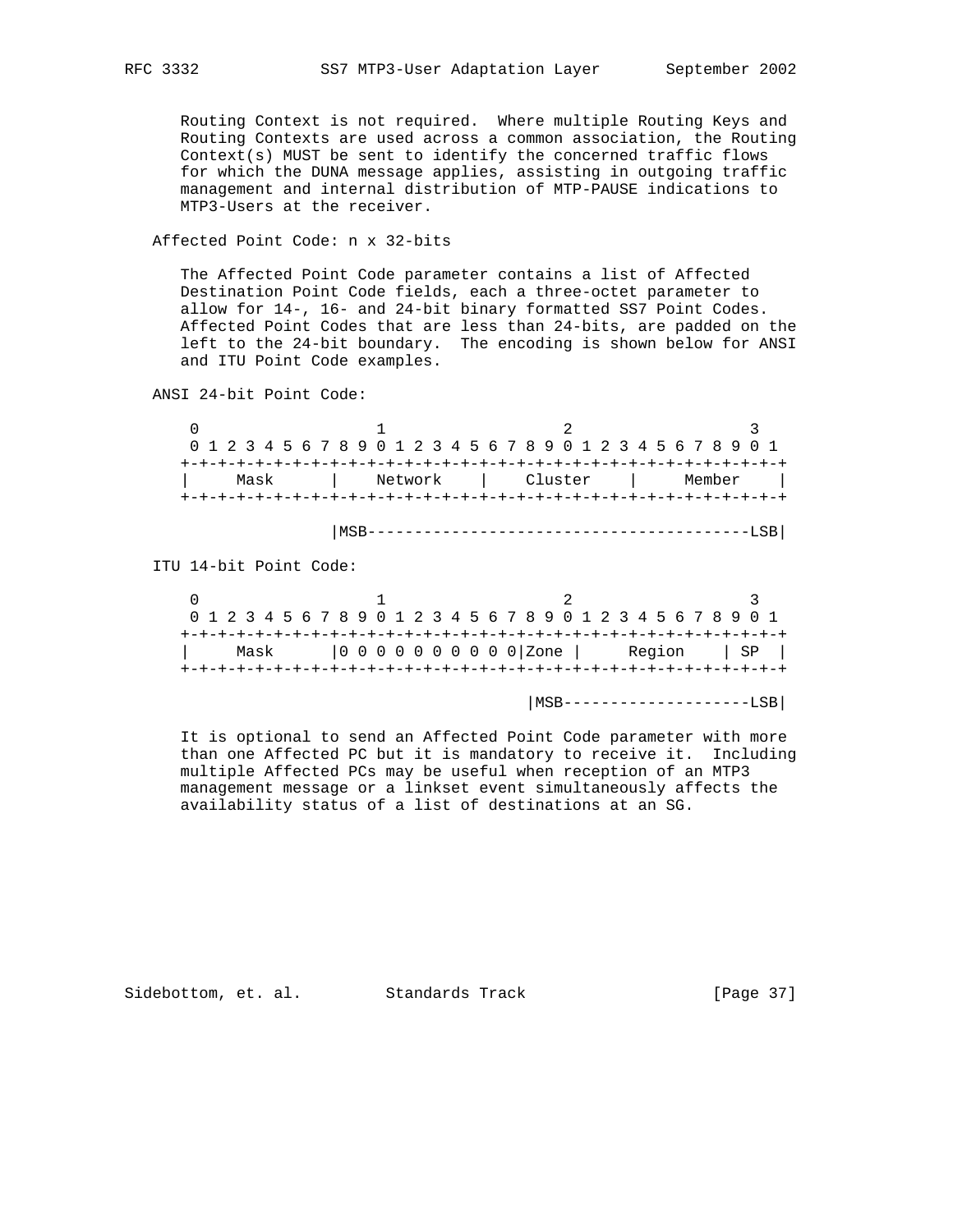Routing Context is not required. Where multiple Routing Keys and Routing Contexts are used across a common association, the Routing Context(s) MUST be sent to identify the concerned traffic flows for which the DUNA message applies, assisting in outgoing traffic management and internal distribution of MTP-PAUSE indications to MTP3-Users at the receiver.

Affected Point Code: n x 32-bits

The Affected Point Code parameter contains a list of Affected Destination Point Code fields, each a three-octet parameter to allow for 14-, 16- and 24-bit binary formatted SS7 Point Codes. Affected Point Codes that are less than 24-bits, are padded on the left to the 24-bit boundary. The encoding is shown below for ANSI and ITU Point Code examples.

ANSI 24-bit Point Code:

```
 0                   1                   2                   3
 0 1 2 3 4 5 6 7 8 9 0 1 2 3 4 5 6 7 8 9 0 1 2 3 4 5 6 7 8 9 0 1
+-+-+-+-+-+-+-+-+-+-+-+-+-+-+-+-+-+-+-+-+-+-+-+-+-+-+-+-+-+-+-+-+
|     Mask      |    Network    |    Cluster    |     Member    |
+-+-+-+-+-+-+-+-+-+-+-+-+-+-+-+-+-+-+-+-+-+-+-+-+-+-+-+-+-+-+-+-+

                |MSB-----------------------------------------LSB|
```

ITU 14-bit Point Code:

```
 0                   1                   2                   3
 0 1 2 3 4 5 6 7 8 9 0 1 2 3 4 5 6 7 8 9 0 1 2 3 4 5 6 7 8 9 0 1
+-+-+-+-+-+-+-+-+-+-+-+-+-+-+-+-+-+-+-+-+-+-+-+-+-+-+-+-+-+-+-+-+
|     Mask      |0 0 0 0 0 0 0 0 0 0|Zone |     Region    | SP  |
+-+-+-+-+-+-+-+-+-+-+-+-+-+-+-+-+-+-+-+-+-+-+-+-+-+-+-+-+-+-+-+-+

                                    |MSB--------------------LSB|
```

It is optional to send an Affected Point Code parameter with more than one Affected PC but it is mandatory to receive it. Including multiple Affected PCs may be useful when reception of an MTP3 management message or a linkset event simultaneously affects the availability status of a list of destinations at an SG.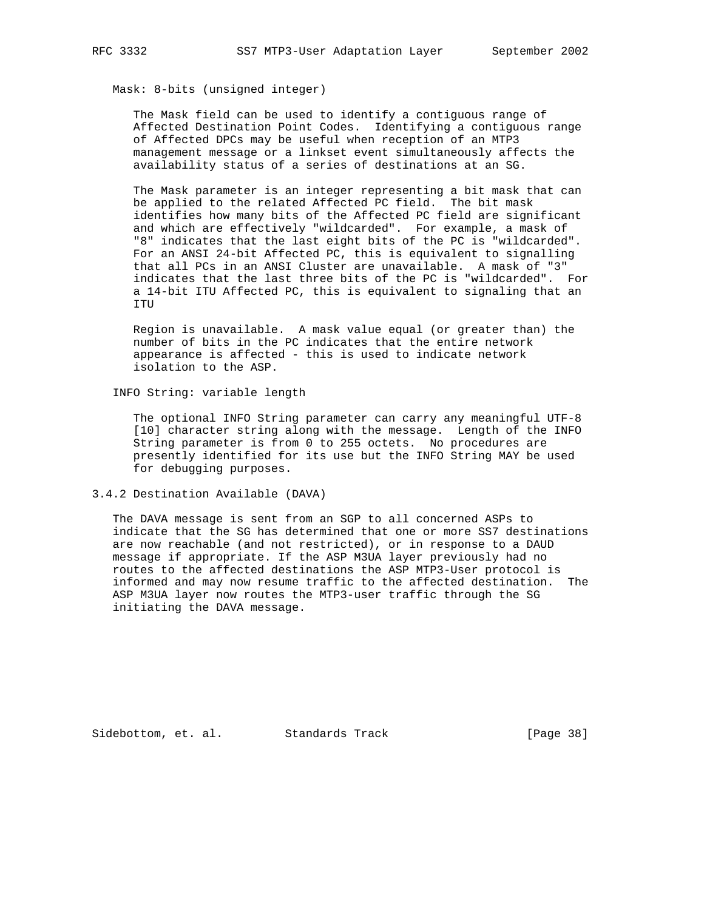Mask: 8-bits (unsigned integer)

The Mask field can be used to identify a contiguous range of Affected Destination Point Codes. Identifying a contiguous range of Affected DPCs may be useful when reception of an MTP3 management message or a linkset event simultaneously affects the availability status of a series of destinations at an SG.

The Mask parameter is an integer representing a bit mask that can be applied to the related Affected PC field. The bit mask identifies how many bits of the Affected PC field are significant and which are effectively "wildcarded". For example, a mask of "8" indicates that the last eight bits of the PC is "wildcarded". For an ANSI 24-bit Affected PC, this is equivalent to signalling that all PCs in an ANSI Cluster are unavailable. A mask of "3" indicates that the last three bits of the PC is "wildcarded". For a 14-bit ITU Affected PC, this is equivalent to signaling that an ITU

Region is unavailable. A mask value equal (or greater than) the number of bits in the PC indicates that the entire network appearance is affected - this is used to indicate network isolation to the ASP.

INFO String: variable length

The optional INFO String parameter can carry any meaningful UTF-8 [10] character string along with the message. Length of the INFO String parameter is from 0 to 255 octets. No procedures are presently identified for its use but the INFO String MAY be used for debugging purposes.

### 3.4.2 Destination Available (DAVA)

The DAVA message is sent from an SGP to all concerned ASPs to indicate that the SG has determined that one or more SS7 destinations are now reachable (and not restricted), or in response to a DAUD message if appropriate. If the ASP M3UA layer previously had no routes to the affected destinations the ASP MTP3-User protocol is informed and may now resume traffic to the affected destination. The ASP M3UA layer now routes the MTP3-user traffic through the SG initiating the DAVA message.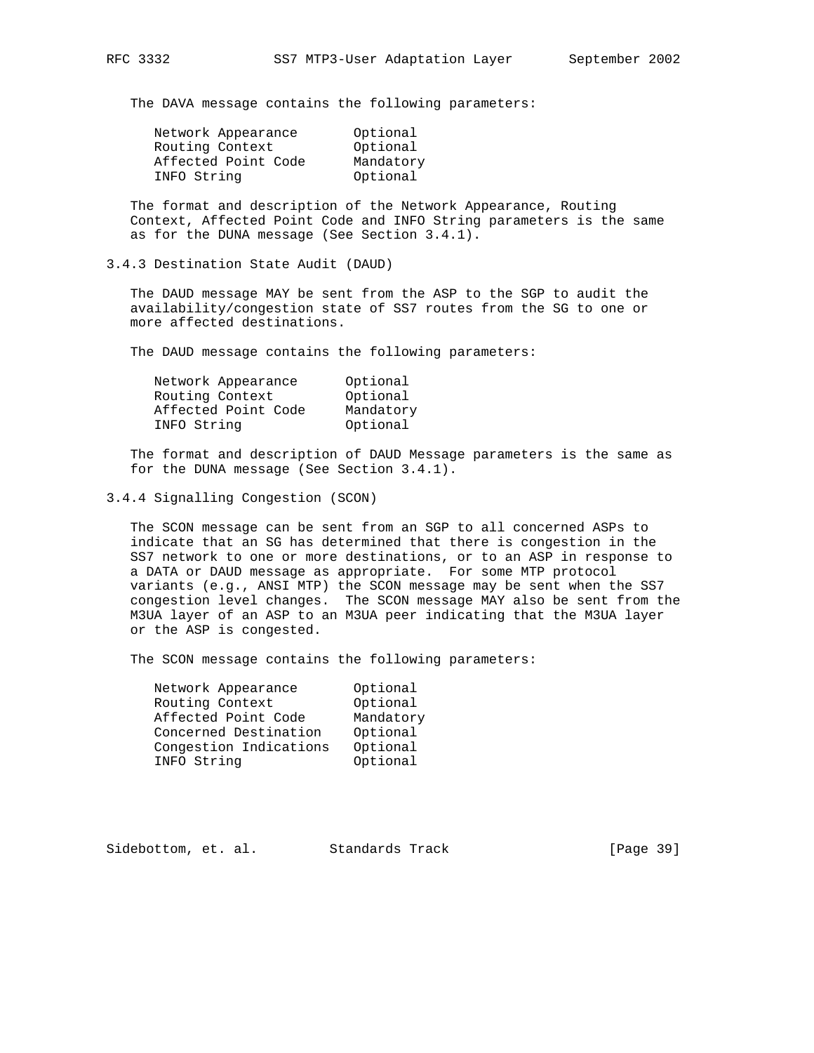The DAVA message contains the following parameters:

```
Network Appearance       Optional
Routing Context          Optional
Affected Point Code      Mandatory
INFO String              Optional
```

The format and description of the Network Appearance, Routing Context, Affected Point Code and INFO String parameters is the same as for the DUNA message (See Section 3.4.1).

### 3.4.3 Destination State Audit (DAUD)

The DAUD message MAY be sent from the ASP to the SGP to audit the availability/congestion state of SS7 routes from the SG to one or more affected destinations.

The DAUD message contains the following parameters:

```
Network Appearance      Optional
Routing Context         Optional
Affected Point Code     Mandatory
INFO String             Optional
```

The format and description of DAUD Message parameters is the same as for the DUNA message (See Section 3.4.1).

### 3.4.4 Signalling Congestion (SCON)

The SCON message can be sent from an SGP to all concerned ASPs to indicate that an SG has determined that there is congestion in the SS7 network to one or more destinations, or to an ASP in response to a DATA or DAUD message as appropriate. For some MTP protocol variants (e.g., ANSI MTP) the SCON message may be sent when the SS7 congestion level changes. The SCON message MAY also be sent from the M3UA layer of an ASP to an M3UA peer indicating that the M3UA layer or the ASP is congested.

The SCON message contains the following parameters:

```
Network Appearance       Optional
Routing Context          Optional
Affected Point Code      Mandatory
Concerned Destination    Optional
Congestion Indications   Optional
INFO String              Optional
```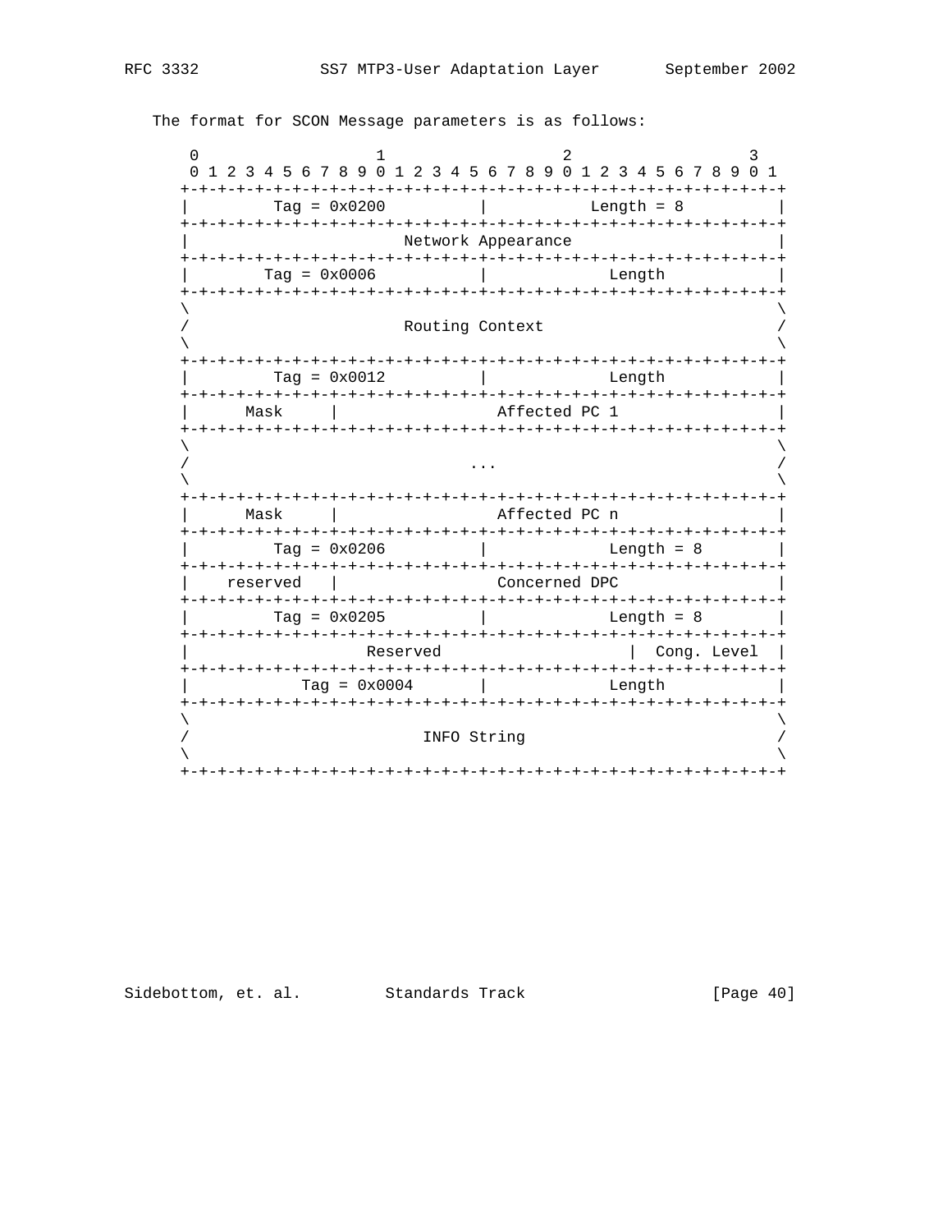The format for SCON Message parameters is as follows:

```
    0                   1                   2                   3
    0 1 2 3 4 5 6 7 8 9 0 1 2 3 4 5 6 7 8 9 0 1 2 3 4 5 6 7 8 9 0 1
   +-+-+-+-+-+-+-+-+-+-+-+-+-+-+-+-+-+-+-+-+-+-+-+-+-+-+-+-+-+-+-+-+
   |         Tag = 0x0200          |           Length = 8          |
   +-+-+-+-+-+-+-+-+-+-+-+-+-+-+-+-+-+-+-+-+-+-+-+-+-+-+-+-+-+-+-+-+
   |                       Network Appearance                      |
   +-+-+-+-+-+-+-+-+-+-+-+-+-+-+-+-+-+-+-+-+-+-+-+-+-+-+-+-+-+-+-+-+
   |        Tag = 0x0006           |             Length            |
   +-+-+-+-+-+-+-+-+-+-+-+-+-+-+-+-+-+-+-+-+-+-+-+-+-+-+-+-+-+-+-+-+
   \                                                               \
   /                       Routing Context                         /
   \                                                               \
   +-+-+-+-+-+-+-+-+-+-+-+-+-+-+-+-+-+-+-+-+-+-+-+-+-+-+-+-+-+-+-+-+
   |         Tag = 0x0012          |             Length            |
   +-+-+-+-+-+-+-+-+-+-+-+-+-+-+-+-+-+-+-+-+-+-+-+-+-+-+-+-+-+-+-+-+
   |      Mask     |                 Affected PC 1                 |
   +-+-+-+-+-+-+-+-+-+-+-+-+-+-+-+-+-+-+-+-+-+-+-+-+-+-+-+-+-+-+-+-+
   \                                                               \
   /                              ...                              /
   \                                                               \
   +-+-+-+-+-+-+-+-+-+-+-+-+-+-+-+-+-+-+-+-+-+-+-+-+-+-+-+-+-+-+-+-+
   |      Mask     |                 Affected PC n                 |
   +-+-+-+-+-+-+-+-+-+-+-+-+-+-+-+-+-+-+-+-+-+-+-+-+-+-+-+-+-+-+-+-+
   |         Tag = 0x0206          |             Length = 8        |
   +-+-+-+-+-+-+-+-+-+-+-+-+-+-+-+-+-+-+-+-+-+-+-+-+-+-+-+-+-+-+-+-+
   |    reserved   |                 Concerned DPC                 |
   +-+-+-+-+-+-+-+-+-+-+-+-+-+-+-+-+-+-+-+-+-+-+-+-+-+-+-+-+-+-+-+-+
   |         Tag = 0x0205          |             Length = 8        |
   +-+-+-+-+-+-+-+-+-+-+-+-+-+-+-+-+-+-+-+-+-+-+-+-+-+-+-+-+-+-+-+-+
   |                   Reserved                    |  Cong. Level  |
   +-+-+-+-+-+-+-+-+-+-+-+-+-+-+-+-+-+-+-+-+-+-+-+-+-+-+-+-+-+-+-+-+
   |            Tag = 0x0004       |             Length            |
   +-+-+-+-+-+-+-+-+-+-+-+-+-+-+-+-+-+-+-+-+-+-+-+-+-+-+-+-+-+-+-+-+
   \                                                               \
   /                         INFO String                           /
   \                                                               \
   +-+-+-+-+-+-+-+-+-+-+-+-+-+-+-+-+-+-+-+-+-+-+-+-+-+-+-+-+-+-+-+-+
```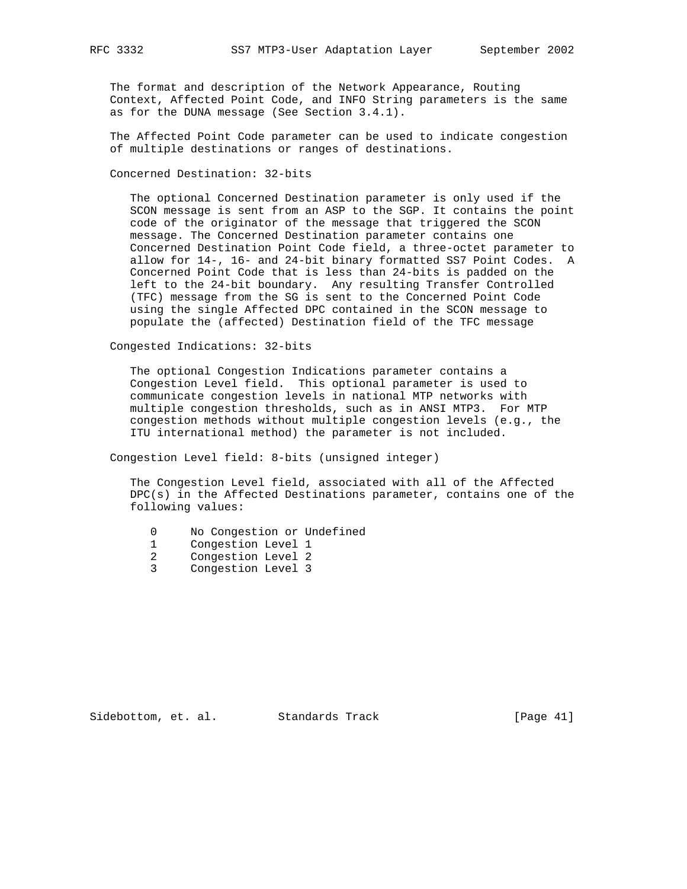The format and description of the Network Appearance, Routing Context, Affected Point Code, and INFO String parameters is the same as for the DUNA message (See Section 3.4.1).

The Affected Point Code parameter can be used to indicate congestion of multiple destinations or ranges of destinations.

Concerned Destination: 32-bits

The optional Concerned Destination parameter is only used if the SCON message is sent from an ASP to the SGP. It contains the point code of the originator of the message that triggered the SCON message. The Concerned Destination parameter contains one Concerned Destination Point Code field, a three-octet parameter to allow for 14-, 16- and 24-bit binary formatted SS7 Point Codes. A Concerned Point Code that is less than 24-bits is padded on the left to the 24-bit boundary. Any resulting Transfer Controlled (TFC) message from the SG is sent to the Concerned Point Code using the single Affected DPC contained in the SCON message to populate the (affected) Destination field of the TFC message

Congested Indications: 32-bits

The optional Congestion Indications parameter contains a Congestion Level field. This optional parameter is used to communicate congestion levels in national MTP networks with multiple congestion thresholds, such as in ANSI MTP3. For MTP congestion methods without multiple congestion levels (e.g., the ITU international method) the parameter is not included.

Congestion Level field: 8-bits (unsigned integer)

The Congestion Level field, associated with all of the Affected DPC(s) in the Affected Destinations parameter, contains one of the following values:

```
   0     No Congestion or Undefined
   1     Congestion Level 1
   2     Congestion Level 2
   3     Congestion Level 3
```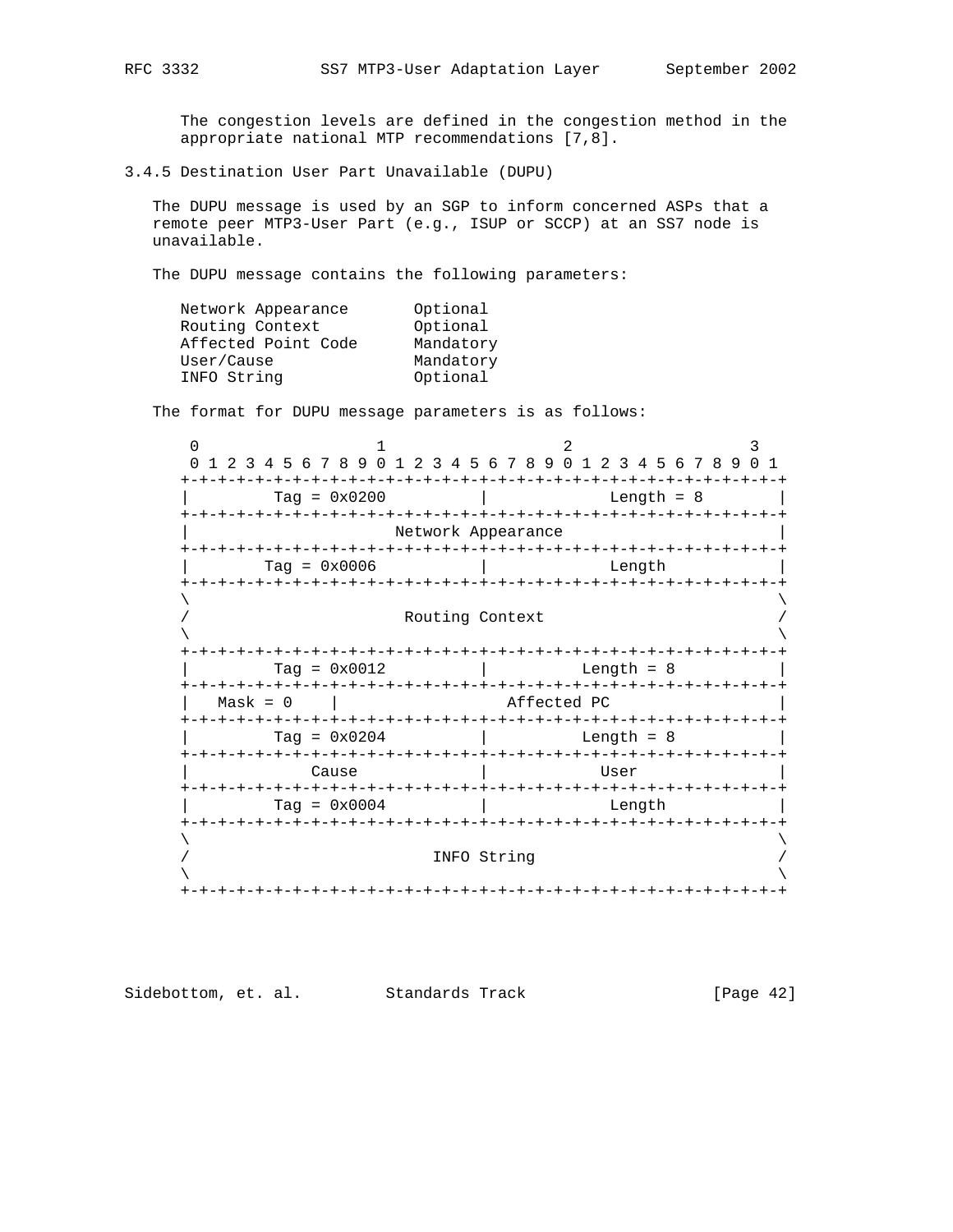The congestion levels are defined in the congestion method in the appropriate national MTP recommendations [7,8].

### 3.4.5 Destination User Part Unavailable (DUPU)

The DUPU message is used by an SGP to inform concerned ASPs that a remote peer MTP3-User Part (e.g., ISUP or SCCP) at an SS7 node is unavailable.

The DUPU message contains the following parameters:

```
Network Appearance       Optional
Routing Context          Optional
Affected Point Code      Mandatory
User/Cause               Mandatory
INFO String              Optional
```

The format for DUPU message parameters is as follows:

```
 0                   1                   2                   3
 0 1 2 3 4 5 6 7 8 9 0 1 2 3 4 5 6 7 8 9 0 1 2 3 4 5 6 7 8 9 0 1
+-+-+-+-+-+-+-+-+-+-+-+-+-+-+-+-+-+-+-+-+-+-+-+-+-+-+-+-+-+-+-+-+
|         Tag = 0x0200          |          Length = 8           |
+-+-+-+-+-+-+-+-+-+-+-+-+-+-+-+-+-+-+-+-+-+-+-+-+-+-+-+-+-+-+-+-+
|                       Network Appearance                      |
+-+-+-+-+-+-+-+-+-+-+-+-+-+-+-+-+-+-+-+-+-+-+-+-+-+-+-+-+-+-+-+-+
|        Tag = 0x0006           |            Length             |
+-+-+-+-+-+-+-+-+-+-+-+-+-+-+-+-+-+-+-+-+-+-+-+-+-+-+-+-+-+-+-+-+
\                                                               \
/                        Routing Context                        /
\                                                               \
+-+-+-+-+-+-+-+-+-+-+-+-+-+-+-+-+-+-+-+-+-+-+-+-+-+-+-+-+-+-+-+-+
|         Tag = 0x0012          |          Length = 8           |
+-+-+-+-+-+-+-+-+-+-+-+-+-+-+-+-+-+-+-+-+-+-+-+-+-+-+-+-+-+-+-+-+
|   Mask = 0    |                 Affected PC                   |
+-+-+-+-+-+-+-+-+-+-+-+-+-+-+-+-+-+-+-+-+-+-+-+-+-+-+-+-+-+-+-+-+
|         Tag = 0x0204          |          Length = 8           |
+-+-+-+-+-+-+-+-+-+-+-+-+-+-+-+-+-+-+-+-+-+-+-+-+-+-+-+-+-+-+-+-+
|             Cause             |             User              |
+-+-+-+-+-+-+-+-+-+-+-+-+-+-+-+-+-+-+-+-+-+-+-+-+-+-+-+-+-+-+-+-+
|         Tag = 0x0004          |            Length             |
+-+-+-+-+-+-+-+-+-+-+-+-+-+-+-+-+-+-+-+-+-+-+-+-+-+-+-+-+-+-+-+-+
\                                                               \
/                          INFO String                          /
\                                                               \
+-+-+-+-+-+-+-+-+-+-+-+-+-+-+-+-+-+-+-+-+-+-+-+-+-+-+-+-+-+-+-+-+
```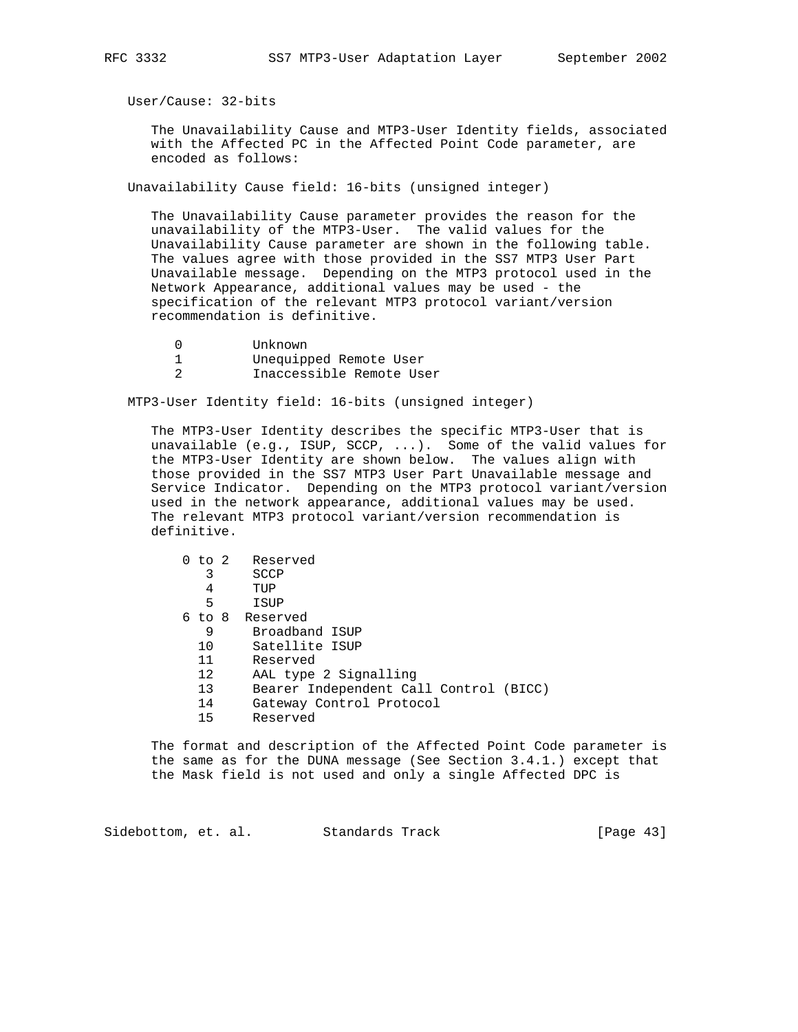User/Cause: 32-bits

The Unavailability Cause and MTP3-User Identity fields, associated with the Affected PC in the Affected Point Code parameter, are encoded as follows:

Unavailability Cause field: 16-bits (unsigned integer)

The Unavailability Cause parameter provides the reason for the unavailability of the MTP3-User. The valid values for the Unavailability Cause parameter are shown in the following table. The values agree with those provided in the SS7 MTP3 User Part Unavailable message. Depending on the MTP3 protocol used in the Network Appearance, additional values may be used - the specification of the relevant MTP3 protocol variant/version recommendation is definitive.

```
   0         Unknown
   1         Unequipped Remote User
   2         Inaccessible Remote User
```

MTP3-User Identity field: 16-bits (unsigned integer)

The MTP3-User Identity describes the specific MTP3-User that is unavailable (e.g., ISUP, SCCP, ...). Some of the valid values for the MTP3-User Identity are shown below. The values align with those provided in the SS7 MTP3 User Part Unavailable message and Service Indicator. Depending on the MTP3 protocol variant/version used in the network appearance, additional values may be used. The relevant MTP3 protocol variant/version recommendation is definitive.

```
    0 to 2   Reserved
       3     SCCP
       4     TUP
       5     ISUP
    6 to 8  Reserved
       9     Broadband ISUP
      10     Satellite ISUP
      11     Reserved
      12     AAL type 2 Signalling
      13     Bearer Independent Call Control (BICC)
      14     Gateway Control Protocol
      15     Reserved
```

The format and description of the Affected Point Code parameter is the same as for the DUNA message (See Section 3.4.1.) except that the Mask field is not used and only a single Affected DPC is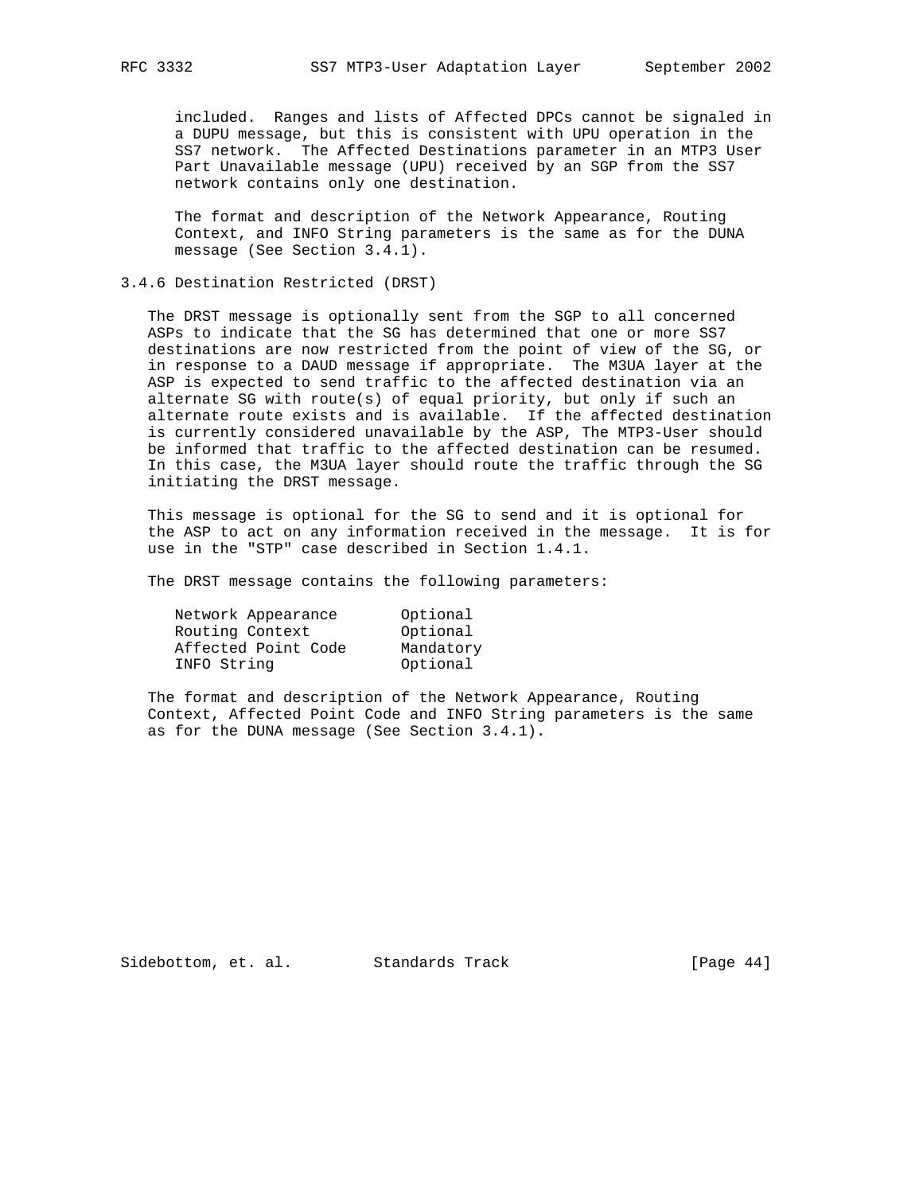included. Ranges and lists of Affected DPCs cannot be signaled in a DUPU message, but this is consistent with UPU operation in the SS7 network. The Affected Destinations parameter in an MTP3 User Part Unavailable message (UPU) received by an SGP from the SS7 network contains only one destination.

The format and description of the Network Appearance, Routing Context, and INFO String parameters is the same as for the DUNA message (See Section 3.4.1).

### 3.4.6 Destination Restricted (DRST)

The DRST message is optionally sent from the SGP to all concerned ASPs to indicate that the SG has determined that one or more SS7 destinations are now restricted from the point of view of the SG, or in response to a DAUD message if appropriate. The M3UA layer at the ASP is expected to send traffic to the affected destination via an alternate SG with route(s) of equal priority, but only if such an alternate route exists and is available. If the affected destination is currently considered unavailable by the ASP, The MTP3-User should be informed that traffic to the affected destination can be resumed. In this case, the M3UA layer should route the traffic through the SG initiating the DRST message.

This message is optional for the SG to send and it is optional for the ASP to act on any information received in the message. It is for use in the "STP" case described in Section 1.4.1.

The DRST message contains the following parameters:

```
Network Appearance       Optional
Routing Context          Optional
Affected Point Code      Mandatory
INFO String              Optional
```

The format and description of the Network Appearance, Routing Context, Affected Point Code and INFO String parameters is the same as for the DUNA message (See Section 3.4.1).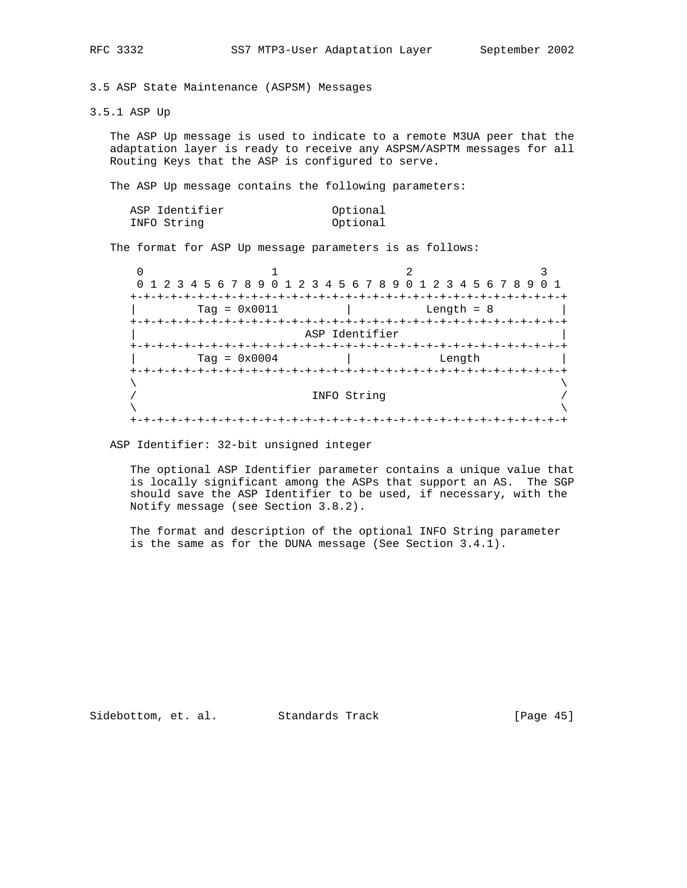### 3.5 ASP State Maintenance (ASPSM) Messages

#### 3.5.1 ASP Up

The ASP Up message is used to indicate to a remote M3UA peer that the adaptation layer is ready to receive any ASPSM/ASPTM messages for all Routing Keys that the ASP is configured to serve.

The ASP Up message contains the following parameters:

```
ASP Identifier                Optional
INFO String                   Optional
```

The format for ASP Up message parameters is as follows:

```
 0                   1                   2                   3
 0 1 2 3 4 5 6 7 8 9 0 1 2 3 4 5 6 7 8 9 0 1 2 3 4 5 6 7 8 9 0 1
+-+-+-+-+-+-+-+-+-+-+-+-+-+-+-+-+-+-+-+-+-+-+-+-+-+-+-+-+-+-+-+-+
|         Tag = 0x0011          |           Length = 8          |
+-+-+-+-+-+-+-+-+-+-+-+-+-+-+-+-+-+-+-+-+-+-+-+-+-+-+-+-+-+-+-+-+
|                         ASP Identifier                        |
+-+-+-+-+-+-+-+-+-+-+-+-+-+-+-+-+-+-+-+-+-+-+-+-+-+-+-+-+-+-+-+-+
|         Tag = 0x0004          |             Length            |
+-+-+-+-+-+-+-+-+-+-+-+-+-+-+-+-+-+-+-+-+-+-+-+-+-+-+-+-+-+-+-+-+
\                                                               \
/                          INFO String                          /
\                                                               \
+-+-+-+-+-+-+-+-+-+-+-+-+-+-+-+-+-+-+-+-+-+-+-+-+-+-+-+-+-+-+-+-+
```

ASP Identifier: 32-bit unsigned integer

The optional ASP Identifier parameter contains a unique value that is locally significant among the ASPs that support an AS. The SGP should save the ASP Identifier to be used, if necessary, with the Notify message (see Section 3.8.2).

The format and description of the optional INFO String parameter is the same as for the DUNA message (See Section 3.4.1).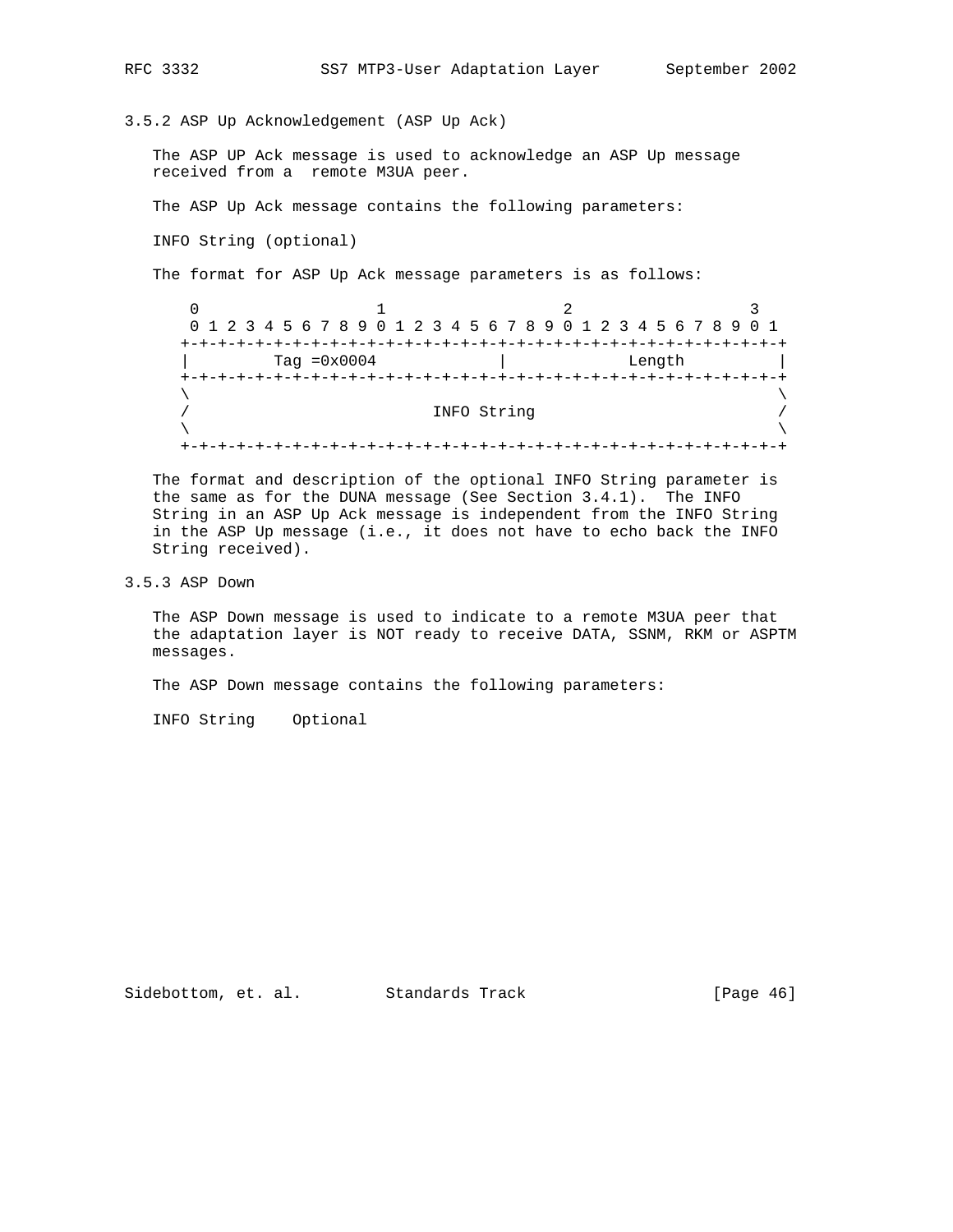### 3.5.2 ASP Up Acknowledgement (ASP Up Ack)

The ASP UP Ack message is used to acknowledge an ASP Up message received from a  remote M3UA peer.

The ASP Up Ack message contains the following parameters:

INFO String (optional)

The format for ASP Up Ack message parameters is as follows:

```
 0                   1                   2                   3
 0 1 2 3 4 5 6 7 8 9 0 1 2 3 4 5 6 7 8 9 0 1 2 3 4 5 6 7 8 9 0 1
+-+-+-+-+-+-+-+-+-+-+-+-+-+-+-+-+-+-+-+-+-+-+-+-+-+-+-+-+-+-+-+-+
|         Tag =0x0004           |             Length            |
+-+-+-+-+-+-+-+-+-+-+-+-+-+-+-+-+-+-+-+-+-+-+-+-+-+-+-+-+-+-+-+-+
\                                                               \
/                          INFO String                          /
\                                                               \
+-+-+-+-+-+-+-+-+-+-+-+-+-+-+-+-+-+-+-+-+-+-+-+-+-+-+-+-+-+-+-+-+
```

The format and description of the optional INFO String parameter is the same as for the DUNA message (See Section 3.4.1).  The INFO String in an ASP Up Ack message is independent from the INFO String in the ASP Up message (i.e., it does not have to echo back the INFO String received).

### 3.5.3 ASP Down

The ASP Down message is used to indicate to a remote M3UA peer that the adaptation layer is NOT ready to receive DATA, SSNM, RKM or ASPTM messages.

The ASP Down message contains the following parameters:

INFO String    Optional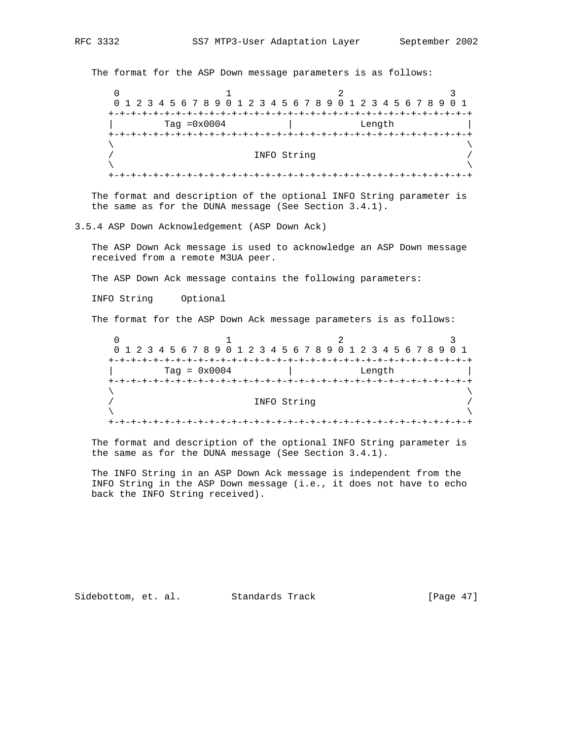The format for the ASP Down message parameters is as follows:

```
 0                   1                   2                   3
 0 1 2 3 4 5 6 7 8 9 0 1 2 3 4 5 6 7 8 9 0 1 2 3 4 5 6 7 8 9 0 1
+-+-+-+-+-+-+-+-+-+-+-+-+-+-+-+-+-+-+-+-+-+-+-+-+-+-+-+-+-+-+-+-+
|         Tag =0x0004           |            Length             |
+-+-+-+-+-+-+-+-+-+-+-+-+-+-+-+-+-+-+-+-+-+-+-+-+-+-+-+-+-+-+-+-+
\                                                               \
/                          INFO String                          /
\                                                               \
+-+-+-+-+-+-+-+-+-+-+-+-+-+-+-+-+-+-+-+-+-+-+-+-+-+-+-+-+-+-+-+-+
```

The format and description of the optional INFO String parameter is the same as for the DUNA message (See Section 3.4.1).

### 3.5.4 ASP Down Acknowledgement (ASP Down Ack)

The ASP Down Ack message is used to acknowledge an ASP Down message received from a remote M3UA peer.

The ASP Down Ack message contains the following parameters:

INFO String     Optional

The format for the ASP Down Ack message parameters is as follows:

```
 0                   1                   2                   3
 0 1 2 3 4 5 6 7 8 9 0 1 2 3 4 5 6 7 8 9 0 1 2 3 4 5 6 7 8 9 0 1
+-+-+-+-+-+-+-+-+-+-+-+-+-+-+-+-+-+-+-+-+-+-+-+-+-+-+-+-+-+-+-+-+
|         Tag = 0x0004          |            Length             |
+-+-+-+-+-+-+-+-+-+-+-+-+-+-+-+-+-+-+-+-+-+-+-+-+-+-+-+-+-+-+-+-+
\                                                               \
/                          INFO String                          /
\                                                               \
+-+-+-+-+-+-+-+-+-+-+-+-+-+-+-+-+-+-+-+-+-+-+-+-+-+-+-+-+-+-+-+-+
```

The format and description of the optional INFO String parameter is the same as for the DUNA message (See Section 3.4.1).

The INFO String in an ASP Down Ack message is independent from the INFO String in the ASP Down message (i.e., it does not have to echo back the INFO String received).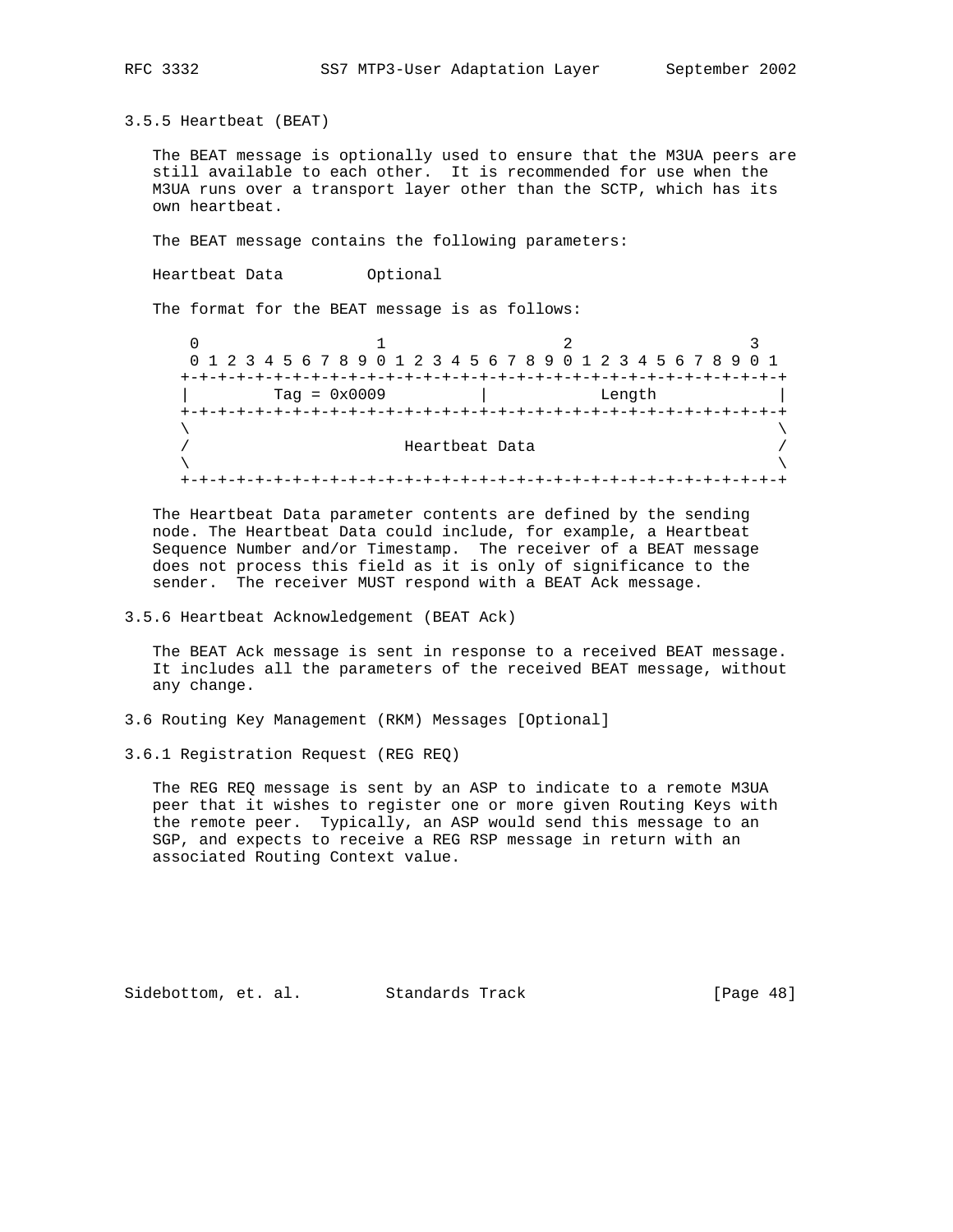### 3.5.5 Heartbeat (BEAT)

The BEAT message is optionally used to ensure that the M3UA peers are still available to each other. It is recommended for use when the M3UA runs over a transport layer other than the SCTP, which has its own heartbeat.

The BEAT message contains the following parameters:

Heartbeat Data         Optional

The format for the BEAT message is as follows:

```
 0                   1                   2                   3
 0 1 2 3 4 5 6 7 8 9 0 1 2 3 4 5 6 7 8 9 0 1 2 3 4 5 6 7 8 9 0 1
+-+-+-+-+-+-+-+-+-+-+-+-+-+-+-+-+-+-+-+-+-+-+-+-+-+-+-+-+-+-+-+-+
|         Tag = 0x0009          |            Length             |
+-+-+-+-+-+-+-+-+-+-+-+-+-+-+-+-+-+-+-+-+-+-+-+-+-+-+-+-+-+-+-+-+
\                                                               \
/                       Heartbeat Data                          /
\                                                               \
+-+-+-+-+-+-+-+-+-+-+-+-+-+-+-+-+-+-+-+-+-+-+-+-+-+-+-+-+-+-+-+-+
```

The Heartbeat Data parameter contents are defined by the sending node. The Heartbeat Data could include, for example, a Heartbeat Sequence Number and/or Timestamp. The receiver of a BEAT message does not process this field as it is only of significance to the sender. The receiver MUST respond with a BEAT Ack message.

### 3.5.6 Heartbeat Acknowledgement (BEAT Ack)

The BEAT Ack message is sent in response to a received BEAT message. It includes all the parameters of the received BEAT message, without any change.

## 3.6 Routing Key Management (RKM) Messages [Optional]

### 3.6.1 Registration Request (REG REQ)

The REG REQ message is sent by an ASP to indicate to a remote M3UA peer that it wishes to register one or more given Routing Keys with the remote peer. Typically, an ASP would send this message to an SGP, and expects to receive a REG RSP message in return with an associated Routing Context value.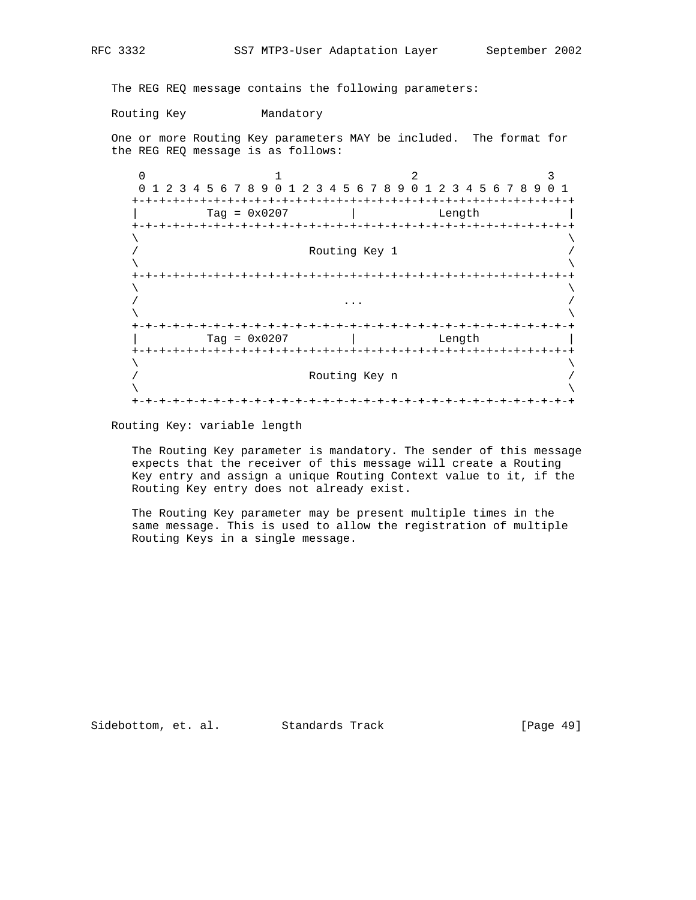The REG REQ message contains the following parameters:

Routing Key           Mandatory

One or more Routing Key parameters MAY be included.  The format for the REG REQ message is as follows:

```
 0                   1                   2                   3
 0 1 2 3 4 5 6 7 8 9 0 1 2 3 4 5 6 7 8 9 0 1 2 3 4 5 6 7 8 9 0 1
+-+-+-+-+-+-+-+-+-+-+-+-+-+-+-+-+-+-+-+-+-+-+-+-+-+-+-+-+-+-+-+-+
|          Tag = 0x0207         |            Length             |
+-+-+-+-+-+-+-+-+-+-+-+-+-+-+-+-+-+-+-+-+-+-+-+-+-+-+-+-+-+-+-+-+
\                                                               \
/                         Routing Key 1                         /
\                                                               \
+-+-+-+-+-+-+-+-+-+-+-+-+-+-+-+-+-+-+-+-+-+-+-+-+-+-+-+-+-+-+-+-+
\                                                               \
/                              ...                              /
\                                                               \
+-+-+-+-+-+-+-+-+-+-+-+-+-+-+-+-+-+-+-+-+-+-+-+-+-+-+-+-+-+-+-+-+
|          Tag = 0x0207         |            Length             |
+-+-+-+-+-+-+-+-+-+-+-+-+-+-+-+-+-+-+-+-+-+-+-+-+-+-+-+-+-+-+-+-+
\                                                               \
/                         Routing Key n                         /
\                                                               \
+-+-+-+-+-+-+-+-+-+-+-+-+-+-+-+-+-+-+-+-+-+-+-+-+-+-+-+-+-+-+-+-+
```

Routing Key: variable length

The Routing Key parameter is mandatory. The sender of this message expects that the receiver of this message will create a Routing Key entry and assign a unique Routing Context value to it, if the Routing Key entry does not already exist.

The Routing Key parameter may be present multiple times in the same message. This is used to allow the registration of multiple Routing Keys in a single message.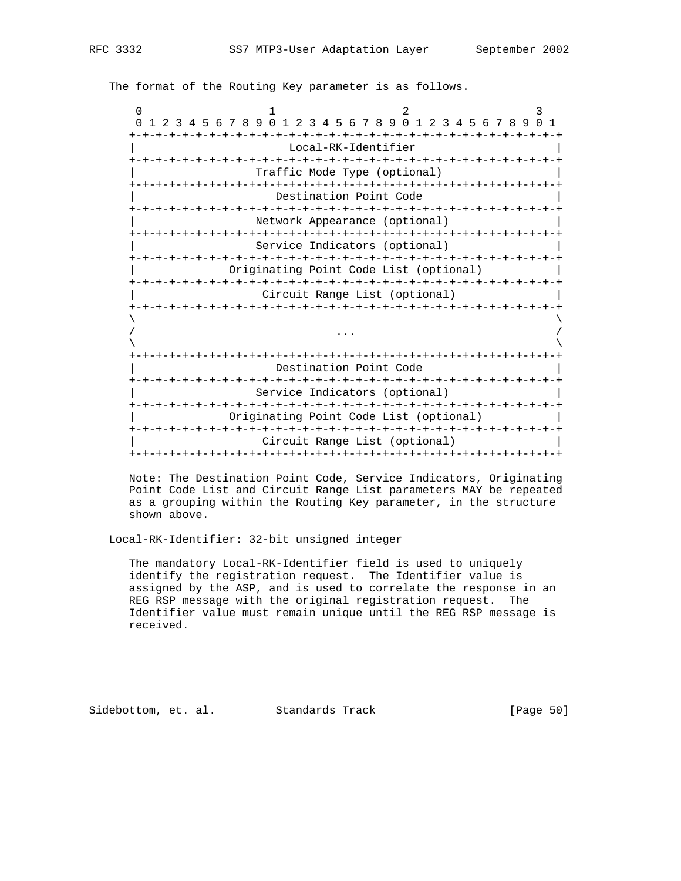The format of the Routing Key parameter is as follows.

```
    0                   1                   2                   3
    0 1 2 3 4 5 6 7 8 9 0 1 2 3 4 5 6 7 8 9 0 1 2 3 4 5 6 7 8 9 0 1
   +-+-+-+-+-+-+-+-+-+-+-+-+-+-+-+-+-+-+-+-+-+-+-+-+-+-+-+-+-+-+-+-+
   |                       Local-RK-Identifier                     |
   +-+-+-+-+-+-+-+-+-+-+-+-+-+-+-+-+-+-+-+-+-+-+-+-+-+-+-+-+-+-+-+-+
   |                  Traffic Mode Type (optional)                 |
   +-+-+-+-+-+-+-+-+-+-+-+-+-+-+-+-+-+-+-+-+-+-+-+-+-+-+-+-+-+-+-+-+
   |                     Destination Point Code                    |
   +-+-+-+-+-+-+-+-+-+-+-+-+-+-+-+-+-+-+-+-+-+-+-+-+-+-+-+-+-+-+-+-+
   |                  Network Appearance (optional)                |
   +-+-+-+-+-+-+-+-+-+-+-+-+-+-+-+-+-+-+-+-+-+-+-+-+-+-+-+-+-+-+-+-+
   |                  Service Indicators (optional)                |
   +-+-+-+-+-+-+-+-+-+-+-+-+-+-+-+-+-+-+-+-+-+-+-+-+-+-+-+-+-+-+-+-+
   |              Originating Point Code List (optional)           |
   +-+-+-+-+-+-+-+-+-+-+-+-+-+-+-+-+-+-+-+-+-+-+-+-+-+-+-+-+-+-+-+-+
   |                   Circuit Range List (optional)               |
   +-+-+-+-+-+-+-+-+-+-+-+-+-+-+-+-+-+-+-+-+-+-+-+-+-+-+-+-+-+-+-+-+
   \                                                               \
   /                             ...                               /
   \                                                               \
   +-+-+-+-+-+-+-+-+-+-+-+-+-+-+-+-+-+-+-+-+-+-+-+-+-+-+-+-+-+-+-+-+
   |                     Destination Point Code                    |
   +-+-+-+-+-+-+-+-+-+-+-+-+-+-+-+-+-+-+-+-+-+-+-+-+-+-+-+-+-+-+-+-+
   |                  Service Indicators (optional)                |
   +-+-+-+-+-+-+-+-+-+-+-+-+-+-+-+-+-+-+-+-+-+-+-+-+-+-+-+-+-+-+-+-+
   |              Originating Point Code List (optional)           |
   +-+-+-+-+-+-+-+-+-+-+-+-+-+-+-+-+-+-+-+-+-+-+-+-+-+-+-+-+-+-+-+-+
   |                   Circuit Range List (optional)               |
   +-+-+-+-+-+-+-+-+-+-+-+-+-+-+-+-+-+-+-+-+-+-+-+-+-+-+-+-+-+-+-+-+
```

Note: The Destination Point Code, Service Indicators, Originating Point Code List and Circuit Range List parameters MAY be repeated as a grouping within the Routing Key parameter, in the structure shown above.

Local-RK-Identifier: 32-bit unsigned integer

The mandatory Local-RK-Identifier field is used to uniquely identify the registration request. The Identifier value is assigned by the ASP, and is used to correlate the response in an REG RSP message with the original registration request. The Identifier value must remain unique until the REG RSP message is received.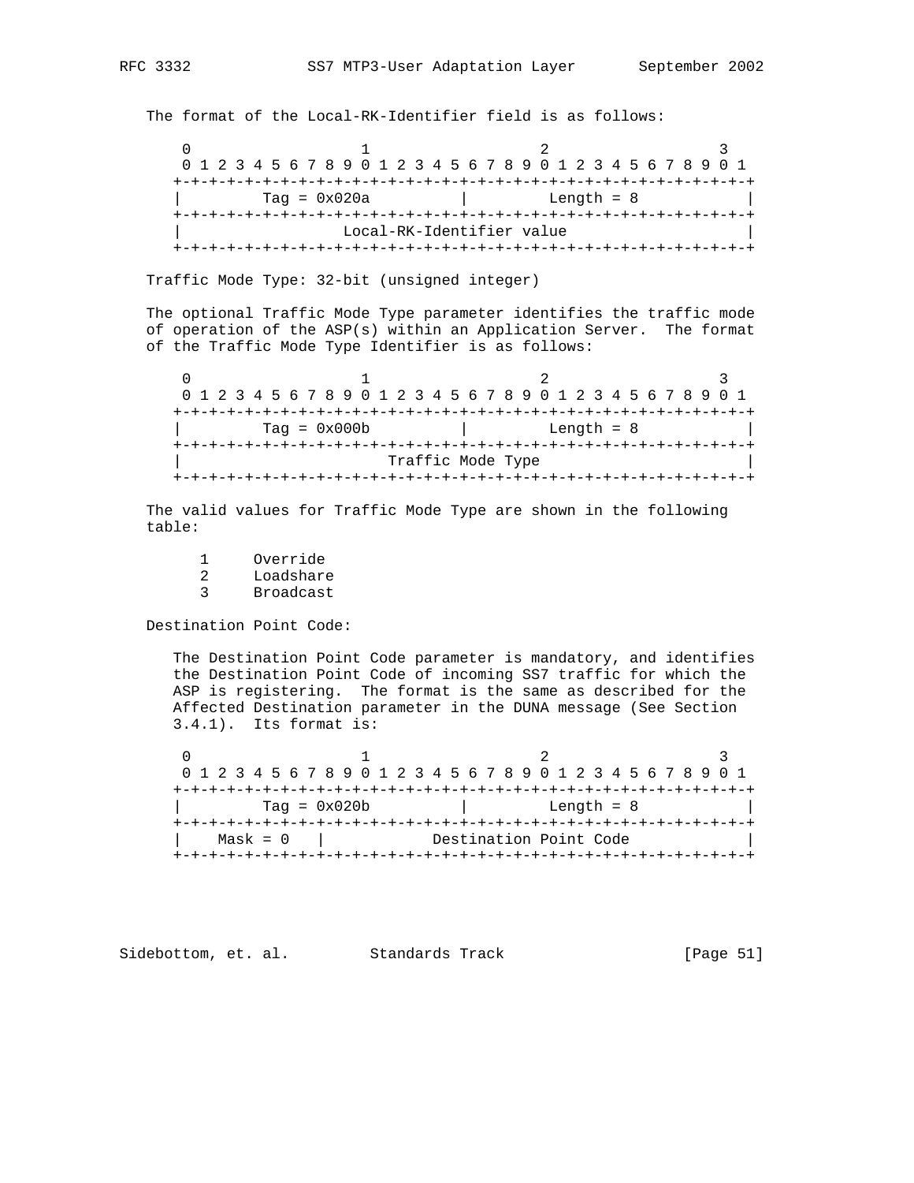The format of the Local-RK-Identifier field is as follows:

```
 0                   1                   2                   3
 0 1 2 3 4 5 6 7 8 9 0 1 2 3 4 5 6 7 8 9 0 1 2 3 4 5 6 7 8 9 0 1
+-+-+-+-+-+-+-+-+-+-+-+-+-+-+-+-+-+-+-+-+-+-+-+-+-+-+-+-+-+-+-+-+
|         Tag = 0x020a          |          Length = 8           |
+-+-+-+-+-+-+-+-+-+-+-+-+-+-+-+-+-+-+-+-+-+-+-+-+-+-+-+-+-+-+-+-+
|                   Local-RK-Identifier value                   |
+-+-+-+-+-+-+-+-+-+-+-+-+-+-+-+-+-+-+-+-+-+-+-+-+-+-+-+-+-+-+-+-+
```

Traffic Mode Type: 32-bit (unsigned integer)

The optional Traffic Mode Type parameter identifies the traffic mode of operation of the ASP(s) within an Application Server. The format of the Traffic Mode Type Identifier is as follows:

```
 0                   1                   2                   3
 0 1 2 3 4 5 6 7 8 9 0 1 2 3 4 5 6 7 8 9 0 1 2 3 4 5 6 7 8 9 0 1
+-+-+-+-+-+-+-+-+-+-+-+-+-+-+-+-+-+-+-+-+-+-+-+-+-+-+-+-+-+-+-+-+
|         Tag = 0x000b          |          Length = 8           |
+-+-+-+-+-+-+-+-+-+-+-+-+-+-+-+-+-+-+-+-+-+-+-+-+-+-+-+-+-+-+-+-+
|                       Traffic Mode Type                       |
+-+-+-+-+-+-+-+-+-+-+-+-+-+-+-+-+-+-+-+-+-+-+-+-+-+-+-+-+-+-+-+-+
```

The valid values for Traffic Mode Type are shown in the following table:

```
1     Override
2     Loadshare
3     Broadcast
```

Destination Point Code:

The Destination Point Code parameter is mandatory, and identifies the Destination Point Code of incoming SS7 traffic for which the ASP is registering. The format is the same as described for the Affected Destination parameter in the DUNA message (See Section 3.4.1). Its format is:

```
 0                   1                   2                   3
 0 1 2 3 4 5 6 7 8 9 0 1 2 3 4 5 6 7 8 9 0 1 2 3 4 5 6 7 8 9 0 1
+-+-+-+-+-+-+-+-+-+-+-+-+-+-+-+-+-+-+-+-+-+-+-+-+-+-+-+-+-+-+-+-+
|         Tag = 0x020b          |          Length = 8           |
+-+-+-+-+-+-+-+-+-+-+-+-+-+-+-+-+-+-+-+-+-+-+-+-+-+-+-+-+-+-+-+-+
|    Mask = 0   |            Destination Point Code             |
+-+-+-+-+-+-+-+-+-+-+-+-+-+-+-+-+-+-+-+-+-+-+-+-+-+-+-+-+-+-+-+-+
```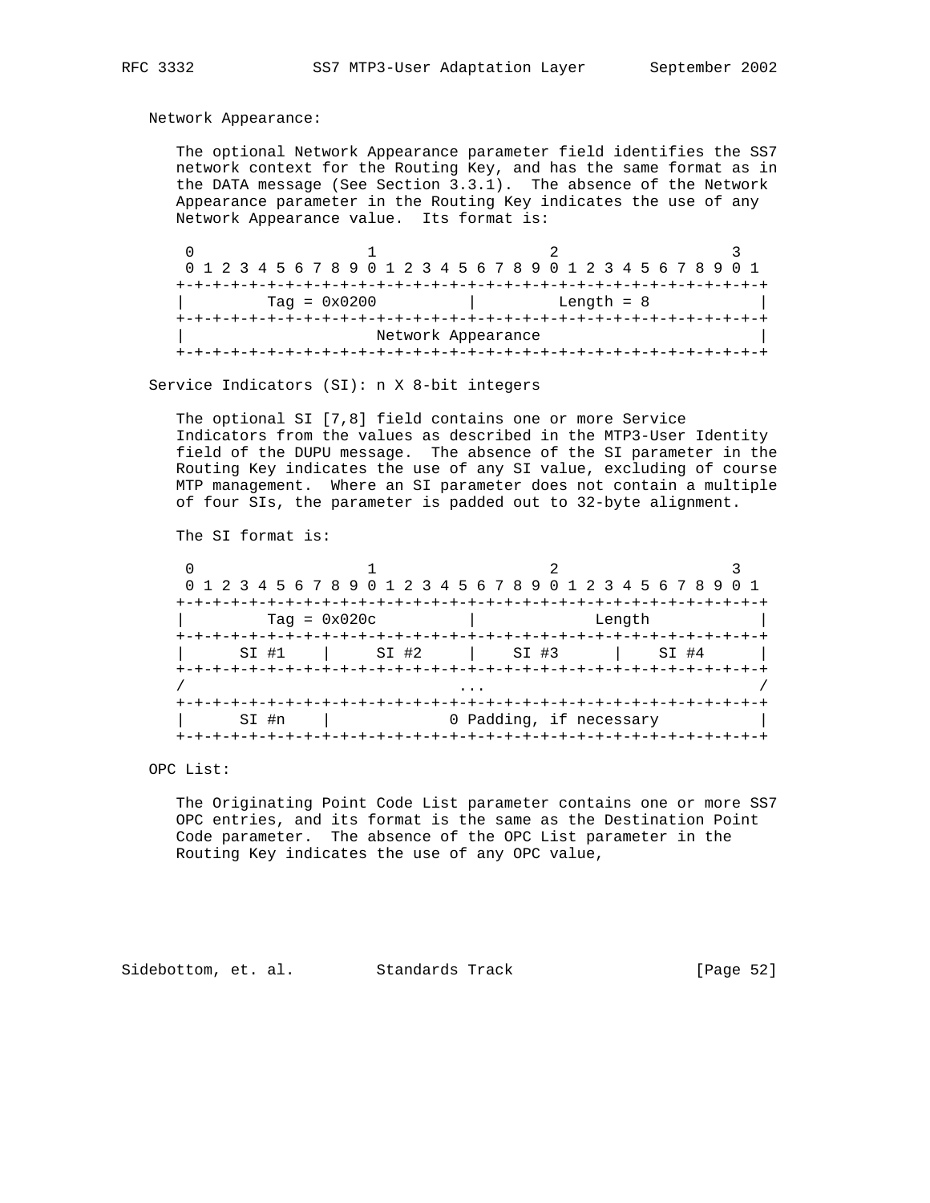Network Appearance:

The optional Network Appearance parameter field identifies the SS7 network context for the Routing Key, and has the same format as in the DATA message (See Section 3.3.1). The absence of the Network Appearance parameter in the Routing Key indicates the use of any Network Appearance value. Its format is:

```
 0                   1                   2                   3
 0 1 2 3 4 5 6 7 8 9 0 1 2 3 4 5 6 7 8 9 0 1 2 3 4 5 6 7 8 9 0 1
+-+-+-+-+-+-+-+-+-+-+-+-+-+-+-+-+-+-+-+-+-+-+-+-+-+-+-+-+-+-+-+-+
|         Tag = 0x0200          |          Length = 8           |
+-+-+-+-+-+-+-+-+-+-+-+-+-+-+-+-+-+-+-+-+-+-+-+-+-+-+-+-+-+-+-+-+
|                      Network Appearance                       |
+-+-+-+-+-+-+-+-+-+-+-+-+-+-+-+-+-+-+-+-+-+-+-+-+-+-+-+-+-+-+-+-+
```

Service Indicators (SI): n X 8-bit integers

The optional SI [7,8] field contains one or more Service Indicators from the values as described in the MTP3-User Identity field of the DUPU message. The absence of the SI parameter in the Routing Key indicates the use of any SI value, excluding of course MTP management. Where an SI parameter does not contain a multiple of four SIs, the parameter is padded out to 32-byte alignment.

The SI format is:

```
 0                   1                   2                   3
 0 1 2 3 4 5 6 7 8 9 0 1 2 3 4 5 6 7 8 9 0 1 2 3 4 5 6 7 8 9 0 1
+-+-+-+-+-+-+-+-+-+-+-+-+-+-+-+-+-+-+-+-+-+-+-+-+-+-+-+-+-+-+-+-+
|         Tag = 0x020c          |             Length            |
+-+-+-+-+-+-+-+-+-+-+-+-+-+-+-+-+-+-+-+-+-+-+-+-+-+-+-+-+-+-+-+-+
|     SI #1     |     SI #2     |     SI #3     |     SI #4     |
+-+-+-+-+-+-+-+-+-+-+-+-+-+-+-+-+-+-+-+-+-+-+-+-+-+-+-+-+-+-+-+-+
/                              ...                              /
+-+-+-+-+-+-+-+-+-+-+-+-+-+-+-+-+-+-+-+-+-+-+-+-+-+-+-+-+-+-+-+-+
|     SI #n     |            0 Padding, if necessary            |
+-+-+-+-+-+-+-+-+-+-+-+-+-+-+-+-+-+-+-+-+-+-+-+-+-+-+-+-+-+-+-+-+
```

OPC List:

The Originating Point Code List parameter contains one or more SS7 OPC entries, and its format is the same as the Destination Point Code parameter. The absence of the OPC List parameter in the Routing Key indicates the use of any OPC value,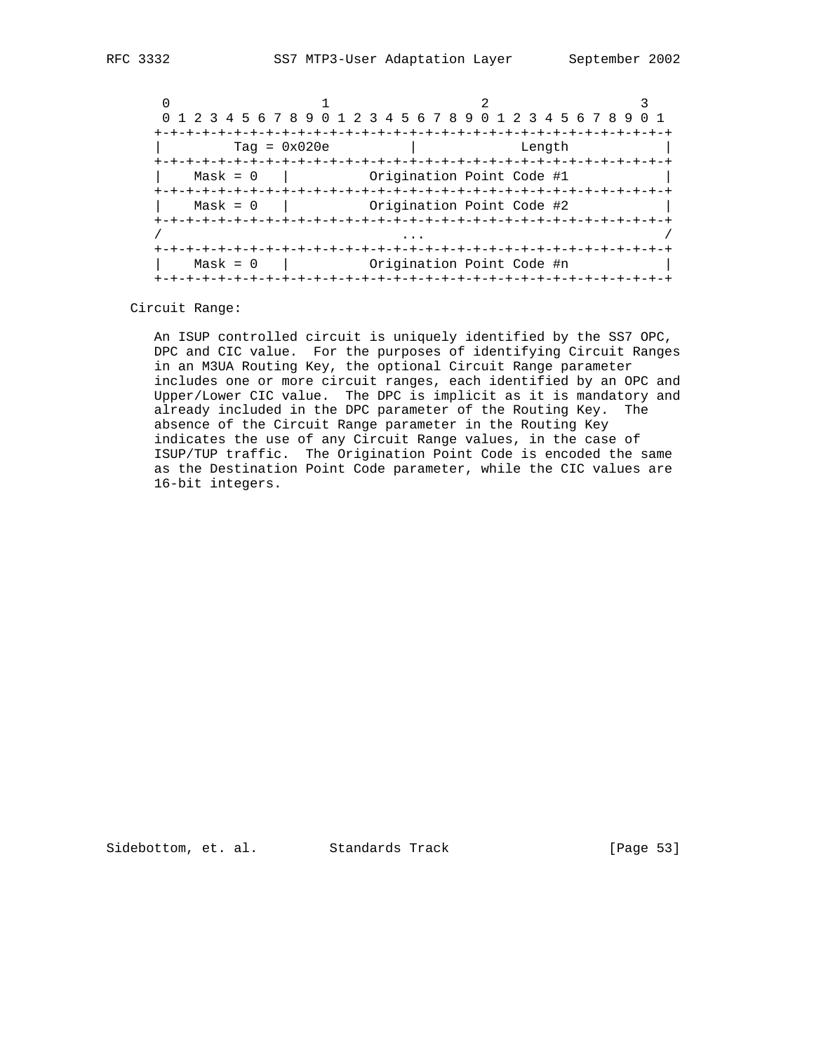```
    0                   1                   2                   3
    0 1 2 3 4 5 6 7 8 9 0 1 2 3 4 5 6 7 8 9 0 1 2 3 4 5 6 7 8 9 0 1
   +-+-+-+-+-+-+-+-+-+-+-+-+-+-+-+-+-+-+-+-+-+-+-+-+-+-+-+-+-+-+-+-+
   |         Tag = 0x020e          |             Length            |
   +-+-+-+-+-+-+-+-+-+-+-+-+-+-+-+-+-+-+-+-+-+-+-+-+-+-+-+-+-+-+-+-+
   |    Mask = 0   |          Origination Point Code #1            |
   +-+-+-+-+-+-+-+-+-+-+-+-+-+-+-+-+-+-+-+-+-+-+-+-+-+-+-+-+-+-+-+-+
   |    Mask = 0   |          Origination Point Code #2            |
   +-+-+-+-+-+-+-+-+-+-+-+-+-+-+-+-+-+-+-+-+-+-+-+-+-+-+-+-+-+-+-+-+
   /                              ...                              /
   +-+-+-+-+-+-+-+-+-+-+-+-+-+-+-+-+-+-+-+-+-+-+-+-+-+-+-+-+-+-+-+-+
   |    Mask = 0   |          Origination Point Code #n            |
   +-+-+-+-+-+-+-+-+-+-+-+-+-+-+-+-+-+-+-+-+-+-+-+-+-+-+-+-+-+-+-+-+
```

Circuit Range:

An ISUP controlled circuit is uniquely identified by the SS7 OPC, DPC and CIC value. For the purposes of identifying Circuit Ranges in an M3UA Routing Key, the optional Circuit Range parameter includes one or more circuit ranges, each identified by an OPC and Upper/Lower CIC value. The DPC is implicit as it is mandatory and already included in the DPC parameter of the Routing Key. The absence of the Circuit Range parameter in the Routing Key indicates the use of any Circuit Range values, in the case of ISUP/TUP traffic. The Origination Point Code is encoded the same as the Destination Point Code parameter, while the CIC values are 16-bit integers.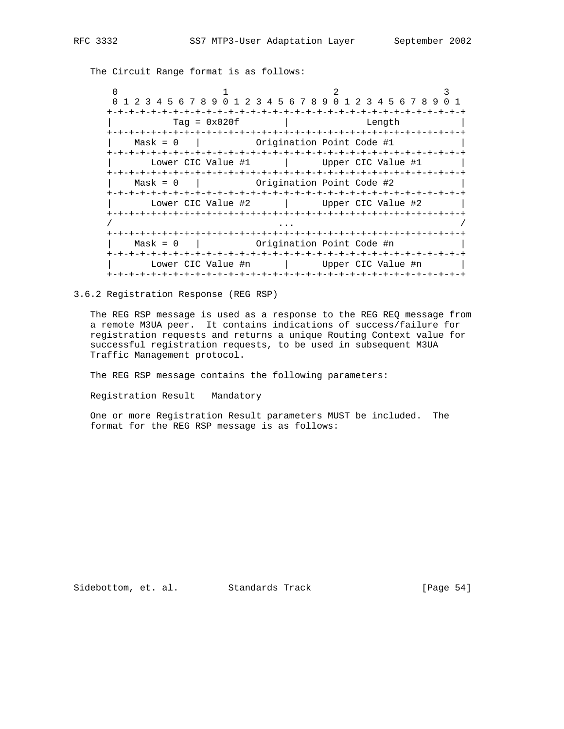The Circuit Range format is as follows:

```
 0                   1                   2                   3
 0 1 2 3 4 5 6 7 8 9 0 1 2 3 4 5 6 7 8 9 0 1 2 3 4 5 6 7 8 9 0 1
+-+-+-+-+-+-+-+-+-+-+-+-+-+-+-+-+-+-+-+-+-+-+-+-+-+-+-+-+-+-+-+-+
|          Tag = 0x020f         |             Length            |
+-+-+-+-+-+-+-+-+-+-+-+-+-+-+-+-+-+-+-+-+-+-+-+-+-+-+-+-+-+-+-+-+
|   Mask = 0    |          Origination Point Code #1            |
+-+-+-+-+-+-+-+-+-+-+-+-+-+-+-+-+-+-+-+-+-+-+-+-+-+-+-+-+-+-+-+-+
|      Lower CIC Value #1       |      Upper CIC Value #1       |
+-+-+-+-+-+-+-+-+-+-+-+-+-+-+-+-+-+-+-+-+-+-+-+-+-+-+-+-+-+-+-+-+
|   Mask = 0    |          Origination Point Code #2            |
+-+-+-+-+-+-+-+-+-+-+-+-+-+-+-+-+-+-+-+-+-+-+-+-+-+-+-+-+-+-+-+-+
|      Lower CIC Value #2       |      Upper CIC Value #2       |
+-+-+-+-+-+-+-+-+-+-+-+-+-+-+-+-+-+-+-+-+-+-+-+-+-+-+-+-+-+-+-+-+
/                              ...                              /
+-+-+-+-+-+-+-+-+-+-+-+-+-+-+-+-+-+-+-+-+-+-+-+-+-+-+-+-+-+-+-+-+
|   Mask = 0    |          Origination Point Code #n            |
+-+-+-+-+-+-+-+-+-+-+-+-+-+-+-+-+-+-+-+-+-+-+-+-+-+-+-+-+-+-+-+-+
|      Lower CIC Value #n       |      Upper CIC Value #n       |
+-+-+-+-+-+-+-+-+-+-+-+-+-+-+-+-+-+-+-+-+-+-+-+-+-+-+-+-+-+-+-+-+
```

### 3.6.2 Registration Response (REG RSP)

The REG RSP message is used as a response to the REG REQ message from a remote M3UA peer. It contains indications of success/failure for registration requests and returns a unique Routing Context value for successful registration requests, to be used in subsequent M3UA Traffic Management protocol.

The REG RSP message contains the following parameters:

Registration Result   Mandatory

One or more Registration Result parameters MUST be included. The format for the REG RSP message is as follows: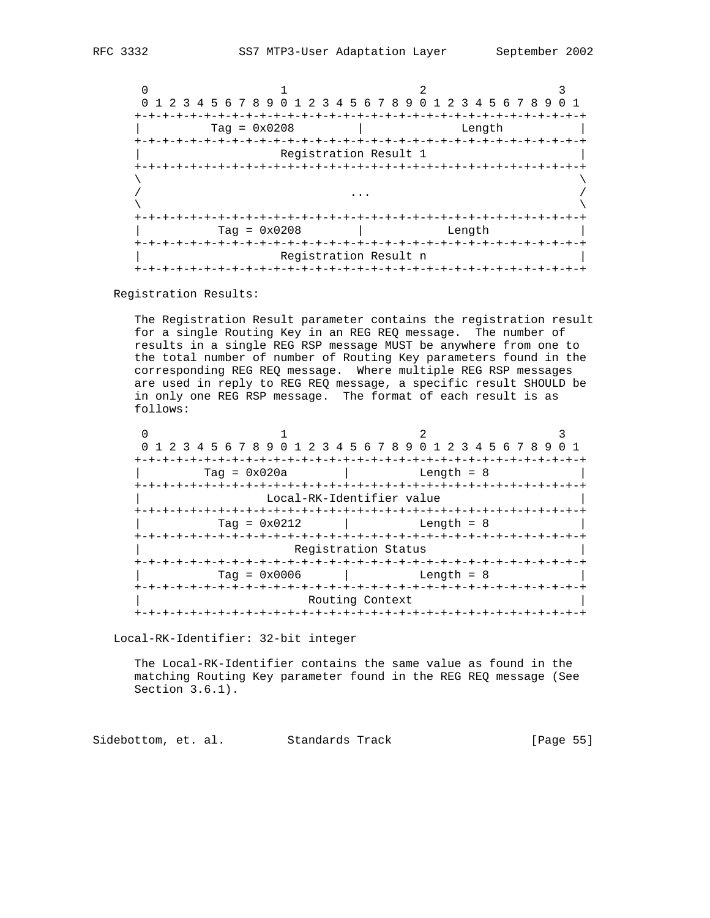```
    0                   1                   2                   3
    0 1 2 3 4 5 6 7 8 9 0 1 2 3 4 5 6 7 8 9 0 1 2 3 4 5 6 7 8 9 0 1
   +-+-+-+-+-+-+-+-+-+-+-+-+-+-+-+-+-+-+-+-+-+-+-+-+-+-+-+-+-+-+-+-+
   |          Tag = 0x0208         |             Length            |
   +-+-+-+-+-+-+-+-+-+-+-+-+-+-+-+-+-+-+-+-+-+-+-+-+-+-+-+-+-+-+-+-+
   |                     Registration Result 1                     |
   +-+-+-+-+-+-+-+-+-+-+-+-+-+-+-+-+-+-+-+-+-+-+-+-+-+-+-+-+-+-+-+-+
   \                                                               \
   /                              ...                              /
   \                                                               \
   +-+-+-+-+-+-+-+-+-+-+-+-+-+-+-+-+-+-+-+-+-+-+-+-+-+-+-+-+-+-+-+-+
   |           Tag = 0x0208        |            Length             |
   +-+-+-+-+-+-+-+-+-+-+-+-+-+-+-+-+-+-+-+-+-+-+-+-+-+-+-+-+-+-+-+-+
   |                     Registration Result n                     |
   +-+-+-+-+-+-+-+-+-+-+-+-+-+-+-+-+-+-+-+-+-+-+-+-+-+-+-+-+-+-+-+-+
```

Registration Results:

The Registration Result parameter contains the registration result for a single Routing Key in an REG REQ message. The number of results in a single REG RSP message MUST be anywhere from one to the total number of number of Routing Key parameters found in the corresponding REG REQ message. Where multiple REG RSP messages are used in reply to REG REQ message, a specific result SHOULD be in only one REG RSP message. The format of each result is as follows:

```
    0                   1                   2                   3
    0 1 2 3 4 5 6 7 8 9 0 1 2 3 4 5 6 7 8 9 0 1 2 3 4 5 6 7 8 9 0 1
   +-+-+-+-+-+-+-+-+-+-+-+-+-+-+-+-+-+-+-+-+-+-+-+-+-+-+-+-+-+-+-+-+
   |         Tag = 0x020a          |          Length = 8           |
   +-+-+-+-+-+-+-+-+-+-+-+-+-+-+-+-+-+-+-+-+-+-+-+-+-+-+-+-+-+-+-+-+
   |                   Local-RK-Identifier value                   |
   +-+-+-+-+-+-+-+-+-+-+-+-+-+-+-+-+-+-+-+-+-+-+-+-+-+-+-+-+-+-+-+-+
   |           Tag = 0x0212        |          Length = 8           |
   +-+-+-+-+-+-+-+-+-+-+-+-+-+-+-+-+-+-+-+-+-+-+-+-+-+-+-+-+-+-+-+-+
   |                      Registration Status                      |
   +-+-+-+-+-+-+-+-+-+-+-+-+-+-+-+-+-+-+-+-+-+-+-+-+-+-+-+-+-+-+-+-+
   |           Tag = 0x0006        |          Length = 8           |
   +-+-+-+-+-+-+-+-+-+-+-+-+-+-+-+-+-+-+-+-+-+-+-+-+-+-+-+-+-+-+-+-+
   |                        Routing Context                        |
   +-+-+-+-+-+-+-+-+-+-+-+-+-+-+-+-+-+-+-+-+-+-+-+-+-+-+-+-+-+-+-+-+
```

Local-RK-Identifier: 32-bit integer

The Local-RK-Identifier contains the same value as found in the matching Routing Key parameter found in the REG REQ message (See Section 3.6.1).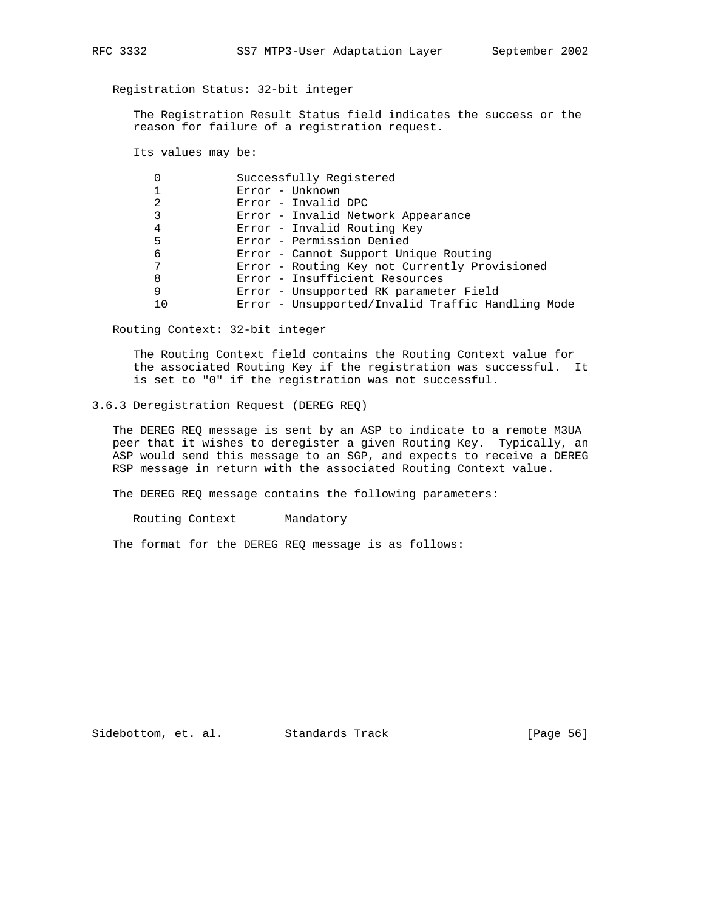Registration Status: 32-bit integer

The Registration Result Status field indicates the success or the reason for failure of a registration request.

Its values may be:

| | |
|---|---|
| 0 | Successfully Registered |
| 1 | Error - Unknown |
| 2 | Error - Invalid DPC |
| 3 | Error - Invalid Network Appearance |
| 4 | Error - Invalid Routing Key |
| 5 | Error - Permission Denied |
| 6 | Error - Cannot Support Unique Routing |
| 7 | Error - Routing Key not Currently Provisioned |
| 8 | Error - Insufficient Resources |
| 9 | Error - Unsupported RK parameter Field |
| 10 | Error - Unsupported/Invalid Traffic Handling Mode |

Routing Context: 32-bit integer

The Routing Context field contains the Routing Context value for the associated Routing Key if the registration was successful. It is set to "0" if the registration was not successful.

### 3.6.3 Deregistration Request (DEREG REQ)

The DEREG REQ message is sent by an ASP to indicate to a remote M3UA peer that it wishes to deregister a given Routing Key. Typically, an ASP would send this message to an SGP, and expects to receive a DEREG RSP message in return with the associated Routing Context value.

The DEREG REQ message contains the following parameters:

Routing Context       Mandatory

The format for the DEREG REQ message is as follows: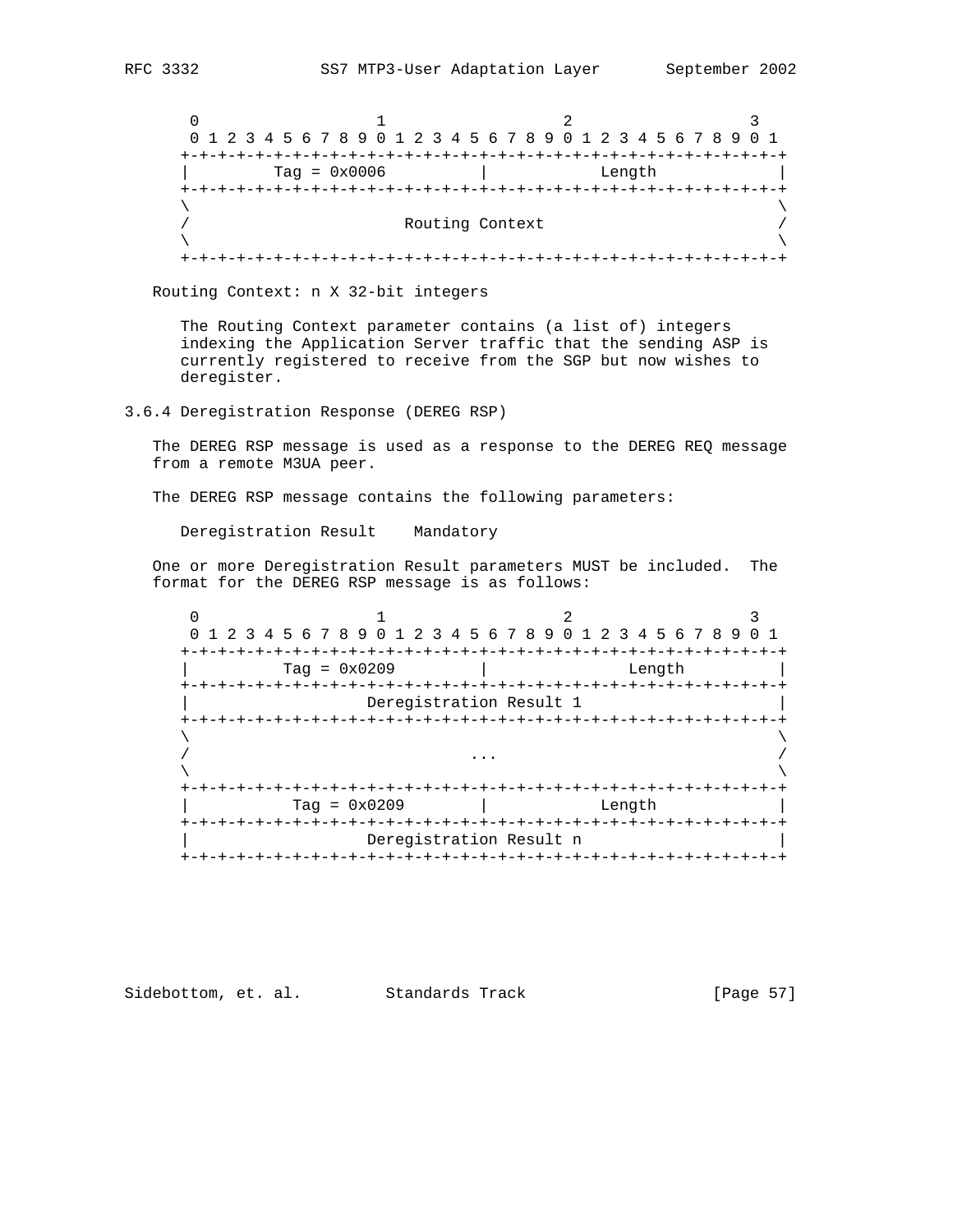```
    0                   1                   2                   3
    0 1 2 3 4 5 6 7 8 9 0 1 2 3 4 5 6 7 8 9 0 1 2 3 4 5 6 7 8 9 0 1
   +-+-+-+-+-+-+-+-+-+-+-+-+-+-+-+-+-+-+-+-+-+-+-+-+-+-+-+-+-+-+-+-+
   |         Tag = 0x0006          |             Length            |
   +-+-+-+-+-+-+-+-+-+-+-+-+-+-+-+-+-+-+-+-+-+-+-+-+-+-+-+-+-+-+-+-+
   \                                                               \
   /                        Routing Context                        /
   \                                                               \
   +-+-+-+-+-+-+-+-+-+-+-+-+-+-+-+-+-+-+-+-+-+-+-+-+-+-+-+-+-+-+-+-+
```

Routing Context: n X 32-bit integers

The Routing Context parameter contains (a list of) integers indexing the Application Server traffic that the sending ASP is currently registered to receive from the SGP but now wishes to deregister.

### 3.6.4 Deregistration Response (DEREG RSP)

The DEREG RSP message is used as a response to the DEREG REQ message from a remote M3UA peer.

The DEREG RSP message contains the following parameters:

Deregistration Result    Mandatory

One or more Deregistration Result parameters MUST be included. The format for the DEREG RSP message is as follows:

```
    0                   1                   2                   3
    0 1 2 3 4 5 6 7 8 9 0 1 2 3 4 5 6 7 8 9 0 1 2 3 4 5 6 7 8 9 0 1
   +-+-+-+-+-+-+-+-+-+-+-+-+-+-+-+-+-+-+-+-+-+-+-+-+-+-+-+-+-+-+-+-+
   |          Tag = 0x0209         |              Length           |
   +-+-+-+-+-+-+-+-+-+-+-+-+-+-+-+-+-+-+-+-+-+-+-+-+-+-+-+-+-+-+-+-+
   |                    Deregistration Result 1                    |
   +-+-+-+-+-+-+-+-+-+-+-+-+-+-+-+-+-+-+-+-+-+-+-+-+-+-+-+-+-+-+-+-+
   \                                                               \
   /                              ...                              /
   \                                                               \
   +-+-+-+-+-+-+-+-+-+-+-+-+-+-+-+-+-+-+-+-+-+-+-+-+-+-+-+-+-+-+-+-+
   |           Tag = 0x0209        |             Length            |
   +-+-+-+-+-+-+-+-+-+-+-+-+-+-+-+-+-+-+-+-+-+-+-+-+-+-+-+-+-+-+-+-+
   |                    Deregistration Result n                    |
   +-+-+-+-+-+-+-+-+-+-+-+-+-+-+-+-+-+-+-+-+-+-+-+-+-+-+-+-+-+-+-+-+
```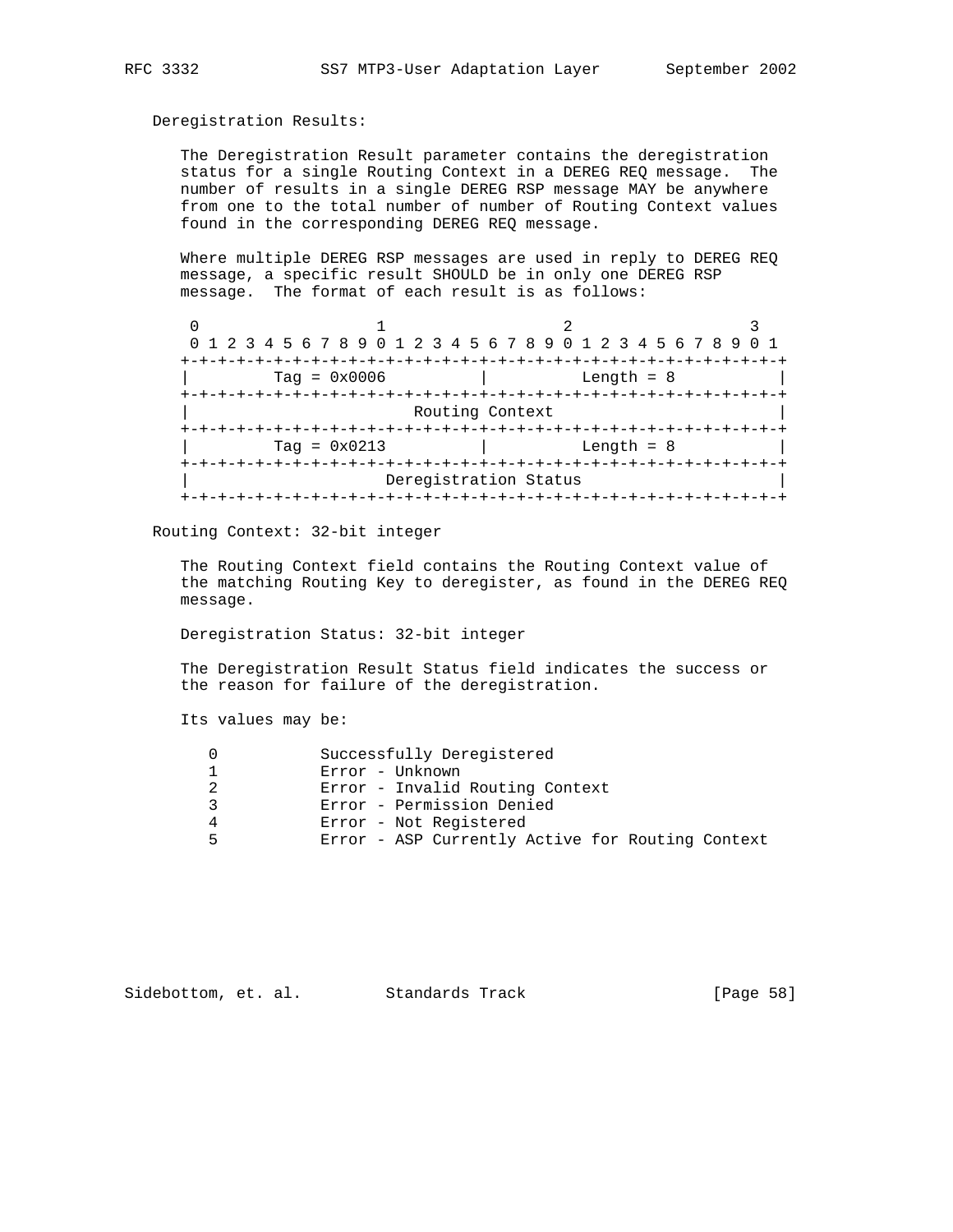Deregistration Results:

The Deregistration Result parameter contains the deregistration status for a single Routing Context in a DEREG REQ message. The number of results in a single DEREG RSP message MAY be anywhere from one to the total number of number of Routing Context values found in the corresponding DEREG REQ message.

Where multiple DEREG RSP messages are used in reply to DEREG REQ message, a specific result SHOULD be in only one DEREG RSP message. The format of each result is as follows:

```
 0                   1                   2                   3
 0 1 2 3 4 5 6 7 8 9 0 1 2 3 4 5 6 7 8 9 0 1 2 3 4 5 6 7 8 9 0 1
+-+-+-+-+-+-+-+-+-+-+-+-+-+-+-+-+-+-+-+-+-+-+-+-+-+-+-+-+-+-+-+-+
|         Tag = 0x0006          |          Length = 8           |
+-+-+-+-+-+-+-+-+-+-+-+-+-+-+-+-+-+-+-+-+-+-+-+-+-+-+-+-+-+-+-+-+
|                        Routing Context                        |
+-+-+-+-+-+-+-+-+-+-+-+-+-+-+-+-+-+-+-+-+-+-+-+-+-+-+-+-+-+-+-+-+
|         Tag = 0x0213          |          Length = 8           |
+-+-+-+-+-+-+-+-+-+-+-+-+-+-+-+-+-+-+-+-+-+-+-+-+-+-+-+-+-+-+-+-+
|                     Deregistration Status                     |
+-+-+-+-+-+-+-+-+-+-+-+-+-+-+-+-+-+-+-+-+-+-+-+-+-+-+-+-+-+-+-+-+
```

Routing Context: 32-bit integer

The Routing Context field contains the Routing Context value of the matching Routing Key to deregister, as found in the DEREG REQ message.

Deregistration Status: 32-bit integer

The Deregistration Result Status field indicates the success or the reason for failure of the deregistration.

Its values may be:

```
   0           Successfully Deregistered
   1           Error - Unknown
   2           Error - Invalid Routing Context
   3           Error - Permission Denied
   4           Error - Not Registered
   5           Error - ASP Currently Active for Routing Context
```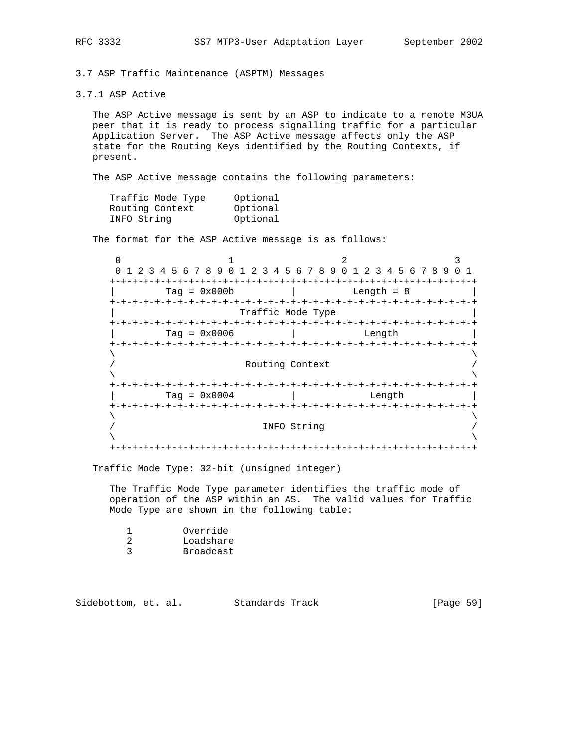### 3.7 ASP Traffic Maintenance (ASPTM) Messages

#### 3.7.1 ASP Active

The ASP Active message is sent by an ASP to indicate to a remote M3UA peer that it is ready to process signalling traffic for a particular Application Server. The ASP Active message affects only the ASP state for the Routing Keys identified by the Routing Contexts, if present.

The ASP Active message contains the following parameters:

```
Traffic Mode Type     Optional
Routing Context       Optional
INFO String           Optional
```

The format for the ASP Active message is as follows:

```
 0                   1                   2                   3
 0 1 2 3 4 5 6 7 8 9 0 1 2 3 4 5 6 7 8 9 0 1 2 3 4 5 6 7 8 9 0 1
+-+-+-+-+-+-+-+-+-+-+-+-+-+-+-+-+-+-+-+-+-+-+-+-+-+-+-+-+-+-+-+-+
|         Tag = 0x000b          |           Length = 8          |
+-+-+-+-+-+-+-+-+-+-+-+-+-+-+-+-+-+-+-+-+-+-+-+-+-+-+-+-+-+-+-+-+
|                       Traffic Mode Type                       |
+-+-+-+-+-+-+-+-+-+-+-+-+-+-+-+-+-+-+-+-+-+-+-+-+-+-+-+-+-+-+-+-+
|         Tag = 0x0006          |             Length            |
+-+-+-+-+-+-+-+-+-+-+-+-+-+-+-+-+-+-+-+-+-+-+-+-+-+-+-+-+-+-+-+-+
\                                                               \
/                        Routing Context                        /
\                                                               \
+-+-+-+-+-+-+-+-+-+-+-+-+-+-+-+-+-+-+-+-+-+-+-+-+-+-+-+-+-+-+-+-+
|         Tag = 0x0004          |             Length            |
+-+-+-+-+-+-+-+-+-+-+-+-+-+-+-+-+-+-+-+-+-+-+-+-+-+-+-+-+-+-+-+-+
\                                                               \
/                          INFO String                          /
\                                                               \
+-+-+-+-+-+-+-+-+-+-+-+-+-+-+-+-+-+-+-+-+-+-+-+-+-+-+-+-+-+-+-+-+
```

Traffic Mode Type: 32-bit (unsigned integer)

The Traffic Mode Type parameter identifies the traffic mode of operation of the ASP within an AS. The valid values for Traffic Mode Type are shown in the following table:

```
1         Override
2         Loadshare
3         Broadcast
```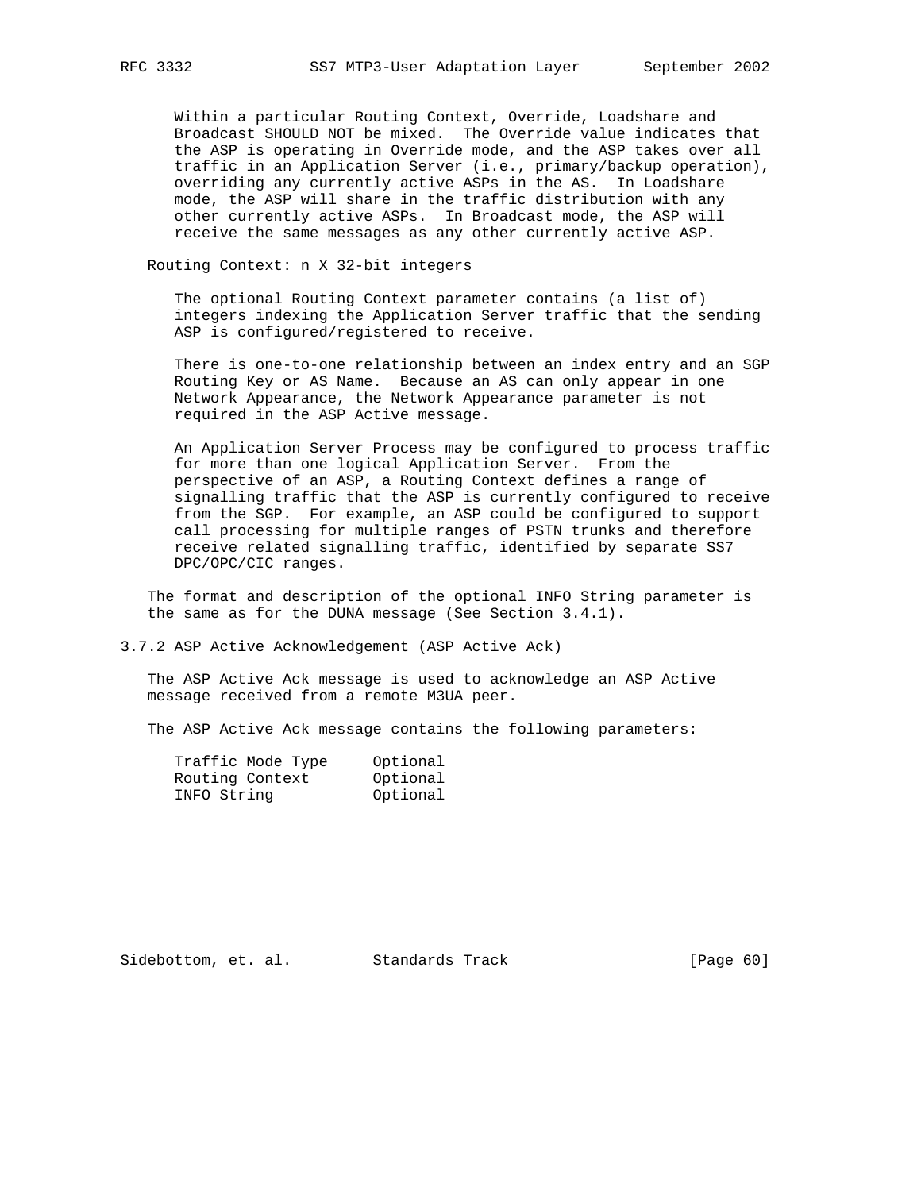Within a particular Routing Context, Override, Loadshare and Broadcast SHOULD NOT be mixed. The Override value indicates that the ASP is operating in Override mode, and the ASP takes over all traffic in an Application Server (i.e., primary/backup operation), overriding any currently active ASPs in the AS. In Loadshare mode, the ASP will share in the traffic distribution with any other currently active ASPs. In Broadcast mode, the ASP will receive the same messages as any other currently active ASP.

Routing Context: n X 32-bit integers

The optional Routing Context parameter contains (a list of) integers indexing the Application Server traffic that the sending ASP is configured/registered to receive.

There is one-to-one relationship between an index entry and an SGP Routing Key or AS Name. Because an AS can only appear in one Network Appearance, the Network Appearance parameter is not required in the ASP Active message.

An Application Server Process may be configured to process traffic for more than one logical Application Server. From the perspective of an ASP, a Routing Context defines a range of signalling traffic that the ASP is currently configured to receive from the SGP. For example, an ASP could be configured to support call processing for multiple ranges of PSTN trunks and therefore receive related signalling traffic, identified by separate SS7 DPC/OPC/CIC ranges.

The format and description of the optional INFO String parameter is the same as for the DUNA message (See Section 3.4.1).

### 3.7.2 ASP Active Acknowledgement (ASP Active Ack)

The ASP Active Ack message is used to acknowledge an ASP Active message received from a remote M3UA peer.

The ASP Active Ack message contains the following parameters:

```
Traffic Mode Type     Optional
Routing Context       Optional
INFO String           Optional
```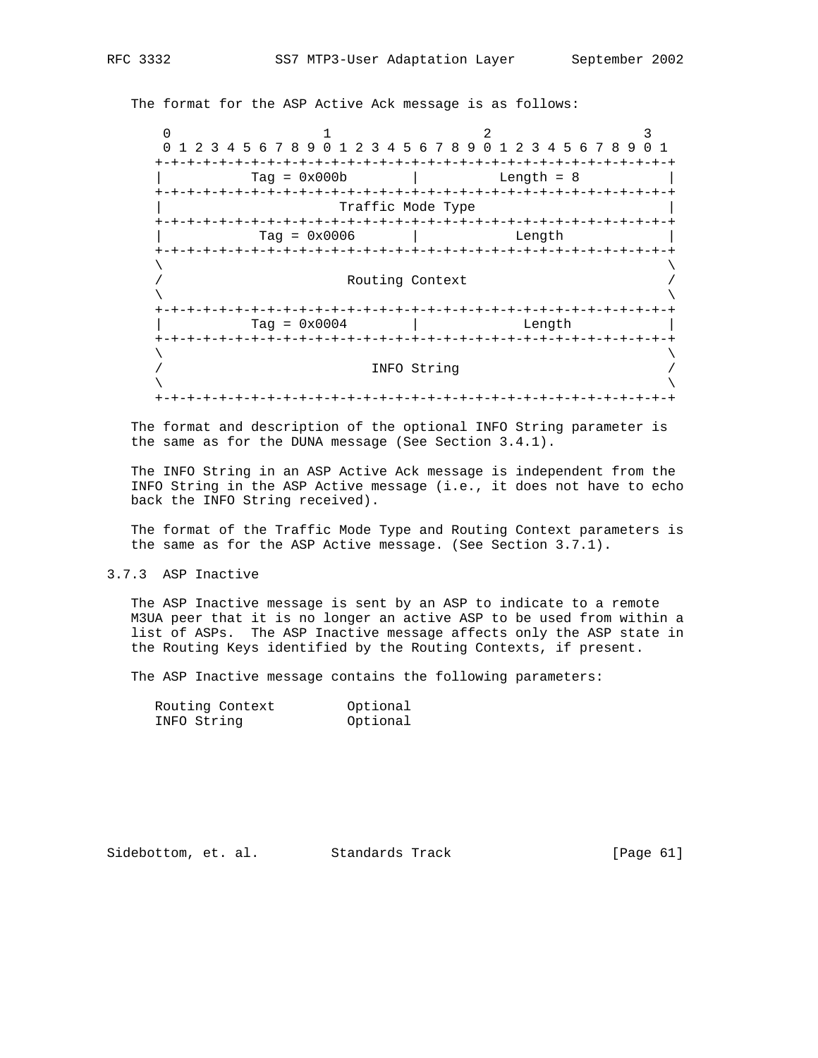The format for the ASP Active Ack message is as follows:

```
 0                   1                   2                   3
 0 1 2 3 4 5 6 7 8 9 0 1 2 3 4 5 6 7 8 9 0 1 2 3 4 5 6 7 8 9 0 1
+-+-+-+-+-+-+-+-+-+-+-+-+-+-+-+-+-+-+-+-+-+-+-+-+-+-+-+-+-+-+-+-+
|           Tag = 0x000b        |          Length = 8           |
+-+-+-+-+-+-+-+-+-+-+-+-+-+-+-+-+-+-+-+-+-+-+-+-+-+-+-+-+-+-+-+-+
|                       Traffic Mode Type                       |
+-+-+-+-+-+-+-+-+-+-+-+-+-+-+-+-+-+-+-+-+-+-+-+-+-+-+-+-+-+-+-+-+
|            Tag = 0x0006       |             Length            |
+-+-+-+-+-+-+-+-+-+-+-+-+-+-+-+-+-+-+-+-+-+-+-+-+-+-+-+-+-+-+-+-+
\                                                               \
/                        Routing Context                        /
\                                                               \
+-+-+-+-+-+-+-+-+-+-+-+-+-+-+-+-+-+-+-+-+-+-+-+-+-+-+-+-+-+-+-+-+
|           Tag = 0x0004        |             Length            |
+-+-+-+-+-+-+-+-+-+-+-+-+-+-+-+-+-+-+-+-+-+-+-+-+-+-+-+-+-+-+-+-+
\                                                               \
/                           INFO String                         /
\                                                               \
+-+-+-+-+-+-+-+-+-+-+-+-+-+-+-+-+-+-+-+-+-+-+-+-+-+-+-+-+-+-+-+-+
```

The format and description of the optional INFO String parameter is the same as for the DUNA message (See Section 3.4.1).

The INFO String in an ASP Active Ack message is independent from the INFO String in the ASP Active message (i.e., it does not have to echo back the INFO String received).

The format of the Traffic Mode Type and Routing Context parameters is the same as for the ASP Active message. (See Section 3.7.1).

### 3.7.3 ASP Inactive

The ASP Inactive message is sent by an ASP to indicate to a remote M3UA peer that it is no longer an active ASP to be used from within a list of ASPs. The ASP Inactive message affects only the ASP state in the Routing Keys identified by the Routing Contexts, if present.

The ASP Inactive message contains the following parameters:

```
Routing Context         Optional
INFO String             Optional
```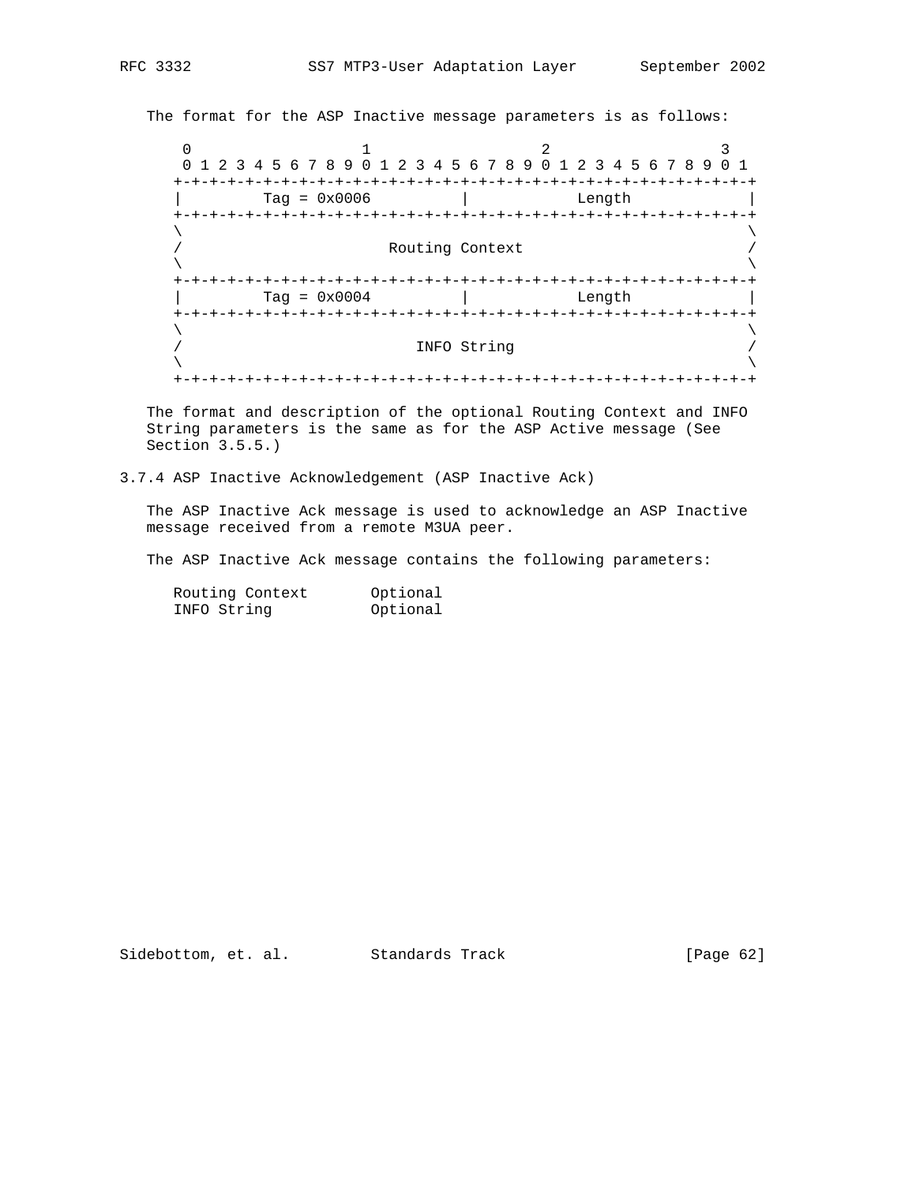The format for the ASP Inactive message parameters is as follows:

```
    0                   1                   2                   3
    0 1 2 3 4 5 6 7 8 9 0 1 2 3 4 5 6 7 8 9 0 1 2 3 4 5 6 7 8 9 0 1
   +-+-+-+-+-+-+-+-+-+-+-+-+-+-+-+-+-+-+-+-+-+-+-+-+-+-+-+-+-+-+-+-+
   |         Tag = 0x0006          |             Length            |
   +-+-+-+-+-+-+-+-+-+-+-+-+-+-+-+-+-+-+-+-+-+-+-+-+-+-+-+-+-+-+-+-+
   \                                                               \
   /                       Routing Context                         /
   \                                                               \
   +-+-+-+-+-+-+-+-+-+-+-+-+-+-+-+-+-+-+-+-+-+-+-+-+-+-+-+-+-+-+-+-+
   |         Tag = 0x0004          |             Length            |
   +-+-+-+-+-+-+-+-+-+-+-+-+-+-+-+-+-+-+-+-+-+-+-+-+-+-+-+-+-+-+-+-+
   \                                                               \
   /                          INFO String                          /
   \                                                               \
   +-+-+-+-+-+-+-+-+-+-+-+-+-+-+-+-+-+-+-+-+-+-+-+-+-+-+-+-+-+-+-+-+
```

The format and description of the optional Routing Context and INFO String parameters is the same as for the ASP Active message (See Section 3.5.5.)

### 3.7.4 ASP Inactive Acknowledgement (ASP Inactive Ack)

The ASP Inactive Ack message is used to acknowledge an ASP Inactive message received from a remote M3UA peer.

The ASP Inactive Ack message contains the following parameters:

```
Routing Context       Optional
INFO String           Optional
```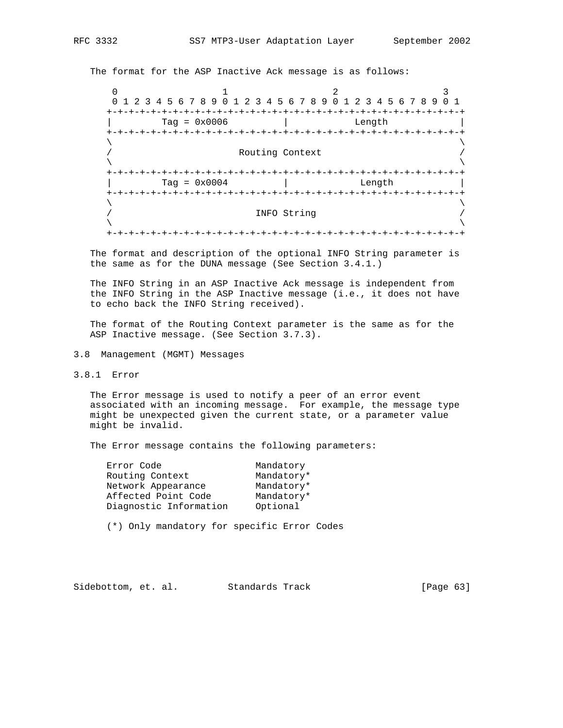The format for the ASP Inactive Ack message is as follows:

```
 0                   1                   2                   3
 0 1 2 3 4 5 6 7 8 9 0 1 2 3 4 5 6 7 8 9 0 1 2 3 4 5 6 7 8 9 0 1
+-+-+-+-+-+-+-+-+-+-+-+-+-+-+-+-+-+-+-+-+-+-+-+-+-+-+-+-+-+-+-+-+
|         Tag = 0x0006          |            Length             |
+-+-+-+-+-+-+-+-+-+-+-+-+-+-+-+-+-+-+-+-+-+-+-+-+-+-+-+-+-+-+-+-+
\                                                               \
/                       Routing Context                         /
\                                                               \
+-+-+-+-+-+-+-+-+-+-+-+-+-+-+-+-+-+-+-+-+-+-+-+-+-+-+-+-+-+-+-+-+
|         Tag = 0x0004          |             Length            |
+-+-+-+-+-+-+-+-+-+-+-+-+-+-+-+-+-+-+-+-+-+-+-+-+-+-+-+-+-+-+-+-+
\                                                               \
/                          INFO String                          /
\                                                               \
+-+-+-+-+-+-+-+-+-+-+-+-+-+-+-+-+-+-+-+-+-+-+-+-+-+-+-+-+-+-+-+-+
```

The format and description of the optional INFO String parameter is the same as for the DUNA message (See Section 3.4.1.)

The INFO String in an ASP Inactive Ack message is independent from the INFO String in the ASP Inactive message (i.e., it does not have to echo back the INFO String received).

The format of the Routing Context parameter is the same as for the ASP Inactive message. (See Section 3.7.3).

## 3.8 Management (MGMT) Messages

### 3.8.1 Error

The Error message is used to notify a peer of an error event associated with an incoming message. For example, the message type might be unexpected given the current state, or a parameter value might be invalid.

The Error message contains the following parameters:

```
Error Code                 Mandatory
Routing Context            Mandatory*
Network Appearance         Mandatory*
Affected Point Code        Mandatory*
Diagnostic Information     Optional

(*) Only mandatory for specific Error Codes
```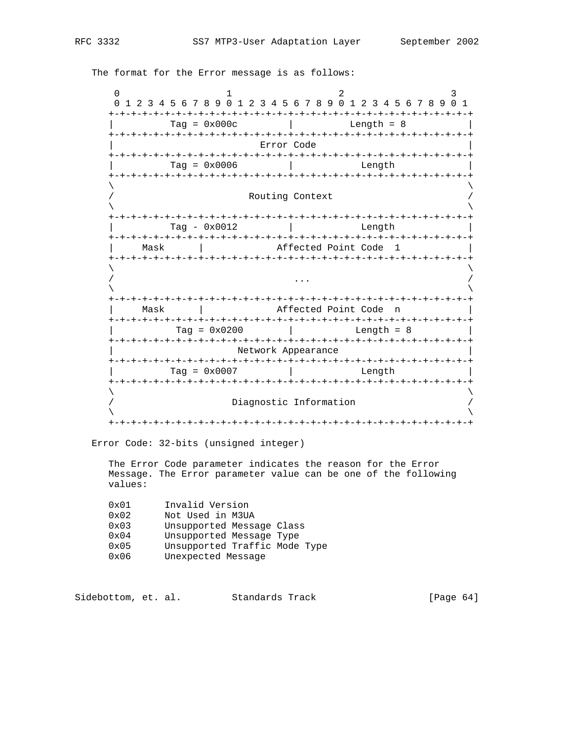The format for the Error message is as follows:

```
    0                   1                   2                   3
    0 1 2 3 4 5 6 7 8 9 0 1 2 3 4 5 6 7 8 9 0 1 2 3 4 5 6 7 8 9 0 1
   +-+-+-+-+-+-+-+-+-+-+-+-+-+-+-+-+-+-+-+-+-+-+-+-+-+-+-+-+-+-+-+-+
   |          Tag = 0x000c         |          Length = 8           |
   +-+-+-+-+-+-+-+-+-+-+-+-+-+-+-+-+-+-+-+-+-+-+-+-+-+-+-+-+-+-+-+-+
   |                          Error Code                           |
   +-+-+-+-+-+-+-+-+-+-+-+-+-+-+-+-+-+-+-+-+-+-+-+-+-+-+-+-+-+-+-+-+
   |          Tag = 0x0006         |             Length            |
   +-+-+-+-+-+-+-+-+-+-+-+-+-+-+-+-+-+-+-+-+-+-+-+-+-+-+-+-+-+-+-+-+
   \                                                               \
   /                       Routing Context                         /
   \                                                               \
   +-+-+-+-+-+-+-+-+-+-+-+-+-+-+-+-+-+-+-+-+-+-+-+-+-+-+-+-+-+-+-+-+
   |          Tag - 0x0012         |             Length            |
   +-+-+-+-+-+-+-+-+-+-+-+-+-+-+-+-+-+-+-+-+-+-+-+-+-+-+-+-+-+-+-+-+
   |     Mask      |             Affected Point Code  1            |
   +-+-+-+-+-+-+-+-+-+-+-+-+-+-+-+-+-+-+-+-+-+-+-+-+-+-+-+-+-+-+-+-+
   \                                                               \
   /                              ...                              /
   \                                                               \
   +-+-+-+-+-+-+-+-+-+-+-+-+-+-+-+-+-+-+-+-+-+-+-+-+-+-+-+-+-+-+-+-+
   |     Mask      |             Affected Point Code  n            |
   +-+-+-+-+-+-+-+-+-+-+-+-+-+-+-+-+-+-+-+-+-+-+-+-+-+-+-+-+-+-+-+-+
   |           Tag = 0x0200        |           Length = 8          |
   +-+-+-+-+-+-+-+-+-+-+-+-+-+-+-+-+-+-+-+-+-+-+-+-+-+-+-+-+-+-+-+-+
   |                      Network Appearance                       |
   +-+-+-+-+-+-+-+-+-+-+-+-+-+-+-+-+-+-+-+-+-+-+-+-+-+-+-+-+-+-+-+-+
   |          Tag = 0x0007         |             Length            |
   +-+-+-+-+-+-+-+-+-+-+-+-+-+-+-+-+-+-+-+-+-+-+-+-+-+-+-+-+-+-+-+-+
   \                                                               \
   /                    Diagnostic Information                     /
   \                                                               \
   +-+-+-+-+-+-+-+-+-+-+-+-+-+-+-+-+-+-+-+-+-+-+-+-+-+-+-+-+-+-+-+-+
```

Error Code: 32-bits (unsigned integer)

The Error Code parameter indicates the reason for the Error Message. The Error parameter value can be one of the following values:

```
0x01      Invalid Version
0x02      Not Used in M3UA
0x03      Unsupported Message Class
0x04      Unsupported Message Type
0x05      Unsupported Traffic Mode Type
0x06      Unexpected Message
```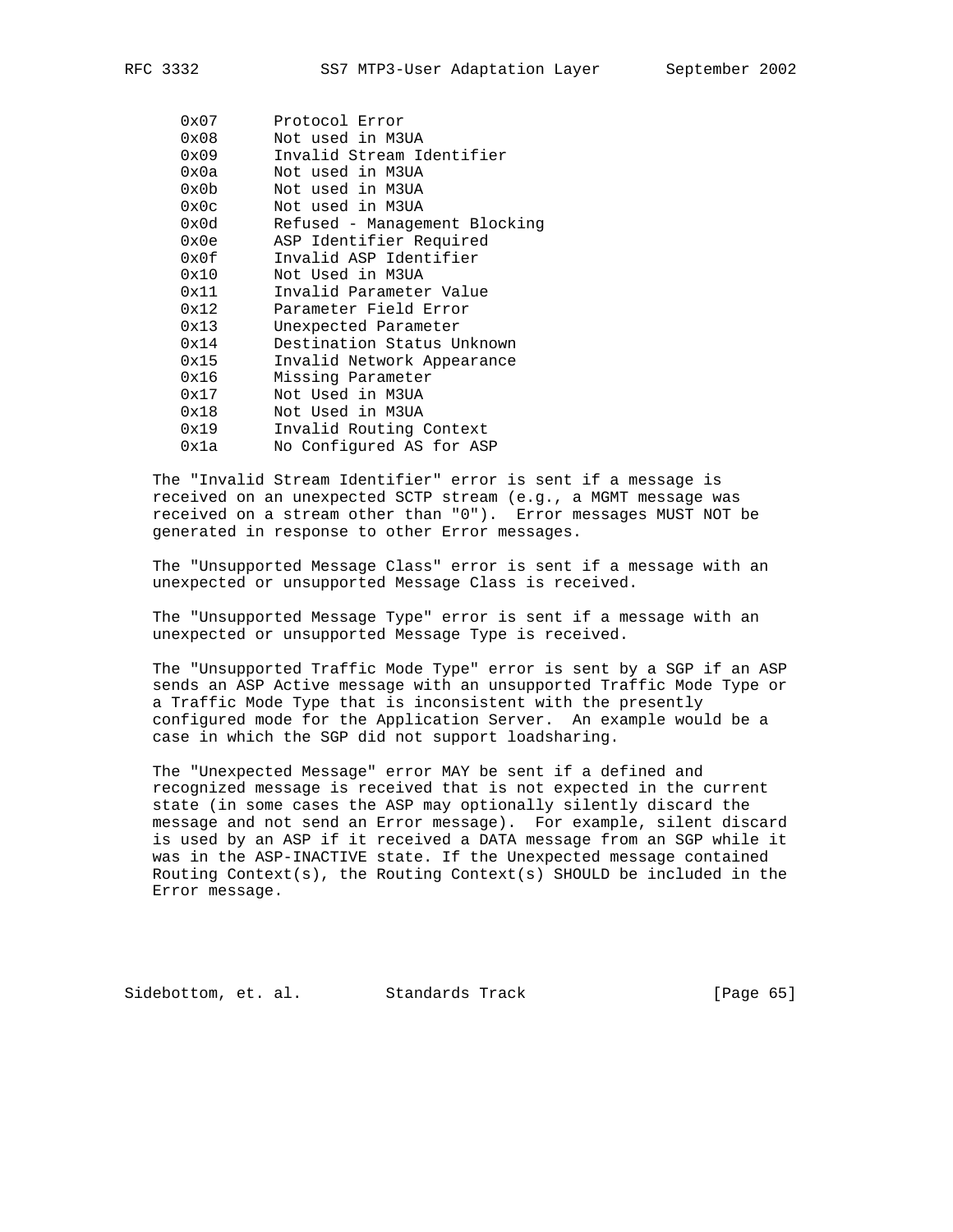| Code | Description |
|---|---|
| 0x07 | Protocol Error |
| 0x08 | Not used in M3UA |
| 0x09 | Invalid Stream Identifier |
| 0x0a | Not used in M3UA |
| 0x0b | Not used in M3UA |
| 0x0c | Not used in M3UA |
| 0x0d | Refused - Management Blocking |
| 0x0e | ASP Identifier Required |
| 0x0f | Invalid ASP Identifier |
| 0x10 | Not Used in M3UA |
| 0x11 | Invalid Parameter Value |
| 0x12 | Parameter Field Error |
| 0x13 | Unexpected Parameter |
| 0x14 | Destination Status Unknown |
| 0x15 | Invalid Network Appearance |
| 0x16 | Missing Parameter |
| 0x17 | Not Used in M3UA |
| 0x18 | Not Used in M3UA |
| 0x19 | Invalid Routing Context |
| 0x1a | No Configured AS for ASP |

The "Invalid Stream Identifier" error is sent if a message is received on an unexpected SCTP stream (e.g., a MGMT message was received on a stream other than "0"). Error messages MUST NOT be generated in response to other Error messages.

The "Unsupported Message Class" error is sent if a message with an unexpected or unsupported Message Class is received.

The "Unsupported Message Type" error is sent if a message with an unexpected or unsupported Message Type is received.

The "Unsupported Traffic Mode Type" error is sent by a SGP if an ASP sends an ASP Active message with an unsupported Traffic Mode Type or a Traffic Mode Type that is inconsistent with the presently configured mode for the Application Server. An example would be a case in which the SGP did not support loadsharing.

The "Unexpected Message" error MAY be sent if a defined and recognized message is received that is not expected in the current state (in some cases the ASP may optionally silently discard the message and not send an Error message). For example, silent discard is used by an ASP if it received a DATA message from an SGP while it was in the ASP-INACTIVE state. If the Unexpected message contained Routing Context(s), the Routing Context(s) SHOULD be included in the Error message.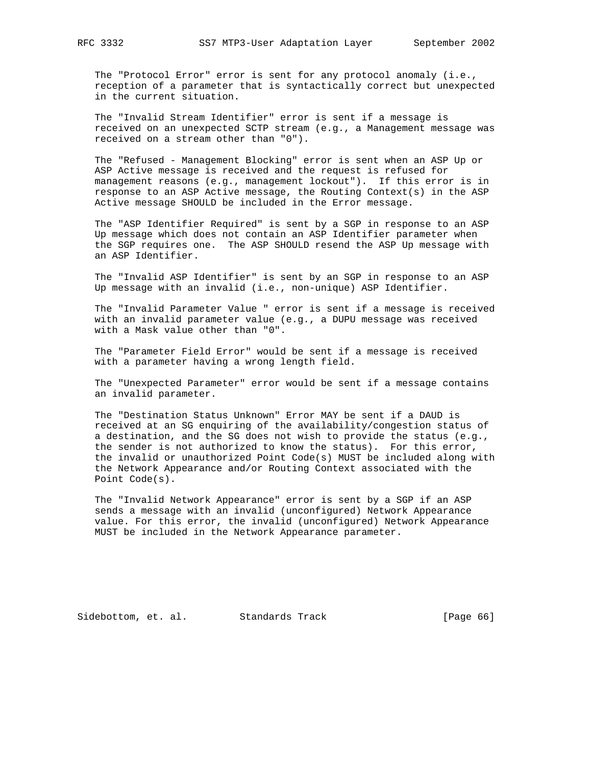The "Protocol Error" error is sent for any protocol anomaly (i.e., reception of a parameter that is syntactically correct but unexpected in the current situation.

The "Invalid Stream Identifier" error is sent if a message is received on an unexpected SCTP stream (e.g., a Management message was received on a stream other than "0").

The "Refused - Management Blocking" error is sent when an ASP Up or ASP Active message is received and the request is refused for management reasons (e.g., management lockout"). If this error is in response to an ASP Active message, the Routing Context(s) in the ASP Active message SHOULD be included in the Error message.

The "ASP Identifier Required" is sent by a SGP in response to an ASP Up message which does not contain an ASP Identifier parameter when the SGP requires one. The ASP SHOULD resend the ASP Up message with an ASP Identifier.

The "Invalid ASP Identifier" is sent by an SGP in response to an ASP Up message with an invalid (i.e., non-unique) ASP Identifier.

The "Invalid Parameter Value " error is sent if a message is received with an invalid parameter value (e.g., a DUPU message was received with a Mask value other than "0".

The "Parameter Field Error" would be sent if a message is received with a parameter having a wrong length field.

The "Unexpected Parameter" error would be sent if a message contains an invalid parameter.

The "Destination Status Unknown" Error MAY be sent if a DAUD is received at an SG enquiring of the availability/congestion status of a destination, and the SG does not wish to provide the status (e.g., the sender is not authorized to know the status). For this error, the invalid or unauthorized Point Code(s) MUST be included along with the Network Appearance and/or Routing Context associated with the Point Code(s).

The "Invalid Network Appearance" error is sent by a SGP if an ASP sends a message with an invalid (unconfigured) Network Appearance value. For this error, the invalid (unconfigured) Network Appearance MUST be included in the Network Appearance parameter.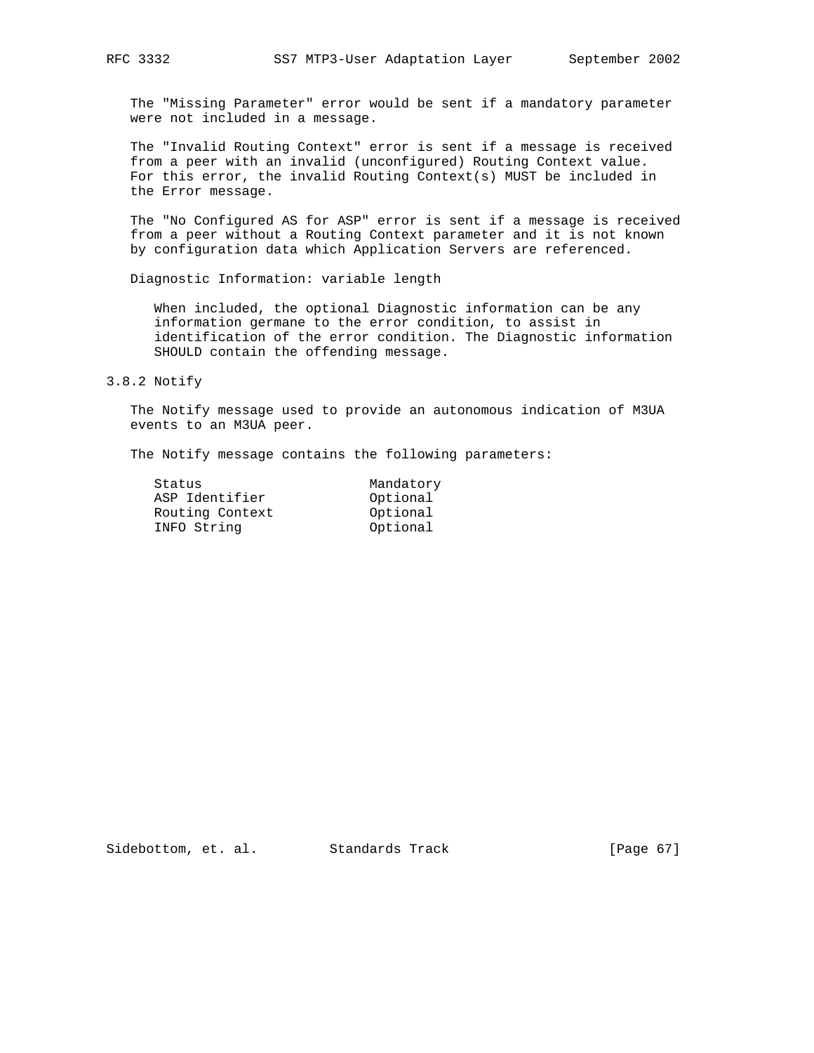The "Missing Parameter" error would be sent if a mandatory parameter were not included in a message.

The "Invalid Routing Context" error is sent if a message is received from a peer with an invalid (unconfigured) Routing Context value. For this error, the invalid Routing Context(s) MUST be included in the Error message.

The "No Configured AS for ASP" error is sent if a message is received from a peer without a Routing Context parameter and it is not known by configuration data which Application Servers are referenced.

Diagnostic Information: variable length

When included, the optional Diagnostic information can be any information germane to the error condition, to assist in identification of the error condition. The Diagnostic information SHOULD contain the offending message.

### 3.8.2 Notify

The Notify message used to provide an autonomous indication of M3UA events to an M3UA peer.

The Notify message contains the following parameters:

```
Status                    Mandatory
ASP Identifier            Optional
Routing Context           Optional
INFO String               Optional
```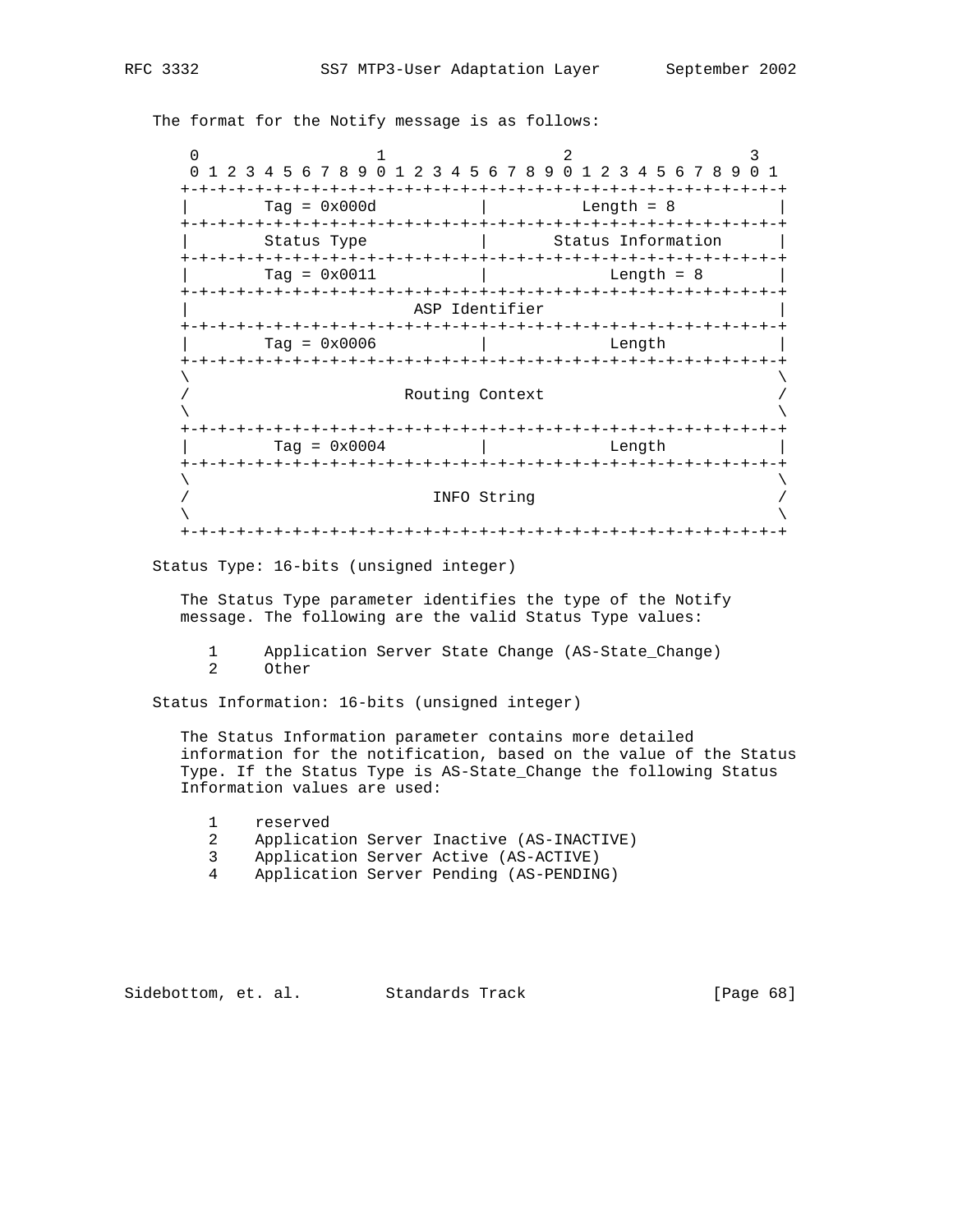The format for the Notify message is as follows:

```
 0                   1                   2                   3
 0 1 2 3 4 5 6 7 8 9 0 1 2 3 4 5 6 7 8 9 0 1 2 3 4 5 6 7 8 9 0 1
+-+-+-+-+-+-+-+-+-+-+-+-+-+-+-+-+-+-+-+-+-+-+-+-+-+-+-+-+-+-+-+-+
|        Tag = 0x000d           |          Length = 8           |
+-+-+-+-+-+-+-+-+-+-+-+-+-+-+-+-+-+-+-+-+-+-+-+-+-+-+-+-+-+-+-+-+
|        Status Type            |       Status Information      |
+-+-+-+-+-+-+-+-+-+-+-+-+-+-+-+-+-+-+-+-+-+-+-+-+-+-+-+-+-+-+-+-+
|        Tag = 0x0011           |             Length = 8        |
+-+-+-+-+-+-+-+-+-+-+-+-+-+-+-+-+-+-+-+-+-+-+-+-+-+-+-+-+-+-+-+-+
|                         ASP Identifier                        |
+-+-+-+-+-+-+-+-+-+-+-+-+-+-+-+-+-+-+-+-+-+-+-+-+-+-+-+-+-+-+-+-+
|        Tag = 0x0006           |             Length            |
+-+-+-+-+-+-+-+-+-+-+-+-+-+-+-+-+-+-+-+-+-+-+-+-+-+-+-+-+-+-+-+-+
\                                                               \
/                        Routing Context                        /
\                                                               \
+-+-+-+-+-+-+-+-+-+-+-+-+-+-+-+-+-+-+-+-+-+-+-+-+-+-+-+-+-+-+-+-+
|         Tag = 0x0004          |             Length            |
+-+-+-+-+-+-+-+-+-+-+-+-+-+-+-+-+-+-+-+-+-+-+-+-+-+-+-+-+-+-+-+-+
\                                                               \
/                           INFO String                         /
\                                                               \
+-+-+-+-+-+-+-+-+-+-+-+-+-+-+-+-+-+-+-+-+-+-+-+-+-+-+-+-+-+-+-+-+
```

Status Type: 16-bits (unsigned integer)

The Status Type parameter identifies the type of the Notify message. The following are the valid Status Type values:

```
1     Application Server State Change (AS-State_Change)
2     Other
```

Status Information: 16-bits (unsigned integer)

The Status Information parameter contains more detailed information for the notification, based on the value of the Status Type. If the Status Type is AS-State_Change the following Status Information values are used:

```
1    reserved
2    Application Server Inactive (AS-INACTIVE)
3    Application Server Active (AS-ACTIVE)
4    Application Server Pending (AS-PENDING)
```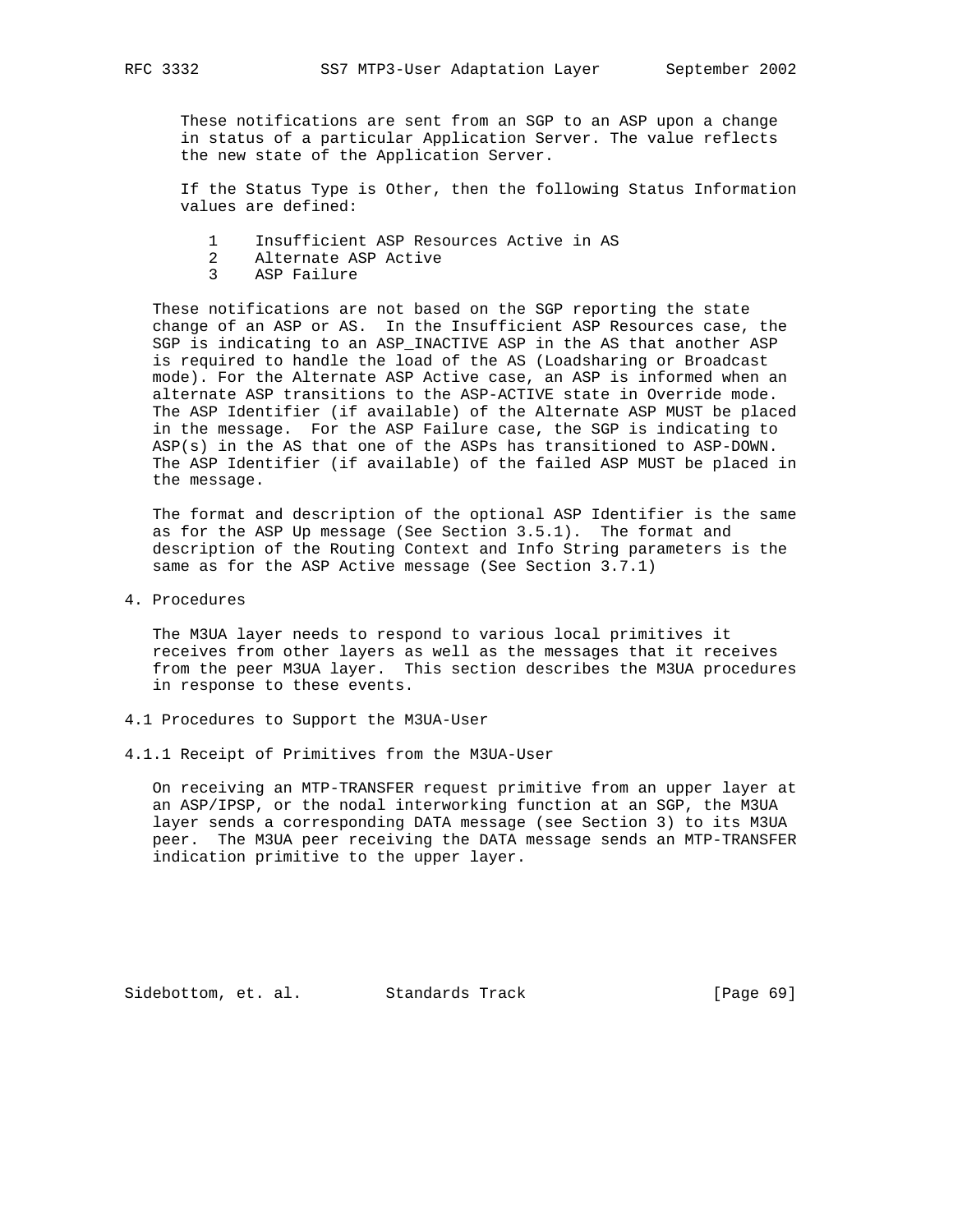These notifications are sent from an SGP to an ASP upon a change in status of a particular Application Server. The value reflects the new state of the Application Server.

If the Status Type is Other, then the following Status Information values are defined:

- 1 Insufficient ASP Resources Active in AS
- 2 Alternate ASP Active
- 3 ASP Failure

These notifications are not based on the SGP reporting the state change of an ASP or AS. In the Insufficient ASP Resources case, the SGP is indicating to an ASP_INACTIVE ASP in the AS that another ASP is required to handle the load of the AS (Loadsharing or Broadcast mode). For the Alternate ASP Active case, an ASP is informed when an alternate ASP transitions to the ASP-ACTIVE state in Override mode. The ASP Identifier (if available) of the Alternate ASP MUST be placed in the message. For the ASP Failure case, the SGP is indicating to ASP(s) in the AS that one of the ASPs has transitioned to ASP-DOWN. The ASP Identifier (if available) of the failed ASP MUST be placed in the message.

The format and description of the optional ASP Identifier is the same as for the ASP Up message (See Section 3.5.1). The format and description of the Routing Context and Info String parameters is the same as for the ASP Active message (See Section 3.7.1)

# 4. Procedures

The M3UA layer needs to respond to various local primitives it receives from other layers as well as the messages that it receives from the peer M3UA layer. This section describes the M3UA procedures in response to these events.

## 4.1 Procedures to Support the M3UA-User

### 4.1.1 Receipt of Primitives from the M3UA-User

On receiving an MTP-TRANSFER request primitive from an upper layer at an ASP/IPSP, or the nodal interworking function at an SGP, the M3UA layer sends a corresponding DATA message (see Section 3) to its M3UA peer. The M3UA peer receiving the DATA message sends an MTP-TRANSFER indication primitive to the upper layer.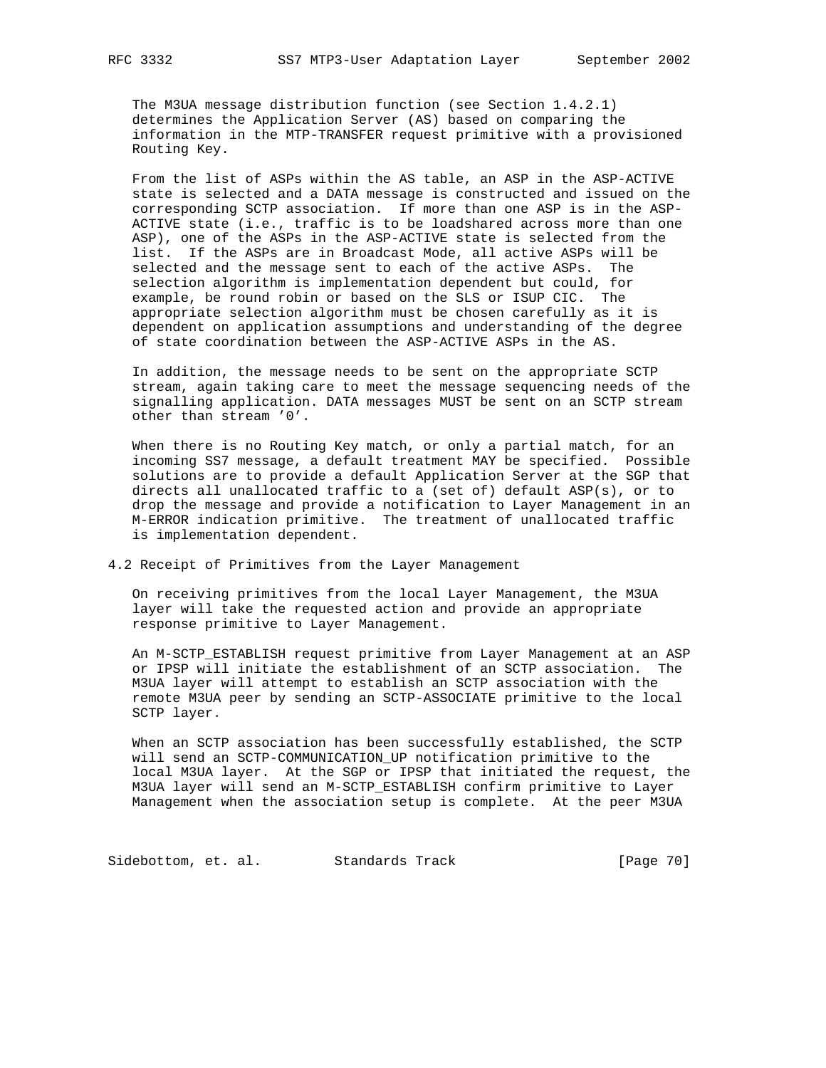The M3UA message distribution function (see Section 1.4.2.1) determines the Application Server (AS) based on comparing the information in the MTP-TRANSFER request primitive with a provisioned Routing Key.

From the list of ASPs within the AS table, an ASP in the ASP-ACTIVE state is selected and a DATA message is constructed and issued on the corresponding SCTP association. If more than one ASP is in the ASP-ACTIVE state (i.e., traffic is to be loadshared across more than one ASP), one of the ASPs in the ASP-ACTIVE state is selected from the list. If the ASPs are in Broadcast Mode, all active ASPs will be selected and the message sent to each of the active ASPs. The selection algorithm is implementation dependent but could, for example, be round robin or based on the SLS or ISUP CIC. The appropriate selection algorithm must be chosen carefully as it is dependent on application assumptions and understanding of the degree of state coordination between the ASP-ACTIVE ASPs in the AS.

In addition, the message needs to be sent on the appropriate SCTP stream, again taking care to meet the message sequencing needs of the signalling application. DATA messages MUST be sent on an SCTP stream other than stream '0'.

When there is no Routing Key match, or only a partial match, for an incoming SS7 message, a default treatment MAY be specified. Possible solutions are to provide a default Application Server at the SGP that directs all unallocated traffic to a (set of) default ASP(s), or to drop the message and provide a notification to Layer Management in an M-ERROR indication primitive. The treatment of unallocated traffic is implementation dependent.

## 4.2 Receipt of Primitives from the Layer Management

On receiving primitives from the local Layer Management, the M3UA layer will take the requested action and provide an appropriate response primitive to Layer Management.

An M-SCTP_ESTABLISH request primitive from Layer Management at an ASP or IPSP will initiate the establishment of an SCTP association. The M3UA layer will attempt to establish an SCTP association with the remote M3UA peer by sending an SCTP-ASSOCIATE primitive to the local SCTP layer.

When an SCTP association has been successfully established, the SCTP will send an SCTP-COMMUNICATION_UP notification primitive to the local M3UA layer. At the SGP or IPSP that initiated the request, the M3UA layer will send an M-SCTP_ESTABLISH confirm primitive to Layer Management when the association setup is complete. At the peer M3UA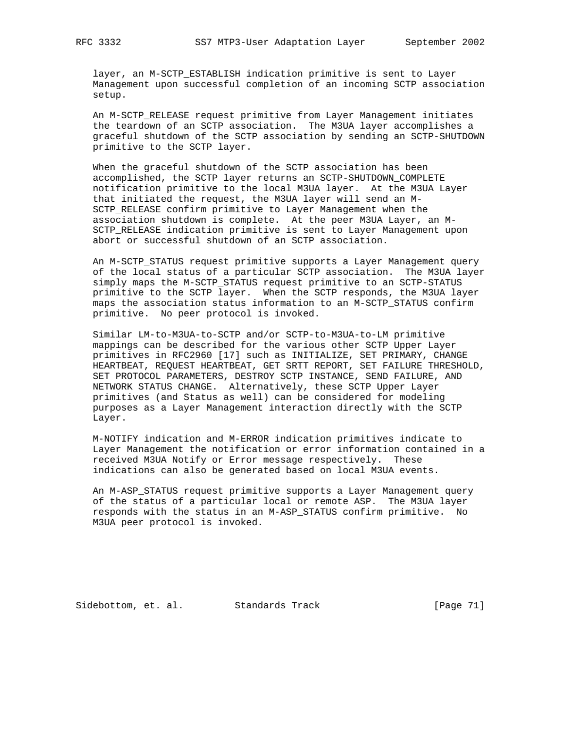layer, an M-SCTP_ESTABLISH indication primitive is sent to Layer Management upon successful completion of an incoming SCTP association setup.

An M-SCTP_RELEASE request primitive from Layer Management initiates the teardown of an SCTP association. The M3UA layer accomplishes a graceful shutdown of the SCTP association by sending an SCTP-SHUTDOWN primitive to the SCTP layer.

When the graceful shutdown of the SCTP association has been accomplished, the SCTP layer returns an SCTP-SHUTDOWN_COMPLETE notification primitive to the local M3UA layer. At the M3UA Layer that initiated the request, the M3UA layer will send an M-SCTP_RELEASE confirm primitive to Layer Management when the association shutdown is complete. At the peer M3UA Layer, an M-SCTP_RELEASE indication primitive is sent to Layer Management upon abort or successful shutdown of an SCTP association.

An M-SCTP_STATUS request primitive supports a Layer Management query of the local status of a particular SCTP association. The M3UA layer simply maps the M-SCTP_STATUS request primitive to an SCTP-STATUS primitive to the SCTP layer. When the SCTP responds, the M3UA layer maps the association status information to an M-SCTP_STATUS confirm primitive. No peer protocol is invoked.

Similar LM-to-M3UA-to-SCTP and/or SCTP-to-M3UA-to-LM primitive mappings can be described for the various other SCTP Upper Layer primitives in RFC2960 [17] such as INITIALIZE, SET PRIMARY, CHANGE HEARTBEAT, REQUEST HEARTBEAT, GET SRTT REPORT, SET FAILURE THRESHOLD, SET PROTOCOL PARAMETERS, DESTROY SCTP INSTANCE, SEND FAILURE, AND NETWORK STATUS CHANGE. Alternatively, these SCTP Upper Layer primitives (and Status as well) can be considered for modeling purposes as a Layer Management interaction directly with the SCTP Layer.

M-NOTIFY indication and M-ERROR indication primitives indicate to Layer Management the notification or error information contained in a received M3UA Notify or Error message respectively. These indications can also be generated based on local M3UA events.

An M-ASP_STATUS request primitive supports a Layer Management query of the status of a particular local or remote ASP. The M3UA layer responds with the status in an M-ASP_STATUS confirm primitive. No M3UA peer protocol is invoked.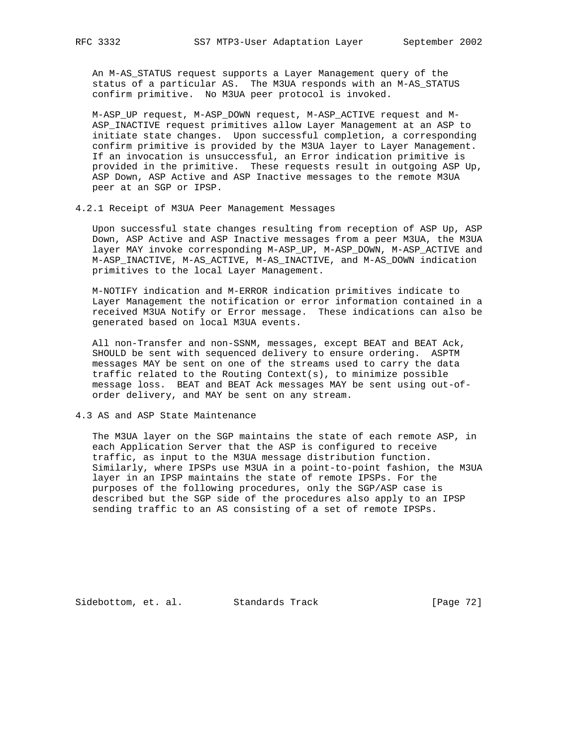An M-AS_STATUS request supports a Layer Management query of the status of a particular AS. The M3UA responds with an M-AS_STATUS confirm primitive. No M3UA peer protocol is invoked.

M-ASP_UP request, M-ASP_DOWN request, M-ASP_ACTIVE request and M-ASP_INACTIVE request primitives allow Layer Management at an ASP to initiate state changes. Upon successful completion, a corresponding confirm primitive is provided by the M3UA layer to Layer Management. If an invocation is unsuccessful, an Error indication primitive is provided in the primitive. These requests result in outgoing ASP Up, ASP Down, ASP Active and ASP Inactive messages to the remote M3UA peer at an SGP or IPSP.

### 4.2.1 Receipt of M3UA Peer Management Messages

Upon successful state changes resulting from reception of ASP Up, ASP Down, ASP Active and ASP Inactive messages from a peer M3UA, the M3UA layer MAY invoke corresponding M-ASP_UP, M-ASP_DOWN, M-ASP_ACTIVE and M-ASP_INACTIVE, M-AS_ACTIVE, M-AS_INACTIVE, and M-AS_DOWN indication primitives to the local Layer Management.

M-NOTIFY indication and M-ERROR indication primitives indicate to Layer Management the notification or error information contained in a received M3UA Notify or Error message. These indications can also be generated based on local M3UA events.

All non-Transfer and non-SSNM, messages, except BEAT and BEAT Ack, SHOULD be sent with sequenced delivery to ensure ordering. ASPTM messages MAY be sent on one of the streams used to carry the data traffic related to the Routing Context(s), to minimize possible message loss. BEAT and BEAT Ack messages MAY be sent using out-of-order delivery, and MAY be sent on any stream.

## 4.3 AS and ASP State Maintenance

The M3UA layer on the SGP maintains the state of each remote ASP, in each Application Server that the ASP is configured to receive traffic, as input to the M3UA message distribution function. Similarly, where IPSPs use M3UA in a point-to-point fashion, the M3UA layer in an IPSP maintains the state of remote IPSPs. For the purposes of the following procedures, only the SGP/ASP case is described but the SGP side of the procedures also apply to an IPSP sending traffic to an AS consisting of a set of remote IPSPs.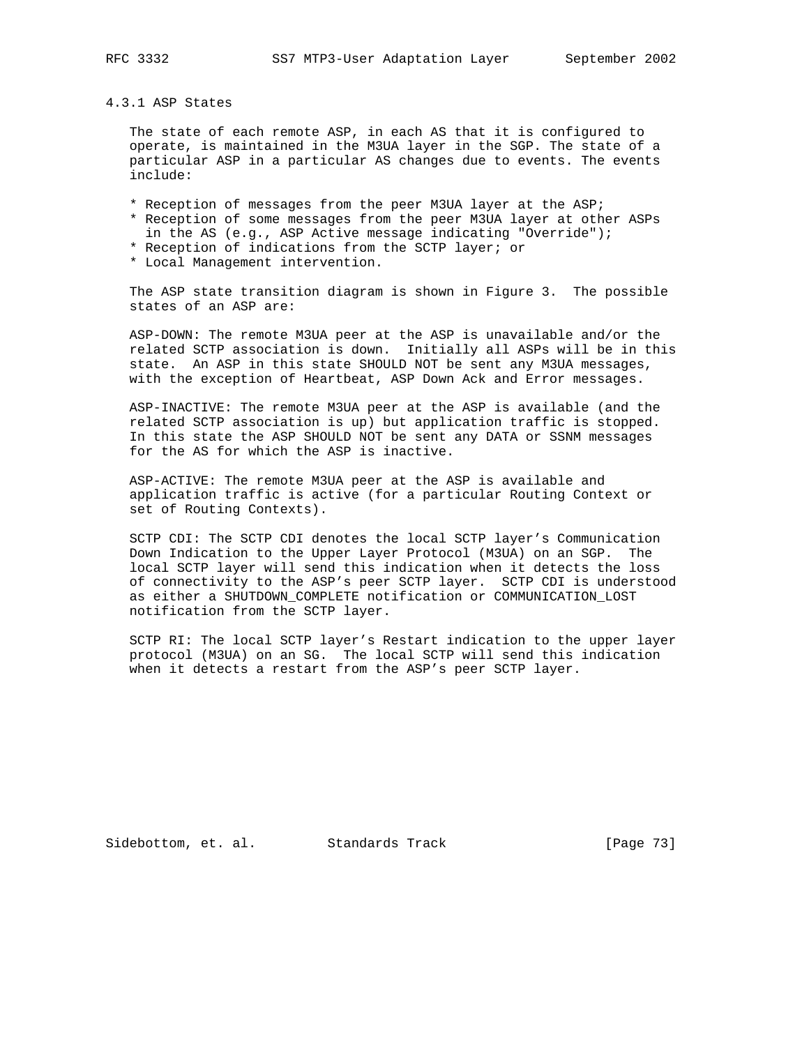### 4.3.1 ASP States

The state of each remote ASP, in each AS that it is configured to operate, is maintained in the M3UA layer in the SGP. The state of a particular ASP in a particular AS changes due to events. The events include:

* Reception of messages from the peer M3UA layer at the ASP;
* Reception of some messages from the peer M3UA layer at other ASPs in the AS (e.g., ASP Active message indicating "Override");
* Reception of indications from the SCTP layer; or
* Local Management intervention.

The ASP state transition diagram is shown in Figure 3. The possible states of an ASP are:

ASP-DOWN: The remote M3UA peer at the ASP is unavailable and/or the related SCTP association is down. Initially all ASPs will be in this state. An ASP in this state SHOULD NOT be sent any M3UA messages, with the exception of Heartbeat, ASP Down Ack and Error messages.

ASP-INACTIVE: The remote M3UA peer at the ASP is available (and the related SCTP association is up) but application traffic is stopped. In this state the ASP SHOULD NOT be sent any DATA or SSNM messages for the AS for which the ASP is inactive.

ASP-ACTIVE: The remote M3UA peer at the ASP is available and application traffic is active (for a particular Routing Context or set of Routing Contexts).

SCTP CDI: The SCTP CDI denotes the local SCTP layer's Communication Down Indication to the Upper Layer Protocol (M3UA) on an SGP. The local SCTP layer will send this indication when it detects the loss of connectivity to the ASP's peer SCTP layer. SCTP CDI is understood as either a SHUTDOWN_COMPLETE notification or COMMUNICATION_LOST notification from the SCTP layer.

SCTP RI: The local SCTP layer's Restart indication to the upper layer protocol (M3UA) on an SG. The local SCTP will send this indication when it detects a restart from the ASP's peer SCTP layer.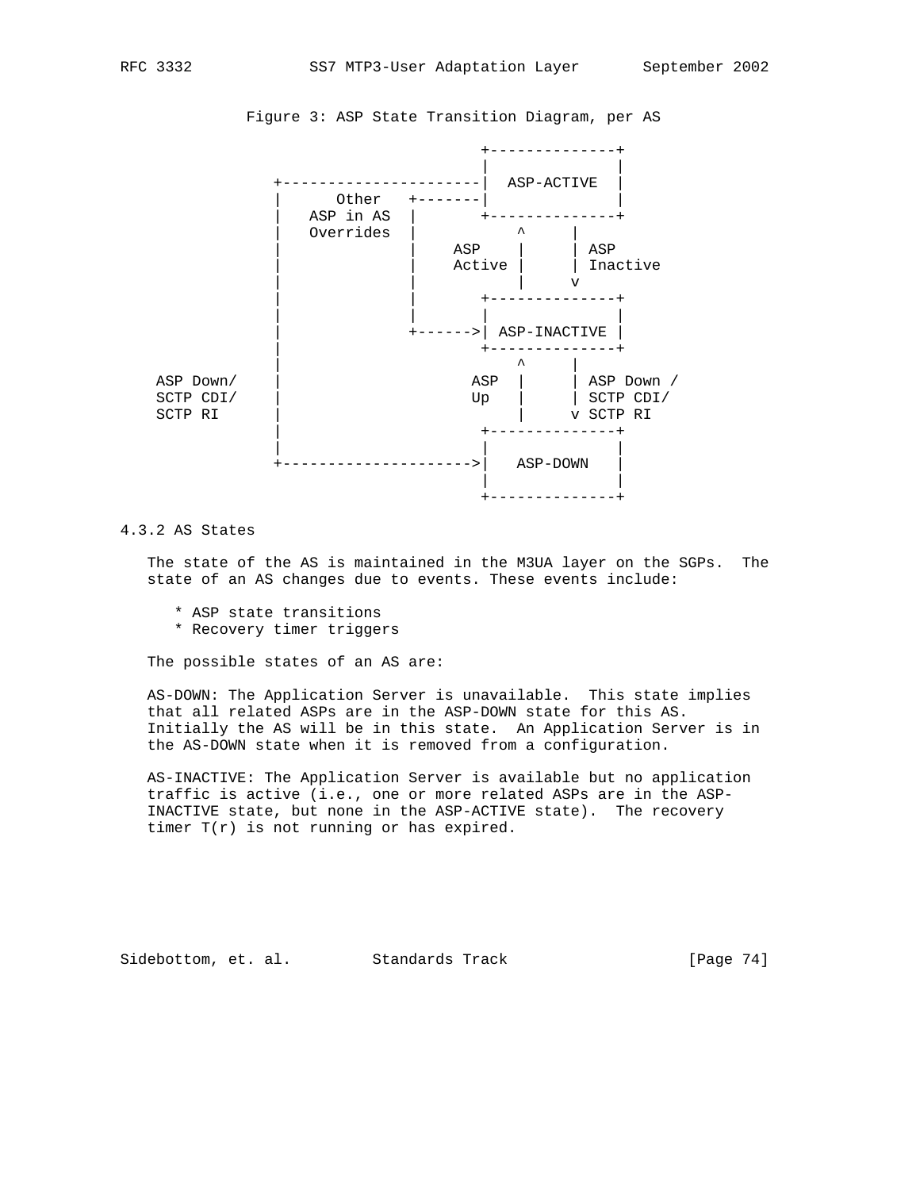Figure 3: ASP State Transition Diagram, per AS

```
                                     +--------------+
                                     |              |
             +----------------------|  ASP-ACTIVE  |
             |      Other   +-------|              |
             |   ASP in AS  |       +--------------+
             |   Overrides  |           ^     |
             |              |    ASP    |     | ASP
             |              |    Active |     | Inactive
             |              |           |     v
             |              |       +--------------+
             |              |       |              |
             |              +------>| ASP-INACTIVE |
             |                      +--------------+
             |                          ^     |
ASP Down/    |                     ASP  |     | ASP Down /
SCTP CDI/    |                     Up   |     | SCTP CDI/
SCTP RI      |                          |     v SCTP RI
             |                      +--------------+
             |                      |              |
             +--------------------->|   ASP-DOWN   |
                                    |              |
                                    +--------------+
```

### 4.3.2 AS States

The state of the AS is maintained in the M3UA layer on the SGPs. The state of an AS changes due to events. These events include:

* ASP state transitions
* Recovery timer triggers

The possible states of an AS are:

AS-DOWN: The Application Server is unavailable. This state implies that all related ASPs are in the ASP-DOWN state for this AS. Initially the AS will be in this state. An Application Server is in the AS-DOWN state when it is removed from a configuration.

AS-INACTIVE: The Application Server is available but no application traffic is active (i.e., one or more related ASPs are in the ASP-INACTIVE state, but none in the ASP-ACTIVE state). The recovery timer T(r) is not running or has expired.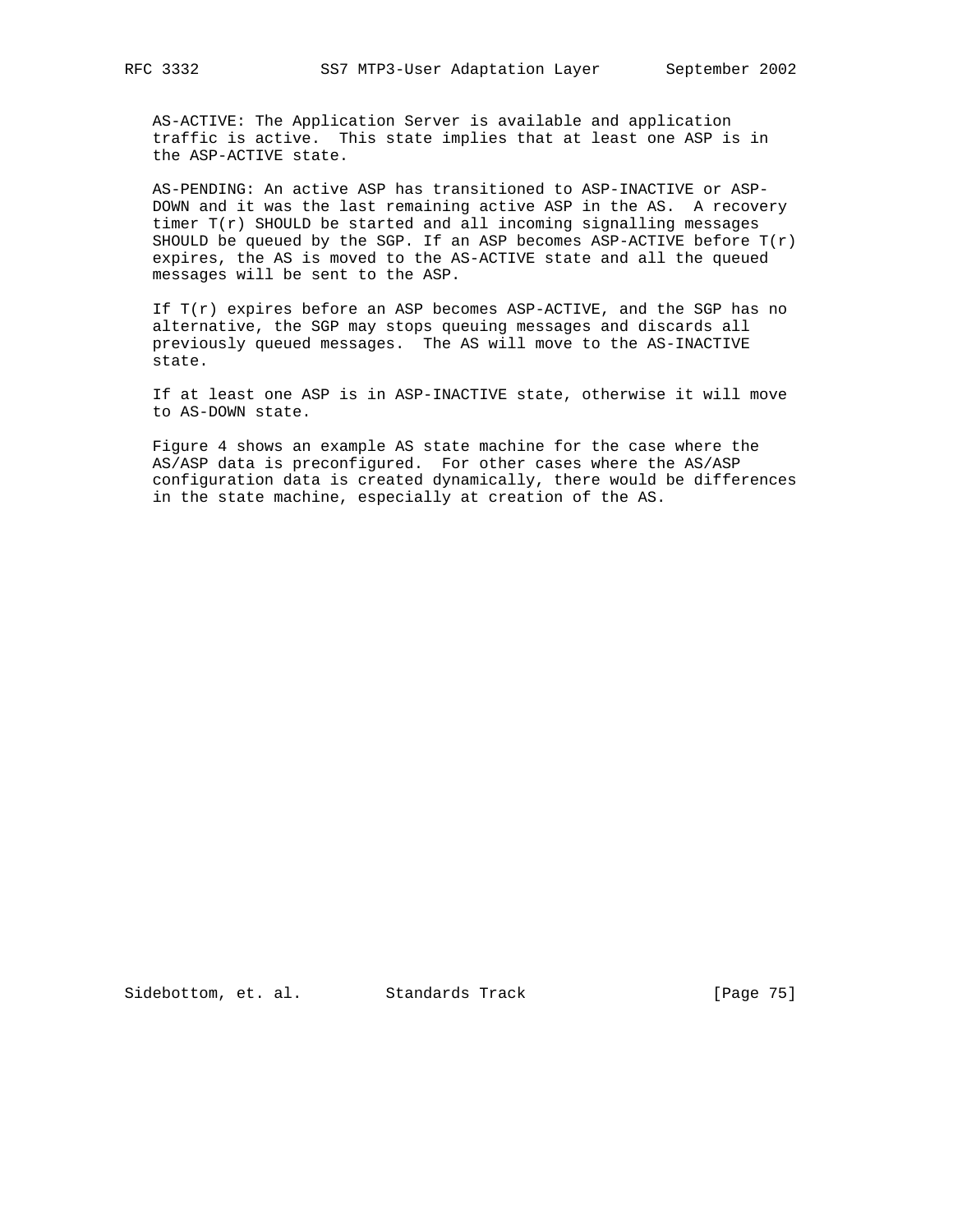AS-ACTIVE: The Application Server is available and application traffic is active. This state implies that at least one ASP is in the ASP-ACTIVE state.

AS-PENDING: An active ASP has transitioned to ASP-INACTIVE or ASP-DOWN and it was the last remaining active ASP in the AS. A recovery timer T(r) SHOULD be started and all incoming signalling messages SHOULD be queued by the SGP. If an ASP becomes ASP-ACTIVE before T(r) expires, the AS is moved to the AS-ACTIVE state and all the queued messages will be sent to the ASP.

If T(r) expires before an ASP becomes ASP-ACTIVE, and the SGP has no alternative, the SGP may stops queuing messages and discards all previously queued messages. The AS will move to the AS-INACTIVE state.

If at least one ASP is in ASP-INACTIVE state, otherwise it will move to AS-DOWN state.

Figure 4 shows an example AS state machine for the case where the AS/ASP data is preconfigured. For other cases where the AS/ASP configuration data is created dynamically, there would be differences in the state machine, especially at creation of the AS.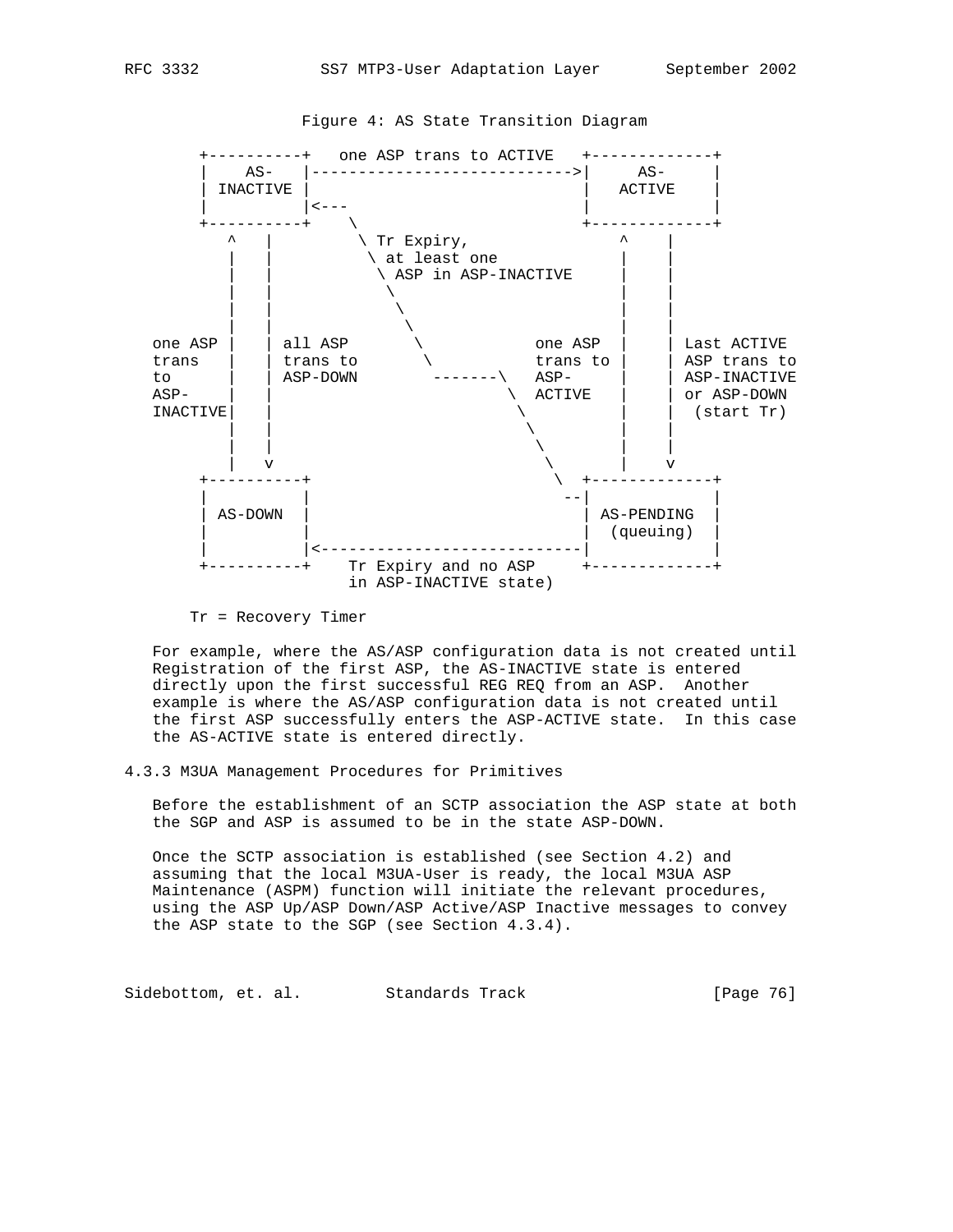Figure 4: AS State Transition Diagram

```
       +----------+   one ASP trans to ACTIVE   +-------------+
       |    AS-   |---------------------------->|     AS-     |
       | INACTIVE |                             |   ACTIVE    |
       |          |<---                         |             |
       +----------+    \                        +-------------+
          ^   |         \ Tr Expiry,                ^    |
          |   |          \ at least one             |    |
          |   |           \ ASP in ASP-INACTIVE     |    |
          |   |            \                        |    |
          |   |             \                       |    |
          |   |              \                      |    |
  one ASP |   | all ASP       \           one ASP   |    | Last ACTIVE
  trans   |   | trans to       \          trans to  |    | ASP trans to
  to      |   | ASP-DOWN        -------\  ASP-      |    | ASP-INACTIVE
  ASP-    |   |                         \ ACTIVE    |    | or ASP-DOWN
  INACTIVE|   |                          \          |    |  (start Tr)
          |   |                           \         |    |
          |   |                            \        |    |
          |   v                             \       |    v
       +----------+                          \  +-------------+
       |          |                           --|             |
       | AS-DOWN  |                             | AS-PENDING  |
       |          |                             |  (queuing)  |
       |          |<----------------------------|             |
       +----------+    Tr Expiry and no ASP     +-------------+
                       in ASP-INACTIVE state)
```

Tr = Recovery Timer

For example, where the AS/ASP configuration data is not created until Registration of the first ASP, the AS-INACTIVE state is entered directly upon the first successful REG REQ from an ASP. Another example is where the AS/ASP configuration data is not created until the first ASP successfully enters the ASP-ACTIVE state. In this case the AS-ACTIVE state is entered directly.

### 4.3.3 M3UA Management Procedures for Primitives

Before the establishment of an SCTP association the ASP state at both the SGP and ASP is assumed to be in the state ASP-DOWN.

Once the SCTP association is established (see Section 4.2) and assuming that the local M3UA-User is ready, the local M3UA ASP Maintenance (ASPM) function will initiate the relevant procedures, using the ASP Up/ASP Down/ASP Active/ASP Inactive messages to convey the ASP state to the SGP (see Section 4.3.4).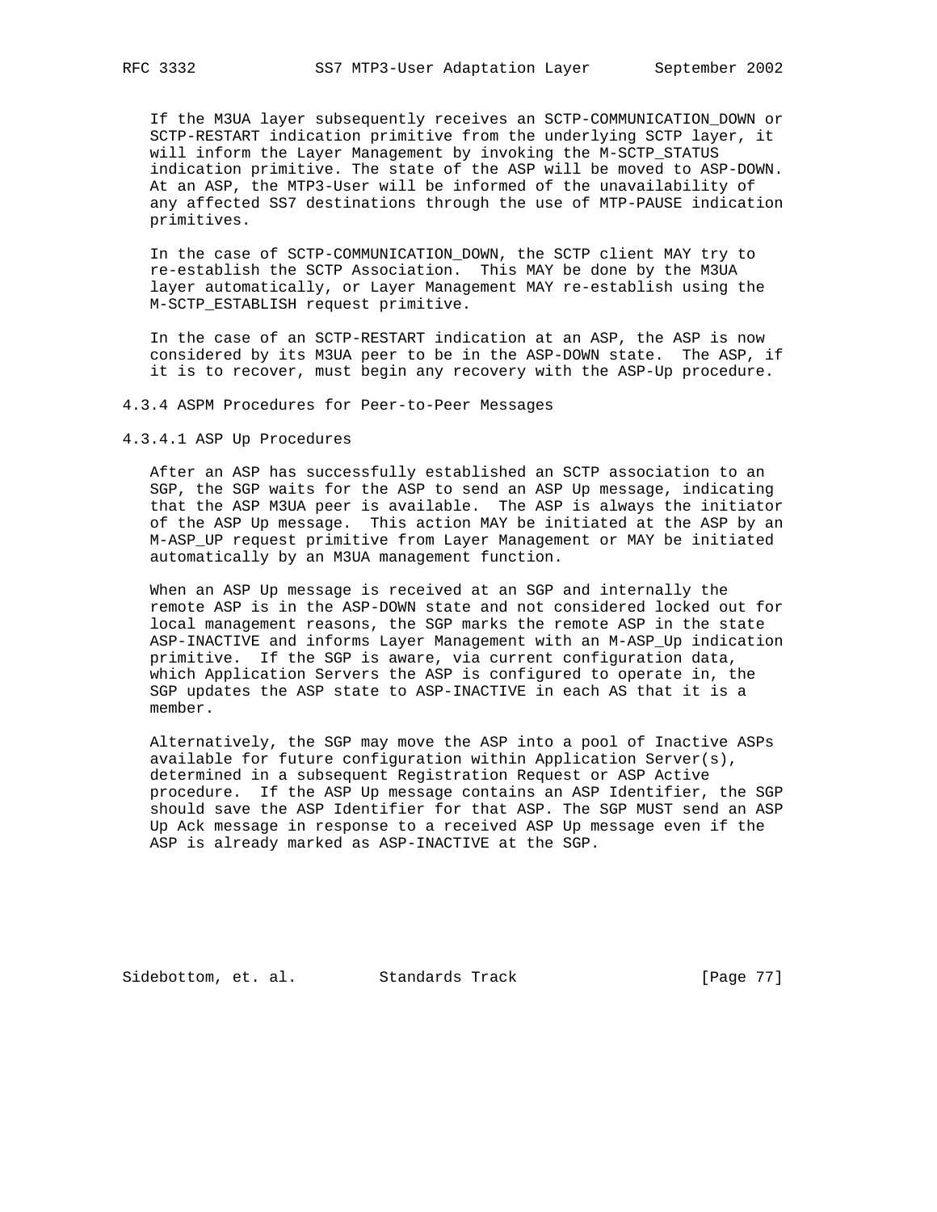If the M3UA layer subsequently receives an SCTP-COMMUNICATION_DOWN or SCTP-RESTART indication primitive from the underlying SCTP layer, it will inform the Layer Management by invoking the M-SCTP_STATUS indication primitive. The state of the ASP will be moved to ASP-DOWN. At an ASP, the MTP3-User will be informed of the unavailability of any affected SS7 destinations through the use of MTP-PAUSE indication primitives.

In the case of SCTP-COMMUNICATION_DOWN, the SCTP client MAY try to re-establish the SCTP Association. This MAY be done by the M3UA layer automatically, or Layer Management MAY re-establish using the M-SCTP_ESTABLISH request primitive.

In the case of an SCTP-RESTART indication at an ASP, the ASP is now considered by its M3UA peer to be in the ASP-DOWN state. The ASP, if it is to recover, must begin any recovery with the ASP-Up procedure.

### 4.3.4 ASPM Procedures for Peer-to-Peer Messages

#### 4.3.4.1 ASP Up Procedures

After an ASP has successfully established an SCTP association to an SGP, the SGP waits for the ASP to send an ASP Up message, indicating that the ASP M3UA peer is available. The ASP is always the initiator of the ASP Up message. This action MAY be initiated at the ASP by an M-ASP_UP request primitive from Layer Management or MAY be initiated automatically by an M3UA management function.

When an ASP Up message is received at an SGP and internally the remote ASP is in the ASP-DOWN state and not considered locked out for local management reasons, the SGP marks the remote ASP in the state ASP-INACTIVE and informs Layer Management with an M-ASP_Up indication primitive. If the SGP is aware, via current configuration data, which Application Servers the ASP is configured to operate in, the SGP updates the ASP state to ASP-INACTIVE in each AS that it is a member.

Alternatively, the SGP may move the ASP into a pool of Inactive ASPs available for future configuration within Application Server(s), determined in a subsequent Registration Request or ASP Active procedure. If the ASP Up message contains an ASP Identifier, the SGP should save the ASP Identifier for that ASP. The SGP MUST send an ASP Up Ack message in response to a received ASP Up message even if the ASP is already marked as ASP-INACTIVE at the SGP.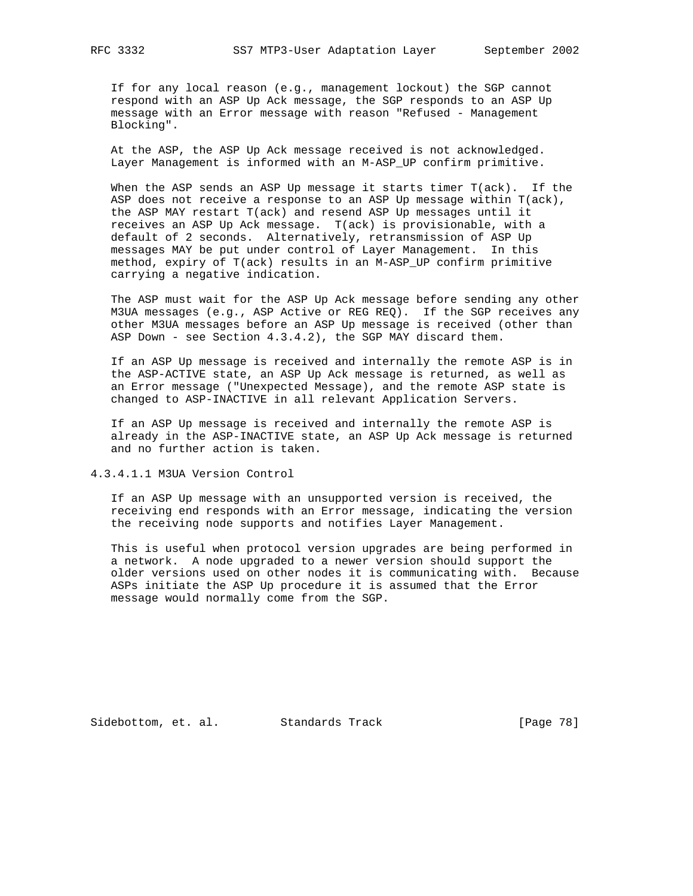If for any local reason (e.g., management lockout) the SGP cannot respond with an ASP Up Ack message, the SGP responds to an ASP Up message with an Error message with reason "Refused - Management Blocking".

At the ASP, the ASP Up Ack message received is not acknowledged. Layer Management is informed with an M-ASP_UP confirm primitive.

When the ASP sends an ASP Up message it starts timer T(ack). If the ASP does not receive a response to an ASP Up message within T(ack), the ASP MAY restart T(ack) and resend ASP Up messages until it receives an ASP Up Ack message. T(ack) is provisionable, with a default of 2 seconds. Alternatively, retransmission of ASP Up messages MAY be put under control of Layer Management. In this method, expiry of T(ack) results in an M-ASP_UP confirm primitive carrying a negative indication.

The ASP must wait for the ASP Up Ack message before sending any other M3UA messages (e.g., ASP Active or REG REQ). If the SGP receives any other M3UA messages before an ASP Up message is received (other than ASP Down - see Section 4.3.4.2), the SGP MAY discard them.

If an ASP Up message is received and internally the remote ASP is in the ASP-ACTIVE state, an ASP Up Ack message is returned, as well as an Error message ("Unexpected Message), and the remote ASP state is changed to ASP-INACTIVE in all relevant Application Servers.

If an ASP Up message is received and internally the remote ASP is already in the ASP-INACTIVE state, an ASP Up Ack message is returned and no further action is taken.

#### 4.3.4.1.1 M3UA Version Control

If an ASP Up message with an unsupported version is received, the receiving end responds with an Error message, indicating the version the receiving node supports and notifies Layer Management.

This is useful when protocol version upgrades are being performed in a network. A node upgraded to a newer version should support the older versions used on other nodes it is communicating with. Because ASPs initiate the ASP Up procedure it is assumed that the Error message would normally come from the SGP.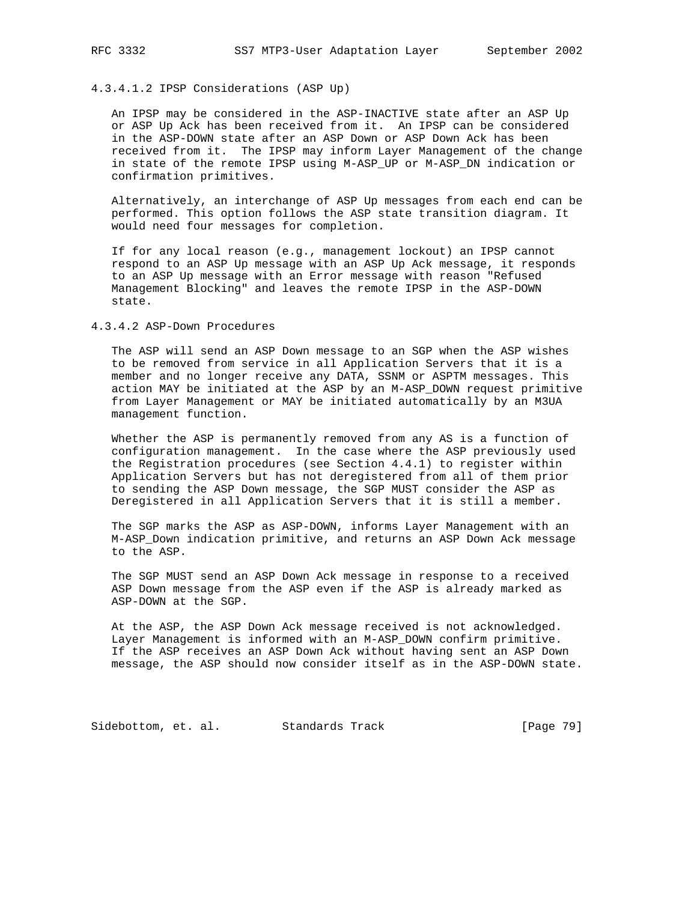#### 4.3.4.1.2 IPSP Considerations (ASP Up)

An IPSP may be considered in the ASP-INACTIVE state after an ASP Up or ASP Up Ack has been received from it. An IPSP can be considered in the ASP-DOWN state after an ASP Down or ASP Down Ack has been received from it. The IPSP may inform Layer Management of the change in state of the remote IPSP using M-ASP_UP or M-ASP_DN indication or confirmation primitives.

Alternatively, an interchange of ASP Up messages from each end can be performed. This option follows the ASP state transition diagram. It would need four messages for completion.

If for any local reason (e.g., management lockout) an IPSP cannot respond to an ASP Up message with an ASP Up Ack message, it responds to an ASP Up message with an Error message with reason "Refused Management Blocking" and leaves the remote IPSP in the ASP-DOWN state.

#### 4.3.4.2 ASP-Down Procedures

The ASP will send an ASP Down message to an SGP when the ASP wishes to be removed from service in all Application Servers that it is a member and no longer receive any DATA, SSNM or ASPTM messages. This action MAY be initiated at the ASP by an M-ASP_DOWN request primitive from Layer Management or MAY be initiated automatically by an M3UA management function.

Whether the ASP is permanently removed from any AS is a function of configuration management. In the case where the ASP previously used the Registration procedures (see Section 4.4.1) to register within Application Servers but has not deregistered from all of them prior to sending the ASP Down message, the SGP MUST consider the ASP as Deregistered in all Application Servers that it is still a member.

The SGP marks the ASP as ASP-DOWN, informs Layer Management with an M-ASP_Down indication primitive, and returns an ASP Down Ack message to the ASP.

The SGP MUST send an ASP Down Ack message in response to a received ASP Down message from the ASP even if the ASP is already marked as ASP-DOWN at the SGP.

At the ASP, the ASP Down Ack message received is not acknowledged. Layer Management is informed with an M-ASP_DOWN confirm primitive. If the ASP receives an ASP Down Ack without having sent an ASP Down message, the ASP should now consider itself as in the ASP-DOWN state.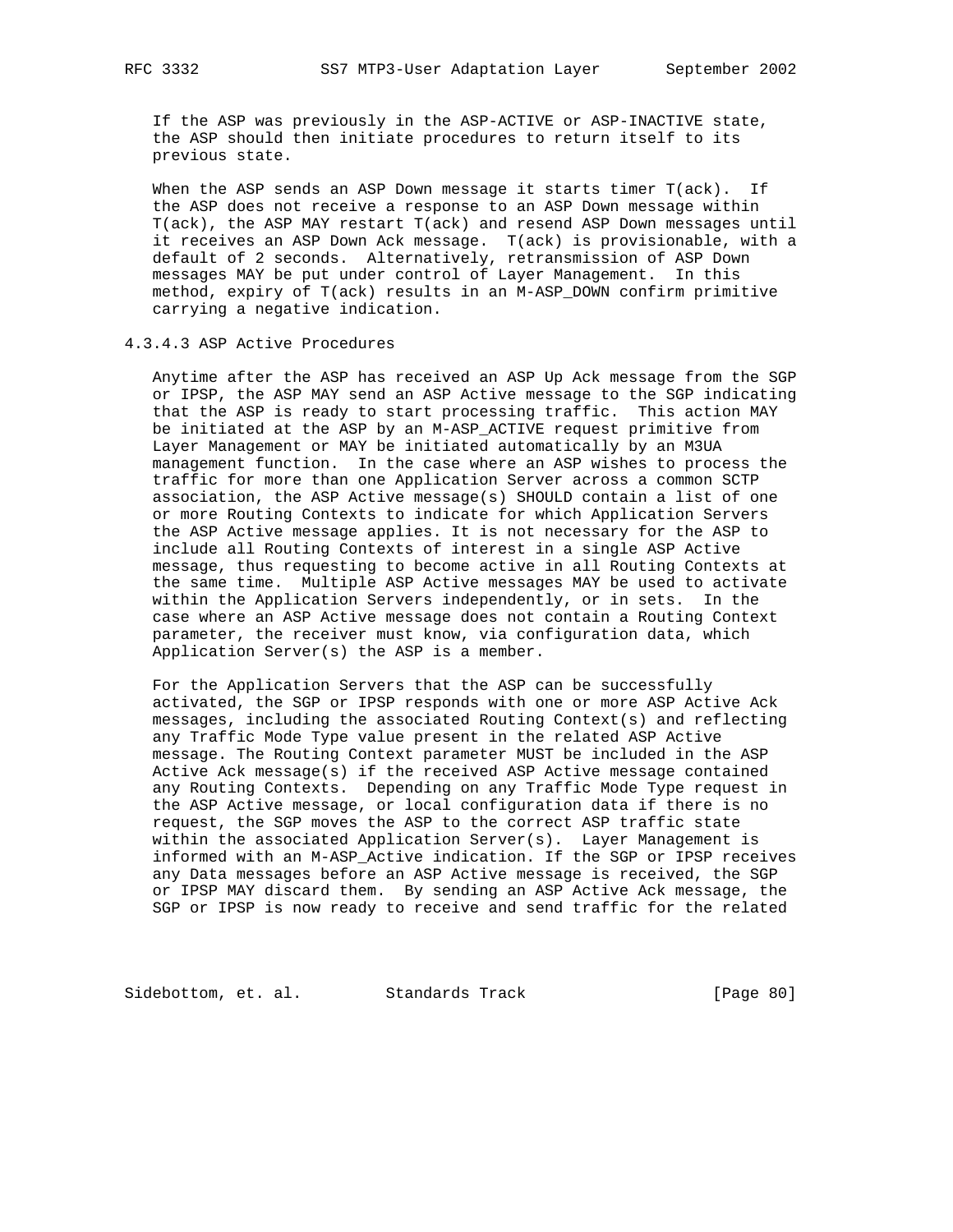If the ASP was previously in the ASP-ACTIVE or ASP-INACTIVE state, the ASP should then initiate procedures to return itself to its previous state.

When the ASP sends an ASP Down message it starts timer T(ack). If the ASP does not receive a response to an ASP Down message within T(ack), the ASP MAY restart T(ack) and resend ASP Down messages until it receives an ASP Down Ack message. T(ack) is provisionable, with a default of 2 seconds. Alternatively, retransmission of ASP Down messages MAY be put under control of Layer Management. In this method, expiry of T(ack) results in an M-ASP_DOWN confirm primitive carrying a negative indication.

#### 4.3.4.3 ASP Active Procedures

Anytime after the ASP has received an ASP Up Ack message from the SGP or IPSP, the ASP MAY send an ASP Active message to the SGP indicating that the ASP is ready to start processing traffic. This action MAY be initiated at the ASP by an M-ASP_ACTIVE request primitive from Layer Management or MAY be initiated automatically by an M3UA management function. In the case where an ASP wishes to process the traffic for more than one Application Server across a common SCTP association, the ASP Active message(s) SHOULD contain a list of one or more Routing Contexts to indicate for which Application Servers the ASP Active message applies. It is not necessary for the ASP to include all Routing Contexts of interest in a single ASP Active message, thus requesting to become active in all Routing Contexts at the same time. Multiple ASP Active messages MAY be used to activate within the Application Servers independently, or in sets. In the case where an ASP Active message does not contain a Routing Context parameter, the receiver must know, via configuration data, which Application Server(s) the ASP is a member.

For the Application Servers that the ASP can be successfully activated, the SGP or IPSP responds with one or more ASP Active Ack messages, including the associated Routing Context(s) and reflecting any Traffic Mode Type value present in the related ASP Active message. The Routing Context parameter MUST be included in the ASP Active Ack message(s) if the received ASP Active message contained any Routing Contexts. Depending on any Traffic Mode Type request in the ASP Active message, or local configuration data if there is no request, the SGP moves the ASP to the correct ASP traffic state within the associated Application Server(s). Layer Management is informed with an M-ASP_Active indication. If the SGP or IPSP receives any Data messages before an ASP Active message is received, the SGP or IPSP MAY discard them. By sending an ASP Active Ack message, the SGP or IPSP is now ready to receive and send traffic for the related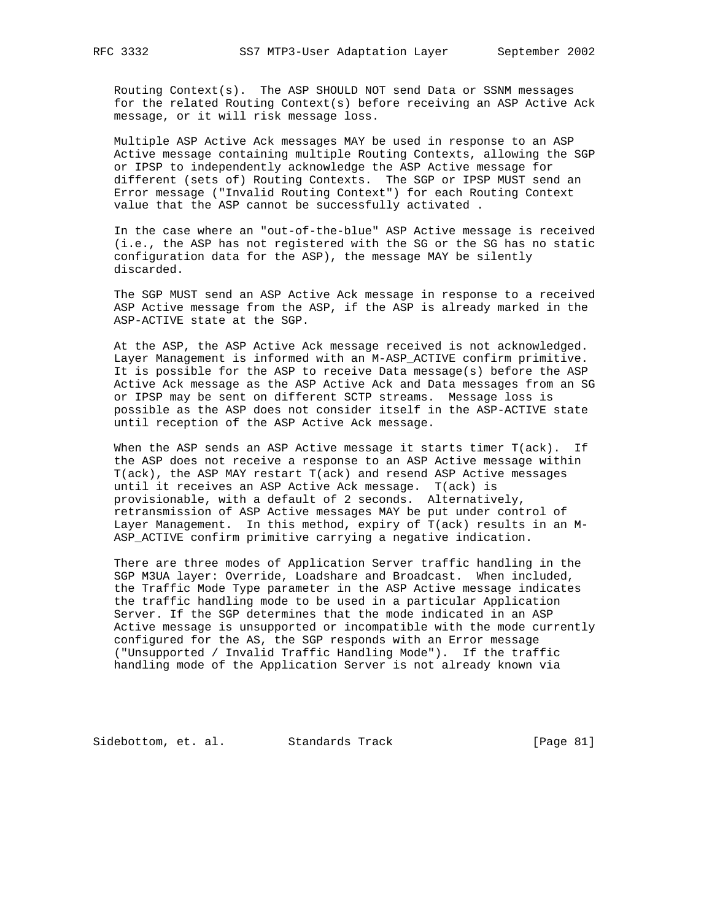Routing Context(s). The ASP SHOULD NOT send Data or SSNM messages for the related Routing Context(s) before receiving an ASP Active Ack message, or it will risk message loss.

Multiple ASP Active Ack messages MAY be used in response to an ASP Active message containing multiple Routing Contexts, allowing the SGP or IPSP to independently acknowledge the ASP Active message for different (sets of) Routing Contexts. The SGP or IPSP MUST send an Error message ("Invalid Routing Context") for each Routing Context value that the ASP cannot be successfully activated .

In the case where an "out-of-the-blue" ASP Active message is received (i.e., the ASP has not registered with the SG or the SG has no static configuration data for the ASP), the message MAY be silently discarded.

The SGP MUST send an ASP Active Ack message in response to a received ASP Active message from the ASP, if the ASP is already marked in the ASP-ACTIVE state at the SGP.

At the ASP, the ASP Active Ack message received is not acknowledged. Layer Management is informed with an M-ASP_ACTIVE confirm primitive. It is possible for the ASP to receive Data message(s) before the ASP Active Ack message as the ASP Active Ack and Data messages from an SG or IPSP may be sent on different SCTP streams. Message loss is possible as the ASP does not consider itself in the ASP-ACTIVE state until reception of the ASP Active Ack message.

When the ASP sends an ASP Active message it starts timer T(ack). If the ASP does not receive a response to an ASP Active message within T(ack), the ASP MAY restart T(ack) and resend ASP Active messages until it receives an ASP Active Ack message. T(ack) is provisionable, with a default of 2 seconds. Alternatively, retransmission of ASP Active messages MAY be put under control of Layer Management. In this method, expiry of T(ack) results in an M-ASP_ACTIVE confirm primitive carrying a negative indication.

There are three modes of Application Server traffic handling in the SGP M3UA layer: Override, Loadshare and Broadcast. When included, the Traffic Mode Type parameter in the ASP Active message indicates the traffic handling mode to be used in a particular Application Server. If the SGP determines that the mode indicated in an ASP Active message is unsupported or incompatible with the mode currently configured for the AS, the SGP responds with an Error message ("Unsupported / Invalid Traffic Handling Mode"). If the traffic handling mode of the Application Server is not already known via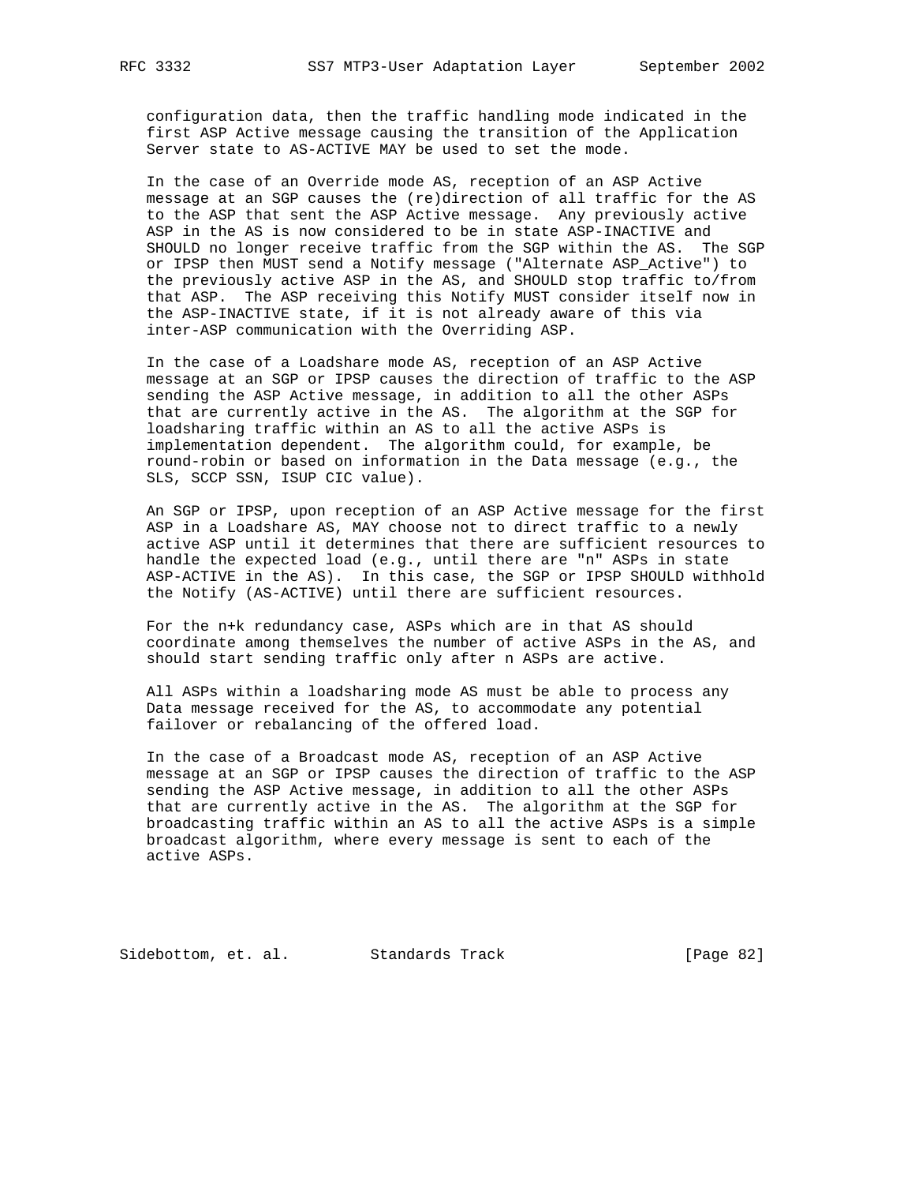configuration data, then the traffic handling mode indicated in the first ASP Active message causing the transition of the Application Server state to AS-ACTIVE MAY be used to set the mode.

In the case of an Override mode AS, reception of an ASP Active message at an SGP causes the (re)direction of all traffic for the AS to the ASP that sent the ASP Active message. Any previously active ASP in the AS is now considered to be in state ASP-INACTIVE and SHOULD no longer receive traffic from the SGP within the AS. The SGP or IPSP then MUST send a Notify message ("Alternate ASP_Active") to the previously active ASP in the AS, and SHOULD stop traffic to/from that ASP. The ASP receiving this Notify MUST consider itself now in the ASP-INACTIVE state, if it is not already aware of this via inter-ASP communication with the Overriding ASP.

In the case of a Loadshare mode AS, reception of an ASP Active message at an SGP or IPSP causes the direction of traffic to the ASP sending the ASP Active message, in addition to all the other ASPs that are currently active in the AS. The algorithm at the SGP for loadsharing traffic within an AS to all the active ASPs is implementation dependent. The algorithm could, for example, be round-robin or based on information in the Data message (e.g., the SLS, SCCP SSN, ISUP CIC value).

An SGP or IPSP, upon reception of an ASP Active message for the first ASP in a Loadshare AS, MAY choose not to direct traffic to a newly active ASP until it determines that there are sufficient resources to handle the expected load (e.g., until there are "n" ASPs in state ASP-ACTIVE in the AS). In this case, the SGP or IPSP SHOULD withhold the Notify (AS-ACTIVE) until there are sufficient resources.

For the n+k redundancy case, ASPs which are in that AS should coordinate among themselves the number of active ASPs in the AS, and should start sending traffic only after n ASPs are active.

All ASPs within a loadsharing mode AS must be able to process any Data message received for the AS, to accommodate any potential failover or rebalancing of the offered load.

In the case of a Broadcast mode AS, reception of an ASP Active message at an SGP or IPSP causes the direction of traffic to the ASP sending the ASP Active message, in addition to all the other ASPs that are currently active in the AS. The algorithm at the SGP for broadcasting traffic within an AS to all the active ASPs is a simple broadcast algorithm, where every message is sent to each of the active ASPs.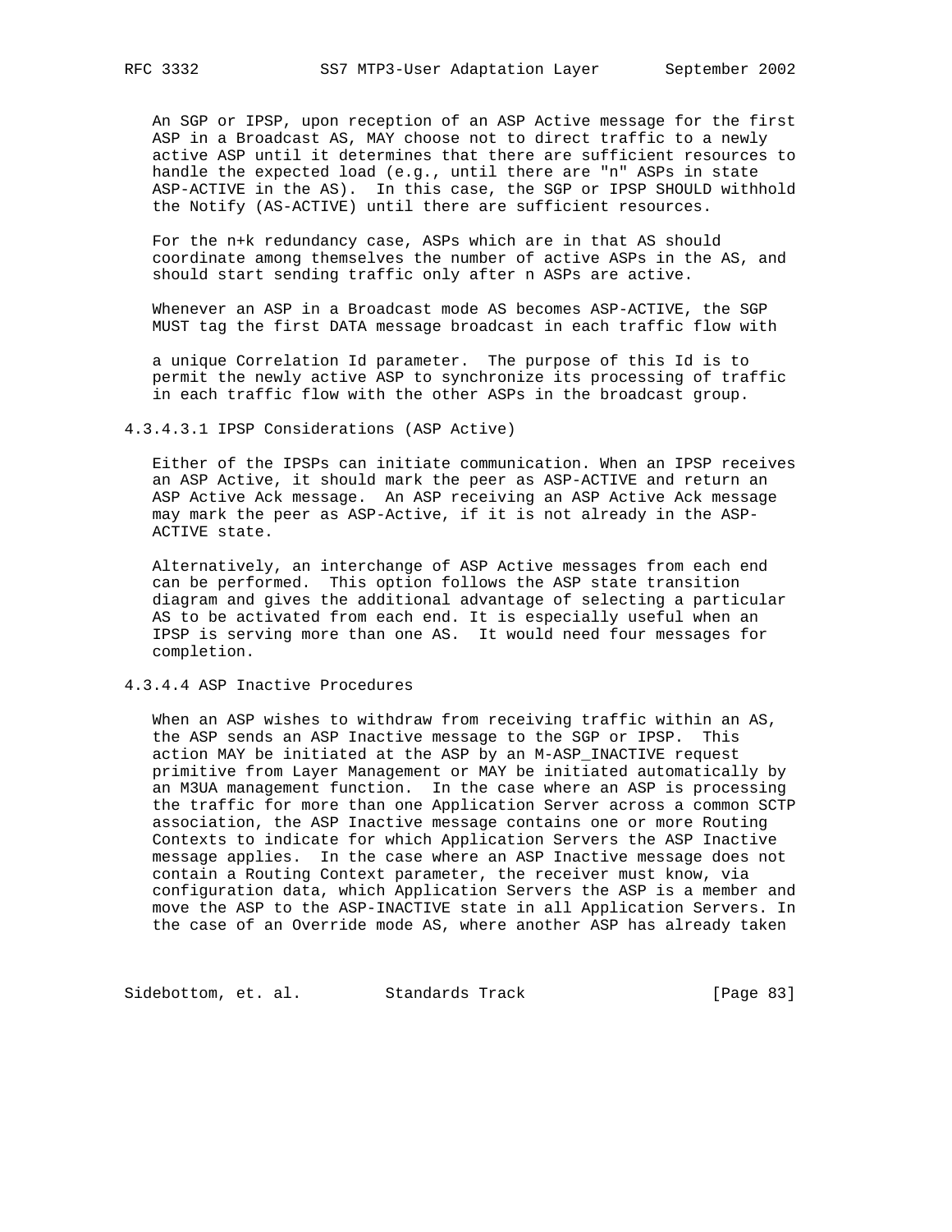An SGP or IPSP, upon reception of an ASP Active message for the first ASP in a Broadcast AS, MAY choose not to direct traffic to a newly active ASP until it determines that there are sufficient resources to handle the expected load (e.g., until there are "n" ASPs in state ASP-ACTIVE in the AS). In this case, the SGP or IPSP SHOULD withhold the Notify (AS-ACTIVE) until there are sufficient resources.

For the n+k redundancy case, ASPs which are in that AS should coordinate among themselves the number of active ASPs in the AS, and should start sending traffic only after n ASPs are active.

Whenever an ASP in a Broadcast mode AS becomes ASP-ACTIVE, the SGP MUST tag the first DATA message broadcast in each traffic flow with a unique Correlation Id parameter. The purpose of this Id is to permit the newly active ASP to synchronize its processing of traffic in each traffic flow with the other ASPs in the broadcast group.

#### 4.3.4.3.1 IPSP Considerations (ASP Active)

Either of the IPSPs can initiate communication. When an IPSP receives an ASP Active, it should mark the peer as ASP-ACTIVE and return an ASP Active Ack message. An ASP receiving an ASP Active Ack message may mark the peer as ASP-Active, if it is not already in the ASP-ACTIVE state.

Alternatively, an interchange of ASP Active messages from each end can be performed. This option follows the ASP state transition diagram and gives the additional advantage of selecting a particular AS to be activated from each end. It is especially useful when an IPSP is serving more than one AS. It would need four messages for completion.

#### 4.3.4.4 ASP Inactive Procedures

When an ASP wishes to withdraw from receiving traffic within an AS, the ASP sends an ASP Inactive message to the SGP or IPSP. This action MAY be initiated at the ASP by an M-ASP_INACTIVE request primitive from Layer Management or MAY be initiated automatically by an M3UA management function. In the case where an ASP is processing the traffic for more than one Application Server across a common SCTP association, the ASP Inactive message contains one or more Routing Contexts to indicate for which Application Servers the ASP Inactive message applies. In the case where an ASP Inactive message does not contain a Routing Context parameter, the receiver must know, via configuration data, which Application Servers the ASP is a member and move the ASP to the ASP-INACTIVE state in all Application Servers. In the case of an Override mode AS, where another ASP has already taken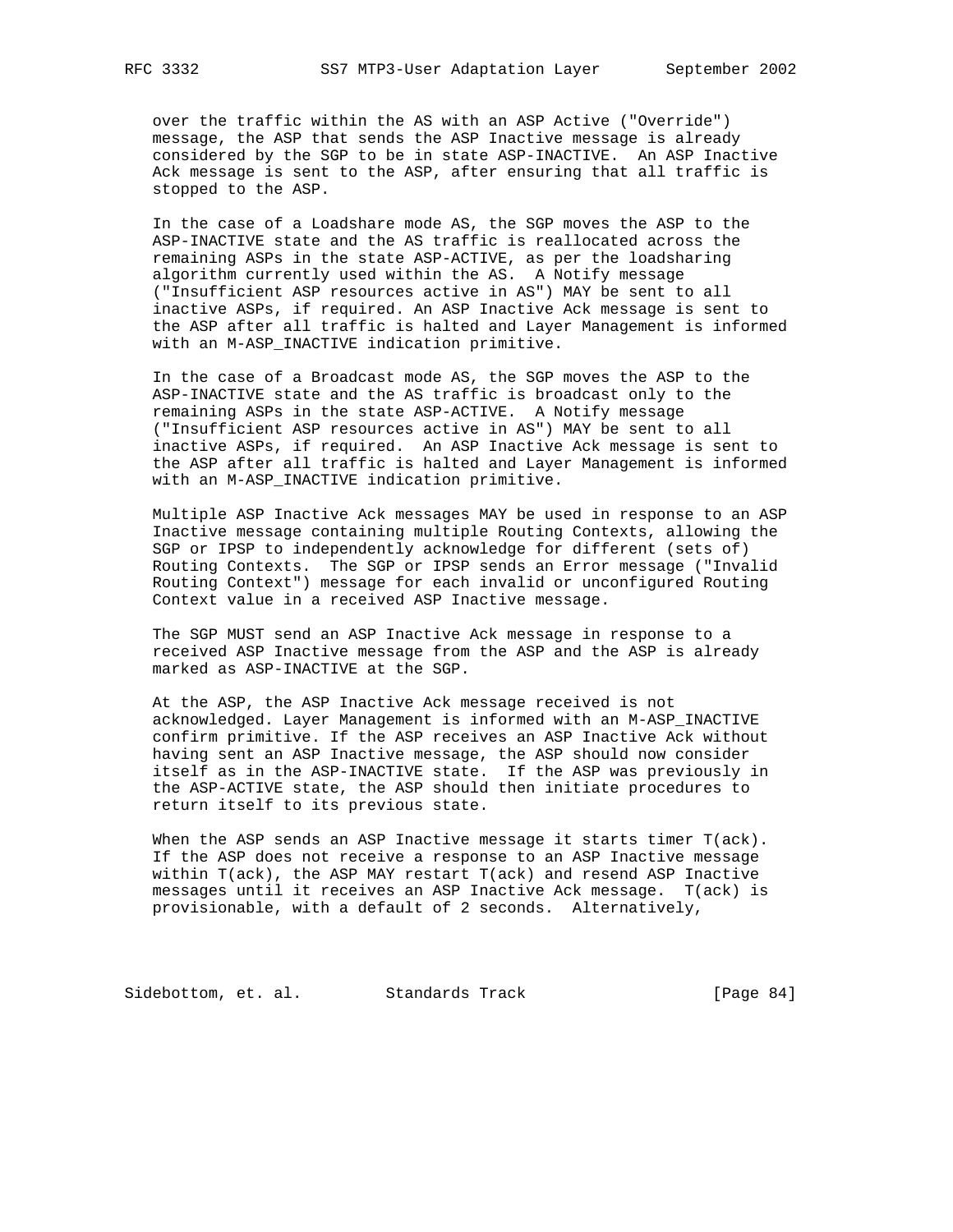over the traffic within the AS with an ASP Active ("Override") message, the ASP that sends the ASP Inactive message is already considered by the SGP to be in state ASP-INACTIVE. An ASP Inactive Ack message is sent to the ASP, after ensuring that all traffic is stopped to the ASP.

In the case of a Loadshare mode AS, the SGP moves the ASP to the ASP-INACTIVE state and the AS traffic is reallocated across the remaining ASPs in the state ASP-ACTIVE, as per the loadsharing algorithm currently used within the AS. A Notify message ("Insufficient ASP resources active in AS") MAY be sent to all inactive ASPs, if required. An ASP Inactive Ack message is sent to the ASP after all traffic is halted and Layer Management is informed with an M-ASP_INACTIVE indication primitive.

In the case of a Broadcast mode AS, the SGP moves the ASP to the ASP-INACTIVE state and the AS traffic is broadcast only to the remaining ASPs in the state ASP-ACTIVE. A Notify message ("Insufficient ASP resources active in AS") MAY be sent to all inactive ASPs, if required. An ASP Inactive Ack message is sent to the ASP after all traffic is halted and Layer Management is informed with an M-ASP_INACTIVE indication primitive.

Multiple ASP Inactive Ack messages MAY be used in response to an ASP Inactive message containing multiple Routing Contexts, allowing the SGP or IPSP to independently acknowledge for different (sets of) Routing Contexts. The SGP or IPSP sends an Error message ("Invalid Routing Context") message for each invalid or unconfigured Routing Context value in a received ASP Inactive message.

The SGP MUST send an ASP Inactive Ack message in response to a received ASP Inactive message from the ASP and the ASP is already marked as ASP-INACTIVE at the SGP.

At the ASP, the ASP Inactive Ack message received is not acknowledged. Layer Management is informed with an M-ASP_INACTIVE confirm primitive. If the ASP receives an ASP Inactive Ack without having sent an ASP Inactive message, the ASP should now consider itself as in the ASP-INACTIVE state. If the ASP was previously in the ASP-ACTIVE state, the ASP should then initiate procedures to return itself to its previous state.

When the ASP sends an ASP Inactive message it starts timer T(ack). If the ASP does not receive a response to an ASP Inactive message within T(ack), the ASP MAY restart T(ack) and resend ASP Inactive messages until it receives an ASP Inactive Ack message. T(ack) is provisionable, with a default of 2 seconds. Alternatively,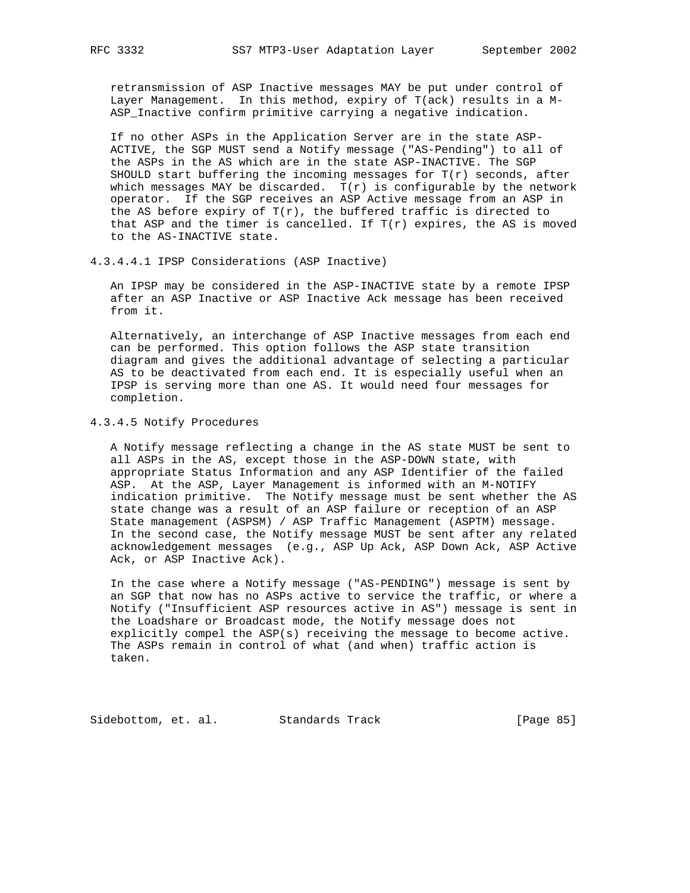retransmission of ASP Inactive messages MAY be put under control of Layer Management. In this method, expiry of T(ack) results in a M-ASP_Inactive confirm primitive carrying a negative indication.

If no other ASPs in the Application Server are in the state ASP-ACTIVE, the SGP MUST send a Notify message ("AS-Pending") to all of the ASPs in the AS which are in the state ASP-INACTIVE. The SGP SHOULD start buffering the incoming messages for T(r) seconds, after which messages MAY be discarded. T(r) is configurable by the network operator. If the SGP receives an ASP Active message from an ASP in the AS before expiry of T(r), the buffered traffic is directed to that ASP and the timer is cancelled. If T(r) expires, the AS is moved to the AS-INACTIVE state.

#### 4.3.4.4.1 IPSP Considerations (ASP Inactive)

An IPSP may be considered in the ASP-INACTIVE state by a remote IPSP after an ASP Inactive or ASP Inactive Ack message has been received from it.

Alternatively, an interchange of ASP Inactive messages from each end can be performed. This option follows the ASP state transition diagram and gives the additional advantage of selecting a particular AS to be deactivated from each end. It is especially useful when an IPSP is serving more than one AS. It would need four messages for completion.

### 4.3.4.5 Notify Procedures

A Notify message reflecting a change in the AS state MUST be sent to all ASPs in the AS, except those in the ASP-DOWN state, with appropriate Status Information and any ASP Identifier of the failed ASP. At the ASP, Layer Management is informed with an M-NOTIFY indication primitive. The Notify message must be sent whether the AS state change was a result of an ASP failure or reception of an ASP State management (ASPSM) / ASP Traffic Management (ASPTM) message. In the second case, the Notify message MUST be sent after any related acknowledgement messages (e.g., ASP Up Ack, ASP Down Ack, ASP Active Ack, or ASP Inactive Ack).

In the case where a Notify message ("AS-PENDING") message is sent by an SGP that now has no ASPs active to service the traffic, or where a Notify ("Insufficient ASP resources active in AS") message is sent in the Loadshare or Broadcast mode, the Notify message does not explicitly compel the ASP(s) receiving the message to become active. The ASPs remain in control of what (and when) traffic action is taken.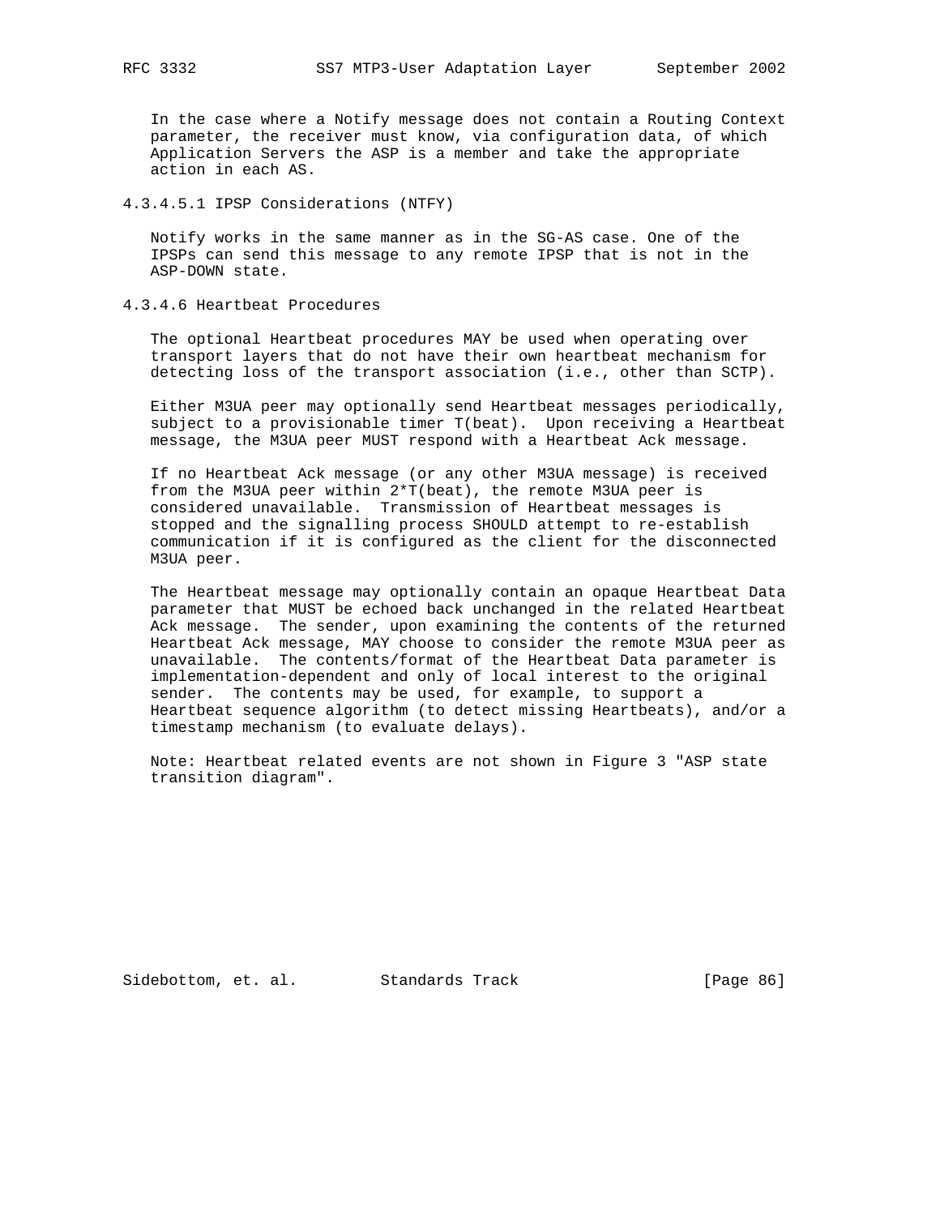In the case where a Notify message does not contain a Routing Context parameter, the receiver must know, via configuration data, of which Application Servers the ASP is a member and take the appropriate action in each AS.

#### 4.3.4.5.1 IPSP Considerations (NTFY)

Notify works in the same manner as in the SG-AS case. One of the IPSPs can send this message to any remote IPSP that is not in the ASP-DOWN state.

#### 4.3.4.6 Heartbeat Procedures

The optional Heartbeat procedures MAY be used when operating over transport layers that do not have their own heartbeat mechanism for detecting loss of the transport association (i.e., other than SCTP).

Either M3UA peer may optionally send Heartbeat messages periodically, subject to a provisionable timer T(beat). Upon receiving a Heartbeat message, the M3UA peer MUST respond with a Heartbeat Ack message.

If no Heartbeat Ack message (or any other M3UA message) is received from the M3UA peer within 2*T(beat), the remote M3UA peer is considered unavailable. Transmission of Heartbeat messages is stopped and the signalling process SHOULD attempt to re-establish communication if it is configured as the client for the disconnected M3UA peer.

The Heartbeat message may optionally contain an opaque Heartbeat Data parameter that MUST be echoed back unchanged in the related Heartbeat Ack message. The sender, upon examining the contents of the returned Heartbeat Ack message, MAY choose to consider the remote M3UA peer as unavailable. The contents/format of the Heartbeat Data parameter is implementation-dependent and only of local interest to the original sender. The contents may be used, for example, to support a Heartbeat sequence algorithm (to detect missing Heartbeats), and/or a timestamp mechanism (to evaluate delays).

Note: Heartbeat related events are not shown in Figure 3 "ASP state transition diagram".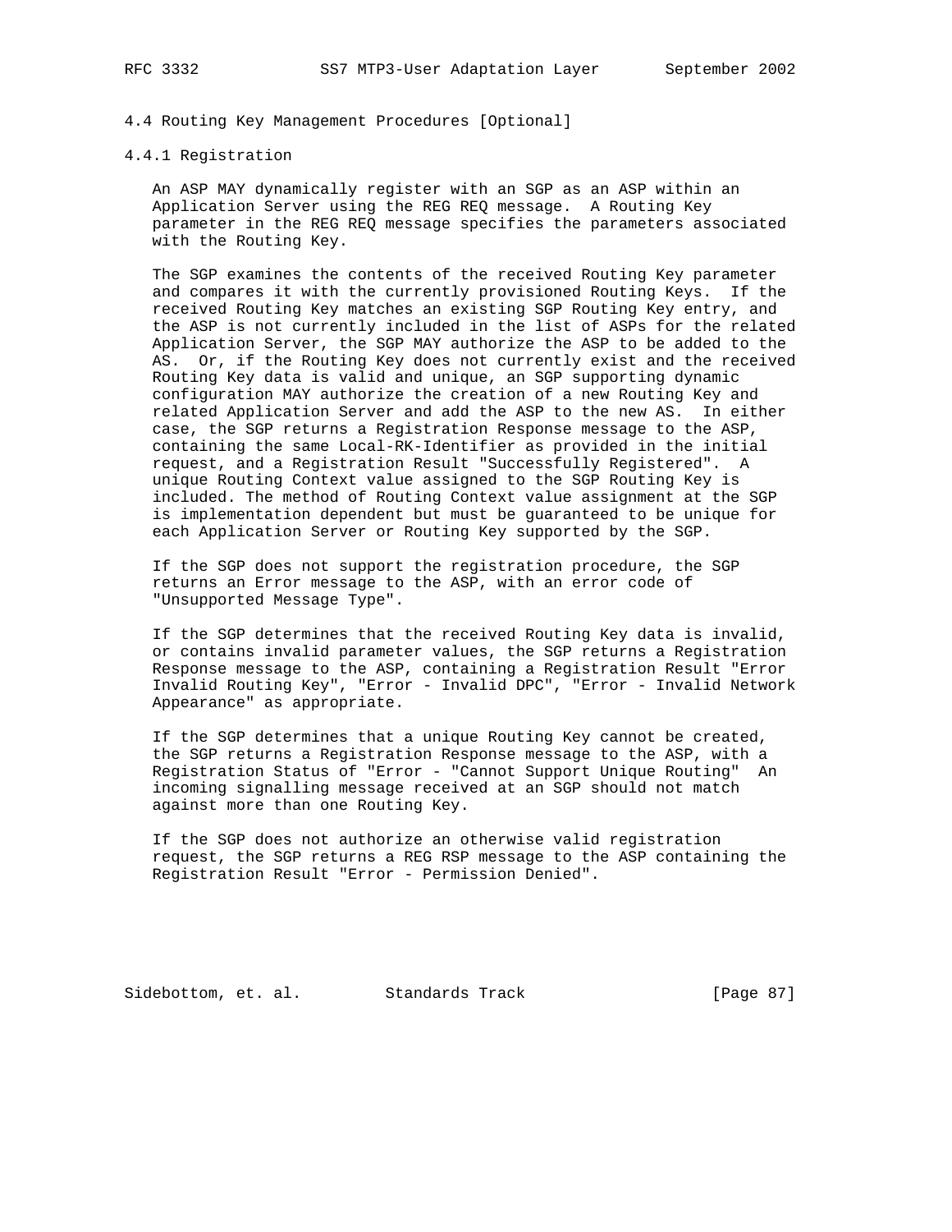### 4.4 Routing Key Management Procedures [Optional]

#### 4.4.1 Registration

An ASP MAY dynamically register with an SGP as an ASP within an Application Server using the REG REQ message. A Routing Key parameter in the REG REQ message specifies the parameters associated with the Routing Key.

The SGP examines the contents of the received Routing Key parameter and compares it with the currently provisioned Routing Keys. If the received Routing Key matches an existing SGP Routing Key entry, and the ASP is not currently included in the list of ASPs for the related Application Server, the SGP MAY authorize the ASP to be added to the AS. Or, if the Routing Key does not currently exist and the received Routing Key data is valid and unique, an SGP supporting dynamic configuration MAY authorize the creation of a new Routing Key and related Application Server and add the ASP to the new AS. In either case, the SGP returns a Registration Response message to the ASP, containing the same Local-RK-Identifier as provided in the initial request, and a Registration Result "Successfully Registered". A unique Routing Context value assigned to the SGP Routing Key is included. The method of Routing Context value assignment at the SGP is implementation dependent but must be guaranteed to be unique for each Application Server or Routing Key supported by the SGP.

If the SGP does not support the registration procedure, the SGP returns an Error message to the ASP, with an error code of "Unsupported Message Type".

If the SGP determines that the received Routing Key data is invalid, or contains invalid parameter values, the SGP returns a Registration Response message to the ASP, containing a Registration Result "Error Invalid Routing Key", "Error - Invalid DPC", "Error - Invalid Network Appearance" as appropriate.

If the SGP determines that a unique Routing Key cannot be created, the SGP returns a Registration Response message to the ASP, with a Registration Status of "Error - "Cannot Support Unique Routing" An incoming signalling message received at an SGP should not match against more than one Routing Key.

If the SGP does not authorize an otherwise valid registration request, the SGP returns a REG RSP message to the ASP containing the Registration Result "Error - Permission Denied".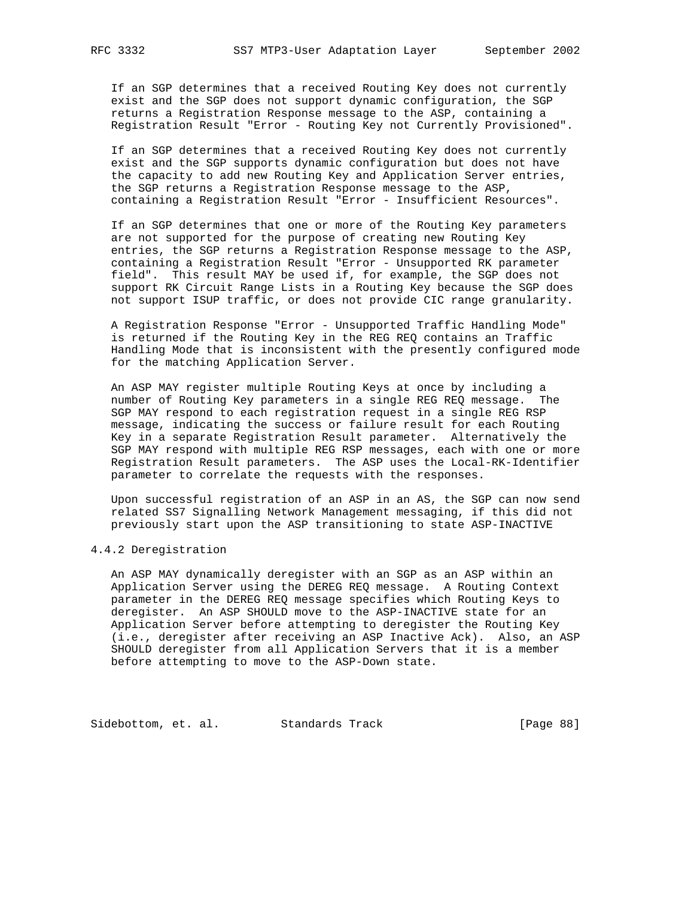If an SGP determines that a received Routing Key does not currently exist and the SGP does not support dynamic configuration, the SGP returns a Registration Response message to the ASP, containing a Registration Result "Error - Routing Key not Currently Provisioned".

If an SGP determines that a received Routing Key does not currently exist and the SGP supports dynamic configuration but does not have the capacity to add new Routing Key and Application Server entries, the SGP returns a Registration Response message to the ASP, containing a Registration Result "Error - Insufficient Resources".

If an SGP determines that one or more of the Routing Key parameters are not supported for the purpose of creating new Routing Key entries, the SGP returns a Registration Response message to the ASP, containing a Registration Result "Error - Unsupported RK parameter field". This result MAY be used if, for example, the SGP does not support RK Circuit Range Lists in a Routing Key because the SGP does not support ISUP traffic, or does not provide CIC range granularity.

A Registration Response "Error - Unsupported Traffic Handling Mode" is returned if the Routing Key in the REG REQ contains an Traffic Handling Mode that is inconsistent with the presently configured mode for the matching Application Server.

An ASP MAY register multiple Routing Keys at once by including a number of Routing Key parameters in a single REG REQ message. The SGP MAY respond to each registration request in a single REG RSP message, indicating the success or failure result for each Routing Key in a separate Registration Result parameter. Alternatively the SGP MAY respond with multiple REG RSP messages, each with one or more Registration Result parameters. The ASP uses the Local-RK-Identifier parameter to correlate the requests with the responses.

Upon successful registration of an ASP in an AS, the SGP can now send related SS7 Signalling Network Management messaging, if this did not previously start upon the ASP transitioning to state ASP-INACTIVE

### 4.4.2 Deregistration

An ASP MAY dynamically deregister with an SGP as an ASP within an Application Server using the DEREG REQ message. A Routing Context parameter in the DEREG REQ message specifies which Routing Keys to deregister. An ASP SHOULD move to the ASP-INACTIVE state for an Application Server before attempting to deregister the Routing Key (i.e., deregister after receiving an ASP Inactive Ack). Also, an ASP SHOULD deregister from all Application Servers that it is a member before attempting to move to the ASP-Down state.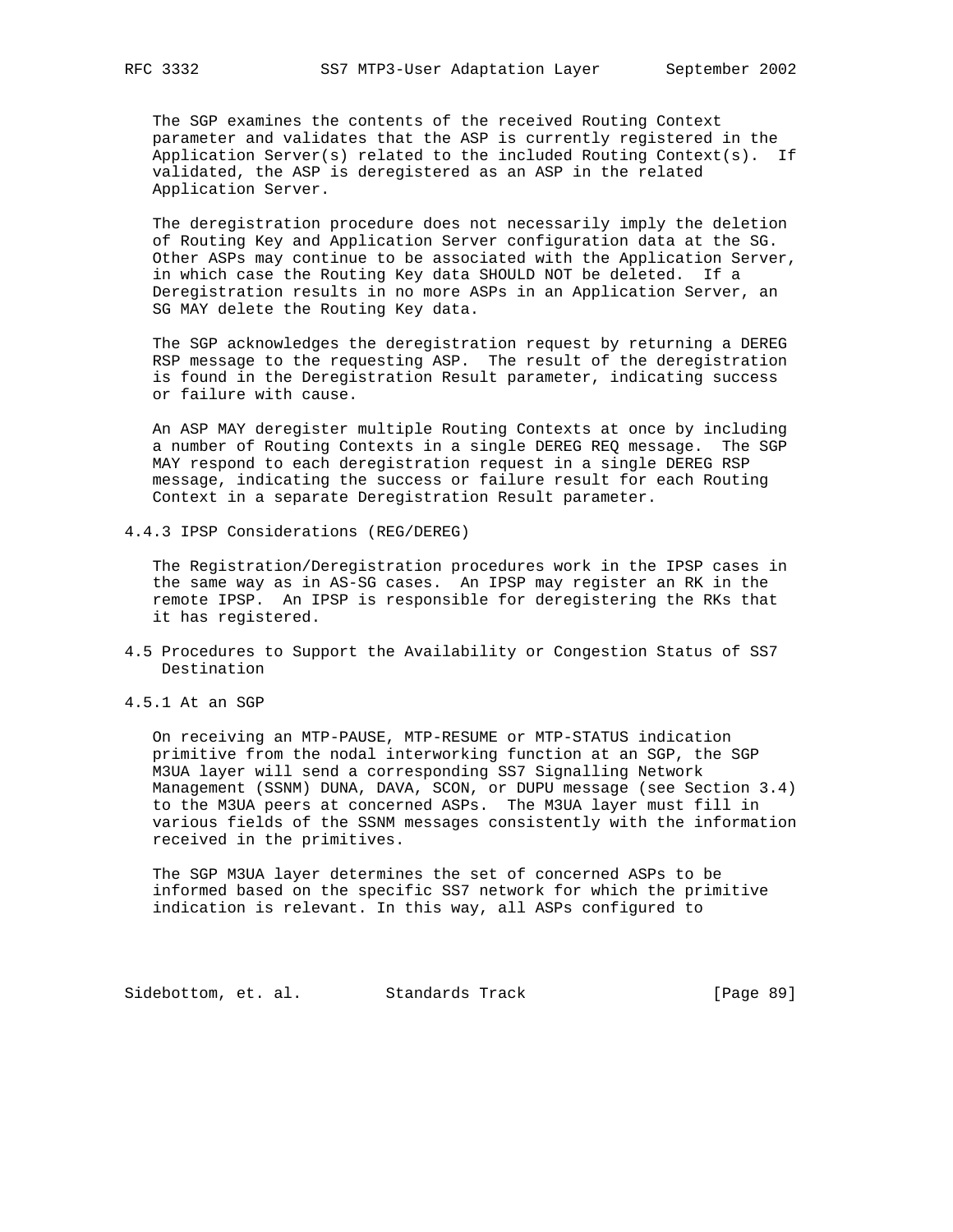The SGP examines the contents of the received Routing Context parameter and validates that the ASP is currently registered in the Application Server(s) related to the included Routing Context(s). If validated, the ASP is deregistered as an ASP in the related Application Server.

The deregistration procedure does not necessarily imply the deletion of Routing Key and Application Server configuration data at the SG. Other ASPs may continue to be associated with the Application Server, in which case the Routing Key data SHOULD NOT be deleted. If a Deregistration results in no more ASPs in an Application Server, an SG MAY delete the Routing Key data.

The SGP acknowledges the deregistration request by returning a DEREG RSP message to the requesting ASP. The result of the deregistration is found in the Deregistration Result parameter, indicating success or failure with cause.

An ASP MAY deregister multiple Routing Contexts at once by including a number of Routing Contexts in a single DEREG REQ message. The SGP MAY respond to each deregistration request in a single DEREG RSP message, indicating the success or failure result for each Routing Context in a separate Deregistration Result parameter.

### 4.4.3 IPSP Considerations (REG/DEREG)

The Registration/Deregistration procedures work in the IPSP cases in the same way as in AS-SG cases. An IPSP may register an RK in the remote IPSP. An IPSP is responsible for deregistering the RKs that it has registered.

## 4.5 Procedures to Support the Availability or Congestion Status of SS7 Destination

### 4.5.1 At an SGP

On receiving an MTP-PAUSE, MTP-RESUME or MTP-STATUS indication primitive from the nodal interworking function at an SGP, the SGP M3UA layer will send a corresponding SS7 Signalling Network Management (SSNM) DUNA, DAVA, SCON, or DUPU message (see Section 3.4) to the M3UA peers at concerned ASPs. The M3UA layer must fill in various fields of the SSNM messages consistently with the information received in the primitives.

The SGP M3UA layer determines the set of concerned ASPs to be informed based on the specific SS7 network for which the primitive indication is relevant. In this way, all ASPs configured to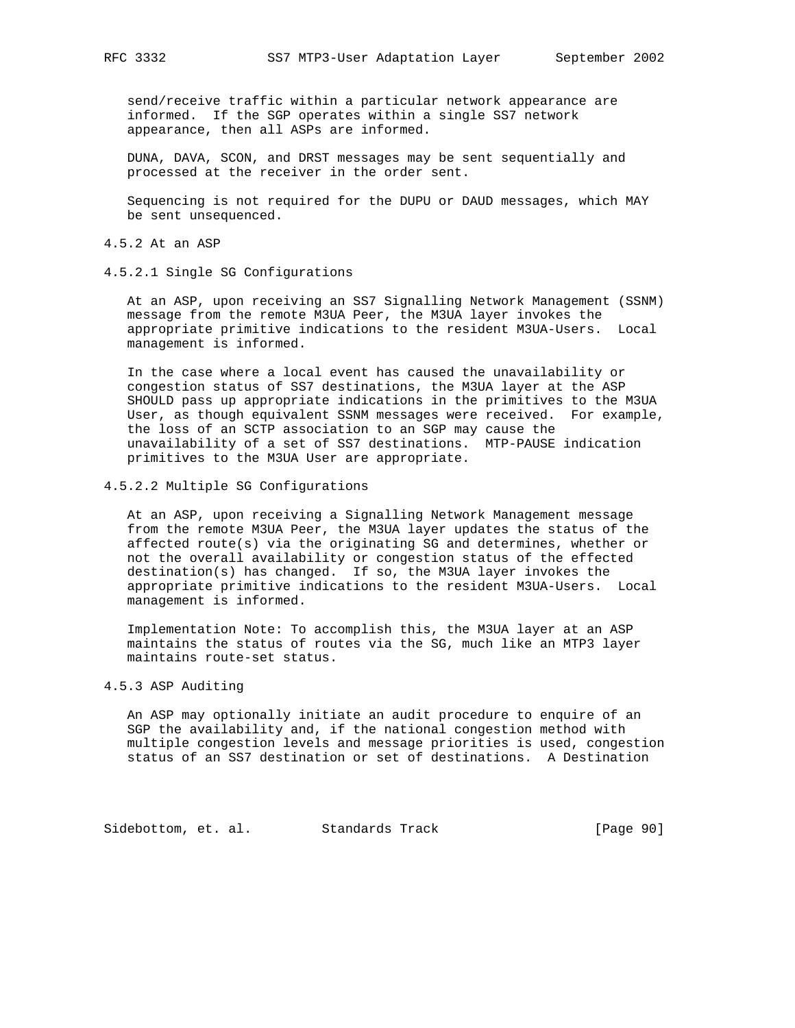send/receive traffic within a particular network appearance are informed. If the SGP operates within a single SS7 network appearance, then all ASPs are informed.

DUNA, DAVA, SCON, and DRST messages may be sent sequentially and processed at the receiver in the order sent.

Sequencing is not required for the DUPU or DAUD messages, which MAY be sent unsequenced.

#### 4.5.2 At an ASP

##### 4.5.2.1 Single SG Configurations

At an ASP, upon receiving an SS7 Signalling Network Management (SSNM) message from the remote M3UA Peer, the M3UA layer invokes the appropriate primitive indications to the resident M3UA-Users. Local management is informed.

In the case where a local event has caused the unavailability or congestion status of SS7 destinations, the M3UA layer at the ASP SHOULD pass up appropriate indications in the primitives to the M3UA User, as though equivalent SSNM messages were received. For example, the loss of an SCTP association to an SGP may cause the unavailability of a set of SS7 destinations. MTP-PAUSE indication primitives to the M3UA User are appropriate.

##### 4.5.2.2 Multiple SG Configurations

At an ASP, upon receiving a Signalling Network Management message from the remote M3UA Peer, the M3UA layer updates the status of the affected route(s) via the originating SG and determines, whether or not the overall availability or congestion status of the effected destination(s) has changed. If so, the M3UA layer invokes the appropriate primitive indications to the resident M3UA-Users. Local management is informed.

Implementation Note: To accomplish this, the M3UA layer at an ASP maintains the status of routes via the SG, much like an MTP3 layer maintains route-set status.

#### 4.5.3 ASP Auditing

An ASP may optionally initiate an audit procedure to enquire of an SGP the availability and, if the national congestion method with multiple congestion levels and message priorities is used, congestion status of an SS7 destination or set of destinations. A Destination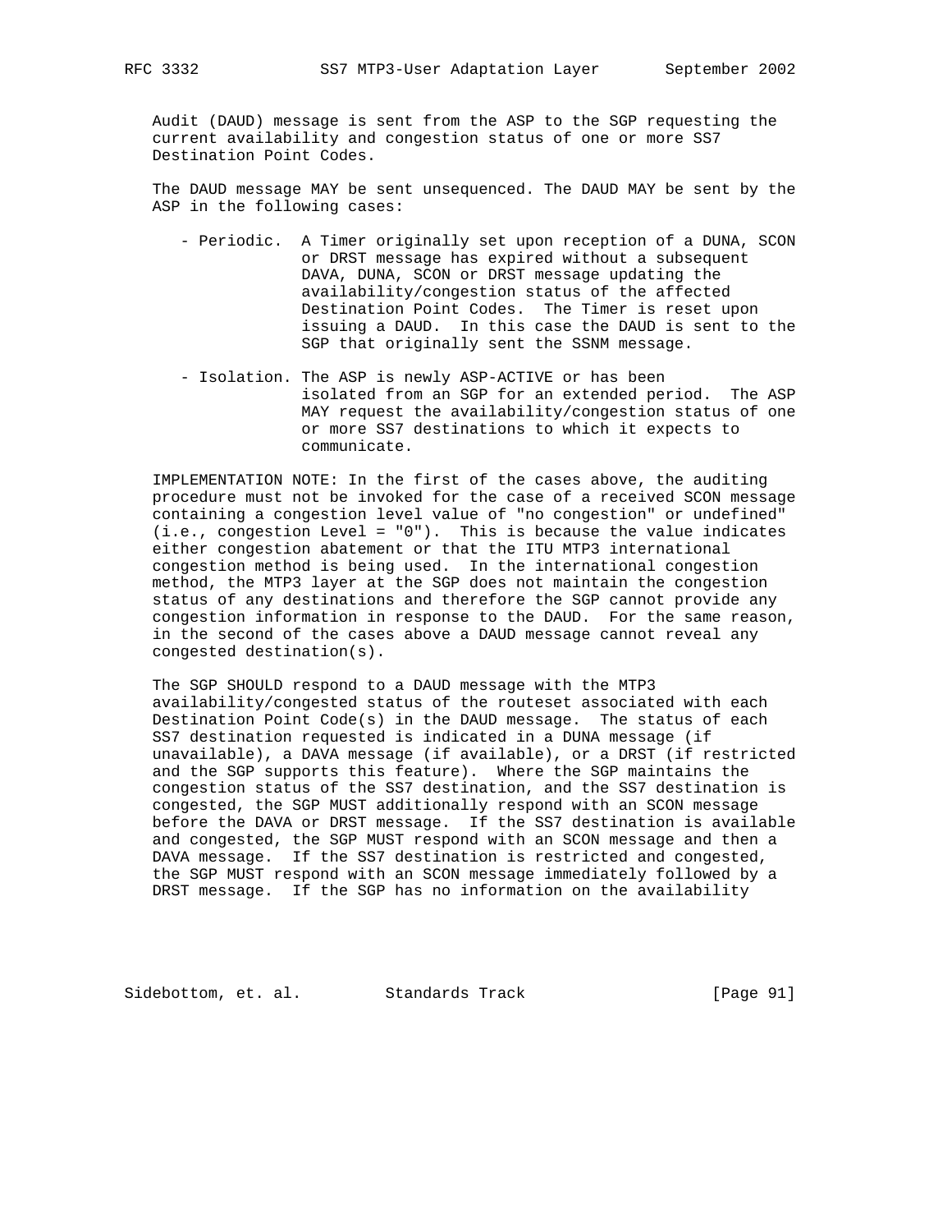Audit (DAUD) message is sent from the ASP to the SGP requesting the current availability and congestion status of one or more SS7 Destination Point Codes.

The DAUD message MAY be sent unsequenced. The DAUD MAY be sent by the ASP in the following cases:

- Periodic. A Timer originally set upon reception of a DUNA, SCON or DRST message has expired without a subsequent DAVA, DUNA, SCON or DRST message updating the availability/congestion status of the affected Destination Point Codes. The Timer is reset upon issuing a DAUD. In this case the DAUD is sent to the SGP that originally sent the SSNM message.

- Isolation. The ASP is newly ASP-ACTIVE or has been isolated from an SGP for an extended period. The ASP MAY request the availability/congestion status of one or more SS7 destinations to which it expects to communicate.

IMPLEMENTATION NOTE: In the first of the cases above, the auditing procedure must not be invoked for the case of a received SCON message containing a congestion level value of "no congestion" or undefined" (i.e., congestion Level = "0"). This is because the value indicates either congestion abatement or that the ITU MTP3 international congestion method is being used. In the international congestion method, the MTP3 layer at the SGP does not maintain the congestion status of any destinations and therefore the SGP cannot provide any congestion information in response to the DAUD. For the same reason, in the second of the cases above a DAUD message cannot reveal any congested destination(s).

The SGP SHOULD respond to a DAUD message with the MTP3 availability/congested status of the routeset associated with each Destination Point Code(s) in the DAUD message. The status of each SS7 destination requested is indicated in a DUNA message (if unavailable), a DAVA message (if available), or a DRST (if restricted and the SGP supports this feature). Where the SGP maintains the congestion status of the SS7 destination, and the SS7 destination is congested, the SGP MUST additionally respond with an SCON message before the DAVA or DRST message. If the SS7 destination is available and congested, the SGP MUST respond with an SCON message and then a DAVA message. If the SS7 destination is restricted and congested, the SGP MUST respond with an SCON message immediately followed by a DRST message. If the SGP has no information on the availability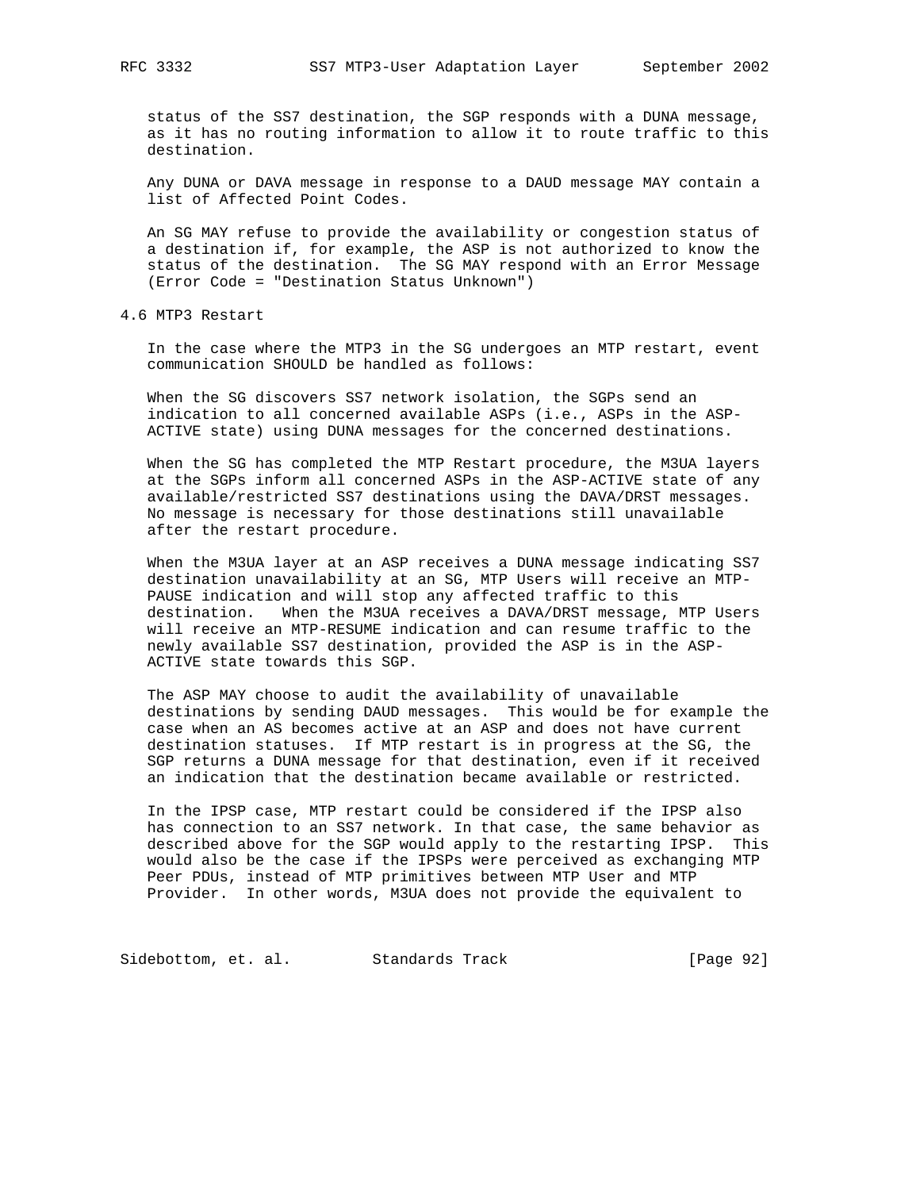status of the SS7 destination, the SGP responds with a DUNA message, as it has no routing information to allow it to route traffic to this destination.

Any DUNA or DAVA message in response to a DAUD message MAY contain a list of Affected Point Codes.

An SG MAY refuse to provide the availability or congestion status of a destination if, for example, the ASP is not authorized to know the status of the destination. The SG MAY respond with an Error Message (Error Code = "Destination Status Unknown")

## 4.6 MTP3 Restart

In the case where the MTP3 in the SG undergoes an MTP restart, event communication SHOULD be handled as follows:

When the SG discovers SS7 network isolation, the SGPs send an indication to all concerned available ASPs (i.e., ASPs in the ASP-ACTIVE state) using DUNA messages for the concerned destinations.

When the SG has completed the MTP Restart procedure, the M3UA layers at the SGPs inform all concerned ASPs in the ASP-ACTIVE state of any available/restricted SS7 destinations using the DAVA/DRST messages. No message is necessary for those destinations still unavailable after the restart procedure.

When the M3UA layer at an ASP receives a DUNA message indicating SS7 destination unavailability at an SG, MTP Users will receive an MTP-PAUSE indication and will stop any affected traffic to this destination. When the M3UA receives a DAVA/DRST message, MTP Users will receive an MTP-RESUME indication and can resume traffic to the newly available SS7 destination, provided the ASP is in the ASP-ACTIVE state towards this SGP.

The ASP MAY choose to audit the availability of unavailable destinations by sending DAUD messages. This would be for example the case when an AS becomes active at an ASP and does not have current destination statuses. If MTP restart is in progress at the SG, the SGP returns a DUNA message for that destination, even if it received an indication that the destination became available or restricted.

In the IPSP case, MTP restart could be considered if the IPSP also has connection to an SS7 network. In that case, the same behavior as described above for the SGP would apply to the restarting IPSP. This would also be the case if the IPSPs were perceived as exchanging MTP Peer PDUs, instead of MTP primitives between MTP User and MTP Provider. In other words, M3UA does not provide the equivalent to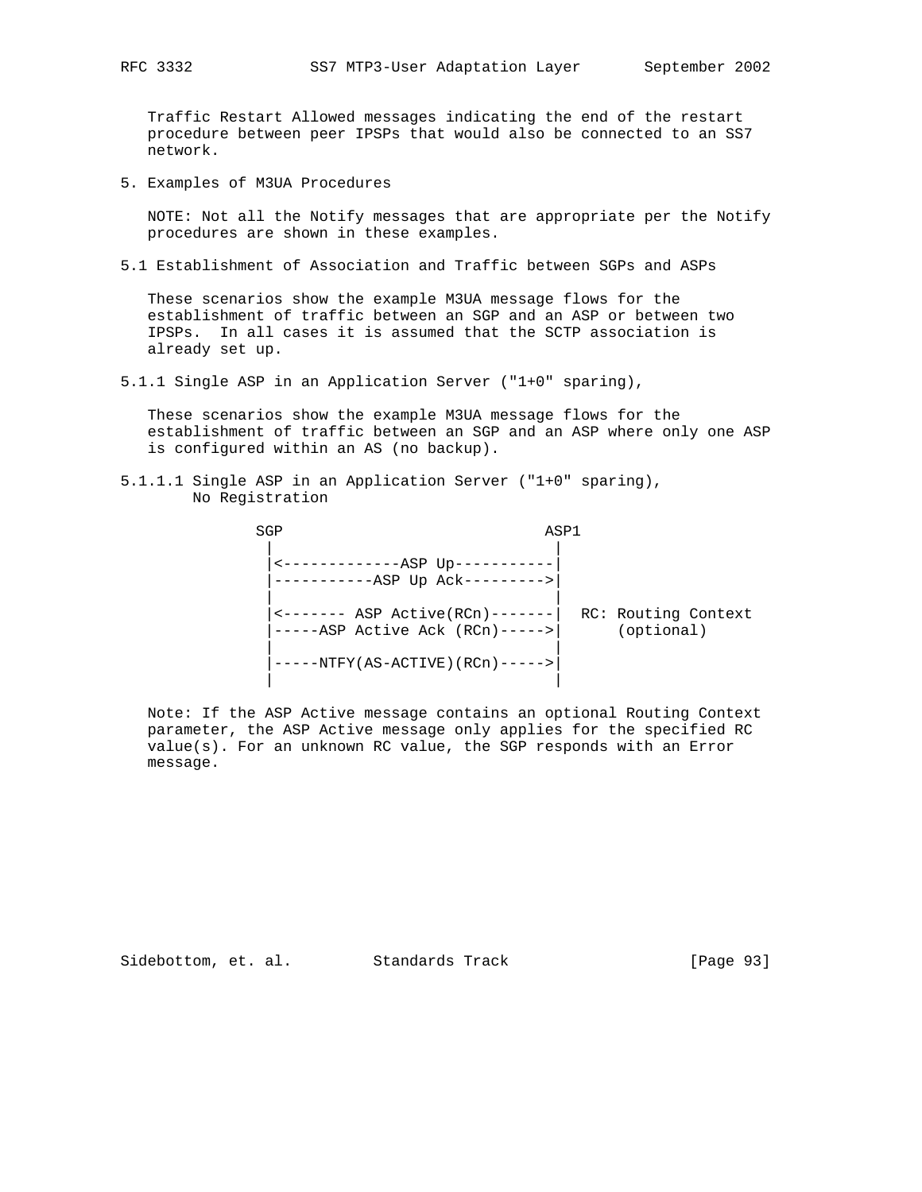Traffic Restart Allowed messages indicating the end of the restart procedure between peer IPSPs that would also be connected to an SS7 network.

# 5. Examples of M3UA Procedures

NOTE: Not all the Notify messages that are appropriate per the Notify procedures are shown in these examples.

## 5.1 Establishment of Association and Traffic between SGPs and ASPs

These scenarios show the example M3UA message flows for the establishment of traffic between an SGP and an ASP or between two IPSPs. In all cases it is assumed that the SCTP association is already set up.

### 5.1.1 Single ASP in an Application Server ("1+0" sparing),

These scenarios show the example M3UA message flows for the establishment of traffic between an SGP and an ASP where only one ASP is configured within an AS (no backup).

#### 5.1.1.1 Single ASP in an Application Server ("1+0" sparing), No Registration

```
      SGP                              ASP1
       |                                 |
       |<-------------ASP Up-----------|
       |-----------ASP Up Ack--------->|
       |                                 |
       |<------- ASP Active(RCn)-------|  RC: Routing Context
       |-----ASP Active Ack (RCn)----->|      (optional)
       |                                 |
       |-----NTFY(AS-ACTIVE)(RCn)----->|
       |                                 |
```

Note: If the ASP Active message contains an optional Routing Context parameter, the ASP Active message only applies for the specified RC value(s). For an unknown RC value, the SGP responds with an Error message.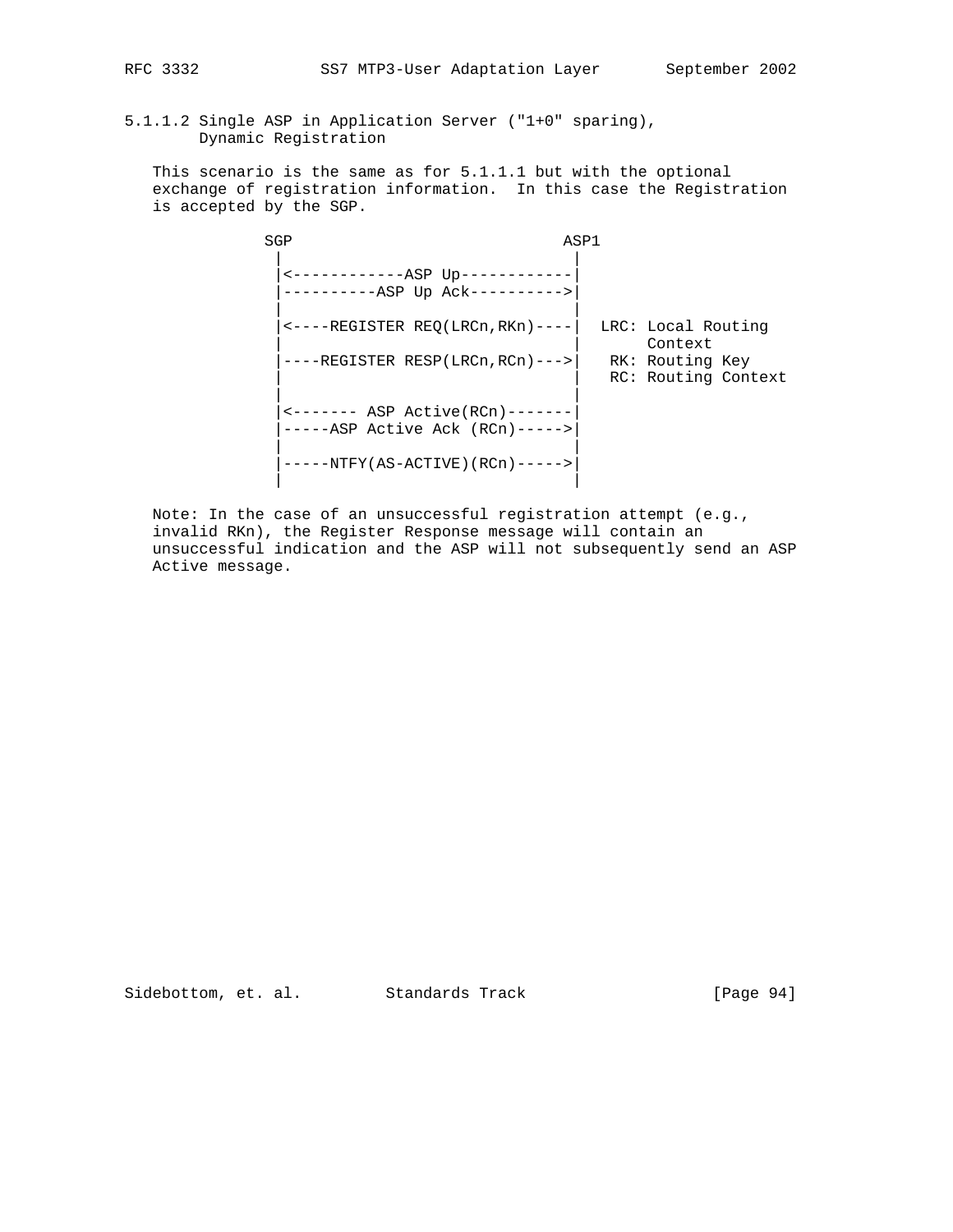#### 5.1.1.2 Single ASP in Application Server ("1+0" sparing), Dynamic Registration

This scenario is the same as for 5.1.1.1 but with the optional exchange of registration information. In this case the Registration is accepted by the SGP.

```
            SGP                              ASP1
              |                                |
              |<------------ASP Up------------|
              |----------ASP Up Ack---------->|
              |                                |
              |<----REGISTER REQ(LRCn,RKn)----|  LRC: Local Routing
              |                                |       Context
              |----REGISTER RESP(LRCn,RCn)--->|   RK: Routing Key
              |                                |   RC: Routing Context
              |                                |
              |<------- ASP Active(RCn)-------|
              |-----ASP Active Ack (RCn)----->|
              |                                |
              |-----NTFY(AS-ACTIVE)(RCn)----->|
              |                                |
```

Note: In the case of an unsuccessful registration attempt (e.g., invalid RKn), the Register Response message will contain an unsuccessful indication and the ASP will not subsequently send an ASP Active message.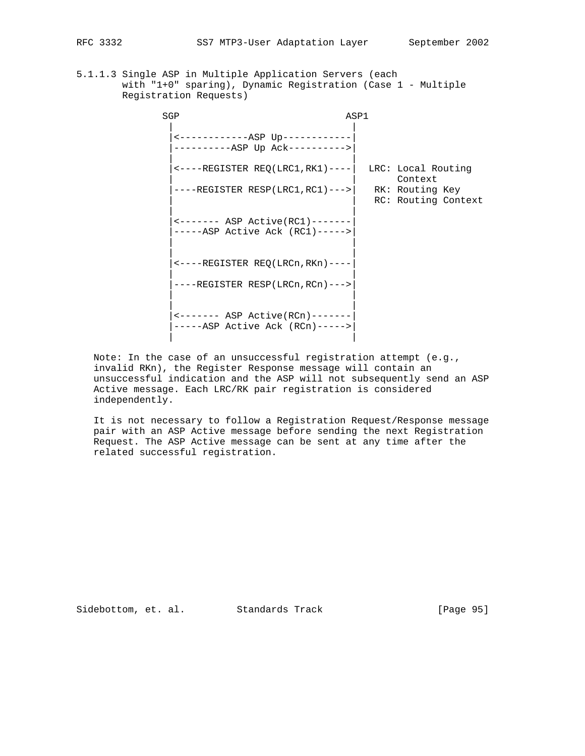#### 5.1.1.3 Single ASP in Multiple Application Servers (each with "1+0" sparing), Dynamic Registration (Case 1 - Multiple Registration Requests)

```
          SGP                            ASP1
            |                              |
            |<------------ASP Up-----------|
            |----------ASP Up Ack--------->|
            |                              |
            |<----REGISTER REQ(LRC1,RK1)---|  LRC: Local Routing
            |                              |       Context
            |----REGISTER RESP(LRC1,RC1)-->|   RK: Routing Key
            |                              |   RC: Routing Context
            |                              |
            |<------- ASP Active(RC1)------|
            |-----ASP Active Ack (RC1)---->|
            |                              |
            |                              |
            |<----REGISTER REQ(LRCn,RKn)---|
            |                              |
            |----REGISTER RESP(LRCn,RCn)-->|
            |                              |
            |                              |
            |<------- ASP Active(RCn)------|
            |-----ASP Active Ack (RCn)---->|
            |                              |
```

Note: In the case of an unsuccessful registration attempt (e.g., invalid RKn), the Register Response message will contain an unsuccessful indication and the ASP will not subsequently send an ASP Active message. Each LRC/RK pair registration is considered independently.

It is not necessary to follow a Registration Request/Response message pair with an ASP Active message before sending the next Registration Request. The ASP Active message can be sent at any time after the related successful registration.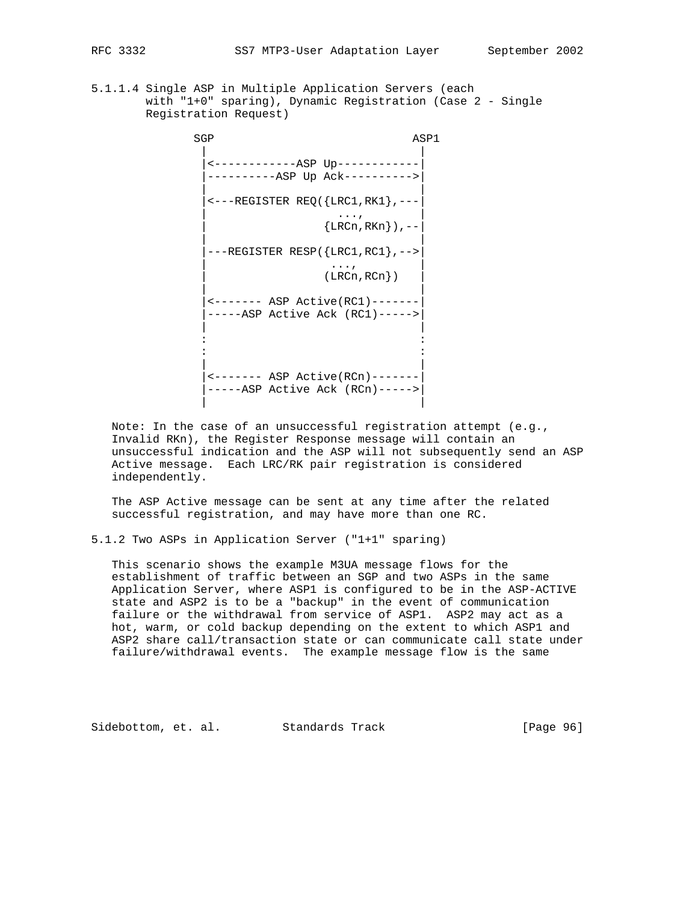#### 5.1.1.4 Single ASP in Multiple Application Servers (each with "1+0" sparing), Dynamic Registration (Case 2 - Single Registration Request)

```
          SGP                            ASP1
            |                              |
            |<------------ASP Up------------|
            |----------ASP Up Ack---------->|
            |                              |
            |<---REGISTER REQ({LRC1,RK1},---|
            |                    ...,      |
            |                 {LRCn,RKn}),--|
            |                              |
            |---REGISTER RESP({LRC1,RC1},-->|
            |                   ...,       |
            |                 (LRCn,RCn})   |
            |                              |
            |<------- ASP Active(RC1)-------|
            |-----ASP Active Ack (RC1)----->|
            |                              |
            :                              :
            :                              :
            |                              |
            |<------- ASP Active(RCn)-------|
            |-----ASP Active Ack (RCn)----->|
            |                              |
```

Note: In the case of an unsuccessful registration attempt (e.g., Invalid RKn), the Register Response message will contain an unsuccessful indication and the ASP will not subsequently send an ASP Active message. Each LRC/RK pair registration is considered independently.

The ASP Active message can be sent at any time after the related successful registration, and may have more than one RC.

### 5.1.2 Two ASPs in Application Server ("1+1" sparing)

This scenario shows the example M3UA message flows for the establishment of traffic between an SGP and two ASPs in the same Application Server, where ASP1 is configured to be in the ASP-ACTIVE state and ASP2 is to be a "backup" in the event of communication failure or the withdrawal from service of ASP1. ASP2 may act as a hot, warm, or cold backup depending on the extent to which ASP1 and ASP2 share call/transaction state or can communicate call state under failure/withdrawal events. The example message flow is the same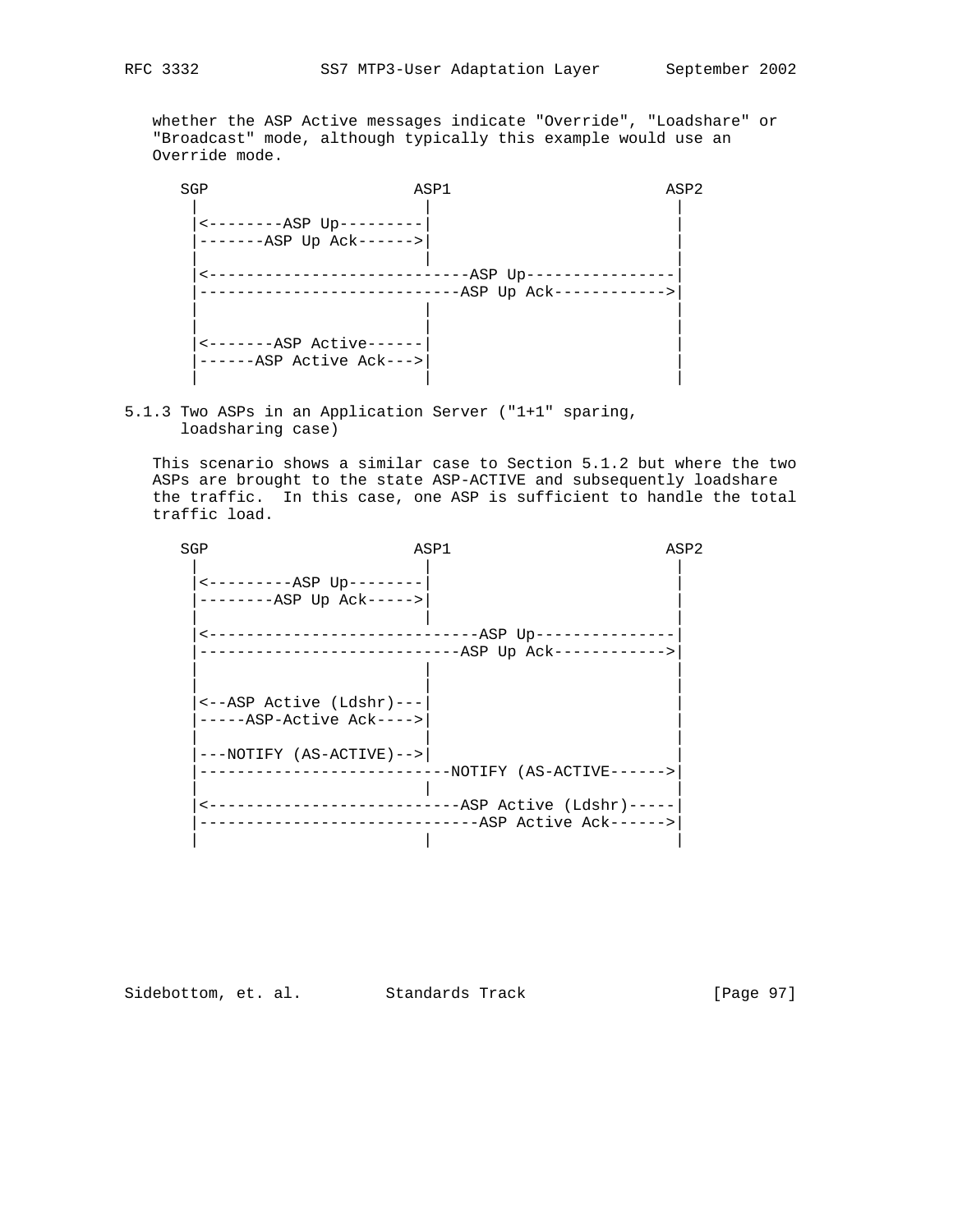whether the ASP Active messages indicate "Override", "Loadshare" or "Broadcast" mode, although typically this example would use an Override mode.

```
   SGP                     ASP1                       ASP2
    |                        |                          |
    |<--------ASP Up---------|                          |
    |-------ASP Up Ack------>|                          |
    |                        |                          |
    |<----------------------------ASP Up----------------|
    |----------------------------ASP Up Ack------------>|
    |                        |                          |
    |                        |                          |
    |<-------ASP Active------|                          |
    |------ASP Active Ack--->|                          |
    |                        |                          |
```

### 5.1.3 Two ASPs in an Application Server ("1+1" sparing, loadsharing case)

This scenario shows a similar case to Section 5.1.2 but where the two ASPs are brought to the state ASP-ACTIVE and subsequently loadshare the traffic. In this case, one ASP is sufficient to handle the total traffic load.

```
   SGP                     ASP1                       ASP2
    |                        |                          |
    |<---------ASP Up--------|                          |
    |--------ASP Up Ack----->|                          |
    |                        |                          |
    |<-----------------------------ASP Up---------------|
    |----------------------------ASP Up Ack------------>|
    |                        |                          |
    |                        |                          |
    |<--ASP Active (Ldshr)---|                          |
    |-----ASP-Active Ack---->|                          |
    |                        |                          |
    |---NOTIFY (AS-ACTIVE)-->|                          |
    |---------------------------NOTIFY (AS-ACTIVE------>|
    |                        |                          |
    |<----------------------------ASP Active (Ldshr)-----|
    |------------------------------ASP Active Ack------>|
    |                        |                          |
```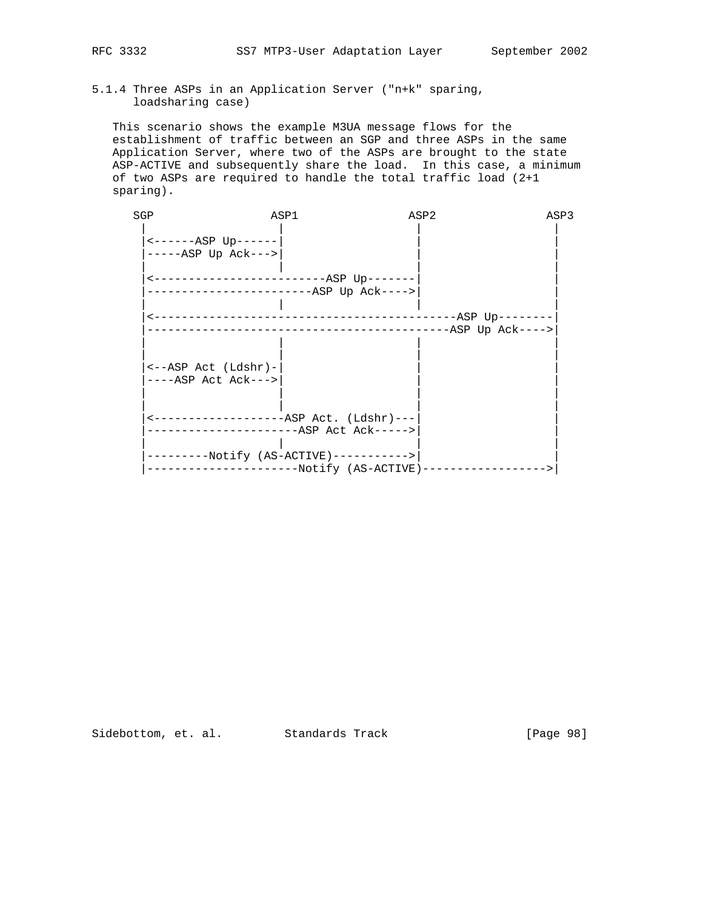### 5.1.4 Three ASPs in an Application Server ("n+k" sparing, loadsharing case)

This scenario shows the example M3UA message flows for the establishment of traffic between an SGP and three ASPs in the same Application Server, where two of the ASPs are brought to the state ASP-ACTIVE and subsequently share the load. In this case, a minimum of two ASPs are required to handle the total traffic load (2+1 sparing).

```
    SGP                 ASP1                ASP2                ASP3
     |                   |                   |                   |
     |<------ASP Up------|                   |                   |
     |-----ASP Up Ack--->|                   |                   |
     |                   |                   |                   |
     |<-------------------------ASP Up-------|                   |
     |------------------------ASP Up Ack---->|                   |
     |                   |                   |                   |
     |<------------------------------------------ASP Up--------|
     |-------------------------------------------ASP Up Ack---->|
     |                   |                   |                   |
     |                   |                   |                   |
     |<--ASP Act (Ldshr)-|                   |                   |
     |----ASP Act Ack--->|                   |                   |
     |                   |                   |                   |
     |                   |                   |                   |
     |<------------------ASP Act. (Ldshr)---|                   |
     |----------------------ASP Act Ack----->|                   |
     |                   |                   |                   |
     |---------Notify (AS-ACTIVE)----------->|                   |
     |----------------------Notify (AS-ACTIVE)------------------>|
```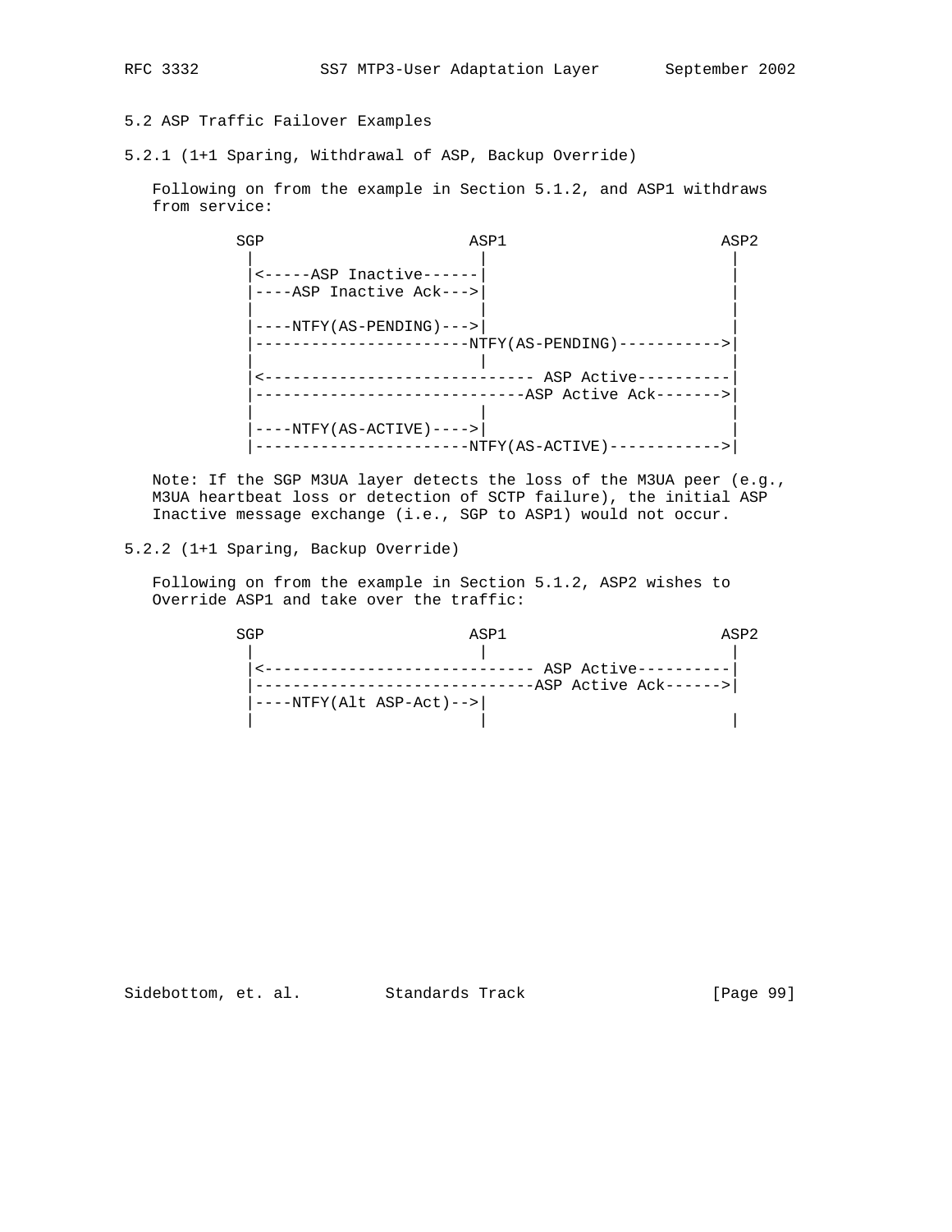### 5.2 ASP Traffic Failover Examples

#### 5.2.1 (1+1 Sparing, Withdrawal of ASP, Backup Override)

Following on from the example in Section 5.1.2, and ASP1 withdraws from service:

```
   SGP                    ASP1                       ASP2
    |                       |                          |
    |<-----ASP Inactive------|                          |
    |----ASP Inactive Ack--->|                          |
    |                       |                          |
    |----NTFY(AS-PENDING)--->|                          |
    |-----------------------NTFY(AS-PENDING)----------->|
    |                       |                          |
    |<----------------------------- ASP Active----------|
    |-----------------------------ASP Active Ack------->|
    |                       |                          |
    |----NTFY(AS-ACTIVE)---->|                          |
    |-----------------------NTFY(AS-ACTIVE)------------>|
```

Note: If the SGP M3UA layer detects the loss of the M3UA peer (e.g., M3UA heartbeat loss or detection of SCTP failure), the initial ASP Inactive message exchange (i.e., SGP to ASP1) would not occur.

#### 5.2.2 (1+1 Sparing, Backup Override)

Following on from the example in Section 5.1.2, ASP2 wishes to Override ASP1 and take over the traffic:

```
   SGP                    ASP1                       ASP2
    |                       |                          |
    |<----------------------------- ASP Active----------|
    |------------------------------ASP Active Ack------>|
    |----NTFY(Alt ASP-Act)-->|
    |                       |                          |
```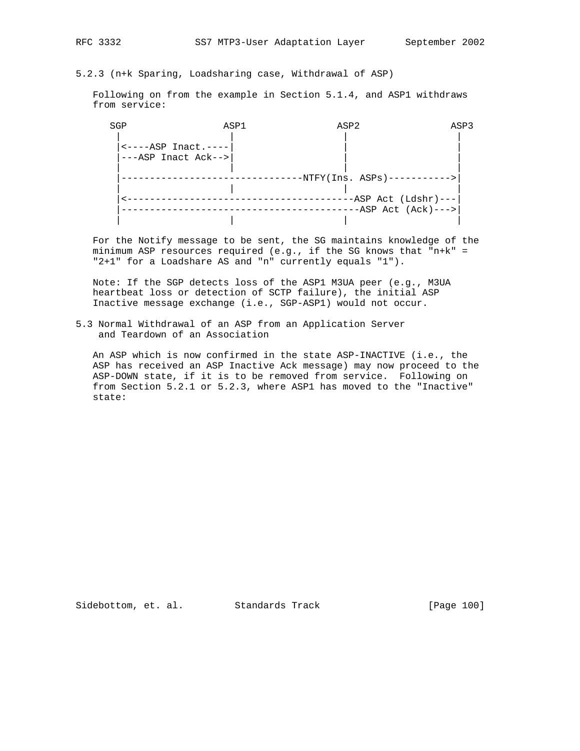### 5.2.3 (n+k Sparing, Loadsharing case, Withdrawal of ASP)

Following on from the example in Section 5.1.4, and ASP1 withdraws from service:

```
   SGP                ASP1               ASP2               ASP3
    |                  |                  |                  |
    |<----ASP Inact.----|                  |                  |
    |---ASP Inact Ack-->|                  |                  |
    |                  |                  |                  |
    |-------------------------------NTFY(Ins. ASPs)----------->|
    |                  |                  |                  |
    |<---------------------------------------ASP Act (Ldshr)---|
    |----------------------------------------ASP Act (Ack)--->|
    |                  |                  |                  |
```

For the Notify message to be sent, the SG maintains knowledge of the minimum ASP resources required (e.g., if the SG knows that "n+k" = "2+1" for a Loadshare AS and "n" currently equals "1").

Note: If the SGP detects loss of the ASP1 M3UA peer (e.g., M3UA heartbeat loss or detection of SCTP failure), the initial ASP Inactive message exchange (i.e., SGP-ASP1) would not occur.

## 5.3 Normal Withdrawal of an ASP from an Application Server and Teardown of an Association

An ASP which is now confirmed in the state ASP-INACTIVE (i.e., the ASP has received an ASP Inactive Ack message) may now proceed to the ASP-DOWN state, if it is to be removed from service. Following on from Section 5.2.1 or 5.2.3, where ASP1 has moved to the "Inactive" state: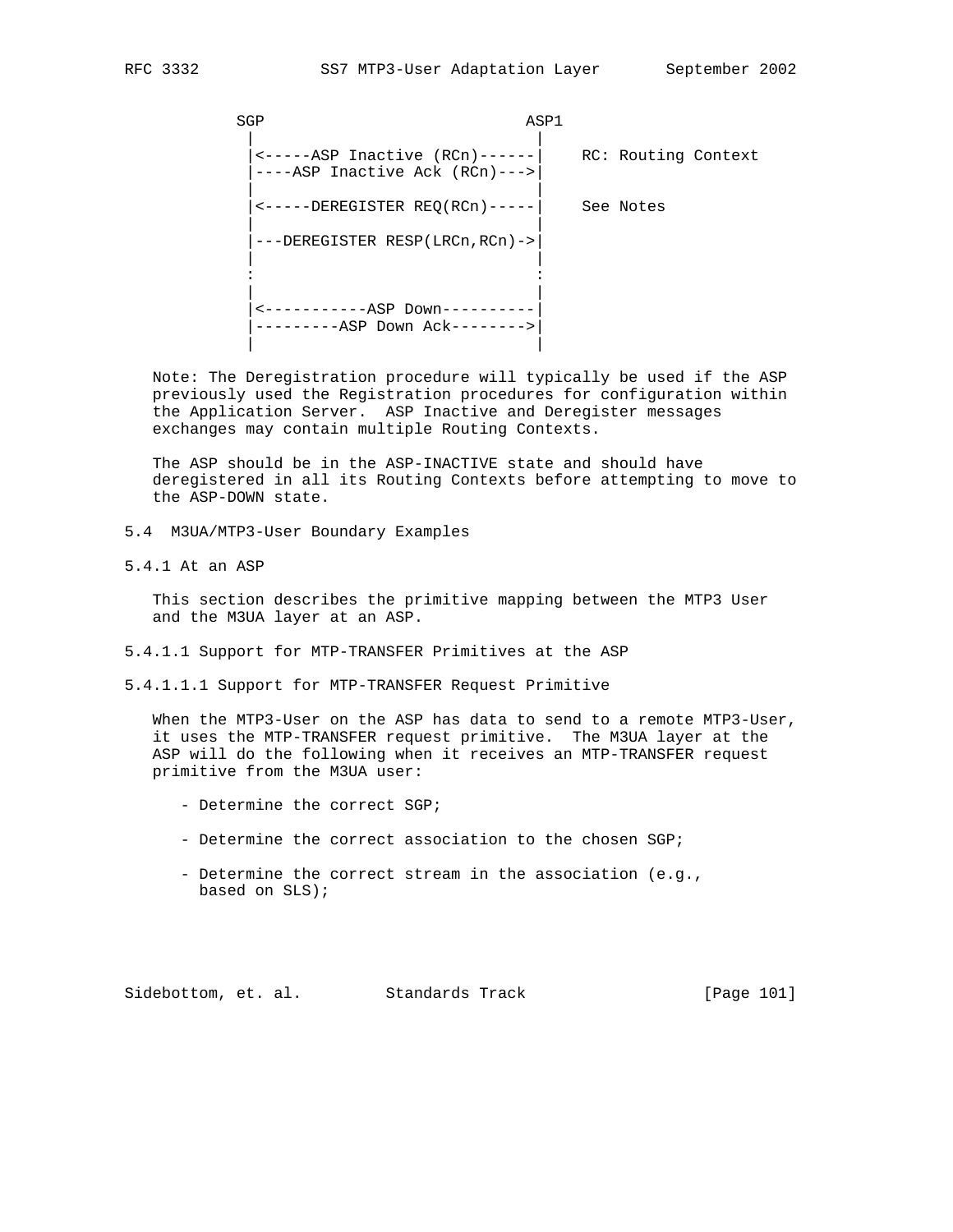```
          SGP                          ASP1
           |                             |
           |<-----ASP Inactive (RCn)------|    RC: Routing Context
           |----ASP Inactive Ack (RCn)--->|
           |                             |
           |<-----DEREGISTER REQ(RCn)-----|    See Notes
           |                             |
           |---DEREGISTER RESP(LRCn,RCn)->|
           |                             |
           :                             :
           |                             |
           |<-----------ASP Down----------|
           |---------ASP Down Ack-------->|
           |                             |
```

Note: The Deregistration procedure will typically be used if the ASP previously used the Registration procedures for configuration within the Application Server. ASP Inactive and Deregister messages exchanges may contain multiple Routing Contexts.

The ASP should be in the ASP-INACTIVE state and should have deregistered in all its Routing Contexts before attempting to move to the ASP-DOWN state.

## 5.4 M3UA/MTP3-User Boundary Examples

### 5.4.1 At an ASP

This section describes the primitive mapping between the MTP3 User and the M3UA layer at an ASP.

#### 5.4.1.1 Support for MTP-TRANSFER Primitives at the ASP

##### 5.4.1.1.1 Support for MTP-TRANSFER Request Primitive

When the MTP3-User on the ASP has data to send to a remote MTP3-User, it uses the MTP-TRANSFER request primitive. The M3UA layer at the ASP will do the following when it receives an MTP-TRANSFER request primitive from the M3UA user:

- Determine the correct SGP;

- Determine the correct association to the chosen SGP;

- Determine the correct stream in the association (e.g., based on SLS);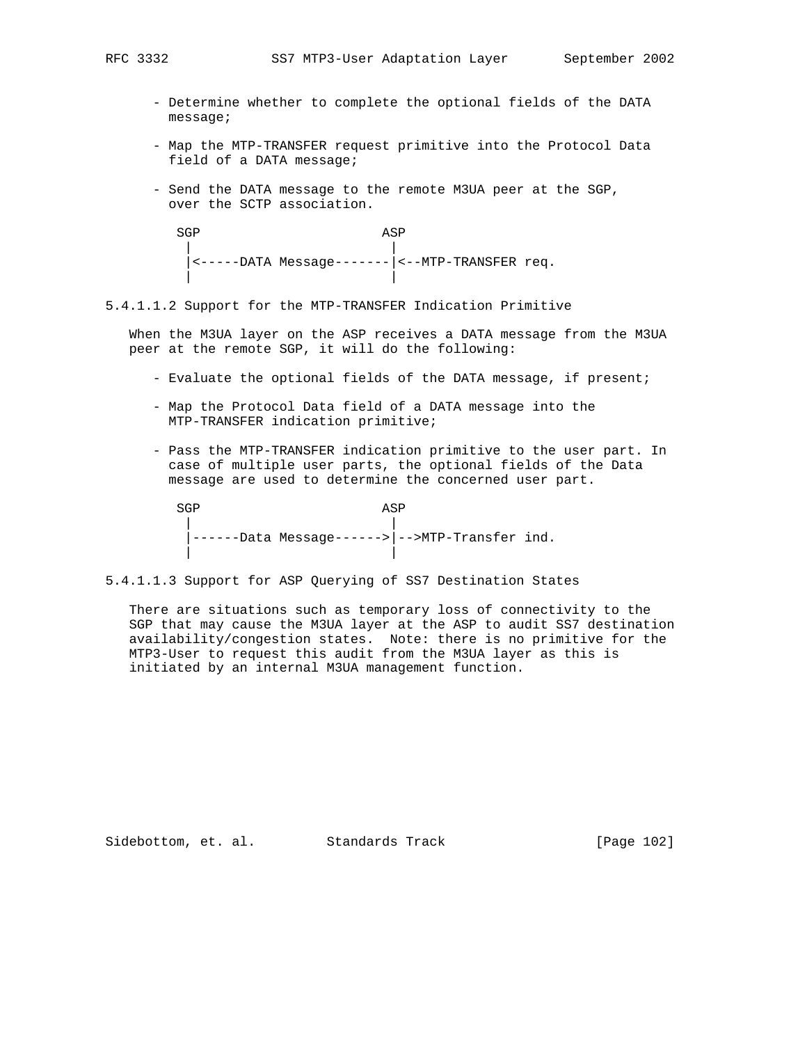- Determine whether to complete the optional fields of the DATA message;

- Map the MTP-TRANSFER request primitive into the Protocol Data field of a DATA message;

- Send the DATA message to the remote M3UA peer at the SGP, over the SCTP association.

```
 SGP                      ASP
  |                        |
  |<-----DATA Message-------|<--MTP-TRANSFER req.
  |                        |
```

#### 5.4.1.1.2 Support for the MTP-TRANSFER Indication Primitive

When the M3UA layer on the ASP receives a DATA message from the M3UA peer at the remote SGP, it will do the following:

- Evaluate the optional fields of the DATA message, if present;

- Map the Protocol Data field of a DATA message into the MTP-TRANSFER indication primitive;

- Pass the MTP-TRANSFER indication primitive to the user part. In case of multiple user parts, the optional fields of the Data message are used to determine the concerned user part.

```
 SGP                      ASP
  |                        |
  |------Data Message------>|-->MTP-Transfer ind.
  |                        |
```

#### 5.4.1.1.3 Support for ASP Querying of SS7 Destination States

There are situations such as temporary loss of connectivity to the SGP that may cause the M3UA layer at the ASP to audit SS7 destination availability/congestion states. Note: there is no primitive for the MTP3-User to request this audit from the M3UA layer as this is initiated by an internal M3UA management function.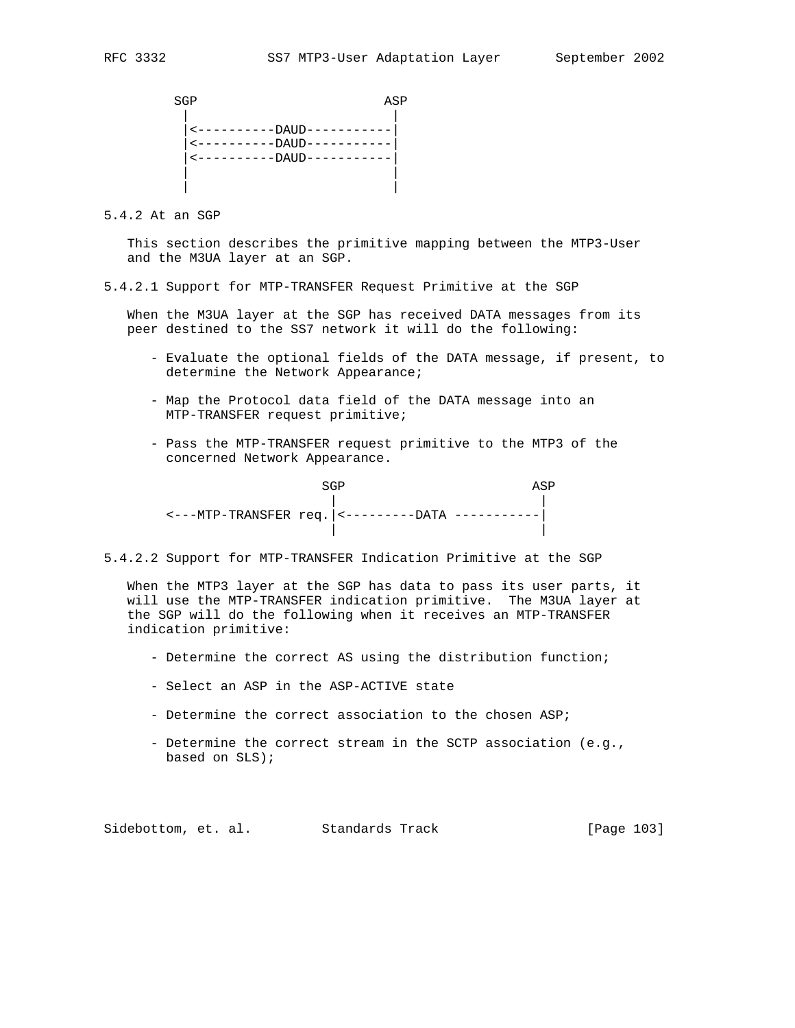```
        SGP                        ASP
         |                          |
         |<----------DAUD-----------|
         |<----------DAUD-----------|
         |<----------DAUD-----------|
         |                          |
         |                          |
```

### 5.4.2 At an SGP

This section describes the primitive mapping between the MTP3-User and the M3UA layer at an SGP.

#### 5.4.2.1 Support for MTP-TRANSFER Request Primitive at the SGP

When the M3UA layer at the SGP has received DATA messages from its peer destined to the SS7 network it will do the following:

- Evaluate the optional fields of the DATA message, if present, to determine the Network Appearance;
- Map the Protocol data field of the DATA message into an MTP-TRANSFER request primitive;
- Pass the MTP-TRANSFER request primitive to the MTP3 of the concerned Network Appearance.

```
                      SGP                        ASP
                       |                          |
   <---MTP-TRANSFER req.|<---------DATA -----------|
                       |                          |
```

#### 5.4.2.2 Support for MTP-TRANSFER Indication Primitive at the SGP

When the MTP3 layer at the SGP has data to pass its user parts, it will use the MTP-TRANSFER indication primitive. The M3UA layer at the SGP will do the following when it receives an MTP-TRANSFER indication primitive:

- Determine the correct AS using the distribution function;
- Select an ASP in the ASP-ACTIVE state
- Determine the correct association to the chosen ASP;
- Determine the correct stream in the SCTP association (e.g., based on SLS);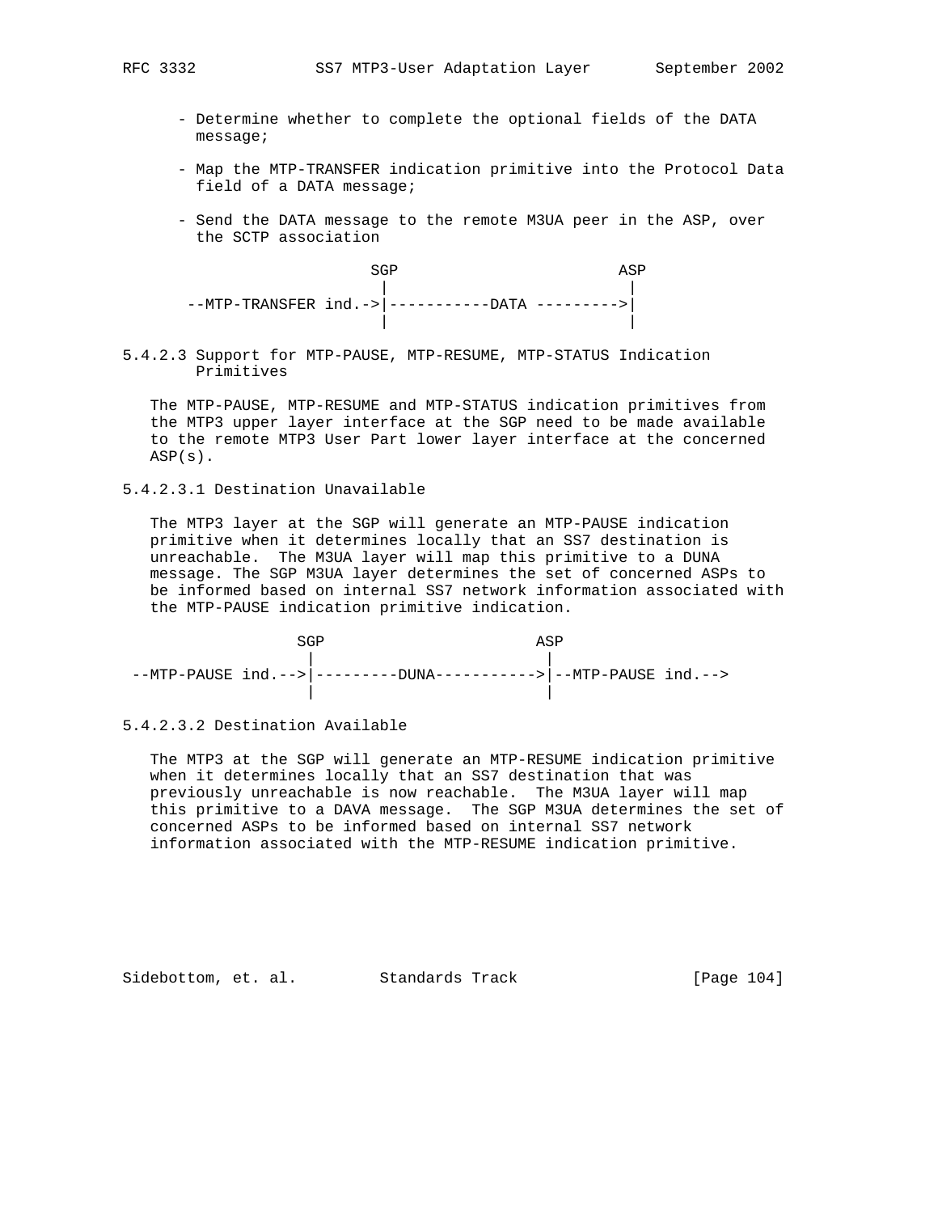- Determine whether to complete the optional fields of the DATA message;

- Map the MTP-TRANSFER indication primitive into the Protocol Data field of a DATA message;

- Send the DATA message to the remote M3UA peer in the ASP, over the SCTP association

```
                       SGP                      ASP
                        |                        |
   --MTP-TRANSFER ind.->|-----------DATA --------->|
                        |                        |
```

#### 5.4.2.3 Support for MTP-PAUSE, MTP-RESUME, MTP-STATUS Indication Primitives

The MTP-PAUSE, MTP-RESUME and MTP-STATUS indication primitives from the MTP3 upper layer interface at the SGP need to be made available to the remote MTP3 User Part lower layer interface at the concerned ASP(s).

##### 5.4.2.3.1 Destination Unavailable

The MTP3 layer at the SGP will generate an MTP-PAUSE indication primitive when it determines locally that an SS7 destination is unreachable. The M3UA layer will map this primitive to a DUNA message. The SGP M3UA layer determines the set of concerned ASPs to be informed based on internal SS7 network information associated with the MTP-PAUSE indication primitive indication.

```
                SGP                      ASP
                 |                        |
 --MTP-PAUSE ind.-->|---------DUNA----------->|--MTP-PAUSE ind.-->
                 |                        |
```

##### 5.4.2.3.2 Destination Available

The MTP3 at the SGP will generate an MTP-RESUME indication primitive when it determines locally that an SS7 destination that was previously unreachable is now reachable. The M3UA layer will map this primitive to a DAVA message. The SGP M3UA determines the set of concerned ASPs to be informed based on internal SS7 network information associated with the MTP-RESUME indication primitive.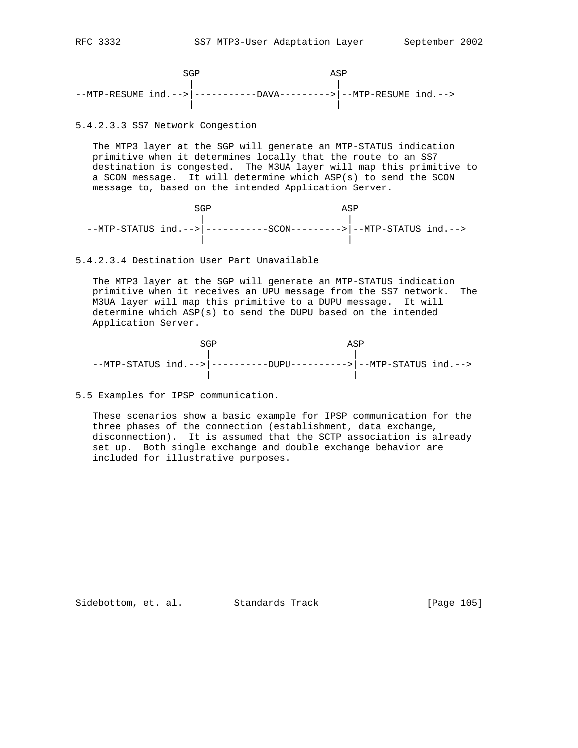```
              SGP                       ASP
               |                         |
--MTP-RESUME ind.-->|-----------DAVA--------->|--MTP-RESUME ind.-->
               |                         |
```

#### 5.4.2.3.3 SS7 Network Congestion

The MTP3 layer at the SGP will generate an MTP-STATUS indication primitive when it determines locally that the route to an SS7 destination is congested. The M3UA layer will map this primitive to a SCON message. It will determine which ASP(s) to send the SCON message to, based on the intended Application Server.

```
                SGP                       ASP
                 |                         |
  --MTP-STATUS ind.-->|-----------SCON--------->|--MTP-STATUS ind.-->
                 |                         |
```

#### 5.4.2.3.4 Destination User Part Unavailable

The MTP3 layer at the SGP will generate an MTP-STATUS indication primitive when it receives an UPU message from the SS7 network. The M3UA layer will map this primitive to a DUPU message. It will determine which ASP(s) to send the DUPU based on the intended Application Server.

```
                 SGP                        ASP
                  |                          |
   --MTP-STATUS ind.-->|----------DUPU---------->|--MTP-STATUS ind.-->
                  |                          |
```

### 5.5 Examples for IPSP communication.

These scenarios show a basic example for IPSP communication for the three phases of the connection (establishment, data exchange, disconnection). It is assumed that the SCTP association is already set up. Both single exchange and double exchange behavior are included for illustrative purposes.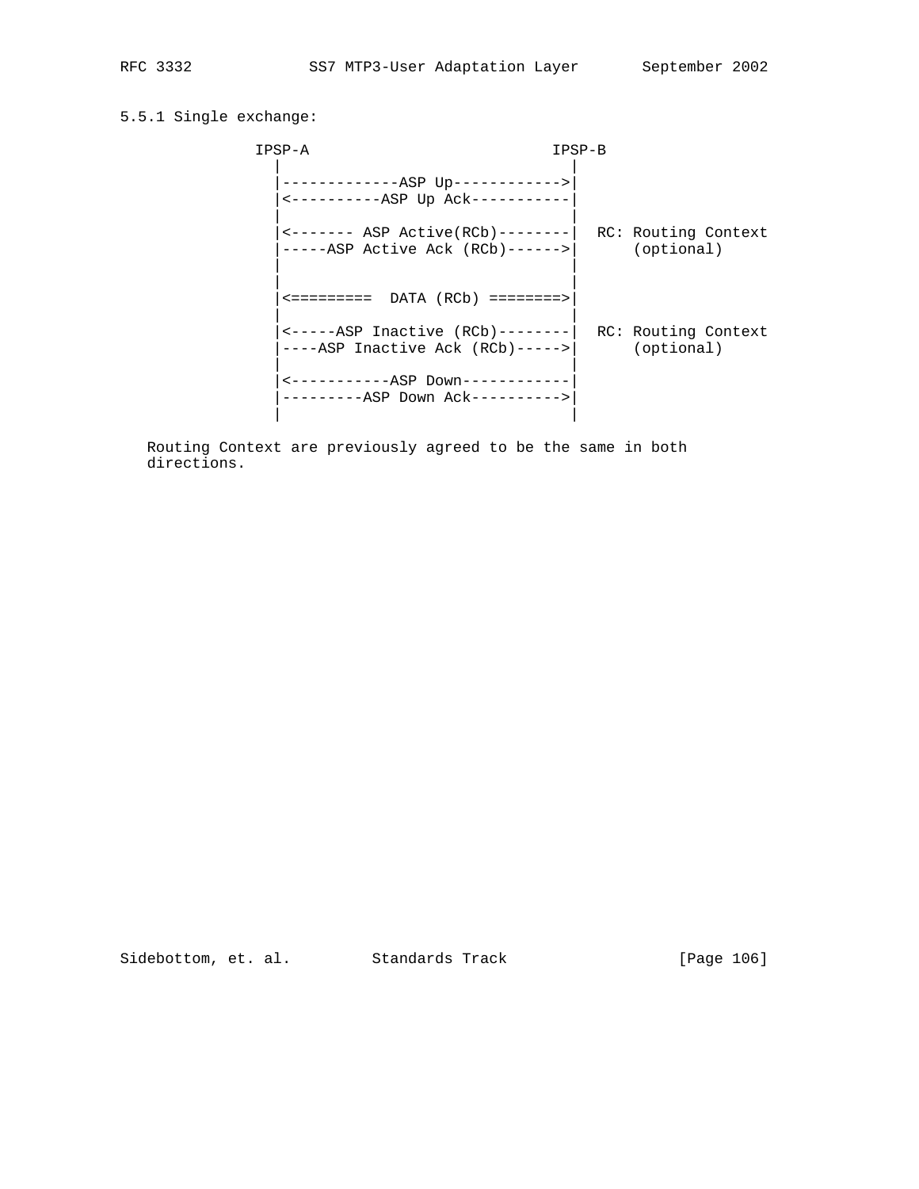### 5.5.1 Single exchange:

```
             IPSP-A                          IPSP-B
               |                               |
               |-------------ASP Up------------>|
               |<----------ASP Up Ack-----------|
               |                               |
               |<------- ASP Active(RCb)--------|  RC: Routing Context
               |-----ASP Active Ack (RCb)------>|      (optional)
               |                               |
               |                               |
               |<=========  DATA (RCb) ========>|
               |                               |
               |<-----ASP Inactive (RCb)--------|  RC: Routing Context
               |----ASP Inactive Ack (RCb)----->|      (optional)
               |                               |
               |<-----------ASP Down------------|
               |---------ASP Down Ack---------->|
               |                               |
```

Routing Context are previously agreed to be the same in both directions.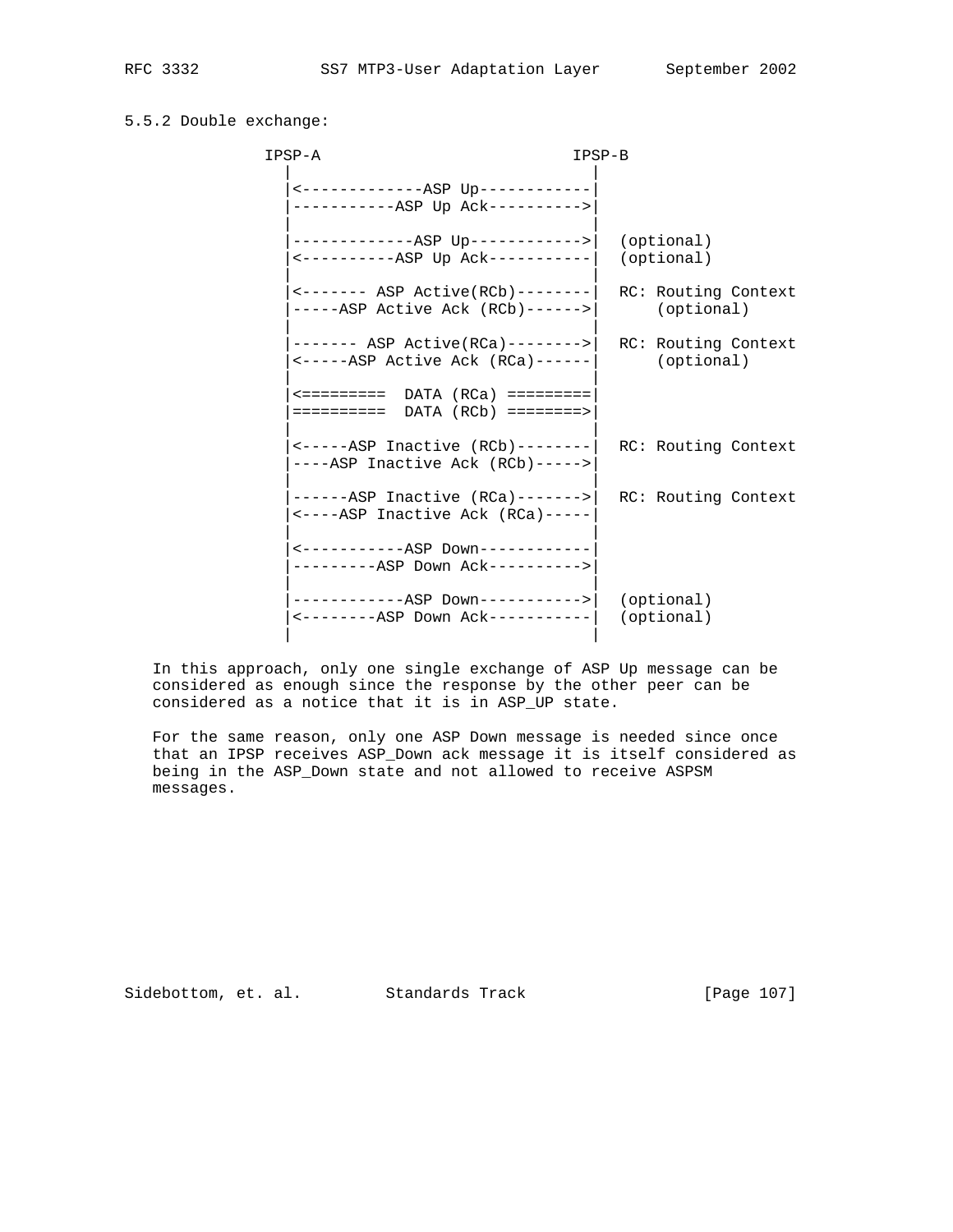### 5.5.2 Double exchange:

```
             IPSP-A                            IPSP-B
               |                                 |
               |<-------------ASP Up------------|
               |-----------ASP Up Ack---------->|
               |                                 |
               |-------------ASP Up------------>|  (optional)
               |<----------ASP Up Ack-----------|  (optional)
               |                                 |
               |<------- ASP Active(RCb)--------|  RC: Routing Context
               |-----ASP Active Ack (RCb)------>|      (optional)
               |                                 |
               |------- ASP Active(RCa)-------->|  RC: Routing Context
               |<-----ASP Active Ack (RCa)------|      (optional)
               |                                 |
               |<=========  DATA (RCa) =========|
               |==========  DATA (RCb) ========>|
               |                                 |
               |<-----ASP Inactive (RCb)--------|  RC: Routing Context
               |----ASP Inactive Ack (RCb)----->|
               |                                 |
               |------ASP Inactive (RCa)------->|  RC: Routing Context
               |<----ASP Inactive Ack (RCa)-----|
               |                                 |
               |<-----------ASP Down------------|
               |---------ASP Down Ack---------->|
               |                                 |
               |------------ASP Down----------->|  (optional)
               |<--------ASP Down Ack-----------|  (optional)
               |                                 |
```

In this approach, only one single exchange of ASP Up message can be considered as enough since the response by the other peer can be considered as a notice that it is in ASP_UP state.

For the same reason, only one ASP Down message is needed since once that an IPSP receives ASP_Down ack message it is itself considered as being in the ASP_Down state and not allowed to receive ASPSM messages.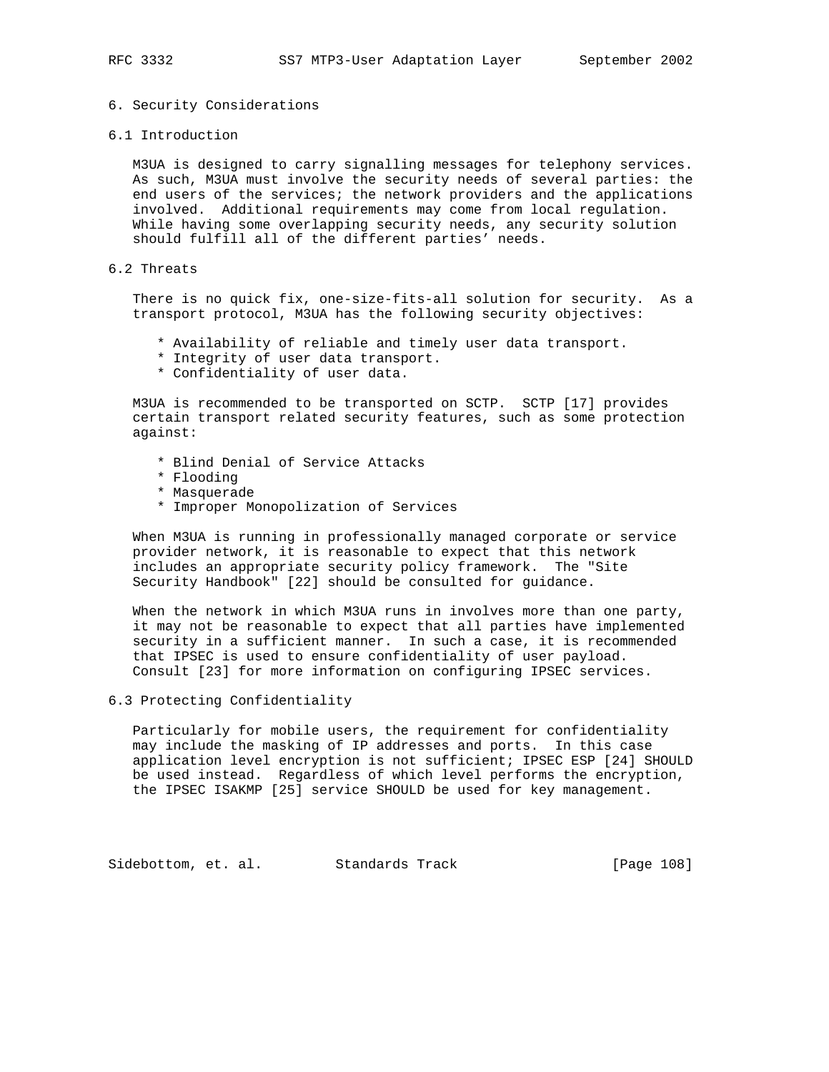# 6. Security Considerations

## 6.1 Introduction

M3UA is designed to carry signalling messages for telephony services. As such, M3UA must involve the security needs of several parties: the end users of the services; the network providers and the applications involved. Additional requirements may come from local regulation. While having some overlapping security needs, any security solution should fulfill all of the different parties' needs.

## 6.2 Threats

There is no quick fix, one-size-fits-all solution for security. As a transport protocol, M3UA has the following security objectives:

* Availability of reliable and timely user data transport.
* Integrity of user data transport.
* Confidentiality of user data.

M3UA is recommended to be transported on SCTP. SCTP [17] provides certain transport related security features, such as some protection against:

* Blind Denial of Service Attacks
* Flooding
* Masquerade
* Improper Monopolization of Services

When M3UA is running in professionally managed corporate or service provider network, it is reasonable to expect that this network includes an appropriate security policy framework. The "Site Security Handbook" [22] should be consulted for guidance.

When the network in which M3UA runs in involves more than one party, it may not be reasonable to expect that all parties have implemented security in a sufficient manner. In such a case, it is recommended that IPSEC is used to ensure confidentiality of user payload. Consult [23] for more information on configuring IPSEC services.

## 6.3 Protecting Confidentiality

Particularly for mobile users, the requirement for confidentiality may include the masking of IP addresses and ports. In this case application level encryption is not sufficient; IPSEC ESP [24] SHOULD be used instead. Regardless of which level performs the encryption, the IPSEC ISAKMP [25] service SHOULD be used for key management.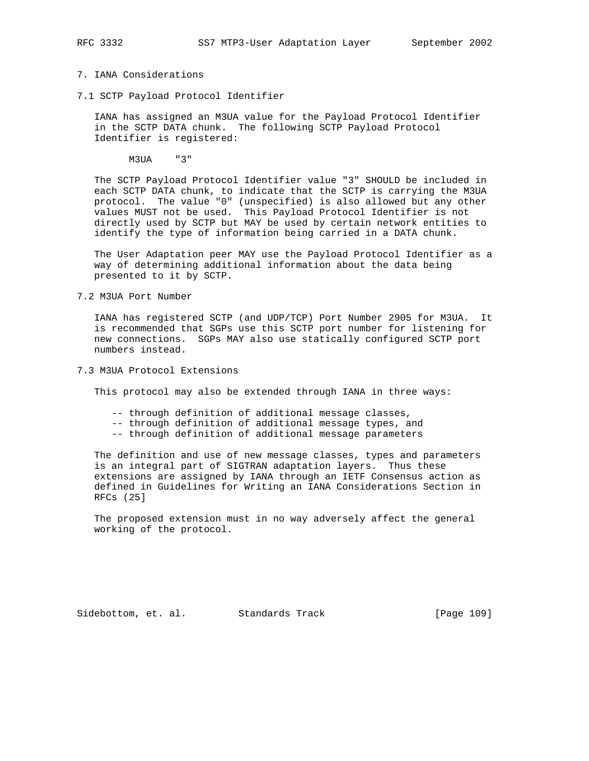# 7. IANA Considerations

## 7.1 SCTP Payload Protocol Identifier

IANA has assigned an M3UA value for the Payload Protocol Identifier in the SCTP DATA chunk. The following SCTP Payload Protocol Identifier is registered:

```
M3UA    "3"
```

The SCTP Payload Protocol Identifier value "3" SHOULD be included in each SCTP DATA chunk, to indicate that the SCTP is carrying the M3UA protocol. The value "0" (unspecified) is also allowed but any other values MUST not be used. This Payload Protocol Identifier is not directly used by SCTP but MAY be used by certain network entities to identify the type of information being carried in a DATA chunk.

The User Adaptation peer MAY use the Payload Protocol Identifier as a way of determining additional information about the data being presented to it by SCTP.

## 7.2 M3UA Port Number

IANA has registered SCTP (and UDP/TCP) Port Number 2905 for M3UA. It is recommended that SGPs use this SCTP port number for listening for new connections. SGPs MAY also use statically configured SCTP port numbers instead.

## 7.3 M3UA Protocol Extensions

This protocol may also be extended through IANA in three ways:

- -- through definition of additional message classes,
- -- through definition of additional message types, and
- -- through definition of additional message parameters

The definition and use of new message classes, types and parameters is an integral part of SIGTRAN adaptation layers. Thus these extensions are assigned by IANA through an IETF Consensus action as defined in Guidelines for Writing an IANA Considerations Section in RFCs (25]

The proposed extension must in no way adversely affect the general working of the protocol.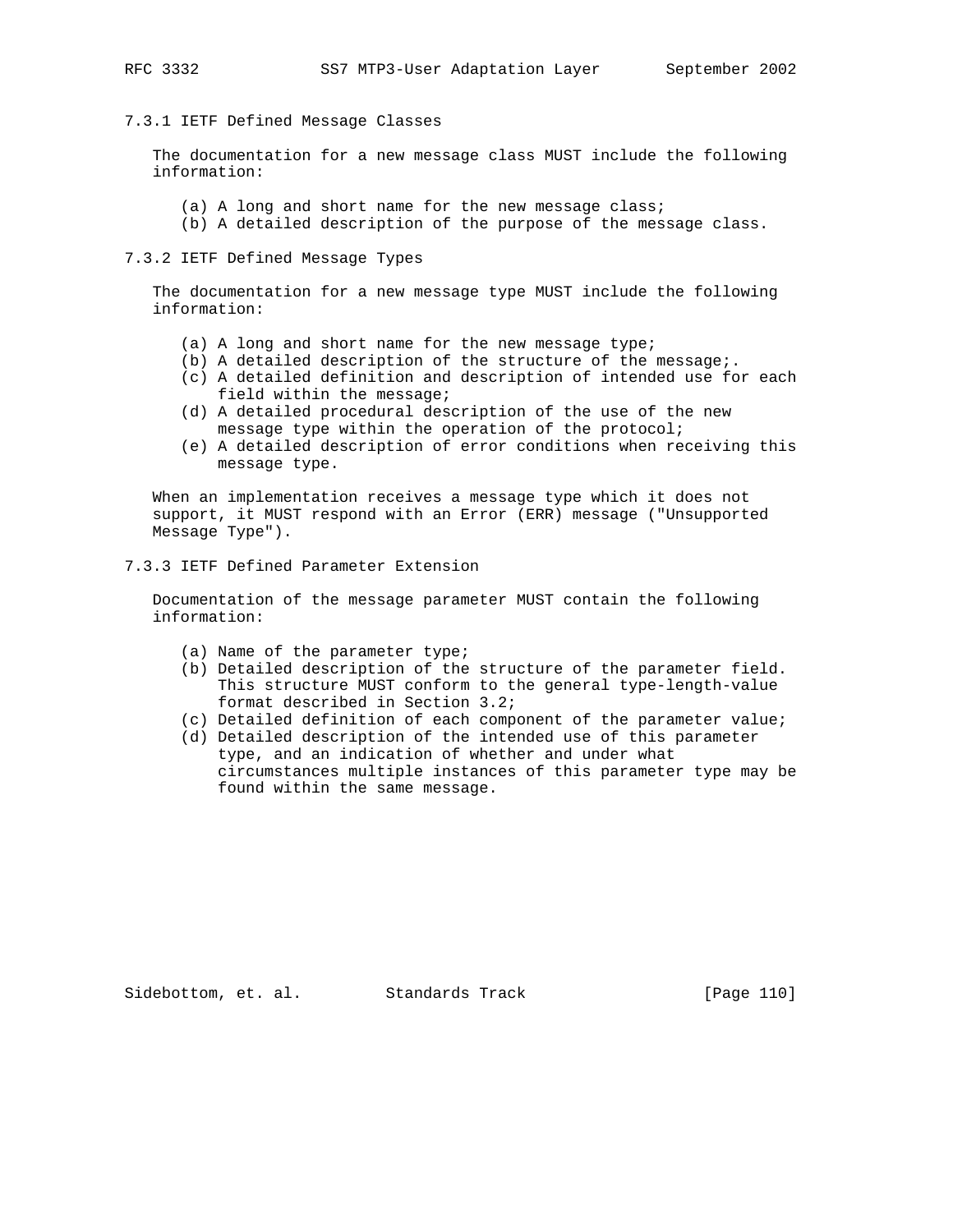### 7.3.1 IETF Defined Message Classes

The documentation for a new message class MUST include the following information:

(a) A long and short name for the new message class;
(b) A detailed description of the purpose of the message class.

### 7.3.2 IETF Defined Message Types

The documentation for a new message type MUST include the following information:

(a) A long and short name for the new message type;
(b) A detailed description of the structure of the message;.
(c) A detailed definition and description of intended use for each field within the message;
(d) A detailed procedural description of the use of the new message type within the operation of the protocol;
(e) A detailed description of error conditions when receiving this message type.

When an implementation receives a message type which it does not support, it MUST respond with an Error (ERR) message ("Unsupported Message Type").

### 7.3.3 IETF Defined Parameter Extension

Documentation of the message parameter MUST contain the following information:

(a) Name of the parameter type;
(b) Detailed description of the structure of the parameter field. This structure MUST conform to the general type-length-value format described in Section 3.2;
(c) Detailed definition of each component of the parameter value;
(d) Detailed description of the intended use of this parameter type, and an indication of whether and under what circumstances multiple instances of this parameter type may be found within the same message.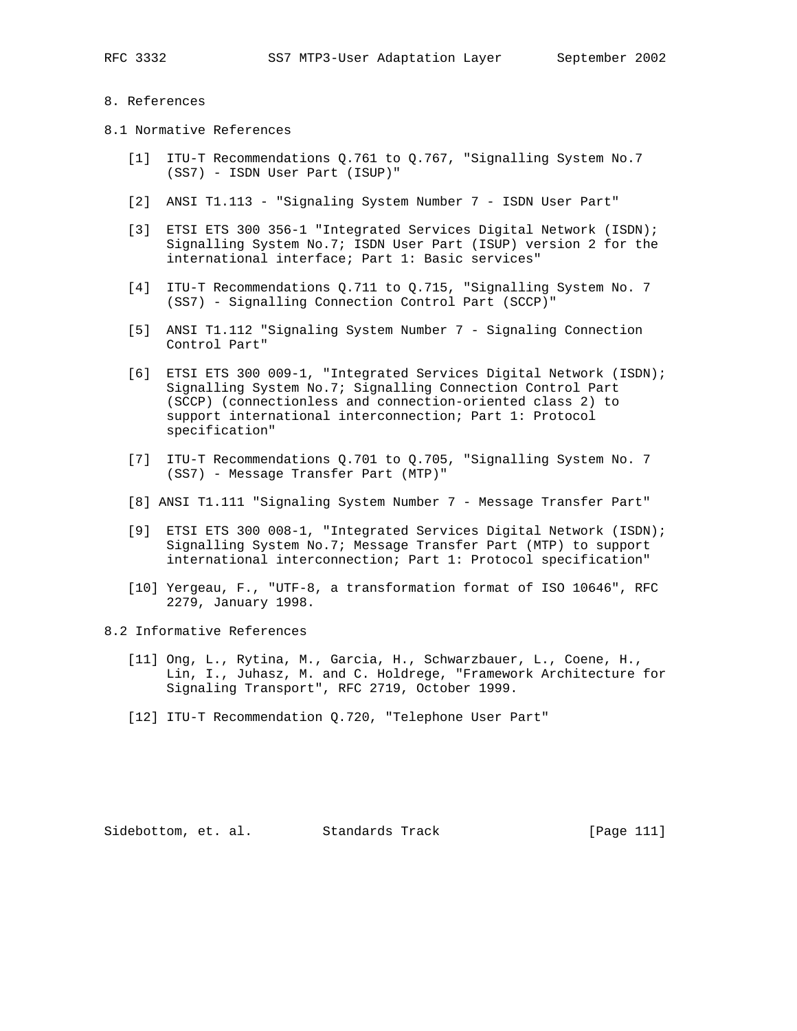# 8. References

## 8.1 Normative References

[1] ITU-T Recommendations Q.761 to Q.767, "Signalling System No.7 (SS7) - ISDN User Part (ISUP)"

[2] ANSI T1.113 - "Signaling System Number 7 - ISDN User Part"

[3] ETSI ETS 300 356-1 "Integrated Services Digital Network (ISDN); Signalling System No.7; ISDN User Part (ISUP) version 2 for the international interface; Part 1: Basic services"

[4] ITU-T Recommendations Q.711 to Q.715, "Signalling System No. 7 (SS7) - Signalling Connection Control Part (SCCP)"

[5] ANSI T1.112 "Signaling System Number 7 - Signaling Connection Control Part"

[6] ETSI ETS 300 009-1, "Integrated Services Digital Network (ISDN); Signalling System No.7; Signalling Connection Control Part (SCCP) (connectionless and connection-oriented class 2) to support international interconnection; Part 1: Protocol specification"

[7] ITU-T Recommendations Q.701 to Q.705, "Signalling System No. 7 (SS7) - Message Transfer Part (MTP)"

[8] ANSI T1.111 "Signaling System Number 7 - Message Transfer Part"

[9] ETSI ETS 300 008-1, "Integrated Services Digital Network (ISDN); Signalling System No.7; Message Transfer Part (MTP) to support international interconnection; Part 1: Protocol specification"

[10] Yergeau, F., "UTF-8, a transformation format of ISO 10646", RFC 2279, January 1998.

## 8.2 Informative References

[11] Ong, L., Rytina, M., Garcia, H., Schwarzbauer, L., Coene, H., Lin, I., Juhasz, M. and C. Holdrege, "Framework Architecture for Signaling Transport", RFC 2719, October 1999.

[12] ITU-T Recommendation Q.720, "Telephone User Part"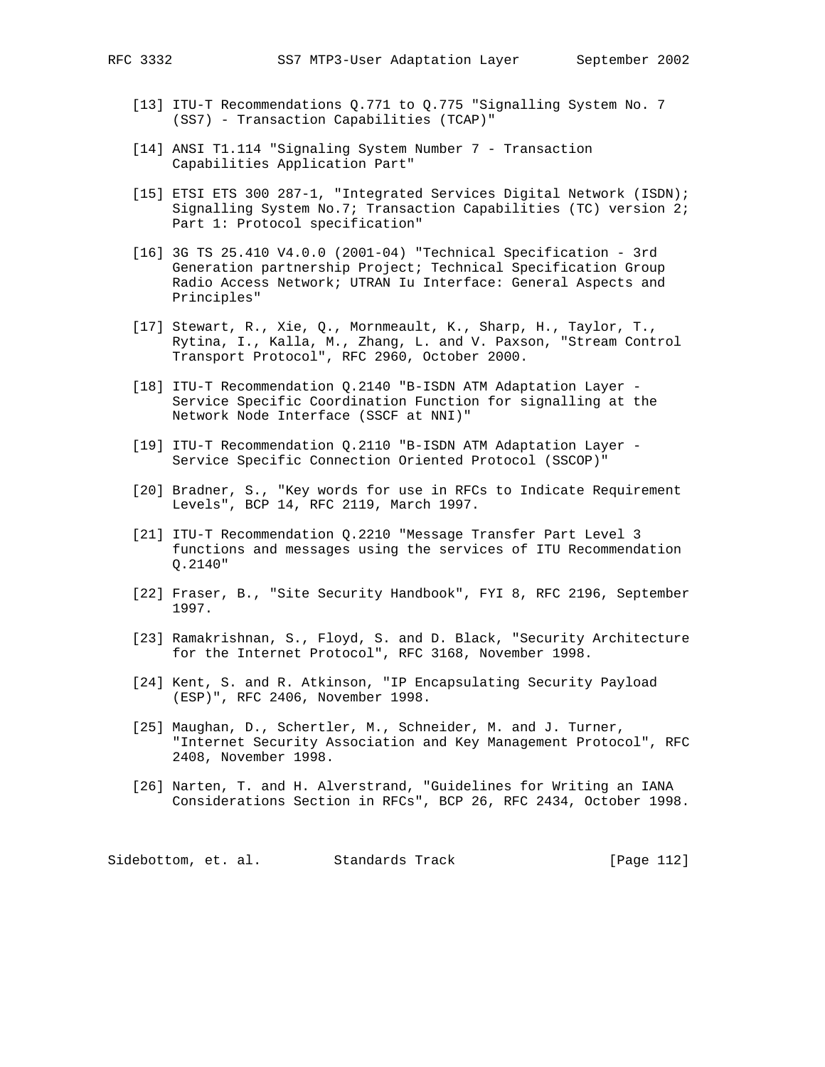[13] ITU-T Recommendations Q.771 to Q.775 "Signalling System No. 7 (SS7) - Transaction Capabilities (TCAP)"

[14] ANSI T1.114 "Signaling System Number 7 - Transaction Capabilities Application Part"

[15] ETSI ETS 300 287-1, "Integrated Services Digital Network (ISDN); Signalling System No.7; Transaction Capabilities (TC) version 2; Part 1: Protocol specification"

[16] 3G TS 25.410 V4.0.0 (2001-04) "Technical Specification - 3rd Generation partnership Project; Technical Specification Group Radio Access Network; UTRAN Iu Interface: General Aspects and Principles"

[17] Stewart, R., Xie, Q., Mornmeault, K., Sharp, H., Taylor, T., Rytina, I., Kalla, M., Zhang, L. and V. Paxson, "Stream Control Transport Protocol", RFC 2960, October 2000.

[18] ITU-T Recommendation Q.2140 "B-ISDN ATM Adaptation Layer - Service Specific Coordination Function for signalling at the Network Node Interface (SSCF at NNI)"

[19] ITU-T Recommendation Q.2110 "B-ISDN ATM Adaptation Layer - Service Specific Connection Oriented Protocol (SSCOP)"

[20] Bradner, S., "Key words for use in RFCs to Indicate Requirement Levels", BCP 14, RFC 2119, March 1997.

[21] ITU-T Recommendation Q.2210 "Message Transfer Part Level 3 functions and messages using the services of ITU Recommendation Q.2140"

[22] Fraser, B., "Site Security Handbook", FYI 8, RFC 2196, September 1997.

[23] Ramakrishnan, S., Floyd, S. and D. Black, "Security Architecture for the Internet Protocol", RFC 3168, November 1998.

[24] Kent, S. and R. Atkinson, "IP Encapsulating Security Payload (ESP)", RFC 2406, November 1998.

[25] Maughan, D., Schertler, M., Schneider, M. and J. Turner, "Internet Security Association and Key Management Protocol", RFC 2408, November 1998.

[26] Narten, T. and H. Alverstrand, "Guidelines for Writing an IANA Considerations Section in RFCs", BCP 26, RFC 2434, October 1998.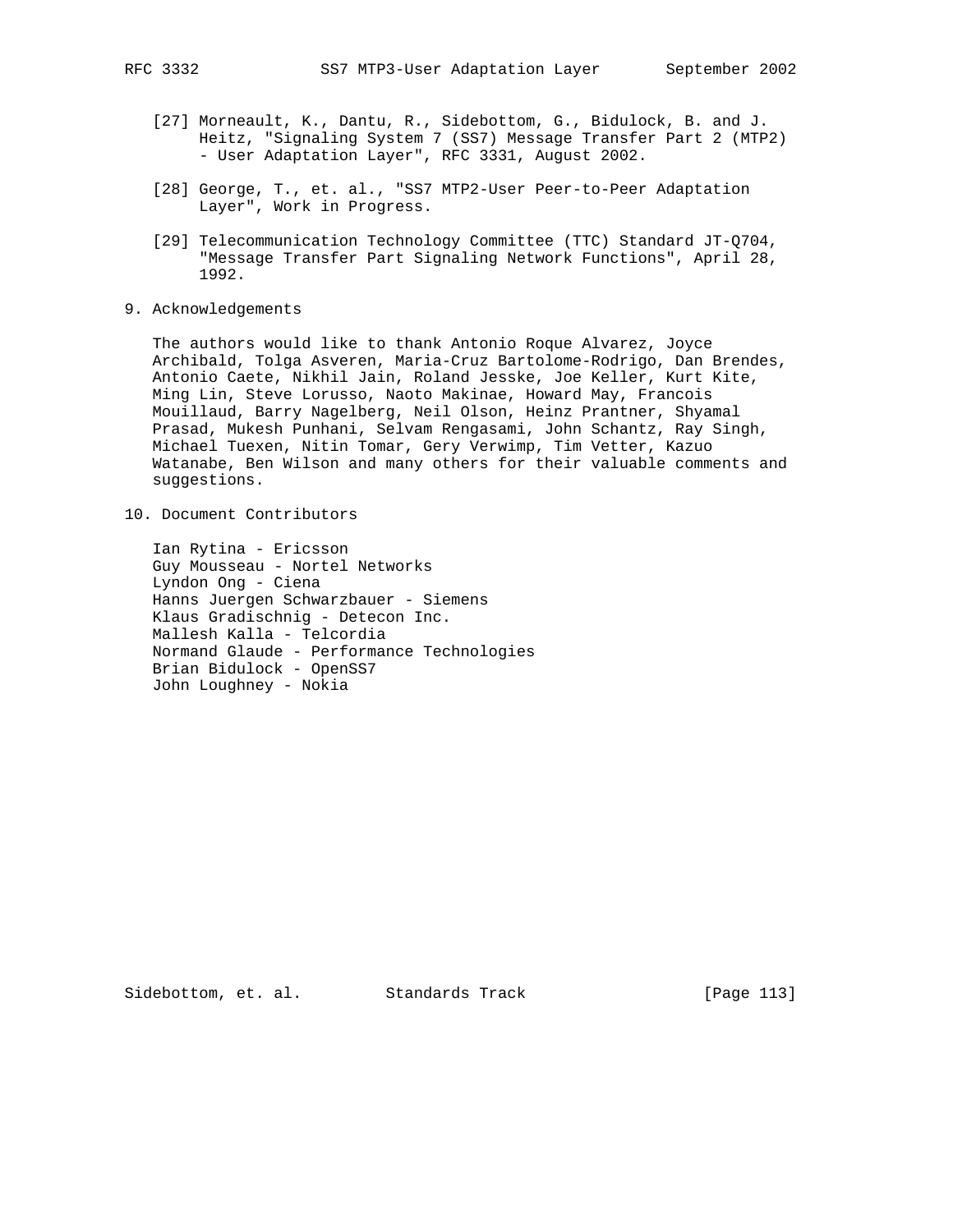[27] Morneault, K., Dantu, R., Sidebottom, G., Bidulock, B. and J. Heitz, "Signaling System 7 (SS7) Message Transfer Part 2 (MTP2) - User Adaptation Layer", RFC 3331, August 2002.

[28] George, T., et. al., "SS7 MTP2-User Peer-to-Peer Adaptation Layer", Work in Progress.

[29] Telecommunication Technology Committee (TTC) Standard JT-Q704, "Message Transfer Part Signaling Network Functions", April 28, 1992.

## 9. Acknowledgements

The authors would like to thank Antonio Roque Alvarez, Joyce Archibald, Tolga Asveren, Maria-Cruz Bartolome-Rodrigo, Dan Brendes, Antonio Caete, Nikhil Jain, Roland Jesske, Joe Keller, Kurt Kite, Ming Lin, Steve Lorusso, Naoto Makinae, Howard May, Francois Mouillaud, Barry Nagelberg, Neil Olson, Heinz Prantner, Shyamal Prasad, Mukesh Punhani, Selvam Rengasami, John Schantz, Ray Singh, Michael Tuexen, Nitin Tomar, Gery Verwimp, Tim Vetter, Kazuo Watanabe, Ben Wilson and many others for their valuable comments and suggestions.

## 10. Document Contributors

Ian Rytina - Ericsson
Guy Mousseau - Nortel Networks
Lyndon Ong - Ciena
Hanns Juergen Schwarzbauer - Siemens
Klaus Gradischnig - Detecon Inc.
Mallesh Kalla - Telcordia
Normand Glaude - Performance Technologies
Brian Bidulock - OpenSS7
John Loughney - Nokia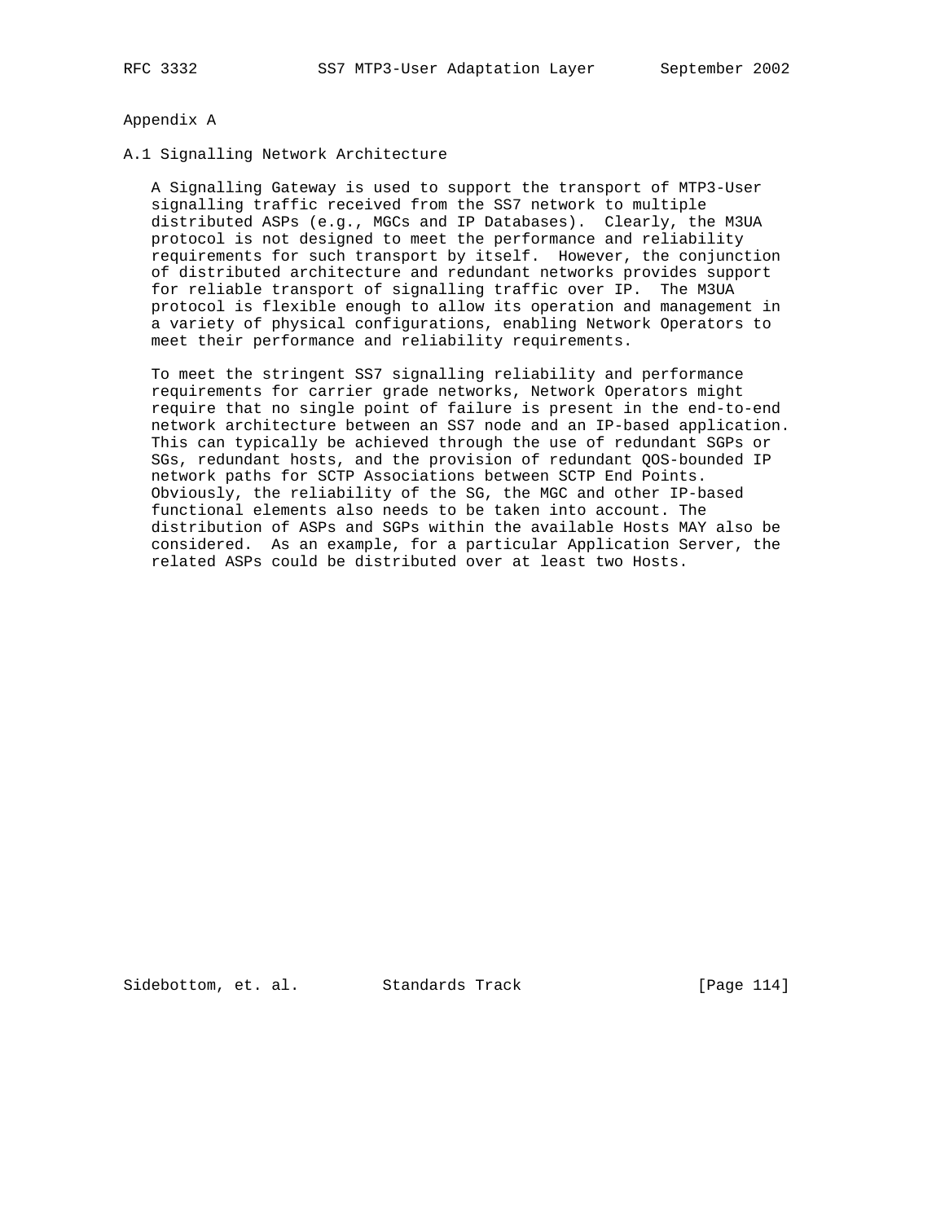# Appendix A

## A.1 Signalling Network Architecture

A Signalling Gateway is used to support the transport of MTP3-User signalling traffic received from the SS7 network to multiple distributed ASPs (e.g., MGCs and IP Databases). Clearly, the M3UA protocol is not designed to meet the performance and reliability requirements for such transport by itself. However, the conjunction of distributed architecture and redundant networks provides support for reliable transport of signalling traffic over IP. The M3UA protocol is flexible enough to allow its operation and management in a variety of physical configurations, enabling Network Operators to meet their performance and reliability requirements.

To meet the stringent SS7 signalling reliability and performance requirements for carrier grade networks, Network Operators might require that no single point of failure is present in the end-to-end network architecture between an SS7 node and an IP-based application. This can typically be achieved through the use of redundant SGPs or SGs, redundant hosts, and the provision of redundant QOS-bounded IP network paths for SCTP Associations between SCTP End Points. Obviously, the reliability of the SG, the MGC and other IP-based functional elements also needs to be taken into account. The distribution of ASPs and SGPs within the available Hosts MAY also be considered. As an example, for a particular Application Server, the related ASPs could be distributed over at least two Hosts.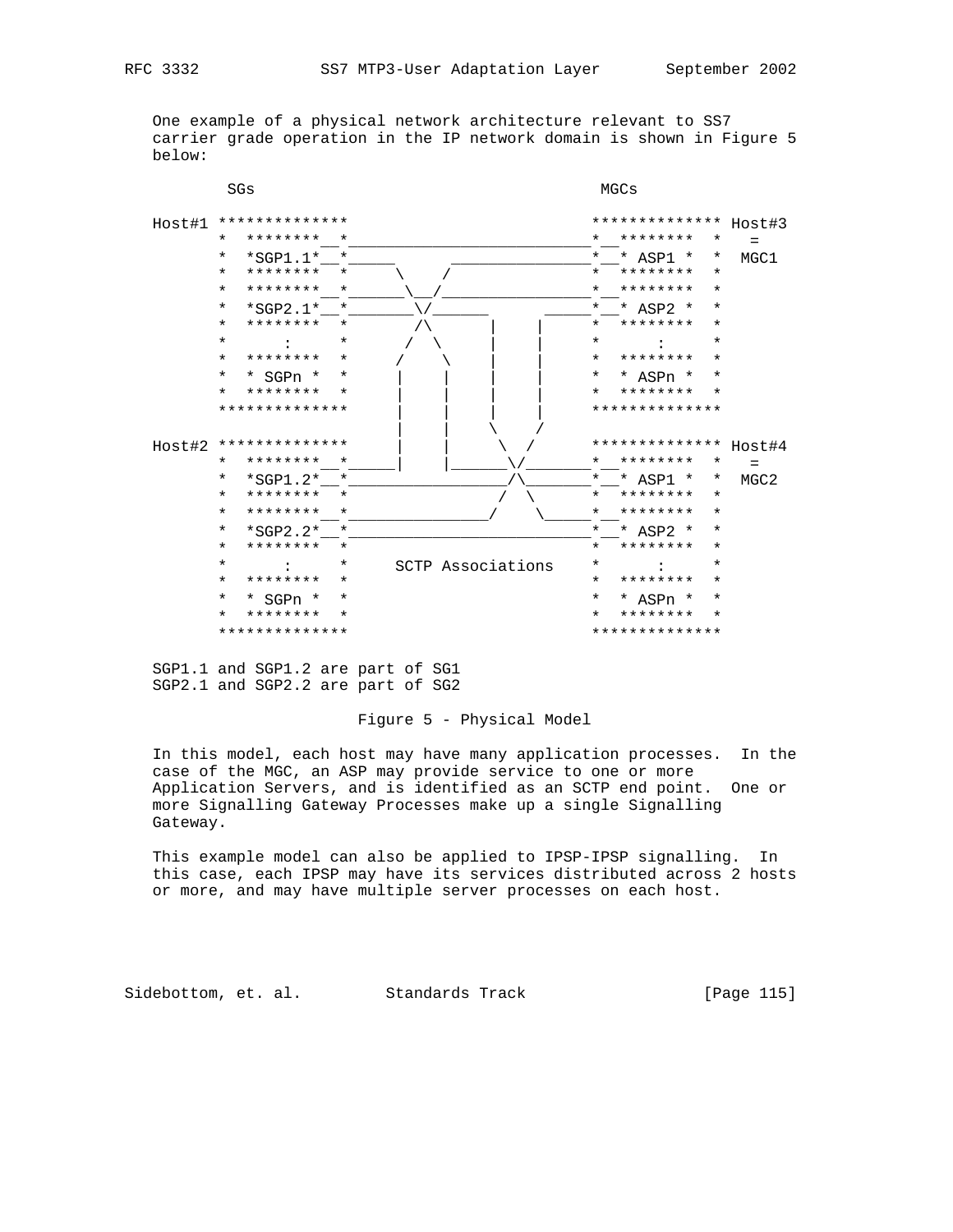One example of a physical network architecture relevant to SS7 carrier grade operation in the IP network domain is shown in Figure 5 below:

```
        SGs                                        MGCs

Host#1 **************                             ************** Host#3
       *  ********__*_____________________________*__********  *   =
       *  *SGP1.1*__*_____         _______________*__* ASP1 *  *  MGC1
       *  ********  *     \      /                *  ********  *
       *  ********__*______\__/__________________*__********  *
       *  *SGP2.1*__*_______\/______       ______*__* ASP2 *  *
       *  ********  *       /\      |     |      *  ********  *
       *     :      *      /  \     |     |      *     :      *
       *  ********  *     /    \    |     |      *  ********  *
       *  * SGPn *  *    |      |   |     |      *  * ASPn *  *
       *  ********  *    |      |   |     |      *  ********  *
       **************    |      |   |     |      **************
                         |      |    \   /
Host#2 **************    |      |     \ /        ************** Host#4
       *  ********__*____|      |______\/________*__********  *   =
       *  *SGP1.2*__*___________________/\_______*__* ASP1 *  *  MGC2
       *  ********  *                  /  \      *  ********  *
       *  ********__*_________________/    \_____*__********  *
       *  *SGP2.2*__*____________________________*__* ASP2 *  *
       *  ********  *                            *  ********  *
       *     :      *     SCTP Associations      *     :      *
       *  ********  *                            *  ********  *
       *  * SGPn *  *                            *  * ASPn *  *
       *  ********  *                            *  ********  *
       **************                            **************

SGP1.1 and SGP1.2 are part of SG1
SGP2.1 and SGP2.2 are part of SG2
```

Figure 5 - Physical Model

In this model, each host may have many application processes. In the case of the MGC, an ASP may provide service to one or more Application Servers, and is identified as an SCTP end point. One or more Signalling Gateway Processes make up a single Signalling Gateway.

This example model can also be applied to IPSP-IPSP signalling. In this case, each IPSP may have its services distributed across 2 hosts or more, and may have multiple server processes on each host.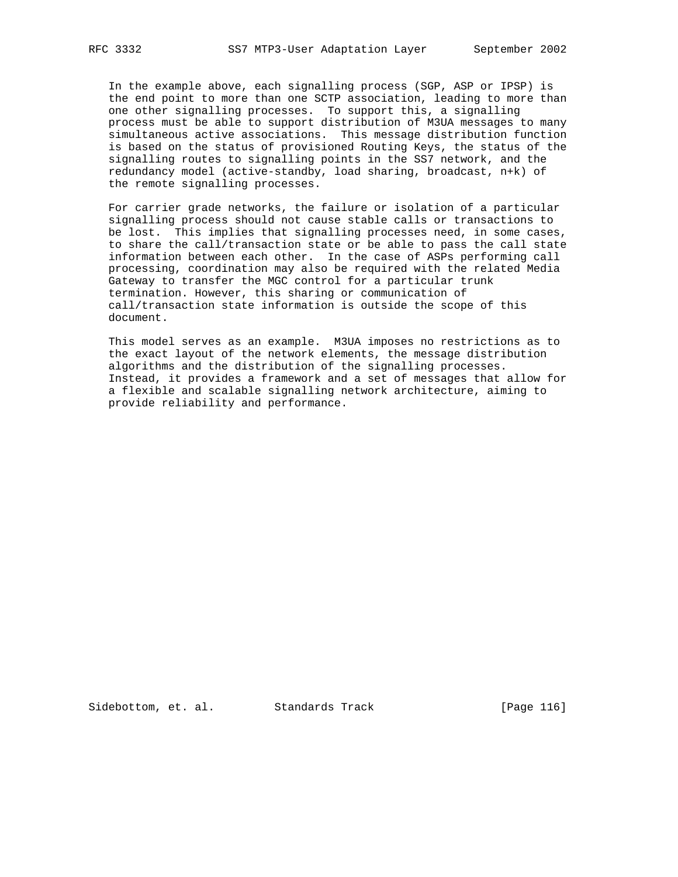In the example above, each signalling process (SGP, ASP or IPSP) is the end point to more than one SCTP association, leading to more than one other signalling processes. To support this, a signalling process must be able to support distribution of M3UA messages to many simultaneous active associations. This message distribution function is based on the status of provisioned Routing Keys, the status of the signalling routes to signalling points in the SS7 network, and the redundancy model (active-standby, load sharing, broadcast, n+k) of the remote signalling processes.

For carrier grade networks, the failure or isolation of a particular signalling process should not cause stable calls or transactions to be lost. This implies that signalling processes need, in some cases, to share the call/transaction state or be able to pass the call state information between each other. In the case of ASPs performing call processing, coordination may also be required with the related Media Gateway to transfer the MGC control for a particular trunk termination. However, this sharing or communication of call/transaction state information is outside the scope of this document.

This model serves as an example. M3UA imposes no restrictions as to the exact layout of the network elements, the message distribution algorithms and the distribution of the signalling processes. Instead, it provides a framework and a set of messages that allow for a flexible and scalable signalling network architecture, aiming to provide reliability and performance.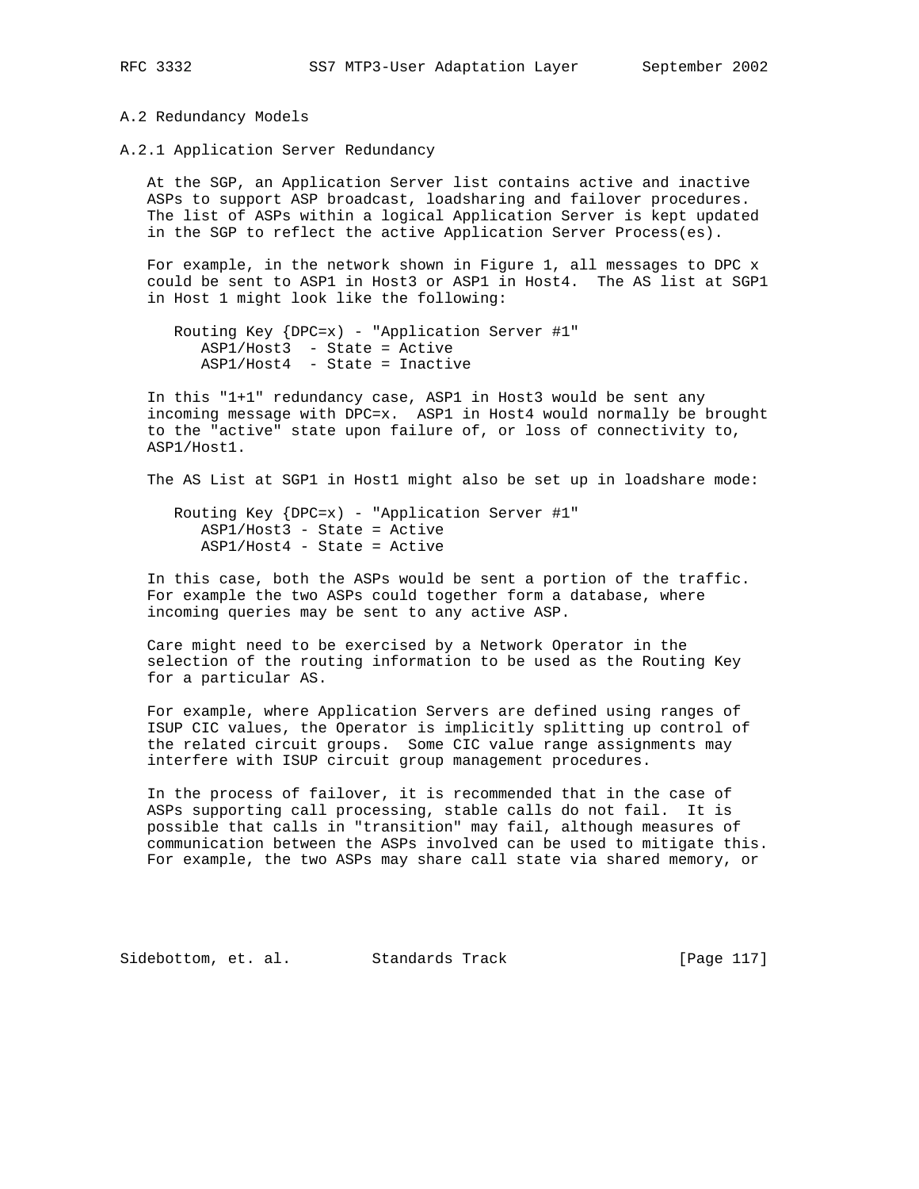### A.2 Redundancy Models

#### A.2.1 Application Server Redundancy

At the SGP, an Application Server list contains active and inactive ASPs to support ASP broadcast, loadsharing and failover procedures. The list of ASPs within a logical Application Server is kept updated in the SGP to reflect the active Application Server Process(es).

For example, in the network shown in Figure 1, all messages to DPC x could be sent to ASP1 in Host3 or ASP1 in Host4. The AS list at SGP1 in Host 1 might look like the following:

```
Routing Key {DPC=x) - "Application Server #1"
   ASP1/Host3  - State = Active
   ASP1/Host4  - State = Inactive
```

In this "1+1" redundancy case, ASP1 in Host3 would be sent any incoming message with DPC=x. ASP1 in Host4 would normally be brought to the "active" state upon failure of, or loss of connectivity to, ASP1/Host1.

The AS List at SGP1 in Host1 might also be set up in loadshare mode:

```
Routing Key {DPC=x) - "Application Server #1"
   ASP1/Host3 - State = Active
   ASP1/Host4 - State = Active
```

In this case, both the ASPs would be sent a portion of the traffic. For example the two ASPs could together form a database, where incoming queries may be sent to any active ASP.

Care might need to be exercised by a Network Operator in the selection of the routing information to be used as the Routing Key for a particular AS.

For example, where Application Servers are defined using ranges of ISUP CIC values, the Operator is implicitly splitting up control of the related circuit groups. Some CIC value range assignments may interfere with ISUP circuit group management procedures.

In the process of failover, it is recommended that in the case of ASPs supporting call processing, stable calls do not fail. It is possible that calls in "transition" may fail, although measures of communication between the ASPs involved can be used to mitigate this. For example, the two ASPs may share call state via shared memory, or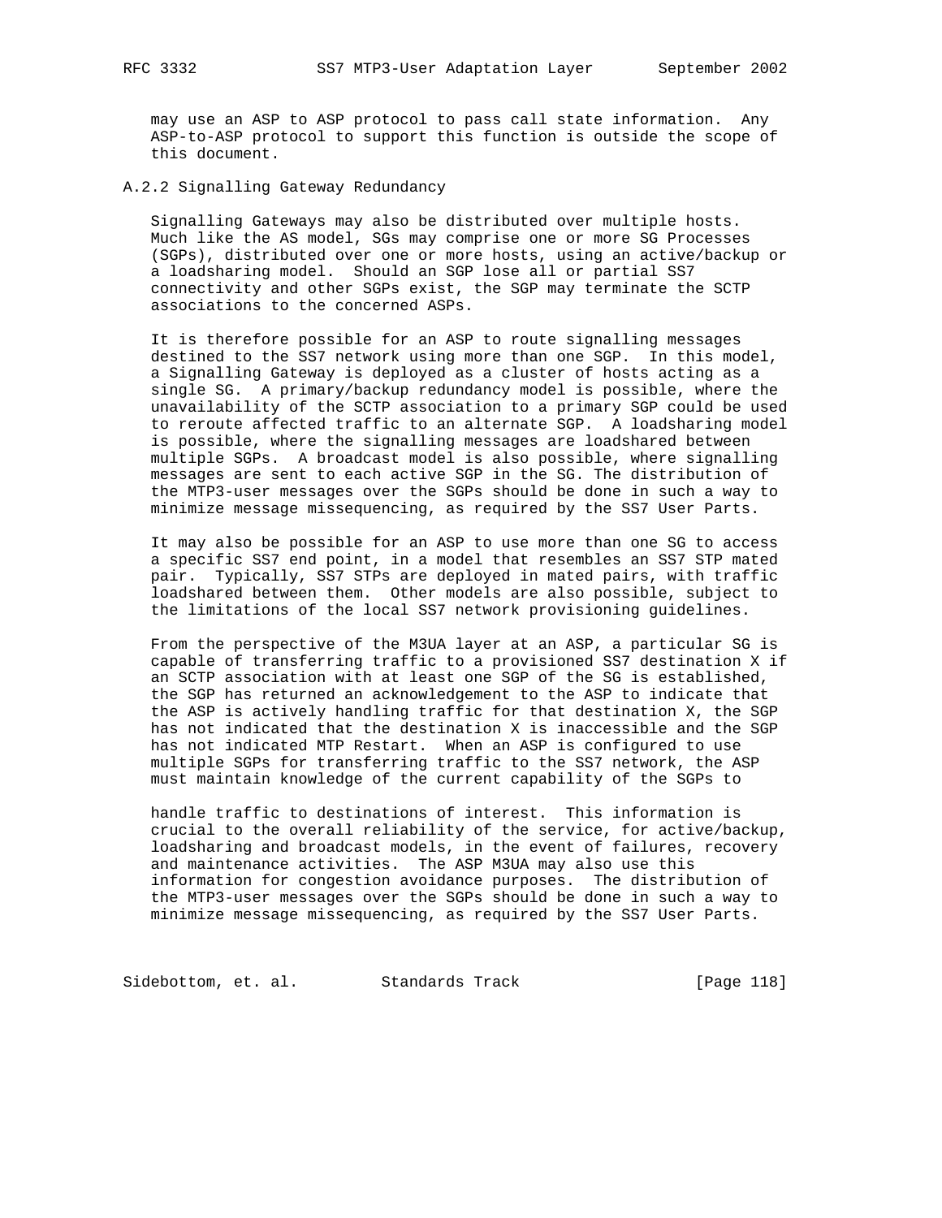may use an ASP to ASP protocol to pass call state information. Any ASP-to-ASP protocol to support this function is outside the scope of this document.

### A.2.2 Signalling Gateway Redundancy

Signalling Gateways may also be distributed over multiple hosts. Much like the AS model, SGs may comprise one or more SG Processes (SGPs), distributed over one or more hosts, using an active/backup or a loadsharing model. Should an SGP lose all or partial SS7 connectivity and other SGPs exist, the SGP may terminate the SCTP associations to the concerned ASPs.

It is therefore possible for an ASP to route signalling messages destined to the SS7 network using more than one SGP. In this model, a Signalling Gateway is deployed as a cluster of hosts acting as a single SG. A primary/backup redundancy model is possible, where the unavailability of the SCTP association to a primary SGP could be used to reroute affected traffic to an alternate SGP. A loadsharing model is possible, where the signalling messages are loadshared between multiple SGPs. A broadcast model is also possible, where signalling messages are sent to each active SGP in the SG. The distribution of the MTP3-user messages over the SGPs should be done in such a way to minimize message missequencing, as required by the SS7 User Parts.

It may also be possible for an ASP to use more than one SG to access a specific SS7 end point, in a model that resembles an SS7 STP mated pair. Typically, SS7 STPs are deployed in mated pairs, with traffic loadshared between them. Other models are also possible, subject to the limitations of the local SS7 network provisioning guidelines.

From the perspective of the M3UA layer at an ASP, a particular SG is capable of transferring traffic to a provisioned SS7 destination X if an SCTP association with at least one SGP of the SG is established, the SGP has returned an acknowledgement to the ASP to indicate that the ASP is actively handling traffic for that destination X, the SGP has not indicated that the destination X is inaccessible and the SGP has not indicated MTP Restart. When an ASP is configured to use multiple SGPs for transferring traffic to the SS7 network, the ASP must maintain knowledge of the current capability of the SGPs to handle traffic to destinations of interest. This information is crucial to the overall reliability of the service, for active/backup, loadsharing and broadcast models, in the event of failures, recovery and maintenance activities. The ASP M3UA may also use this information for congestion avoidance purposes. The distribution of the MTP3-user messages over the SGPs should be done in such a way to minimize message missequencing, as required by the SS7 User Parts.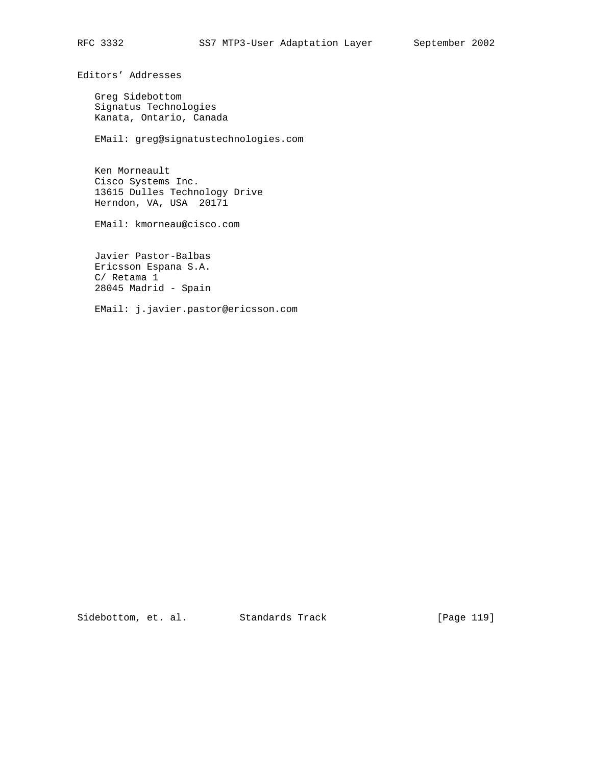## Editors' Addresses

Greg Sidebottom
Signatus Technologies
Kanata, Ontario, Canada

EMail: greg@signatustechnologies.com

Ken Morneault
Cisco Systems Inc.
13615 Dulles Technology Drive
Herndon, VA, USA 20171

EMail: kmorneau@cisco.com

Javier Pastor-Balbas
Ericsson Espana S.A.
C/ Retama 1
28045 Madrid - Spain

EMail: j.javier.pastor@ericsson.com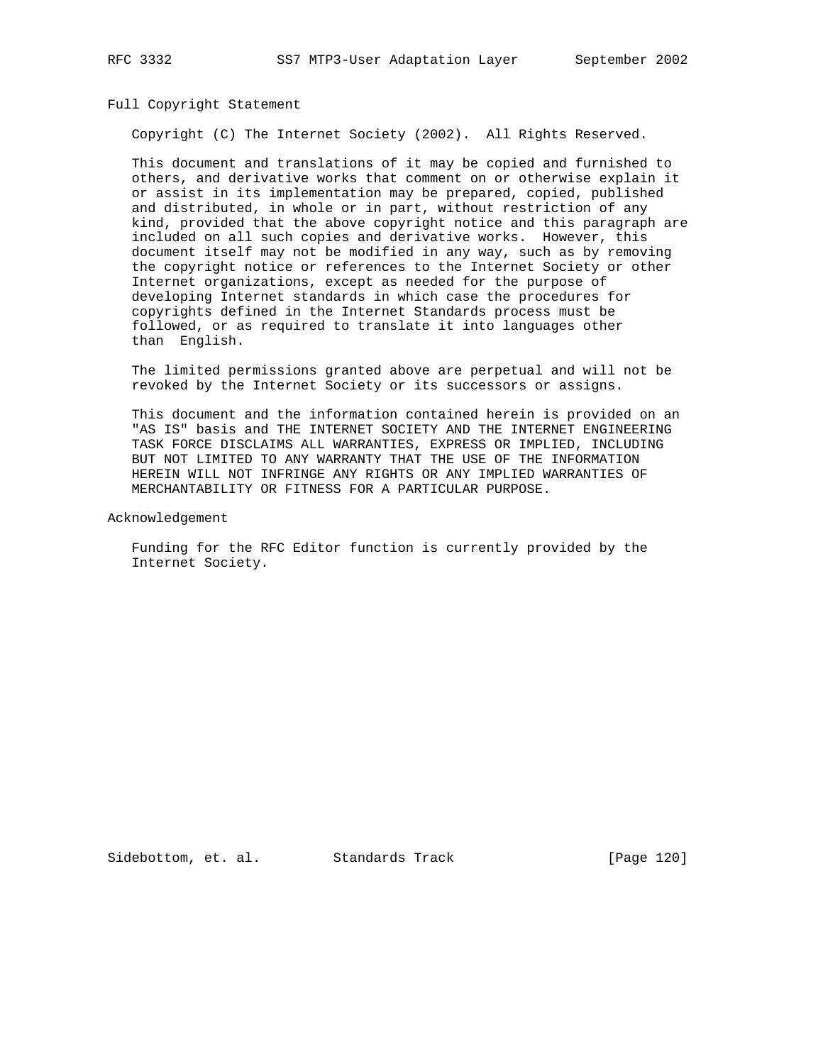## Full Copyright Statement

Copyright (C) The Internet Society (2002). All Rights Reserved.

This document and translations of it may be copied and furnished to others, and derivative works that comment on or otherwise explain it or assist in its implementation may be prepared, copied, published and distributed, in whole or in part, without restriction of any kind, provided that the above copyright notice and this paragraph are included on all such copies and derivative works. However, this document itself may not be modified in any way, such as by removing the copyright notice or references to the Internet Society or other Internet organizations, except as needed for the purpose of developing Internet standards in which case the procedures for copyrights defined in the Internet Standards process must be followed, or as required to translate it into languages other than English.

The limited permissions granted above are perpetual and will not be revoked by the Internet Society or its successors or assigns.

This document and the information contained herein is provided on an "AS IS" basis and THE INTERNET SOCIETY AND THE INTERNET ENGINEERING TASK FORCE DISCLAIMS ALL WARRANTIES, EXPRESS OR IMPLIED, INCLUDING BUT NOT LIMITED TO ANY WARRANTY THAT THE USE OF THE INFORMATION HEREIN WILL NOT INFRINGE ANY RIGHTS OR ANY IMPLIED WARRANTIES OF MERCHANTABILITY OR FITNESS FOR A PARTICULAR PURPOSE.

## Acknowledgement

Funding for the RFC Editor function is currently provided by the Internet Society.